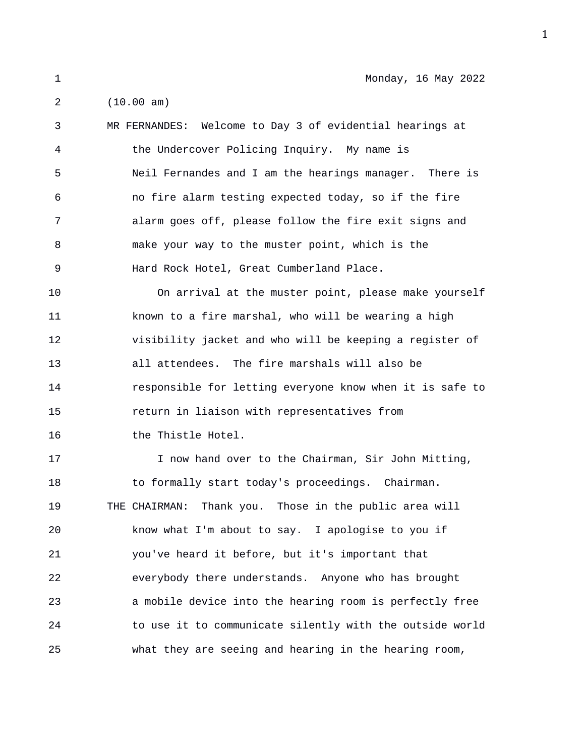Monday, 16 May 2022

(10.00 am)

MR FERNANDES: Welcome to Day 3 of evidential hearings at the Undercover Policing Inquiry. My name is Neil Fernandes and I am the hearings manager. There is no fire alarm testing expected today, so if the fire alarm goes off, please follow the fire exit signs and make your way to the muster point, which is the Hard Rock Hotel, Great Cumberland Place.

On arrival at the muster point, please make yourself known to a fire marshal, who will be wearing a high visibility jacket and who will be keeping a register of all attendees. The fire marshals will also be responsible for letting everyone know when it is safe to return in liaison with representatives from the Thistle Hotel.

I now hand over to the Chairman, Sir John Mitting, to formally start today's proceedings. Chairman.

THE CHAIRMAN: Thank you. Those in the public area will know what I'm about to say. I apologise to you if you've heard it before, but it's important that everybody there understands. Anyone who has brought a mobile device into the hearing room is perfectly free to use it to communicate silently with the outside world what they are seeing and hearing in the hearing room,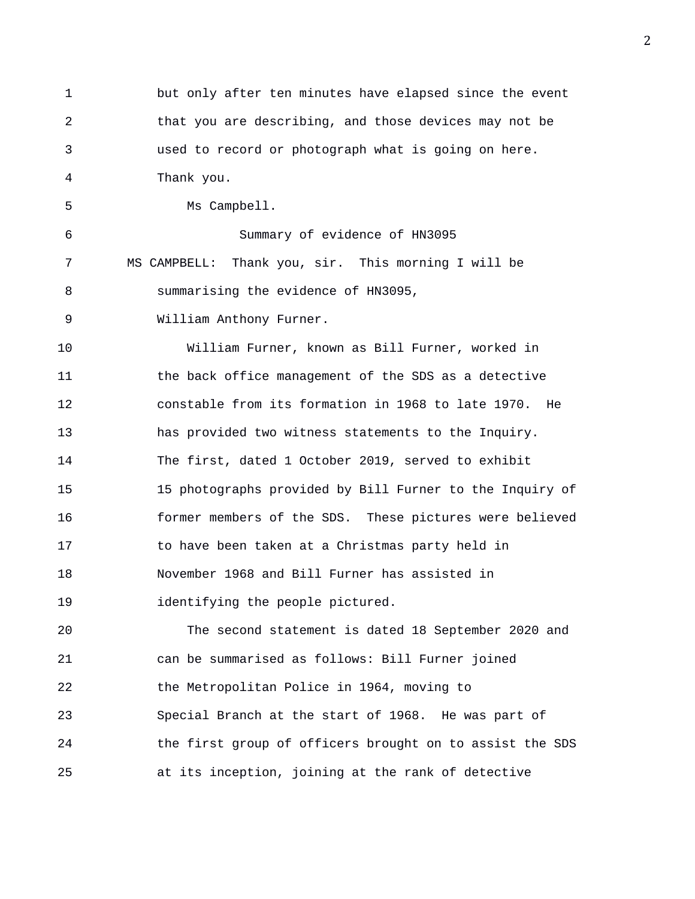but only after ten minutes have elapsed since the event that you are describing, and those devices may not be used to record or photograph what is going on here. Thank you.

Ms Campbell.

## Summary of evidence of HN3095

MS CAMPBELL: Thank you, sir. This morning I will be summarising the evidence of HN3095, William Anthony Furner.

William Furner, known as Bill Furner, worked in the back office management of the SDS as a detective constable from its formation in 1968 to late 1970. He has provided two witness statements to the Inquiry. The first, dated 1 October 2019, served to exhibit 15 photographs provided by Bill Furner to the Inquiry of former members of the SDS. These pictures were believed to have been taken at a Christmas party held in November 1968 and Bill Furner has assisted in identifying the people pictured.

The second statement is dated 18 September 2020 and can be summarised as follows: Bill Furner joined the Metropolitan Police in 1964, moving to Special Branch at the start of 1968. He was part of the first group of officers brought on to assist the SDS at its inception, joining at the rank of detective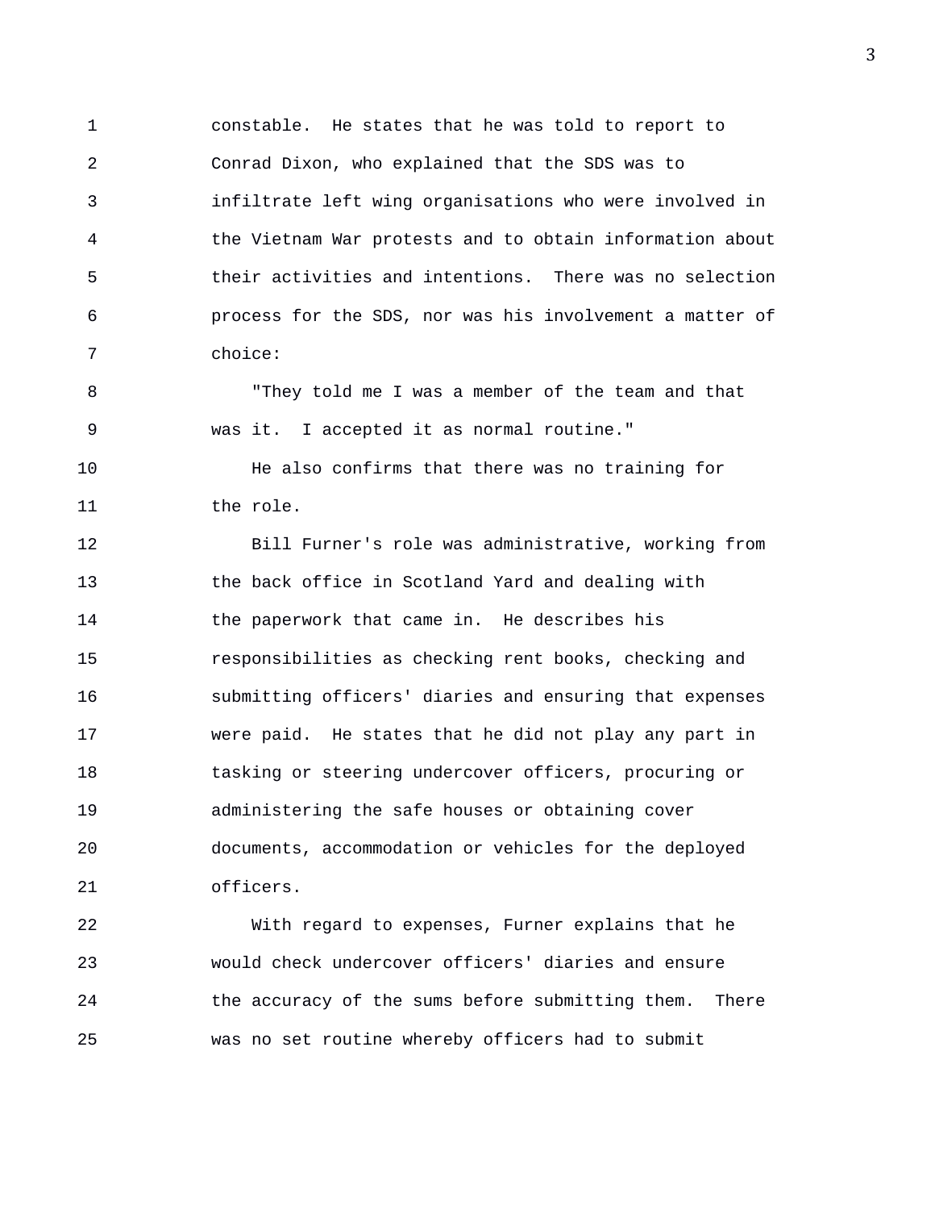constable. He states that he was told to report to Conrad Dixon, who explained that the SDS was to infiltrate left wing organisations who were involved in the Vietnam War protests and to obtain information about their activities and intentions. There was no selection process for the SDS, nor was his involvement a matter of choice:

"They told me I was a member of the team and that was it. I accepted it as normal routine."

He also confirms that there was no training for the role.

Bill Furner's role was administrative, working from the back office in Scotland Yard and dealing with the paperwork that came in. He describes his responsibilities as checking rent books, checking and submitting officers' diaries and ensuring that expenses were paid. He states that he did not play any part in tasking or steering undercover officers, procuring or administering the safe houses or obtaining cover documents, accommodation or vehicles for the deployed officers.

With regard to expenses, Furner explains that he would check undercover officers' diaries and ensure the accuracy of the sums before submitting them. There was no set routine whereby officers had to submit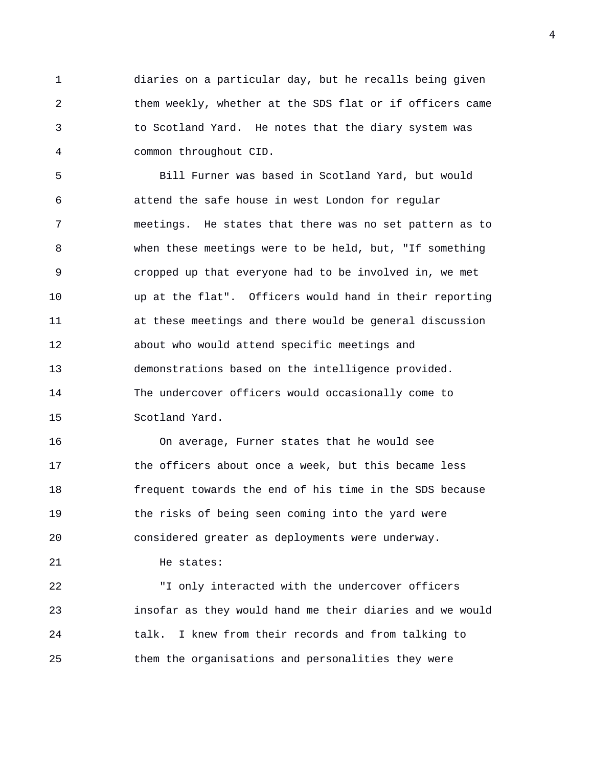diaries on a particular day, but he recalls being given them weekly, whether at the SDS flat or if officers came to Scotland Yard. He notes that the diary system was common throughout CID.

Bill Furner was based in Scotland Yard, but would attend the safe house in west London for regular meetings. He states that there was no set pattern as to when these meetings were to be held, but, "If something cropped up that everyone had to be involved in, we met up at the flat". Officers would hand in their reporting at these meetings and there would be general discussion about who would attend specific meetings and demonstrations based on the intelligence provided. The undercover officers would occasionally come to Scotland Yard.

On average, Furner states that he would see the officers about once a week, but this became less frequent towards the end of his time in the SDS because the risks of being seen coming into the yard were considered greater as deployments were underway.

He states:

"I only interacted with the undercover officers insofar as they would hand me their diaries and we would talk. I knew from their records and from talking to them the organisations and personalities they were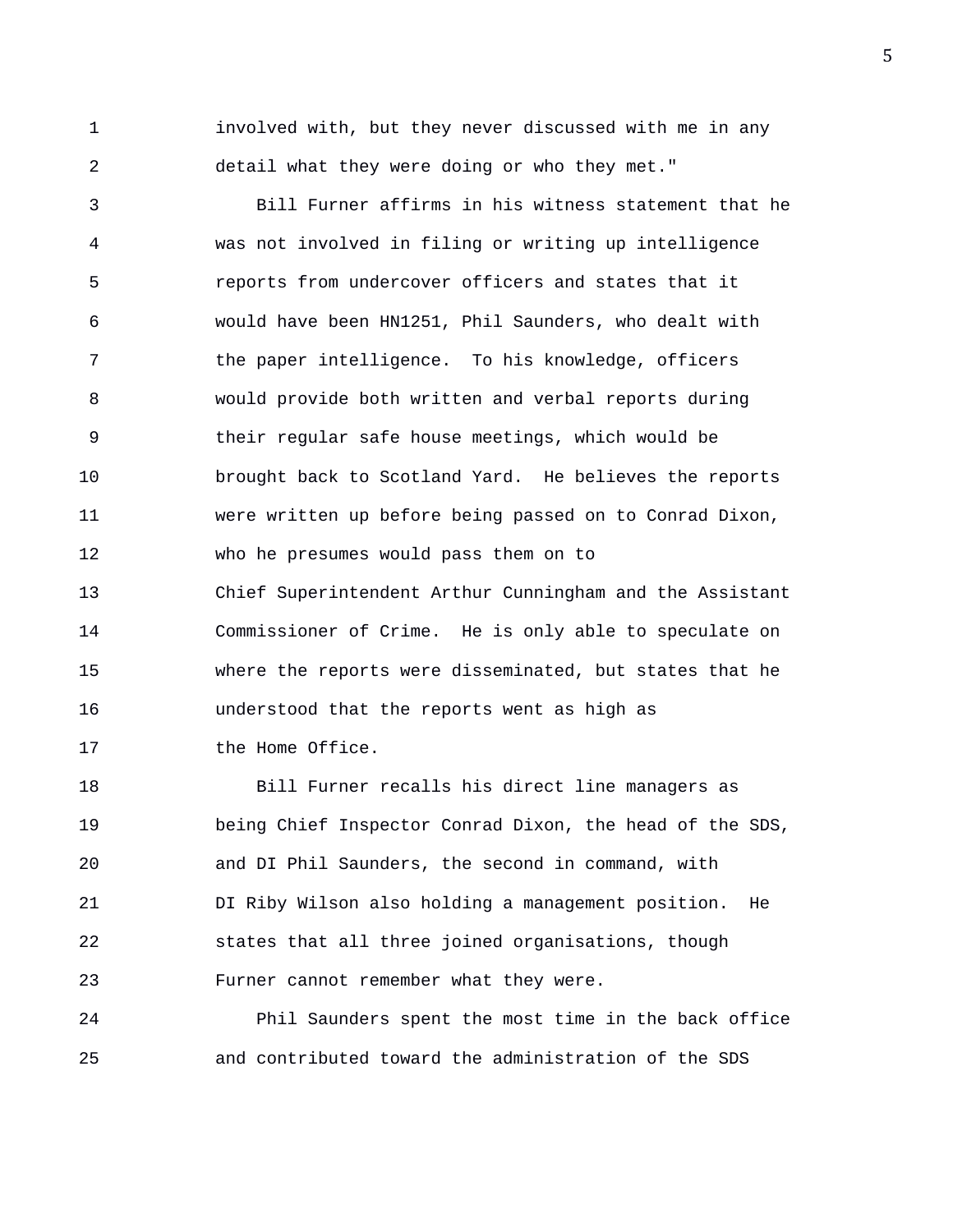involved with, but they never discussed with me in any detail what they were doing or who they met."

Bill Furner affirms in his witness statement that he was not involved in filing or writing up intelligence reports from undercover officers and states that it would have been HN1251, Phil Saunders, who dealt with the paper intelligence. To his knowledge, officers would provide both written and verbal reports during their regular safe house meetings, which would be brought back to Scotland Yard. He believes the reports were written up before being passed on to Conrad Dixon, who he presumes would pass them on to Chief Superintendent Arthur Cunningham and the Assistant Commissioner of Crime. He is only able to speculate on where the reports were disseminated, but states that he understood that the reports went as high as the Home Office.

Bill Furner recalls his direct line managers as being Chief Inspector Conrad Dixon, the head of the SDS, and DI Phil Saunders, the second in command, with DI Riby Wilson also holding a management position. He states that all three joined organisations, though Furner cannot remember what they were.

Phil Saunders spent the most time in the back office and contributed toward the administration of the SDS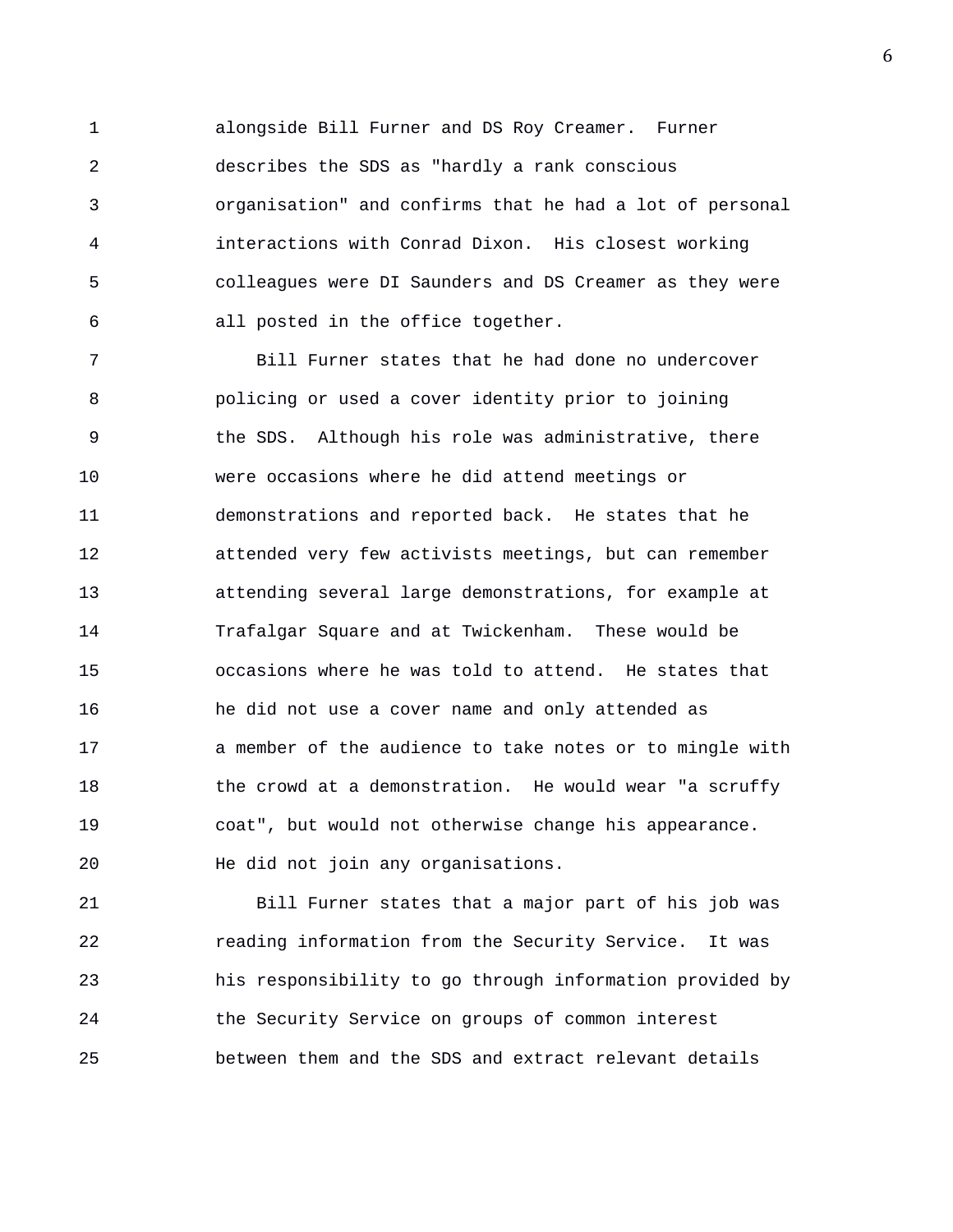alongside Bill Furner and DS Roy Creamer. Furner describes the SDS as "hardly a rank conscious organisation" and confirms that he had a lot of personal interactions with Conrad Dixon. His closest working colleagues were DI Saunders and DS Creamer as they were all posted in the office together.

Bill Furner states that he had done no undercover policing or used a cover identity prior to joining the SDS. Although his role was administrative, there were occasions where he did attend meetings or demonstrations and reported back. He states that he attended very few activists meetings, but can remember attending several large demonstrations, for example at Trafalgar Square and at Twickenham. These would be occasions where he was told to attend. He states that he did not use a cover name and only attended as a member of the audience to take notes or to mingle with the crowd at a demonstration. He would wear "a scruffy coat", but would not otherwise change his appearance. He did not join any organisations.

Bill Furner states that a major part of his job was reading information from the Security Service. It was his responsibility to go through information provided by the Security Service on groups of common interest between them and the SDS and extract relevant details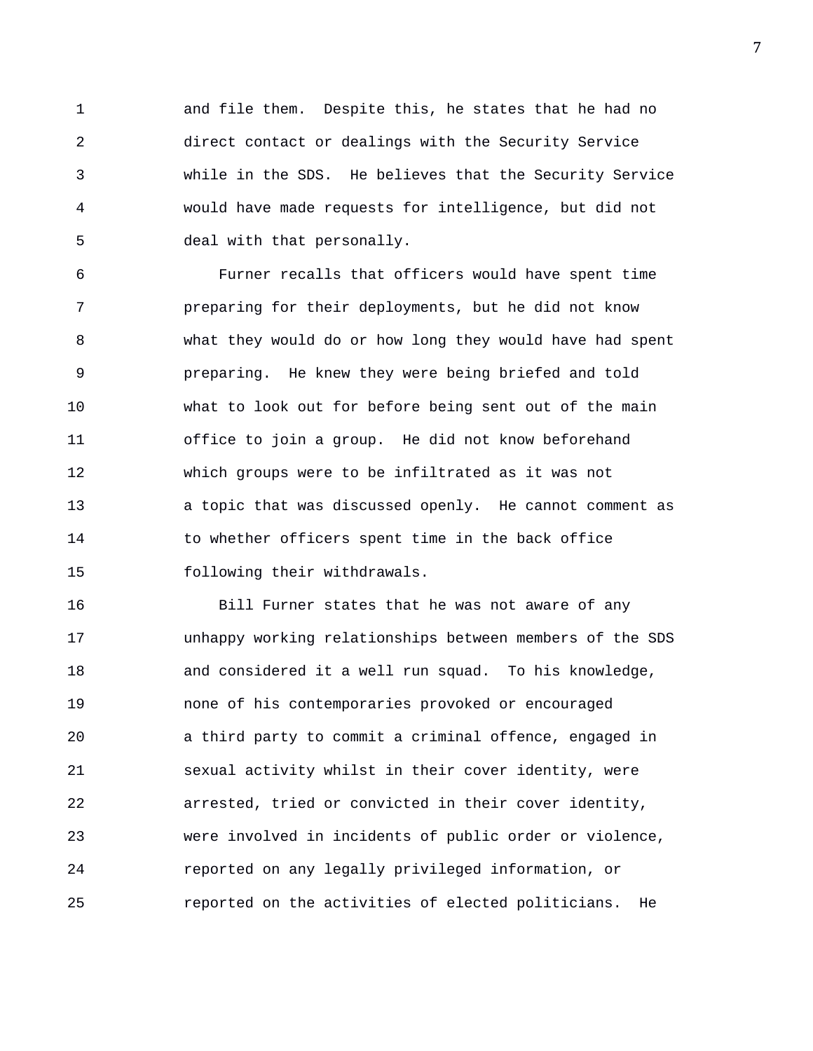and file them. Despite this, he states that he had no direct contact or dealings with the Security Service while in the SDS. He believes that the Security Service would have made requests for intelligence, but did not deal with that personally.

Furner recalls that officers would have spent time preparing for their deployments, but he did not know what they would do or how long they would have had spent preparing. He knew they were being briefed and told what to look out for before being sent out of the main office to join a group. He did not know beforehand which groups were to be infiltrated as it was not a topic that was discussed openly. He cannot comment as to whether officers spent time in the back office following their withdrawals.

Bill Furner states that he was not aware of any unhappy working relationships between members of the SDS and considered it a well run squad. To his knowledge, none of his contemporaries provoked or encouraged a third party to commit a criminal offence, engaged in sexual activity whilst in their cover identity, were arrested, tried or convicted in their cover identity, were involved in incidents of public order or violence, reported on any legally privileged information, or reported on the activities of elected politicians. He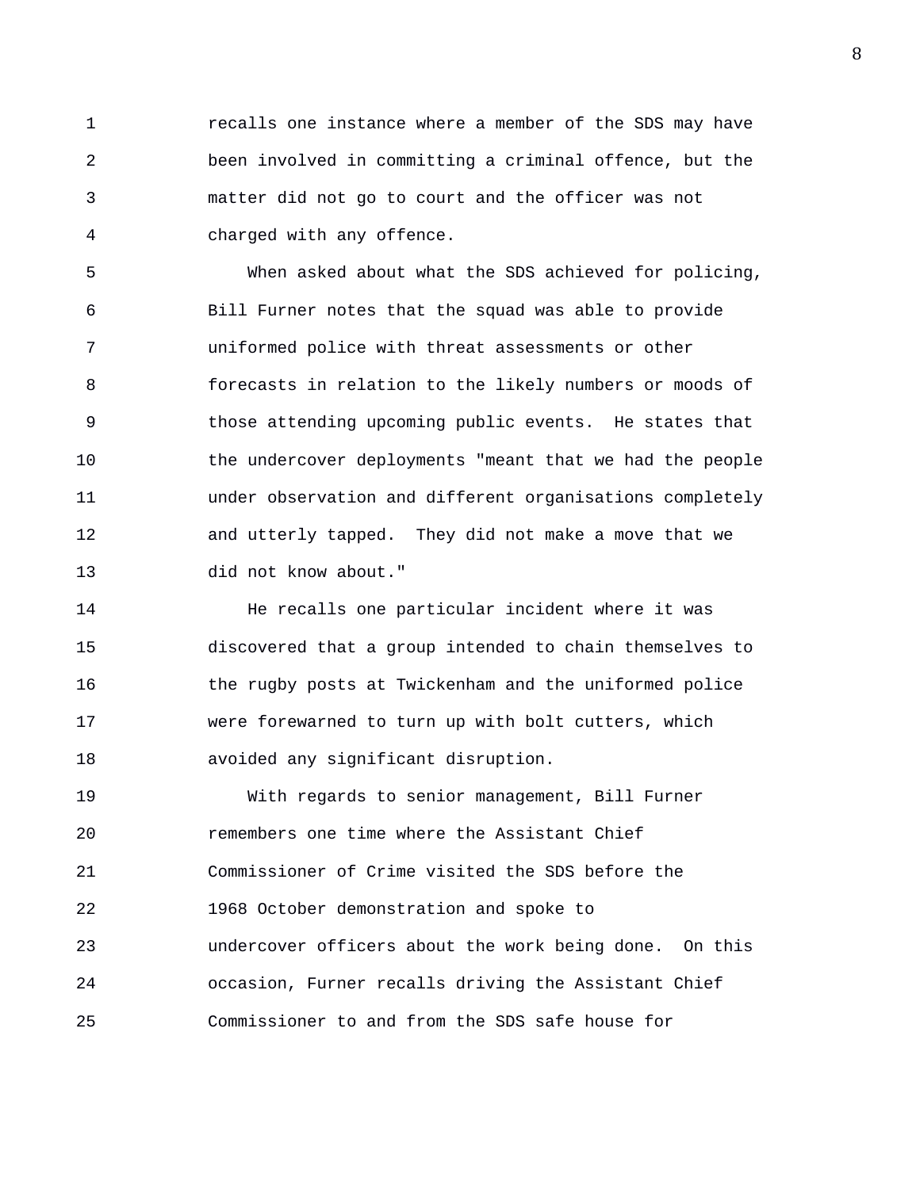recalls one instance where a member of the SDS may have been involved in committing a criminal offence, but the matter did not go to court and the officer was not charged with any offence.

When asked about what the SDS achieved for policing, Bill Furner notes that the squad was able to provide uniformed police with threat assessments or other forecasts in relation to the likely numbers or moods of those attending upcoming public events. He states that the undercover deployments "meant that we had the people under observation and different organisations completely and utterly tapped. They did not make a move that we did not know about."

He recalls one particular incident where it was discovered that a group intended to chain themselves to the rugby posts at Twickenham and the uniformed police were forewarned to turn up with bolt cutters, which avoided any significant disruption.

With regards to senior management, Bill Furner remembers one time where the Assistant Chief Commissioner of Crime visited the SDS before the 1968 October demonstration and spoke to undercover officers about the work being done. On this occasion, Furner recalls driving the Assistant Chief Commissioner to and from the SDS safe house for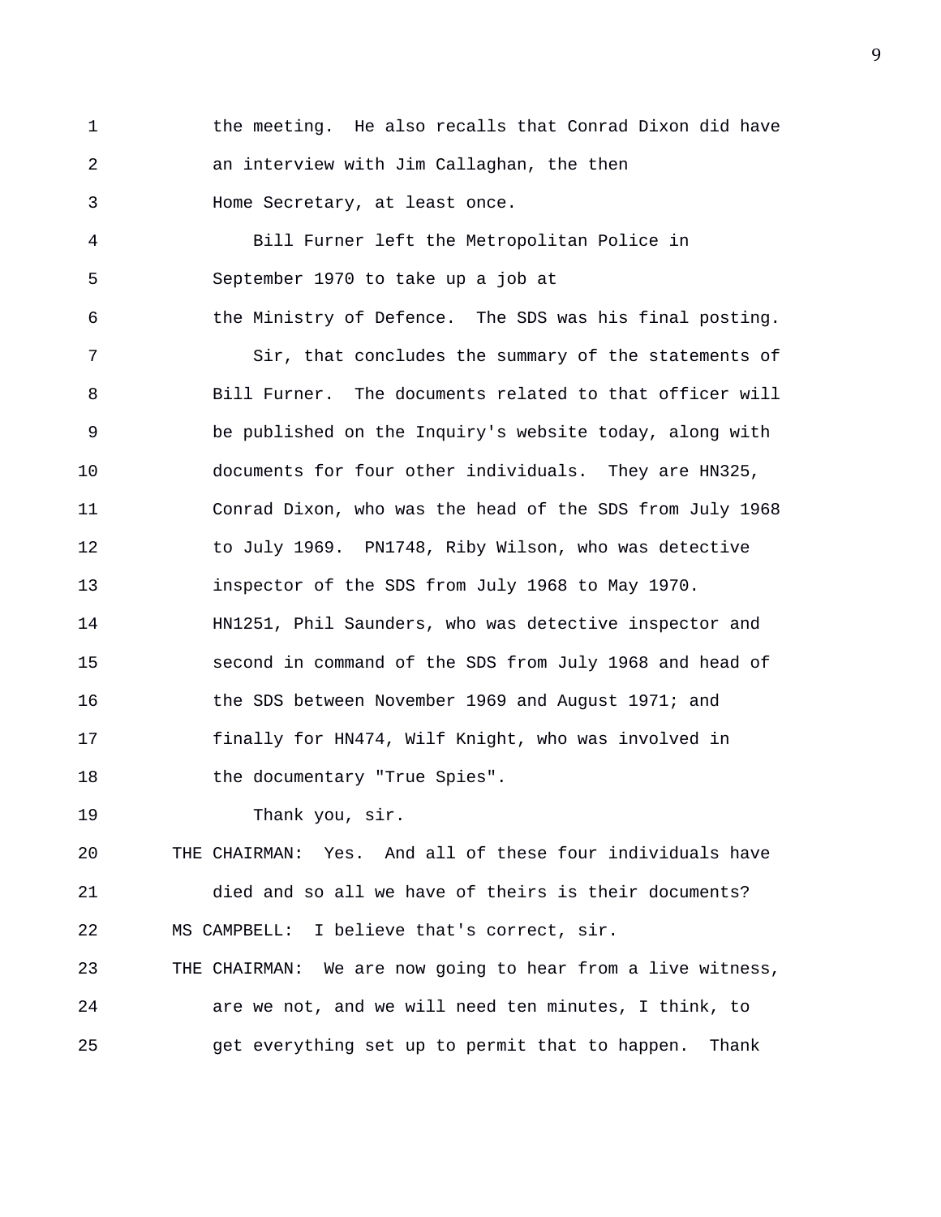the meeting. He also recalls that Conrad Dixon did have an interview with Jim Callaghan, the then Home Secretary, at least once.

Bill Furner left the Metropolitan Police in September 1970 to take up a job at the Ministry of Defence. The SDS was his final posting.

Sir, that concludes the summary of the statements of Bill Furner. The documents related to that officer will be published on the Inquiry's website today, along with documents for four other individuals. They are HN325, Conrad Dixon, who was the head of the SDS from July 1968 to July 1969. PN1748, Riby Wilson, who was detective inspector of the SDS from July 1968 to May 1970. HN1251, Phil Saunders, who was detective inspector and second in command of the SDS from July 1968 and head of the SDS between November 1969 and August 1971; and finally for HN474, Wilf Knight, who was involved in the documentary "True Spies".

Thank you, sir.

THE CHAIRMAN: Yes. And all of these four individuals have died and so all we have of theirs is their documents?

MS CAMPBELL: I believe that's correct, sir.

THE CHAIRMAN: We are now going to hear from a live witness, are we not, and we will need ten minutes, I think, to get everything set up to permit that to happen. Thank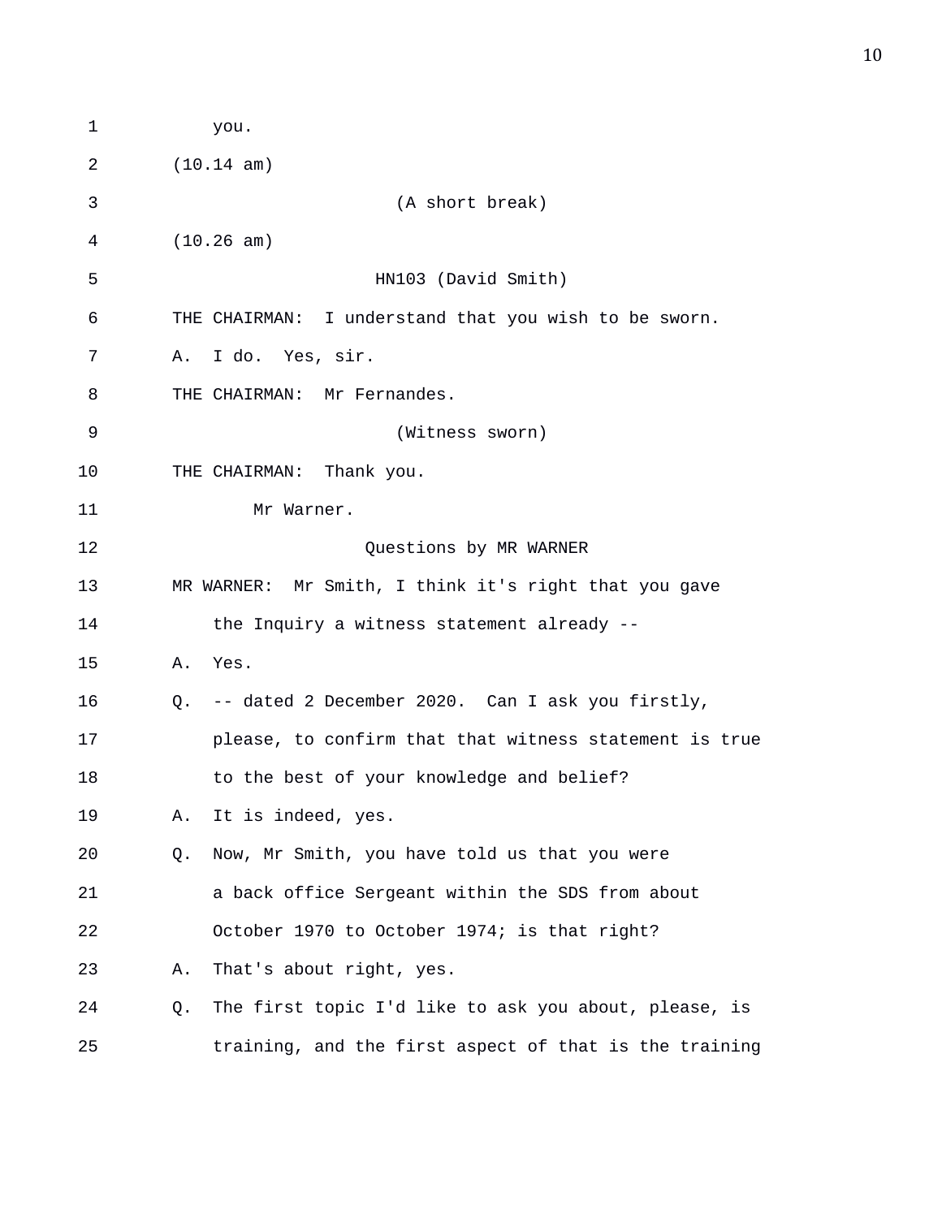1 you.

2 (10.14 am)

3 (A short break)

4 (10.26 am)

5 HN103 (David Smith)

6 THE CHAIRMAN: I understand that you wish to be sworn.

7 A. I do. Yes, sir.

8 THE CHAIRMAN: Mr Fernandes.

9 (Witness sworn)

10 THE CHAIRMAN: Thank you.

11 Mr Warner.

12 Questions by MR WARNER

13 MR WARNER: Mr Smith, I think it's right that you gave

14 the Inquiry a witness statement already --

15 A. Yes.

16 Q. -- dated 2 December 2020. Can I ask you firstly,

17 please, to confirm that that witness statement is true

18 to the best of your knowledge and belief?

19 A. It is indeed, yes.

20 Q. Now, Mr Smith, you have told us that you were

21 a back office Sergeant within the SDS from about

22 October 1970 to October 1974; is that right?

23 A. That's about right, yes.

24 Q. The first topic I'd like to ask you about, please, is

25 training, and the first aspect of that is the training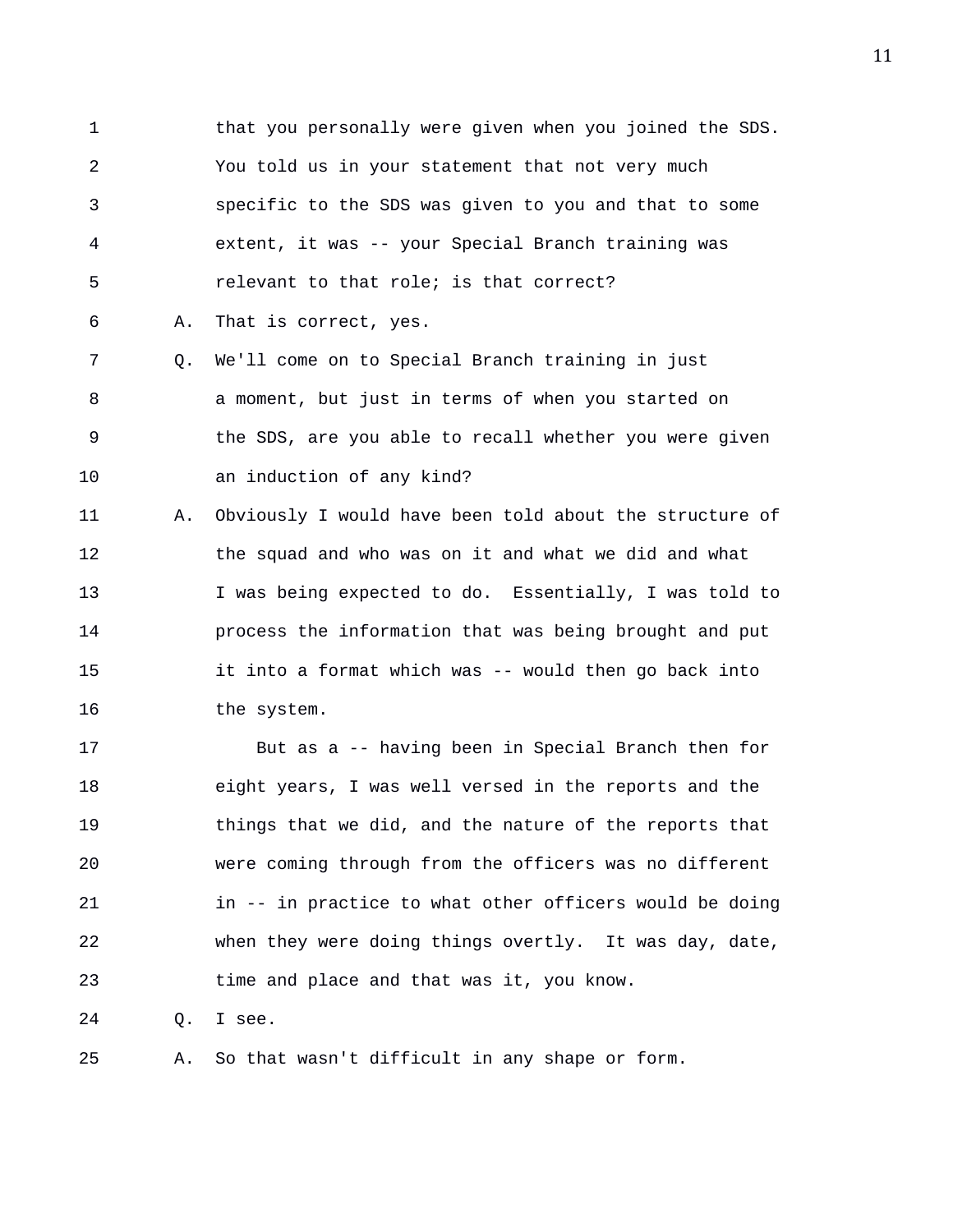1 that you personally were given when you joined the SDS.
2 You told us in your statement that not very much
3 specific to the SDS was given to you and that to some
4 extent, it was -- your Special Branch training was
5 relevant to that role; is that correct?

6 A. That is correct, yes.

7 Q. We'll come on to Special Branch training in just
8 a moment, but just in terms of when you started on
9 the SDS, are you able to recall whether you were given
10 an induction of any kind?

11 A. Obviously I would have been told about the structure of
12 the squad and who was on it and what we did and what
13 I was being expected to do. Essentially, I was told to
14 process the information that was being brought and put
15 it into a format which was -- would then go back into
16 the system.

17 But as a -- having been in Special Branch then for
18 eight years, I was well versed in the reports and the
19 things that we did, and the nature of the reports that
20 were coming through from the officers was no different
21 in -- in practice to what other officers would be doing
22 when they were doing things overtly. It was day, date,
23 time and place and that was it, you know.

24 Q. I see.

25 A. So that wasn't difficult in any shape or form.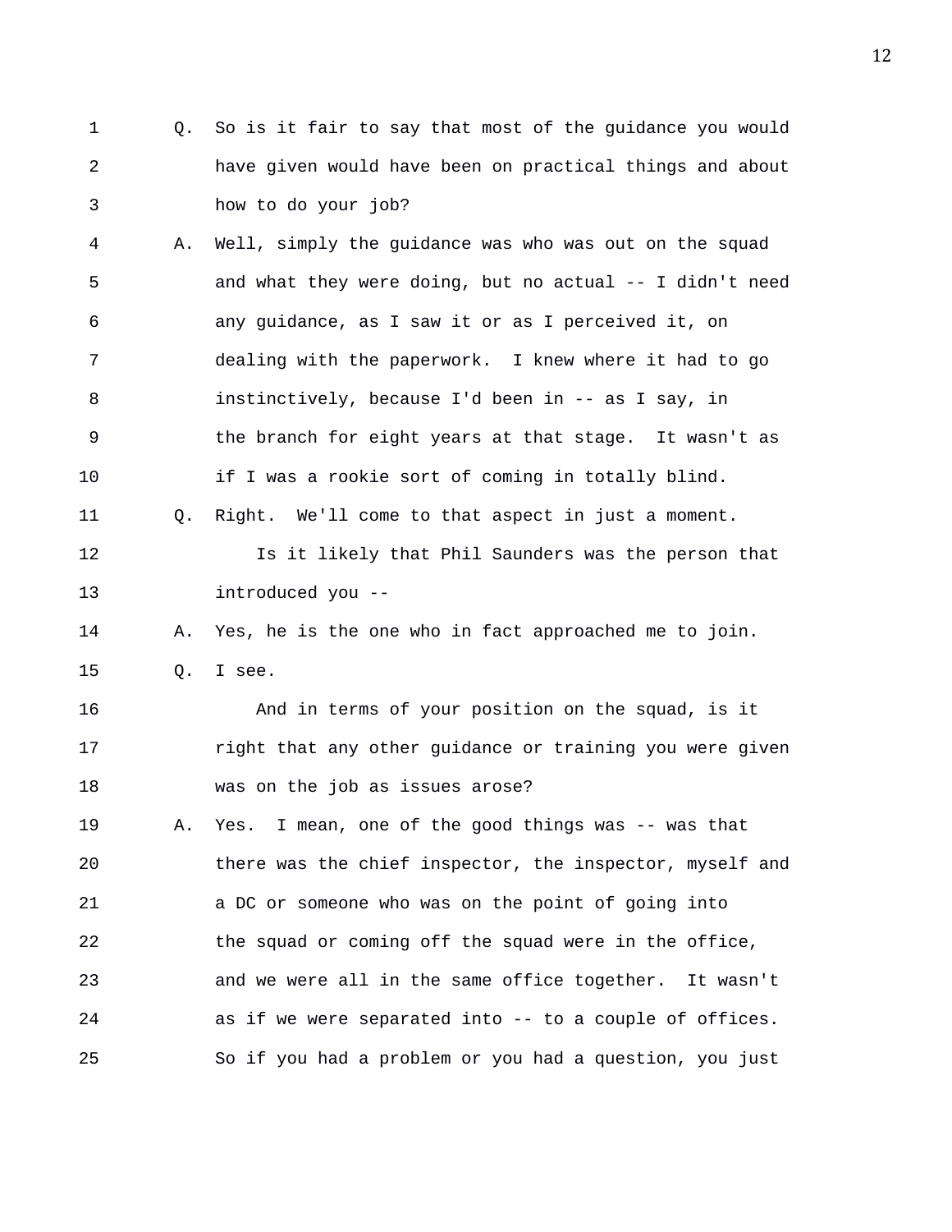1 Q. So is it fair to say that most of the guidance you would
2 have given would have been on practical things and about
3 how to do your job?
4 A. Well, simply the guidance was who was out on the squad
5 and what they were doing, but no actual -- I didn't need
6 any guidance, as I saw it or as I perceived it, on
7 dealing with the paperwork. I knew where it had to go
8 instinctively, because I'd been in -- as I say, in
9 the branch for eight years at that stage. It wasn't as
10 if I was a rookie sort of coming in totally blind.
11 Q. Right. We'll come to that aspect in just a moment.
12 Is it likely that Phil Saunders was the person that
13 introduced you --
14 A. Yes, he is the one who in fact approached me to join.
15 Q. I see.
16 And in terms of your position on the squad, is it
17 right that any other guidance or training you were given
18 was on the job as issues arose?
19 A. Yes. I mean, one of the good things was -- was that
20 there was the chief inspector, the inspector, myself and
21 a DC or someone who was on the point of going into
22 the squad or coming off the squad were in the office,
23 and we were all in the same office together. It wasn't
24 as if we were separated into -- to a couple of offices.
25 So if you had a problem or you had a question, you just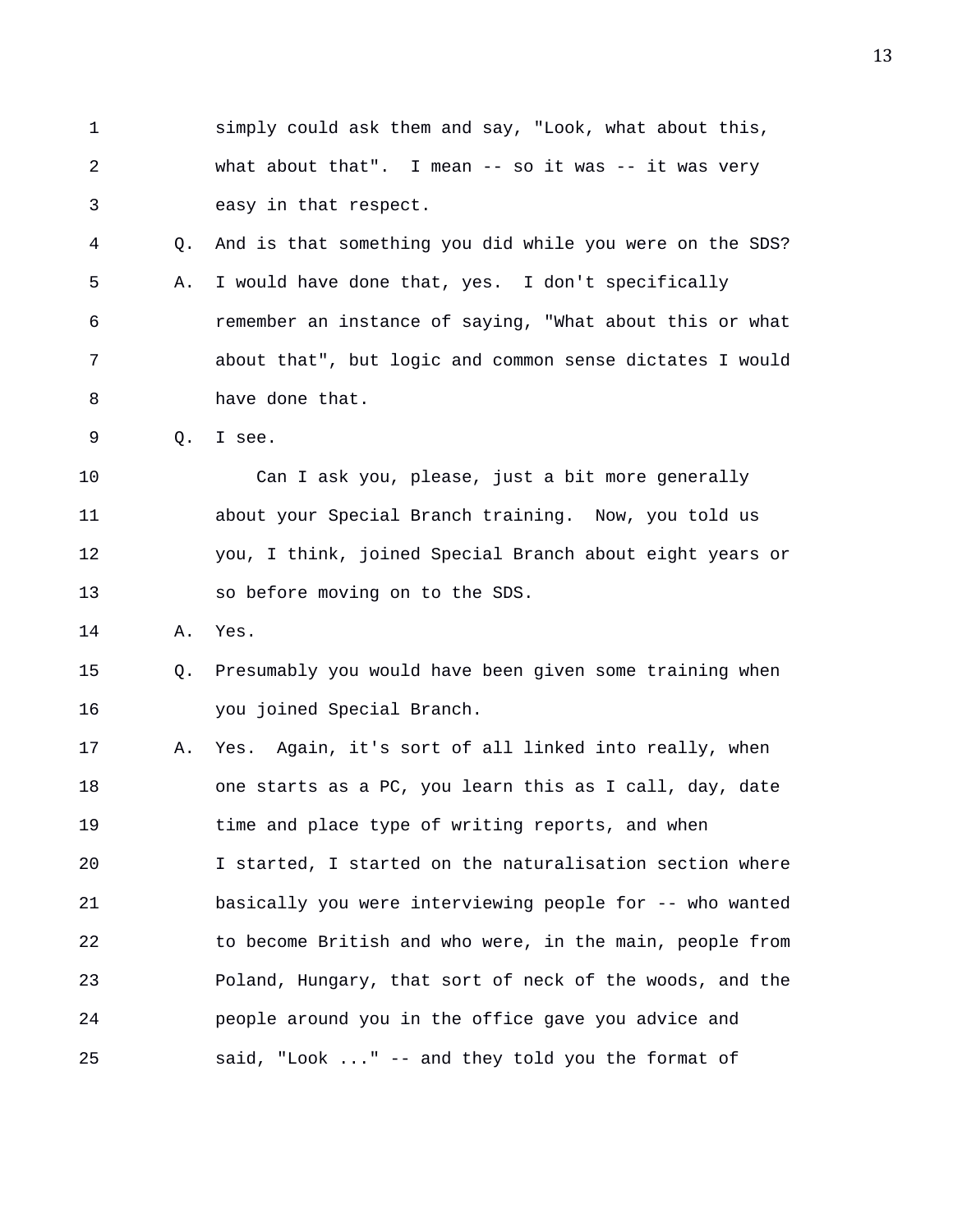1 simply could ask them and say, "Look, what about this,
2 what about that". I mean -- so it was -- it was very
3 easy in that respect.
4 Q. And is that something you did while you were on the SDS?
5 A. I would have done that, yes. I don't specifically
6 remember an instance of saying, "What about this or what
7 about that", but logic and common sense dictates I would
8 have done that.
9 Q. I see.
10 Can I ask you, please, just a bit more generally
11 about your Special Branch training. Now, you told us
12 you, I think, joined Special Branch about eight years or
13 so before moving on to the SDS.
14 A. Yes.
15 Q. Presumably you would have been given some training when
16 you joined Special Branch.
17 A. Yes. Again, it's sort of all linked into really, when
18 one starts as a PC, you learn this as I call, day, date
19 time and place type of writing reports, and when
20 I started, I started on the naturalisation section where
21 basically you were interviewing people for -- who wanted
22 to become British and who were, in the main, people from
23 Poland, Hungary, that sort of neck of the woods, and the
24 people around you in the office gave you advice and
25 said, "Look ..." -- and they told you the format of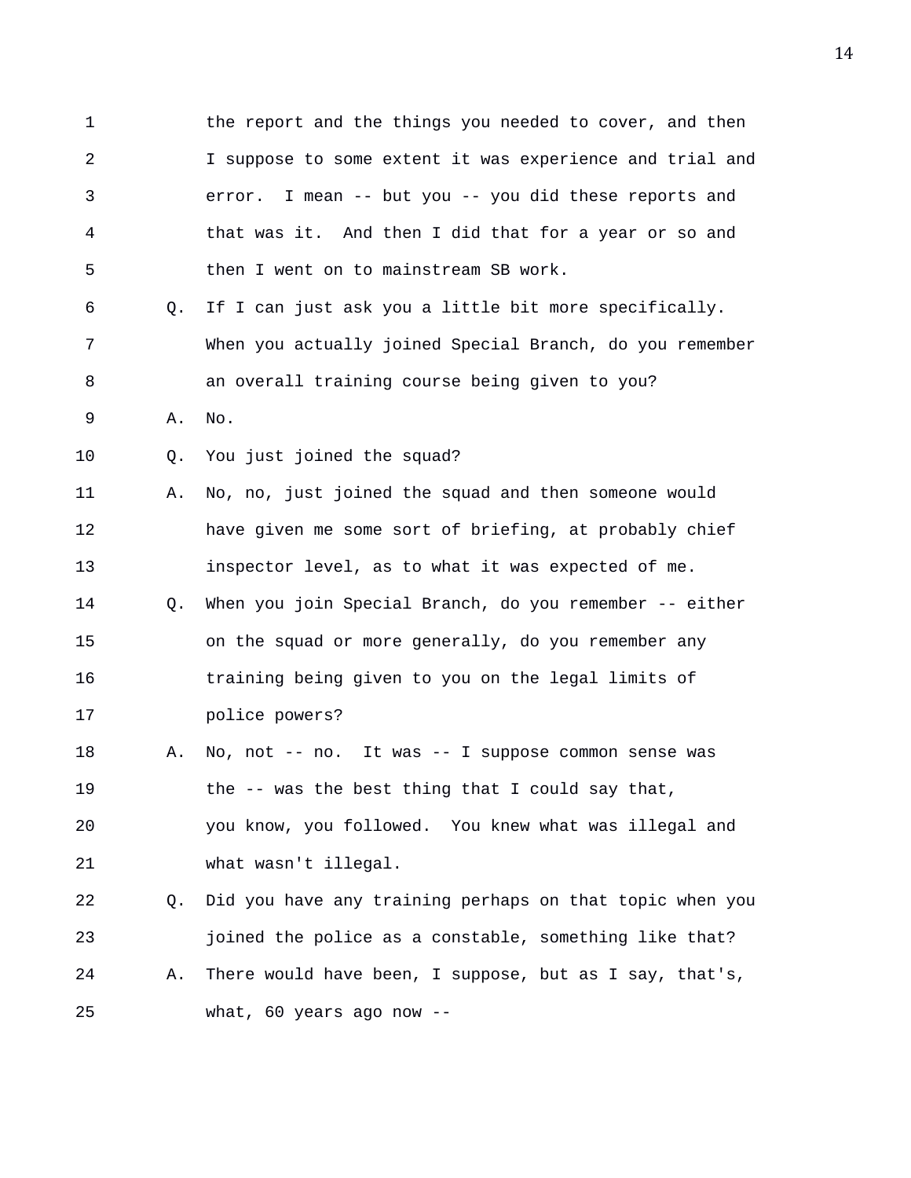1 the report and the things you needed to cover, and then
2 I suppose to some extent it was experience and trial and
3 error. I mean -- but you -- you did these reports and
4 that was it. And then I did that for a year or so and
5 then I went on to mainstream SB work.
6 Q. If I can just ask you a little bit more specifically.
7 When you actually joined Special Branch, do you remember
8 an overall training course being given to you?
9 A. No.
10 Q. You just joined the squad?
11 A. No, no, just joined the squad and then someone would
12 have given me some sort of briefing, at probably chief
13 inspector level, as to what it was expected of me.
14 Q. When you join Special Branch, do you remember -- either
15 on the squad or more generally, do you remember any
16 training being given to you on the legal limits of
17 police powers?
18 A. No, not -- no. It was -- I suppose common sense was
19 the -- was the best thing that I could say that,
20 you know, you followed. You knew what was illegal and
21 what wasn't illegal.
22 Q. Did you have any training perhaps on that topic when you
23 joined the police as a constable, something like that?
24 A. There would have been, I suppose, but as I say, that's,
25 what, 60 years ago now --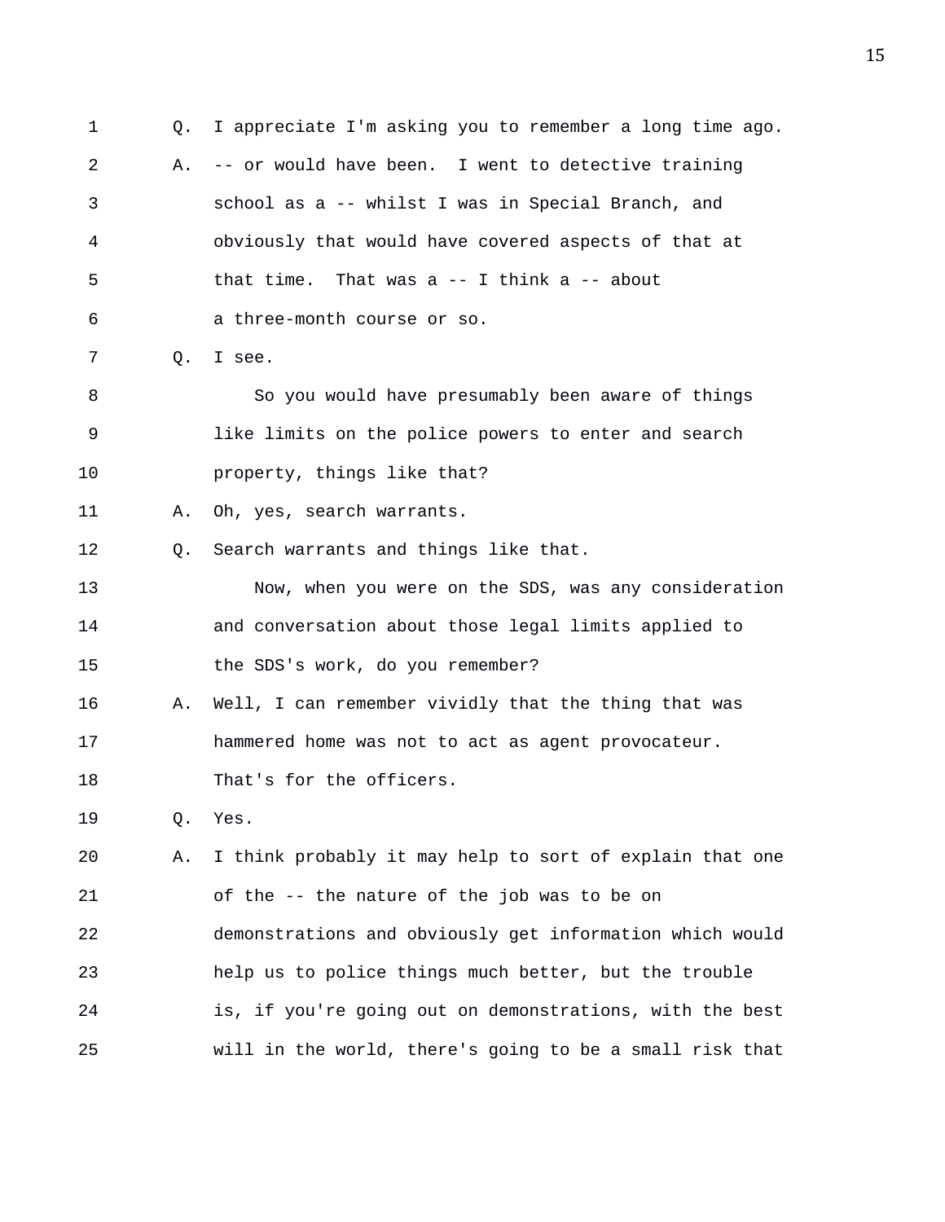1 Q. I appreciate I'm asking you to remember a long time ago.
2 A. -- or would have been. I went to detective training
3 school as a -- whilst I was in Special Branch, and
4 obviously that would have covered aspects of that at
5 that time. That was a -- I think a -- about
6 a three-month course or so.
7 Q. I see.
8 So you would have presumably been aware of things
9 like limits on the police powers to enter and search
10 property, things like that?
11 A. Oh, yes, search warrants.
12 Q. Search warrants and things like that.
13 Now, when you were on the SDS, was any consideration
14 and conversation about those legal limits applied to
15 the SDS's work, do you remember?
16 A. Well, I can remember vividly that the thing that was
17 hammered home was not to act as agent provocateur.
18 That's for the officers.
19 Q. Yes.
20 A. I think probably it may help to sort of explain that one
21 of the -- the nature of the job was to be on
22 demonstrations and obviously get information which would
23 help us to police things much better, but the trouble
24 is, if you're going out on demonstrations, with the best
25 will in the world, there's going to be a small risk that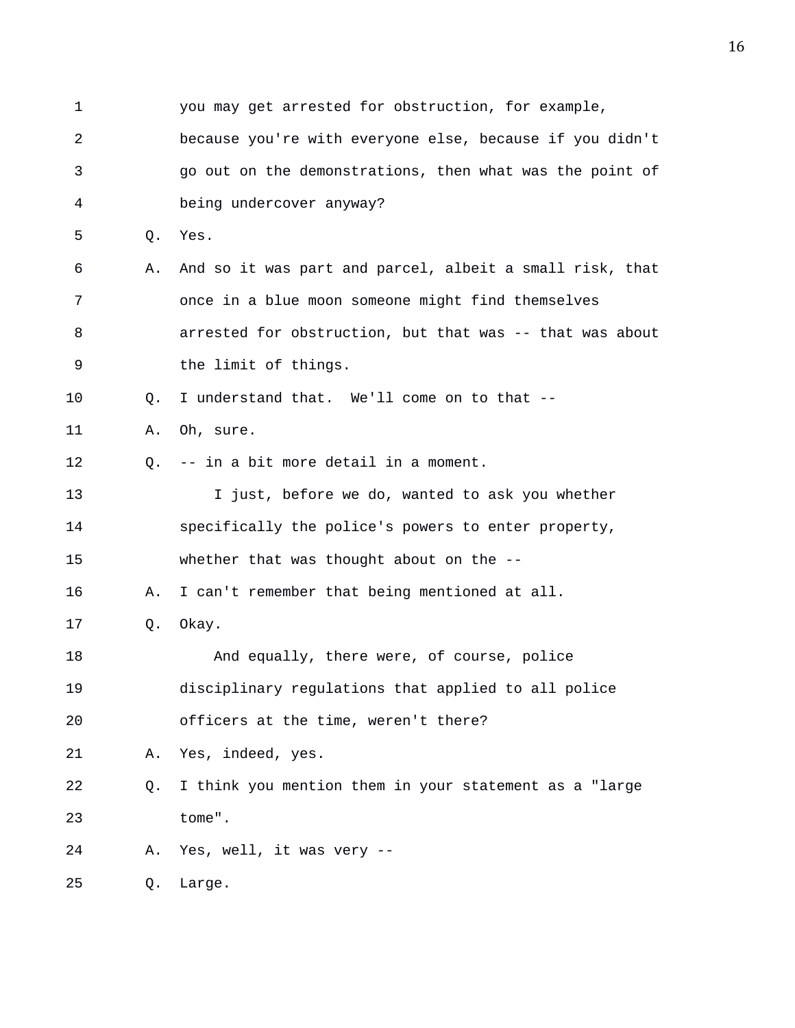1 you may get arrested for obstruction, for example,
2 because you're with everyone else, because if you didn't
3 go out on the demonstrations, then what was the point of
4 being undercover anyway?

5 Q. Yes.

6 A. And so it was part and parcel, albeit a small risk, that
7 once in a blue moon someone might find themselves
8 arrested for obstruction, but that was -- that was about
9 the limit of things.

10 Q. I understand that. We'll come on to that --

11 A. Oh, sure.

12 Q. -- in a bit more detail in a moment.

13 I just, before we do, wanted to ask you whether
14 specifically the police's powers to enter property,
15 whether that was thought about on the --

16 A. I can't remember that being mentioned at all.

17 Q. Okay.

18 And equally, there were, of course, police
19 disciplinary regulations that applied to all police
20 officers at the time, weren't there?

21 A. Yes, indeed, yes.

22 Q. I think you mention them in your statement as a "large
23 tome".

24 A. Yes, well, it was very --

25 Q. Large.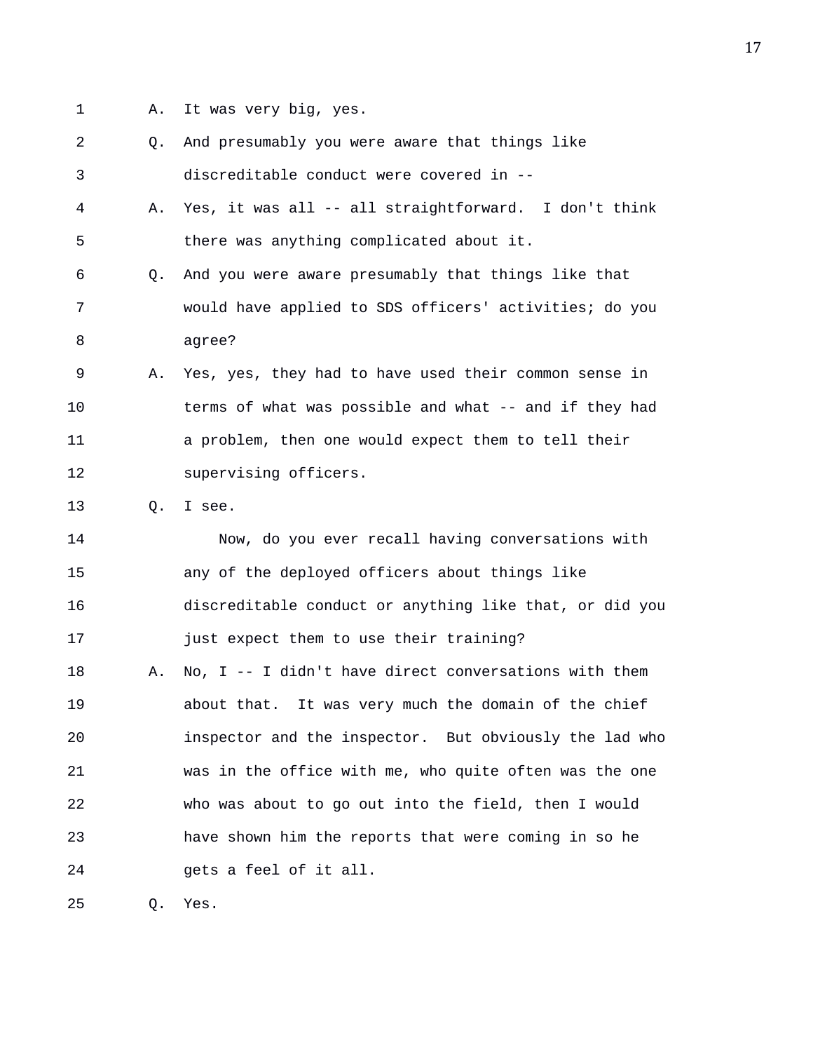1 A. It was very big, yes.

2 Q. And presumably you were aware that things like

3 discreditable conduct were covered in --

4 A. Yes, it was all -- all straightforward. I don't think

5 there was anything complicated about it.

6 Q. And you were aware presumably that things like that

7 would have applied to SDS officers' activities; do you

8 agree?

9 A. Yes, yes, they had to have used their common sense in

10 terms of what was possible and what -- and if they had

11 a problem, then one would expect them to tell their

12 supervising officers.

13 Q. I see.

14 Now, do you ever recall having conversations with

15 any of the deployed officers about things like

16 discreditable conduct or anything like that, or did you

17 just expect them to use their training?

18 A. No, I -- I didn't have direct conversations with them

19 about that. It was very much the domain of the chief

20 inspector and the inspector. But obviously the lad who

21 was in the office with me, who quite often was the one

22 who was about to go out into the field, then I would

23 have shown him the reports that were coming in so he

24 gets a feel of it all.

25 Q. Yes.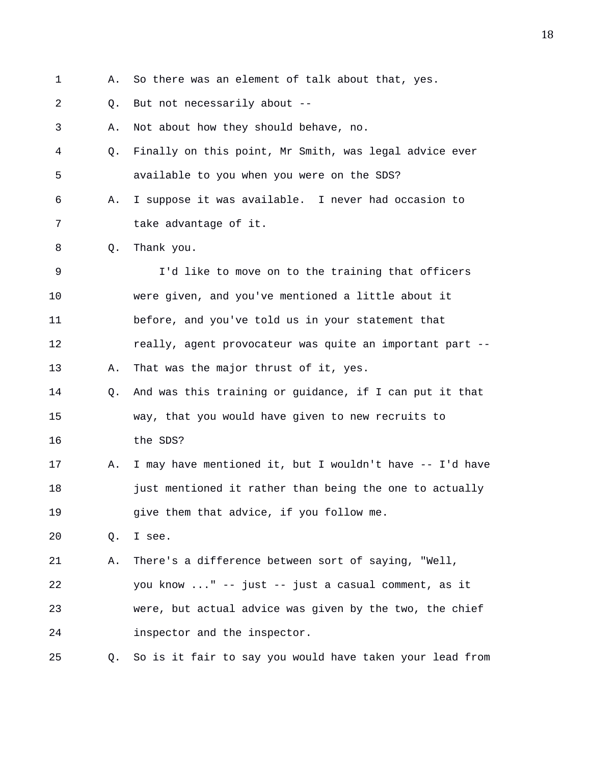1 A. So there was an element of talk about that, yes.

2 Q. But not necessarily about --

3 A. Not about how they should behave, no.

4 Q. Finally on this point, Mr Smith, was legal advice ever

5 available to you when you were on the SDS?

6 A. I suppose it was available. I never had occasion to

7 take advantage of it.

8 Q. Thank you.

9 I'd like to move on to the training that officers

10 were given, and you've mentioned a little about it

11 before, and you've told us in your statement that

12 really, agent provocateur was quite an important part --

13 A. That was the major thrust of it, yes.

14 Q. And was this training or guidance, if I can put it that

15 way, that you would have given to new recruits to

16 the SDS?

17 A. I may have mentioned it, but I wouldn't have -- I'd have

18 just mentioned it rather than being the one to actually

19 give them that advice, if you follow me.

20 Q. I see.

21 A. There's a difference between sort of saying, "Well,

22 you know ..." -- just -- just a casual comment, as it

23 were, but actual advice was given by the two, the chief

24 inspector and the inspector.

25 Q. So is it fair to say you would have taken your lead from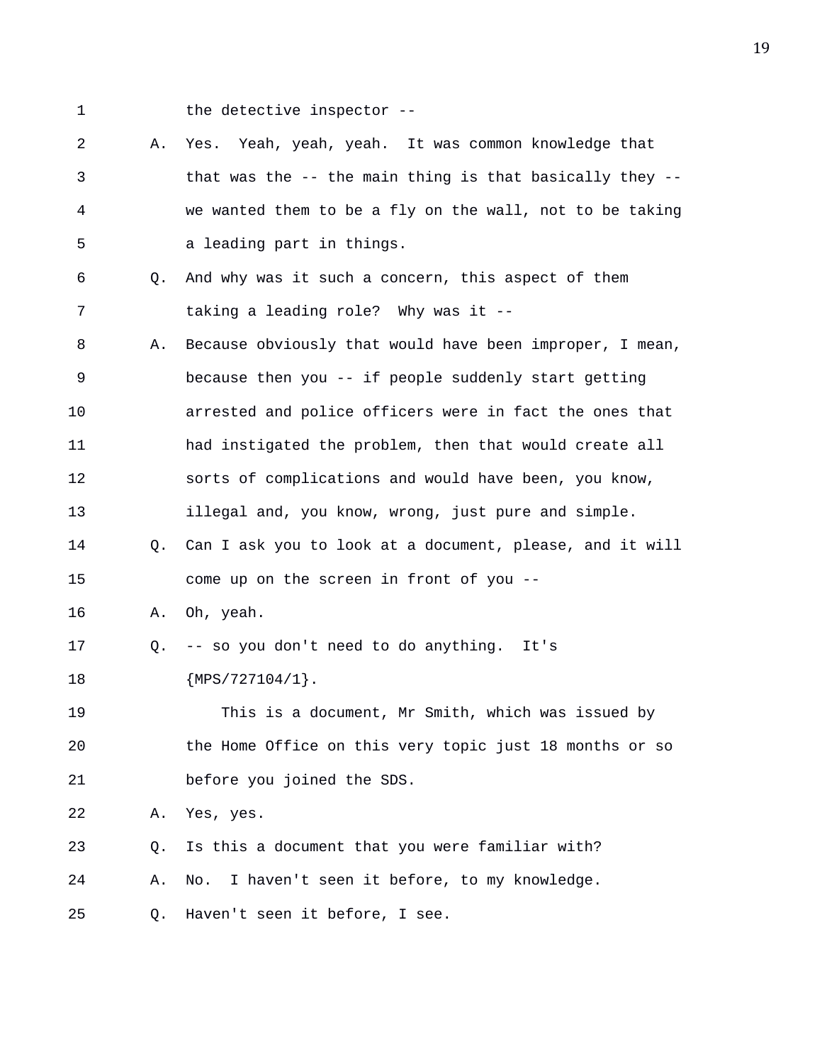1 the detective inspector --

2 A. Yes. Yeah, yeah, yeah. It was common knowledge that

3 that was the -- the main thing is that basically they --

4 we wanted them to be a fly on the wall, not to be taking

5 a leading part in things.

6 Q. And why was it such a concern, this aspect of them

7 taking a leading role? Why was it --

8 A. Because obviously that would have been improper, I mean,

9 because then you -- if people suddenly start getting

10 arrested and police officers were in fact the ones that

11 had instigated the problem, then that would create all

12 sorts of complications and would have been, you know,

13 illegal and, you know, wrong, just pure and simple.

14 Q. Can I ask you to look at a document, please, and it will

15 come up on the screen in front of you --

16 A. Oh, yeah.

17 Q. -- so you don't need to do anything. It's

18 {MPS/727104/1}.

19 This is a document, Mr Smith, which was issued by

20 the Home Office on this very topic just 18 months or so

21 before you joined the SDS.

22 A. Yes, yes.

23 Q. Is this a document that you were familiar with?

24 A. No. I haven't seen it before, to my knowledge.

25 Q. Haven't seen it before, I see.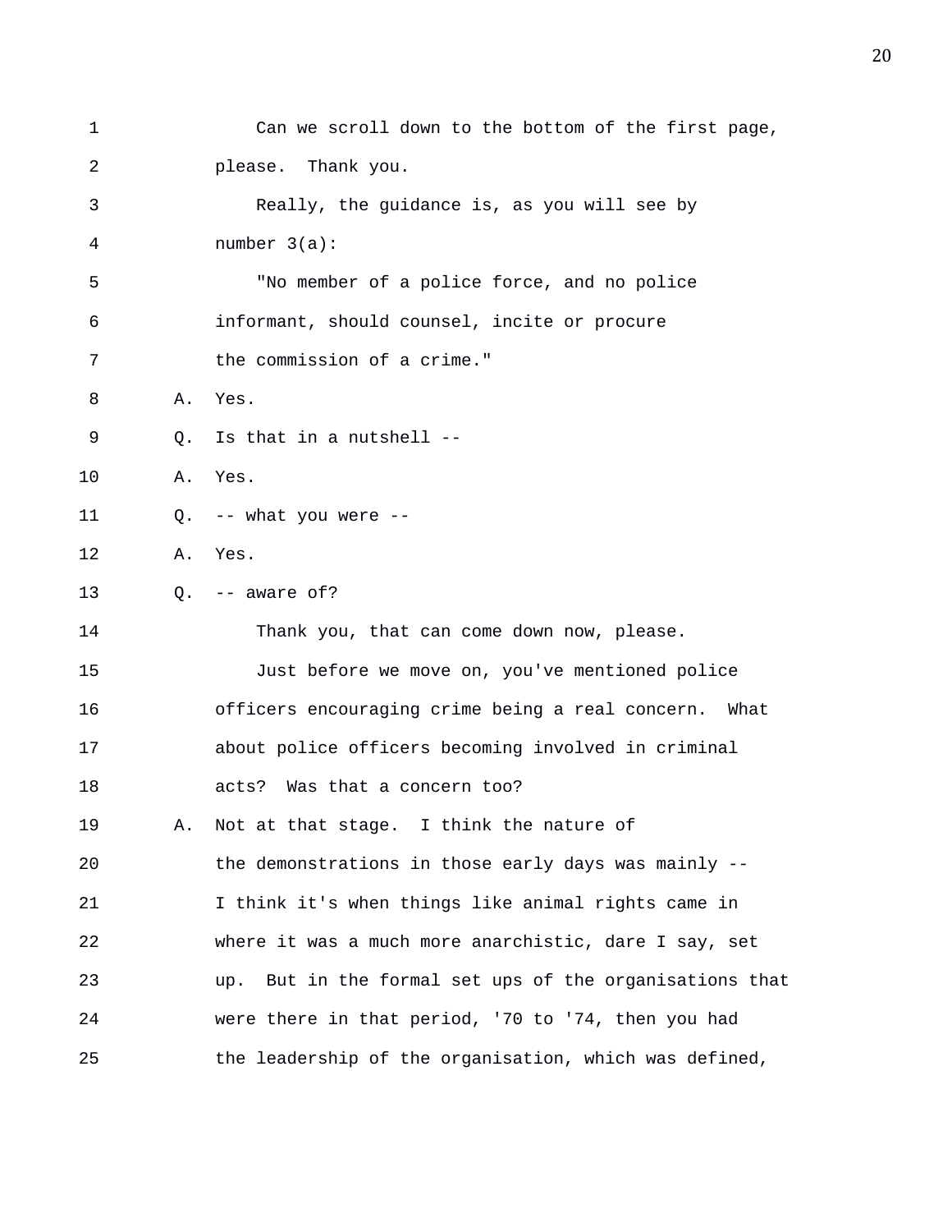Can we scroll down to the bottom of the first page, please. Thank you.

Really, the guidance is, as you will see by number 3(a):

"No member of a police force, and no police informant, should counsel, incite or procure the commission of a crime."

A. Yes.

Q. Is that in a nutshell --

A. Yes.

Q. -- what you were --

A. Yes.

Q. -- aware of?

Thank you, that can come down now, please.

Just before we move on, you've mentioned police officers encouraging crime being a real concern. What about police officers becoming involved in criminal acts? Was that a concern too?

A. Not at that stage. I think the nature of the demonstrations in those early days was mainly -- I think it's when things like animal rights came in where it was a much more anarchistic, dare I say, set up. But in the formal set ups of the organisations that were there in that period, '70 to '74, then you had the leadership of the organisation, which was defined,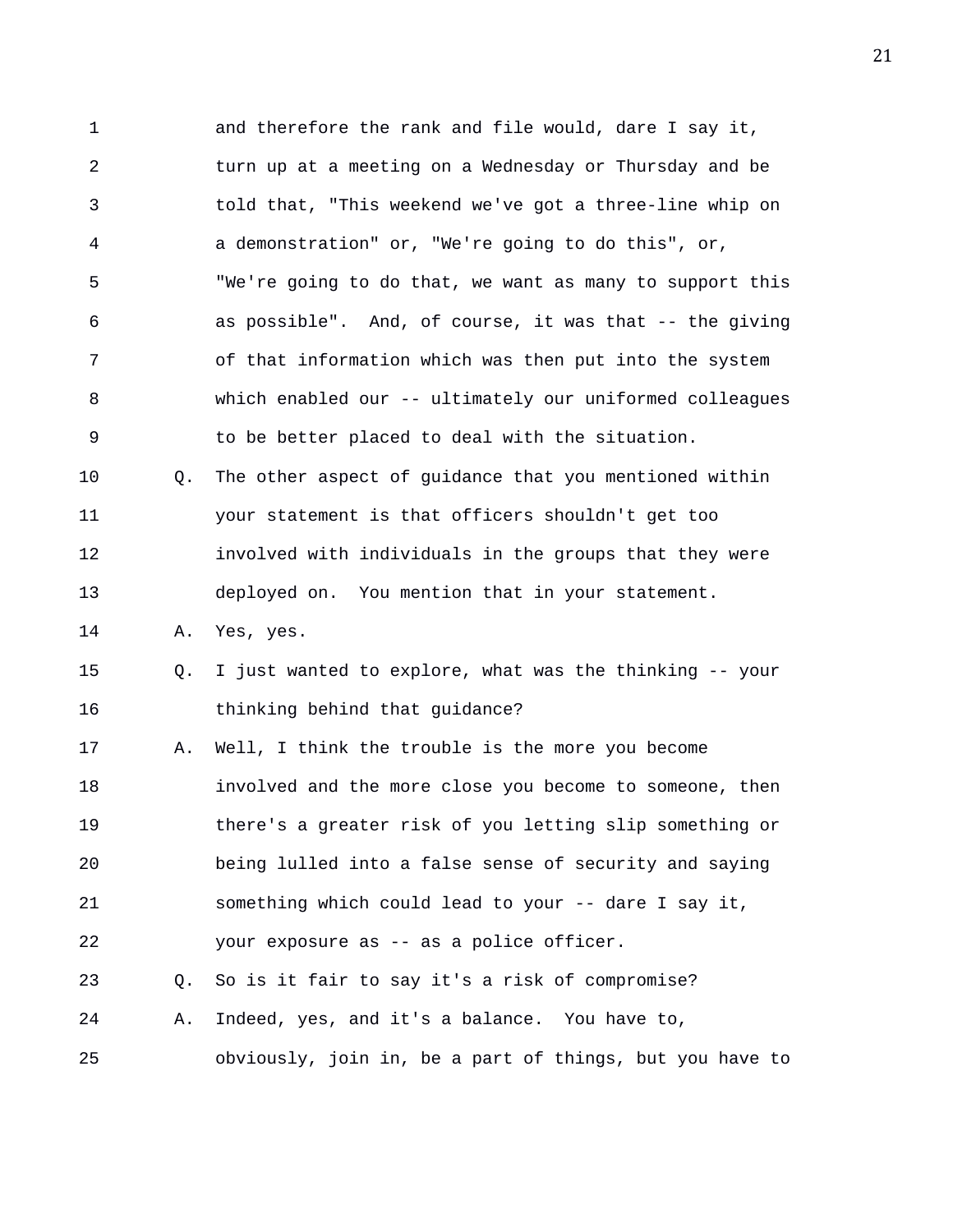1 and therefore the rank and file would, dare I say it,
2 turn up at a meeting on a Wednesday or Thursday and be
3 told that, "This weekend we've got a three-line whip on
4 a demonstration" or, "We're going to do this", or,
5 "We're going to do that, we want as many to support this
6 as possible". And, of course, it was that -- the giving
7 of that information which was then put into the system
8 which enabled our -- ultimately our uniformed colleagues
9 to be better placed to deal with the situation.
10 Q. The other aspect of guidance that you mentioned within
11 your statement is that officers shouldn't get too
12 involved with individuals in the groups that they were
13 deployed on. You mention that in your statement.
14 A. Yes, yes.
15 Q. I just wanted to explore, what was the thinking -- your
16 thinking behind that guidance?
17 A. Well, I think the trouble is the more you become
18 involved and the more close you become to someone, then
19 there's a greater risk of you letting slip something or
20 being lulled into a false sense of security and saying
21 something which could lead to your -- dare I say it,
22 your exposure as -- as a police officer.
23 Q. So is it fair to say it's a risk of compromise?
24 A. Indeed, yes, and it's a balance. You have to,
25 obviously, join in, be a part of things, but you have to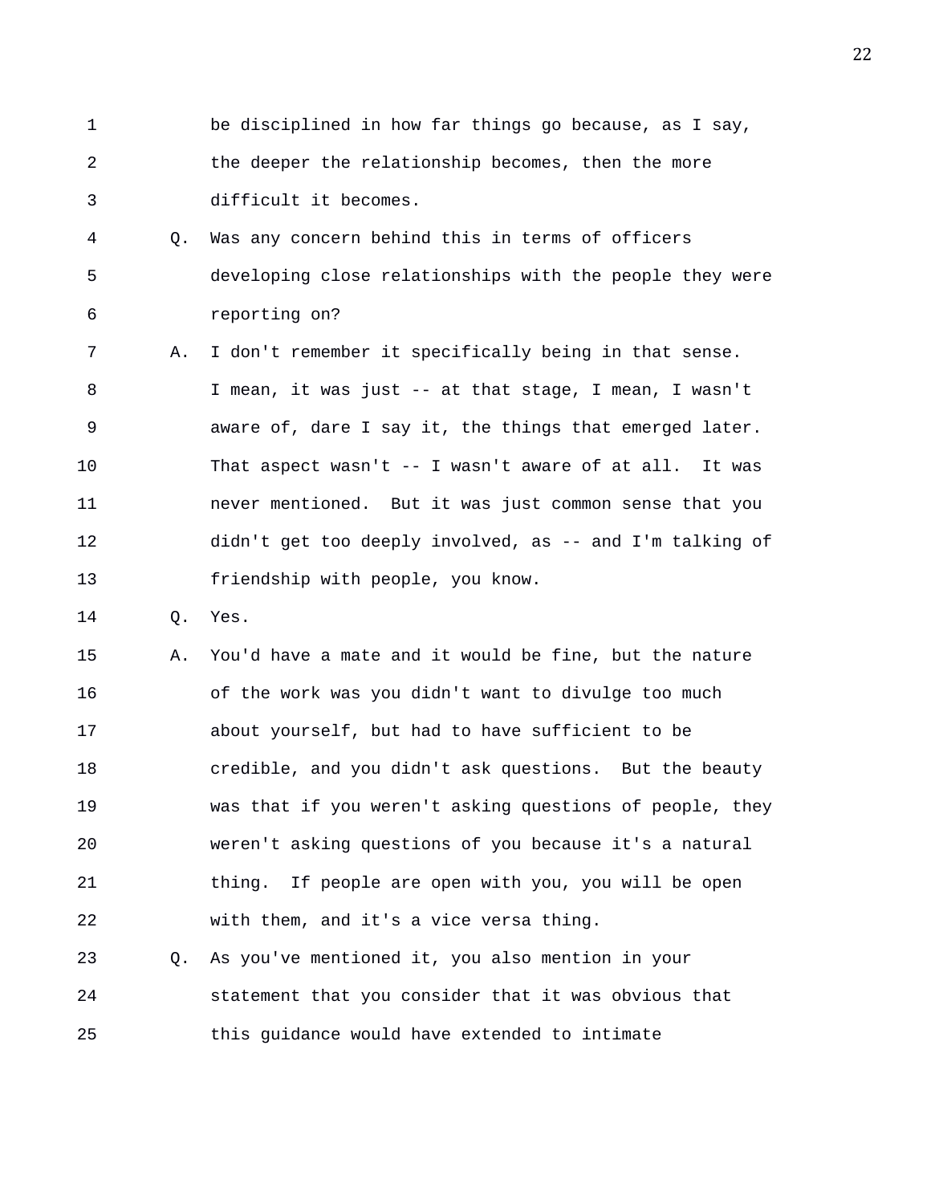1 be disciplined in how far things go because, as I say,
2 the deeper the relationship becomes, then the more
3 difficult it becomes.

4 Q. Was any concern behind this in terms of officers
5 developing close relationships with the people they were
6 reporting on?

7 A. I don't remember it specifically being in that sense.
8 I mean, it was just -- at that stage, I mean, I wasn't
9 aware of, dare I say it, the things that emerged later.
10 That aspect wasn't -- I wasn't aware of at all. It was
11 never mentioned. But it was just common sense that you
12 didn't get too deeply involved, as -- and I'm talking of
13 friendship with people, you know.

14 Q. Yes.

15 A. You'd have a mate and it would be fine, but the nature
16 of the work was you didn't want to divulge too much
17 about yourself, but had to have sufficient to be
18 credible, and you didn't ask questions. But the beauty
19 was that if you weren't asking questions of people, they
20 weren't asking questions of you because it's a natural
21 thing. If people are open with you, you will be open
22 with them, and it's a vice versa thing.

23 Q. As you've mentioned it, you also mention in your
24 statement that you consider that it was obvious that
25 this guidance would have extended to intimate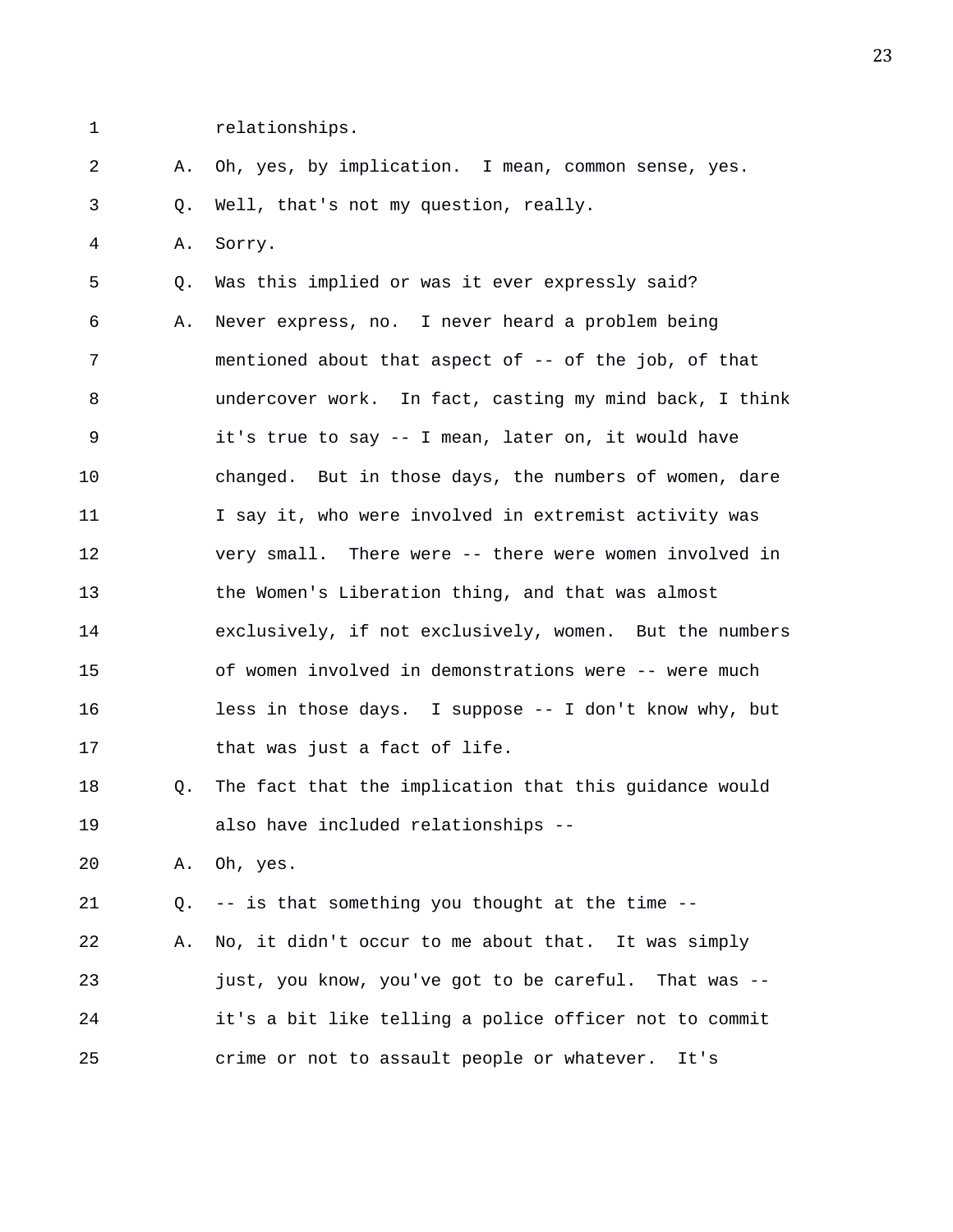1 relationships.

2 A. Oh, yes, by implication. I mean, common sense, yes.

3 Q. Well, that's not my question, really.

4 A. Sorry.

5 Q. Was this implied or was it ever expressly said?

6 A. Never express, no. I never heard a problem being

7 mentioned about that aspect of -- of the job, of that

8 undercover work. In fact, casting my mind back, I think

9 it's true to say -- I mean, later on, it would have

10 changed. But in those days, the numbers of women, dare

11 I say it, who were involved in extremist activity was

12 very small. There were -- there were women involved in

13 the Women's Liberation thing, and that was almost

14 exclusively, if not exclusively, women. But the numbers

15 of women involved in demonstrations were -- were much

16 less in those days. I suppose -- I don't know why, but

17 that was just a fact of life.

18 Q. The fact that the implication that this guidance would

19 also have included relationships --

20 A. Oh, yes.

21 Q. -- is that something you thought at the time --

22 A. No, it didn't occur to me about that. It was simply

23 just, you know, you've got to be careful. That was --

24 it's a bit like telling a police officer not to commit

25 crime or not to assault people or whatever. It's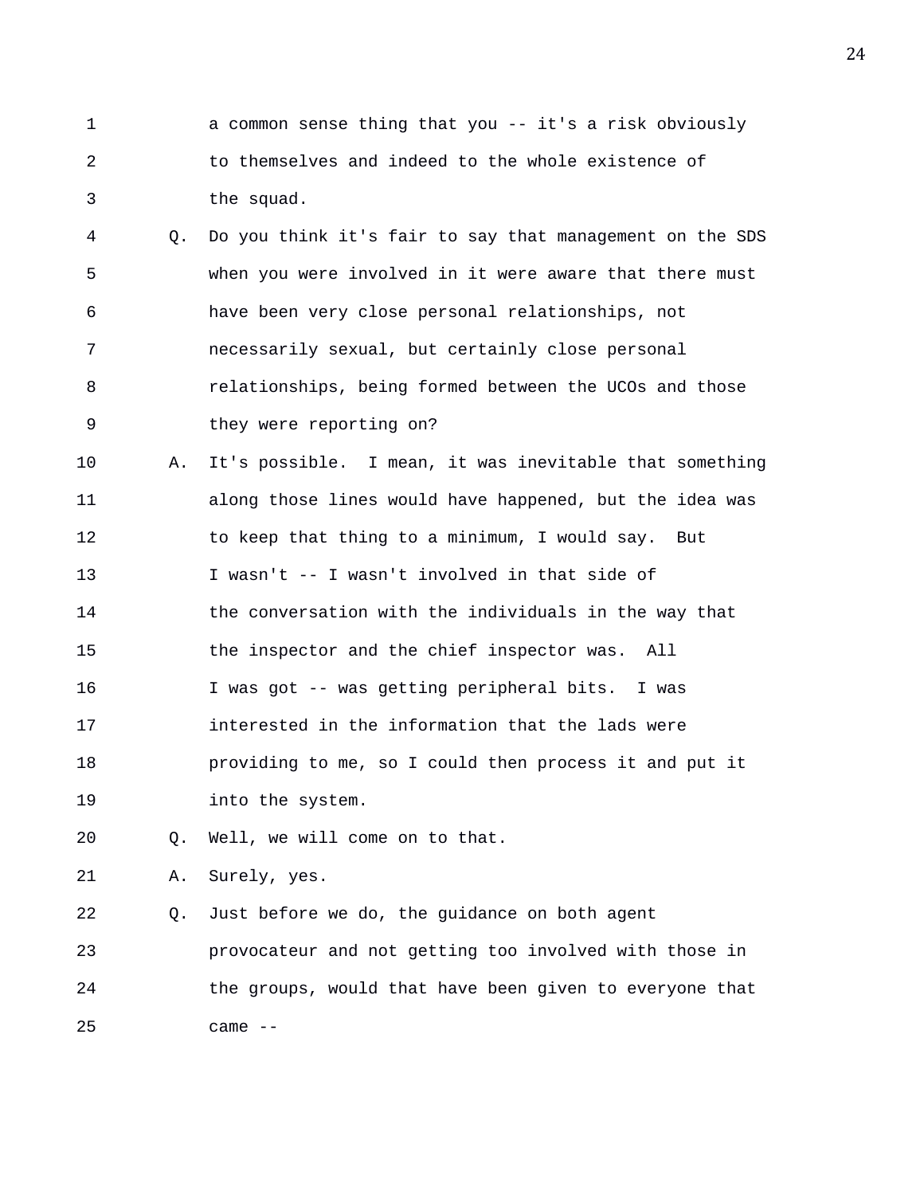a common sense thing that you -- it's a risk obviously to themselves and indeed to the whole existence of the squad.

Q. Do you think it's fair to say that management on the SDS when you were involved in it were aware that there must have been very close personal relationships, not necessarily sexual, but certainly close personal relationships, being formed between the UCOs and those they were reporting on?

A. It's possible. I mean, it was inevitable that something along those lines would have happened, but the idea was to keep that thing to a minimum, I would say. But I wasn't -- I wasn't involved in that side of the conversation with the individuals in the way that the inspector and the chief inspector was. All I was got -- was getting peripheral bits. I was interested in the information that the lads were providing to me, so I could then process it and put it into the system.

Q. Well, we will come on to that.

A. Surely, yes.

Q. Just before we do, the guidance on both agent provocateur and not getting too involved with those in the groups, would that have been given to everyone that came --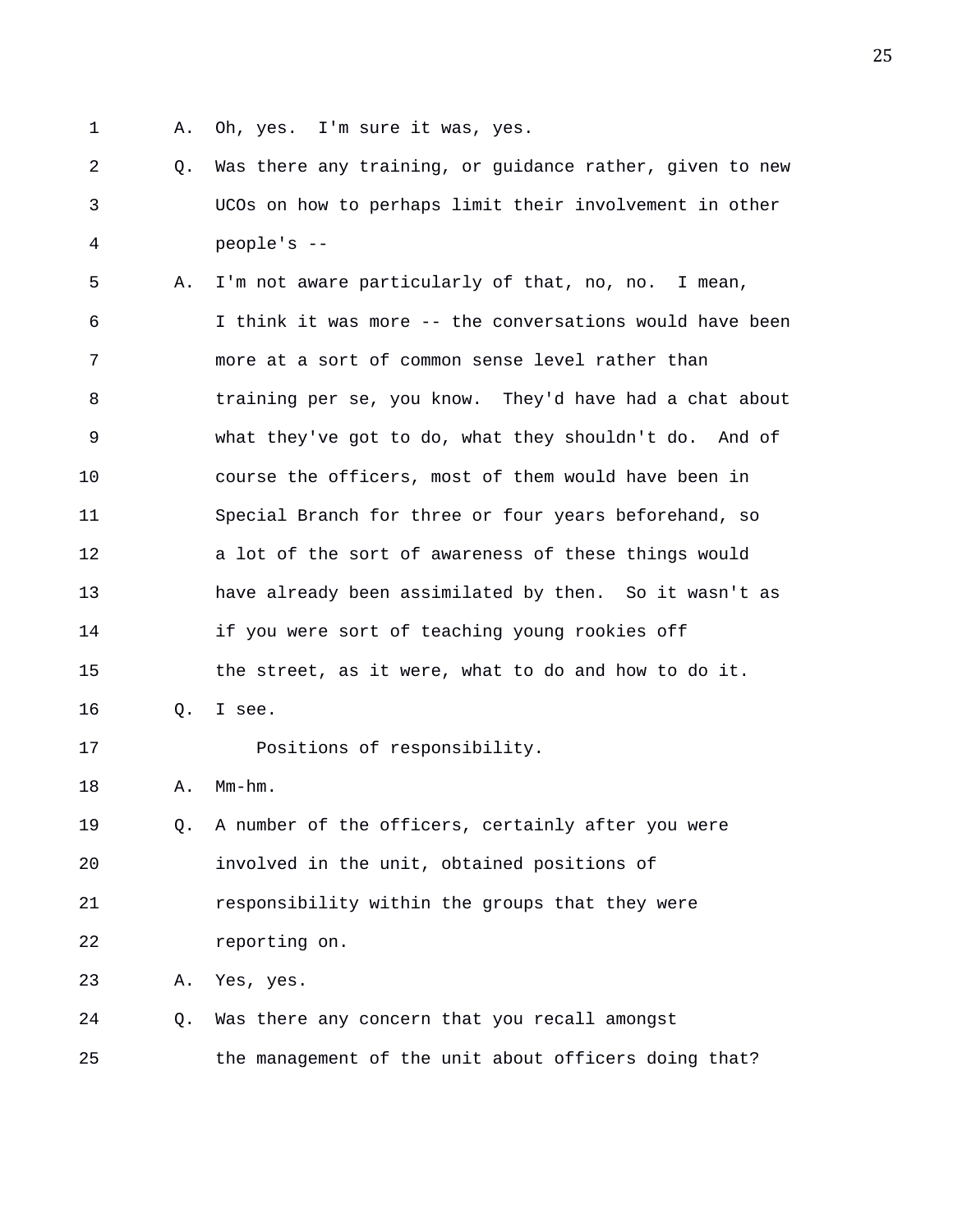1 A. Oh, yes. I'm sure it was, yes.

2 Q. Was there any training, or guidance rather, given to new

3 UCOs on how to perhaps limit their involvement in other

4 people's --

5 A. I'm not aware particularly of that, no, no. I mean,

6 I think it was more -- the conversations would have been

7 more at a sort of common sense level rather than

8 training per se, you know. They'd have had a chat about

9 what they've got to do, what they shouldn't do. And of

10 course the officers, most of them would have been in

11 Special Branch for three or four years beforehand, so

12 a lot of the sort of awareness of these things would

13 have already been assimilated by then. So it wasn't as

14 if you were sort of teaching young rookies off

15 the street, as it were, what to do and how to do it.

16 Q. I see.

17 Positions of responsibility.

18 A. Mm-hm.

19 Q. A number of the officers, certainly after you were

20 involved in the unit, obtained positions of

21 responsibility within the groups that they were

22 reporting on.

23 A. Yes, yes.

24 Q. Was there any concern that you recall amongst

25 the management of the unit about officers doing that?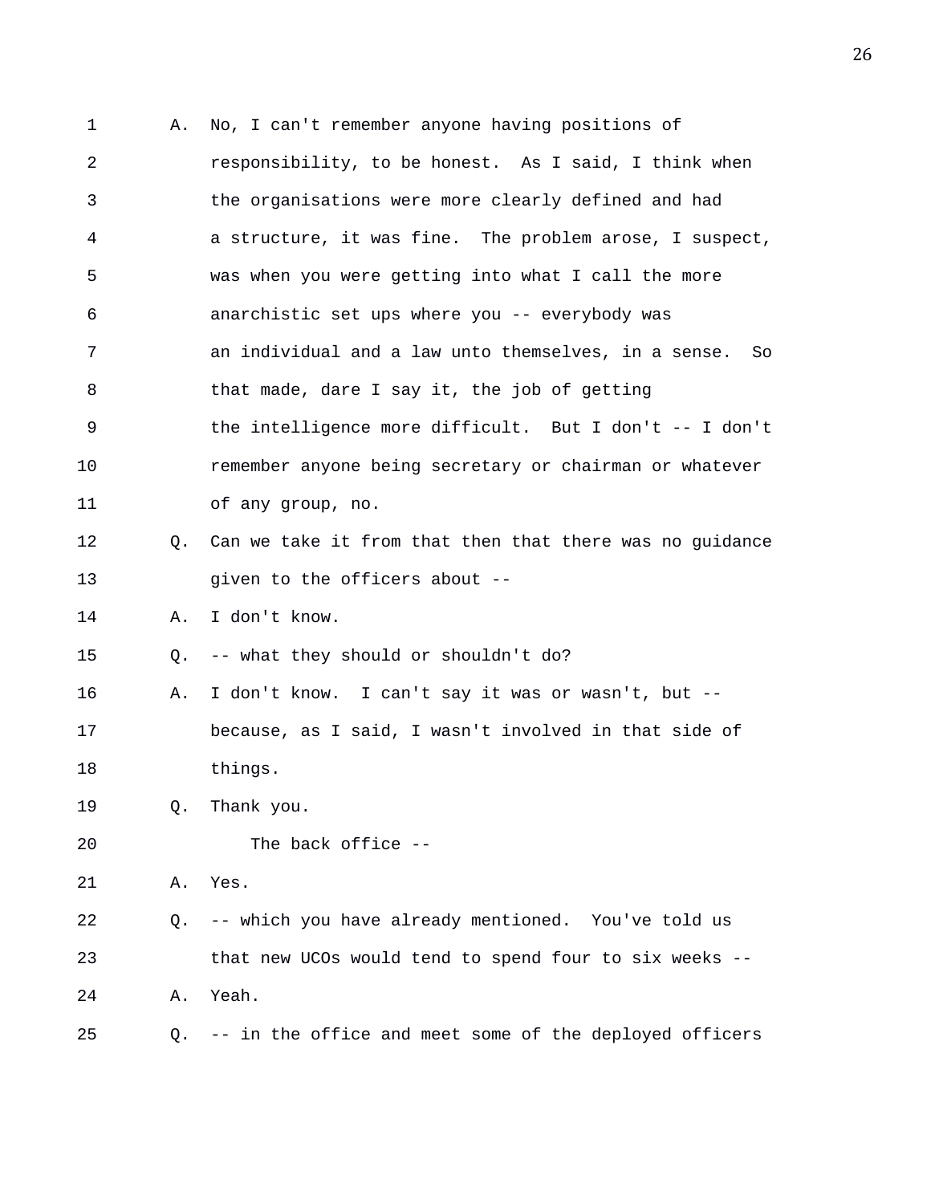1 A. No, I can't remember anyone having positions of
2 responsibility, to be honest. As I said, I think when
3 the organisations were more clearly defined and had
4 a structure, it was fine. The problem arose, I suspect,
5 was when you were getting into what I call the more
6 anarchistic set ups where you -- everybody was
7 an individual and a law unto themselves, in a sense. So
8 that made, dare I say it, the job of getting
9 the intelligence more difficult. But I don't -- I don't
10 remember anyone being secretary or chairman or whatever
11 of any group, no.
12 Q. Can we take it from that then that there was no guidance
13 given to the officers about --
14 A. I don't know.
15 Q. -- what they should or shouldn't do?
16 A. I don't know. I can't say it was or wasn't, but --
17 because, as I said, I wasn't involved in that side of
18 things.
19 Q. Thank you.
20 The back office --
21 A. Yes.
22 Q. -- which you have already mentioned. You've told us
23 that new UCOs would tend to spend four to six weeks --
24 A. Yeah.
25 Q. -- in the office and meet some of the deployed officers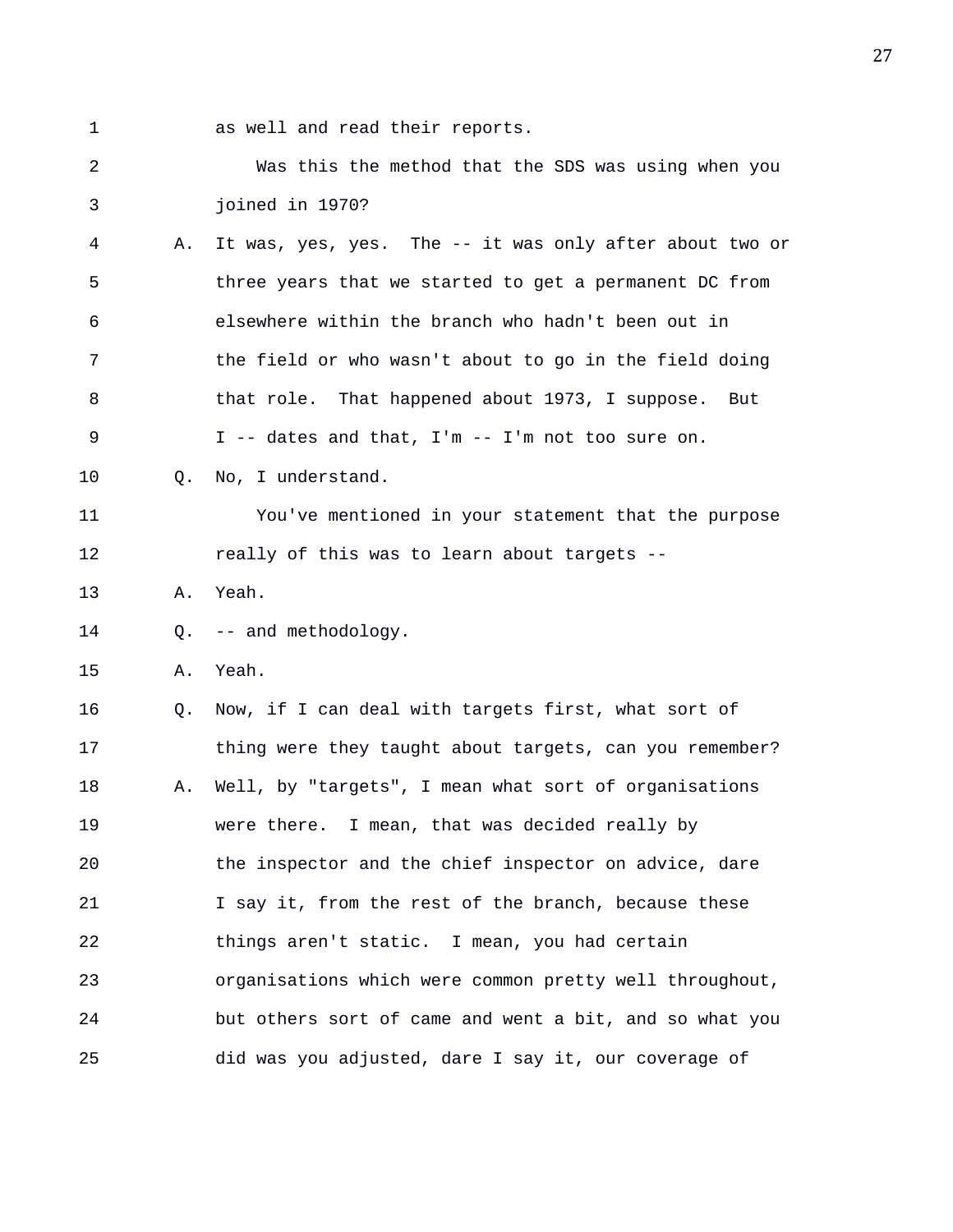1 as well and read their reports.

2 Was this the method that the SDS was using when you

3 joined in 1970?

4 A. It was, yes, yes. The -- it was only after about two or

5 three years that we started to get a permanent DC from

6 elsewhere within the branch who hadn't been out in

7 the field or who wasn't about to go in the field doing

8 that role. That happened about 1973, I suppose. But

9 I -- dates and that, I'm -- I'm not too sure on.

10 Q. No, I understand.

11 You've mentioned in your statement that the purpose

12 really of this was to learn about targets --

13 A. Yeah.

14 Q. -- and methodology.

15 A. Yeah.

16 Q. Now, if I can deal with targets first, what sort of

17 thing were they taught about targets, can you remember?

18 A. Well, by "targets", I mean what sort of organisations

19 were there. I mean, that was decided really by

20 the inspector and the chief inspector on advice, dare

21 I say it, from the rest of the branch, because these

22 things aren't static. I mean, you had certain

23 organisations which were common pretty well throughout,

24 but others sort of came and went a bit, and so what you

25 did was you adjusted, dare I say it, our coverage of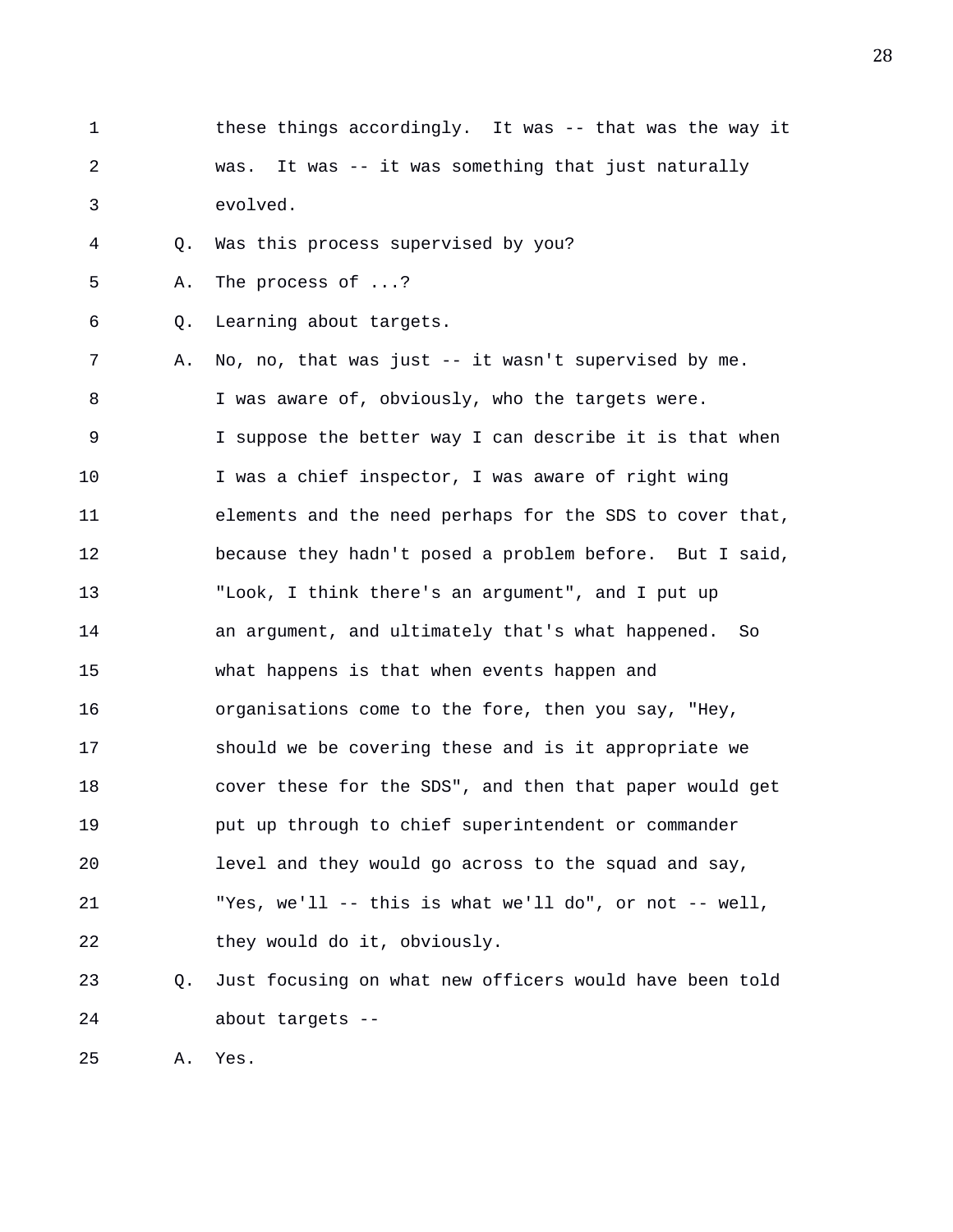1 these things accordingly. It was -- that was the way it
2 was. It was -- it was something that just naturally
3 evolved.

4 Q. Was this process supervised by you?

5 A. The process of ...?

6 Q. Learning about targets.

7 A. No, no, that was just -- it wasn't supervised by me.
8 I was aware of, obviously, who the targets were.
9 I suppose the better way I can describe it is that when
10 I was a chief inspector, I was aware of right wing
11 elements and the need perhaps for the SDS to cover that,
12 because they hadn't posed a problem before. But I said,
13 "Look, I think there's an argument", and I put up
14 an argument, and ultimately that's what happened. So
15 what happens is that when events happen and
16 organisations come to the fore, then you say, "Hey,
17 should we be covering these and is it appropriate we
18 cover these for the SDS", and then that paper would get
19 put up through to chief superintendent or commander
20 level and they would go across to the squad and say,
21 "Yes, we'll -- this is what we'll do", or not -- well,
22 they would do it, obviously.

23 Q. Just focusing on what new officers would have been told
24 about targets --

25 A. Yes.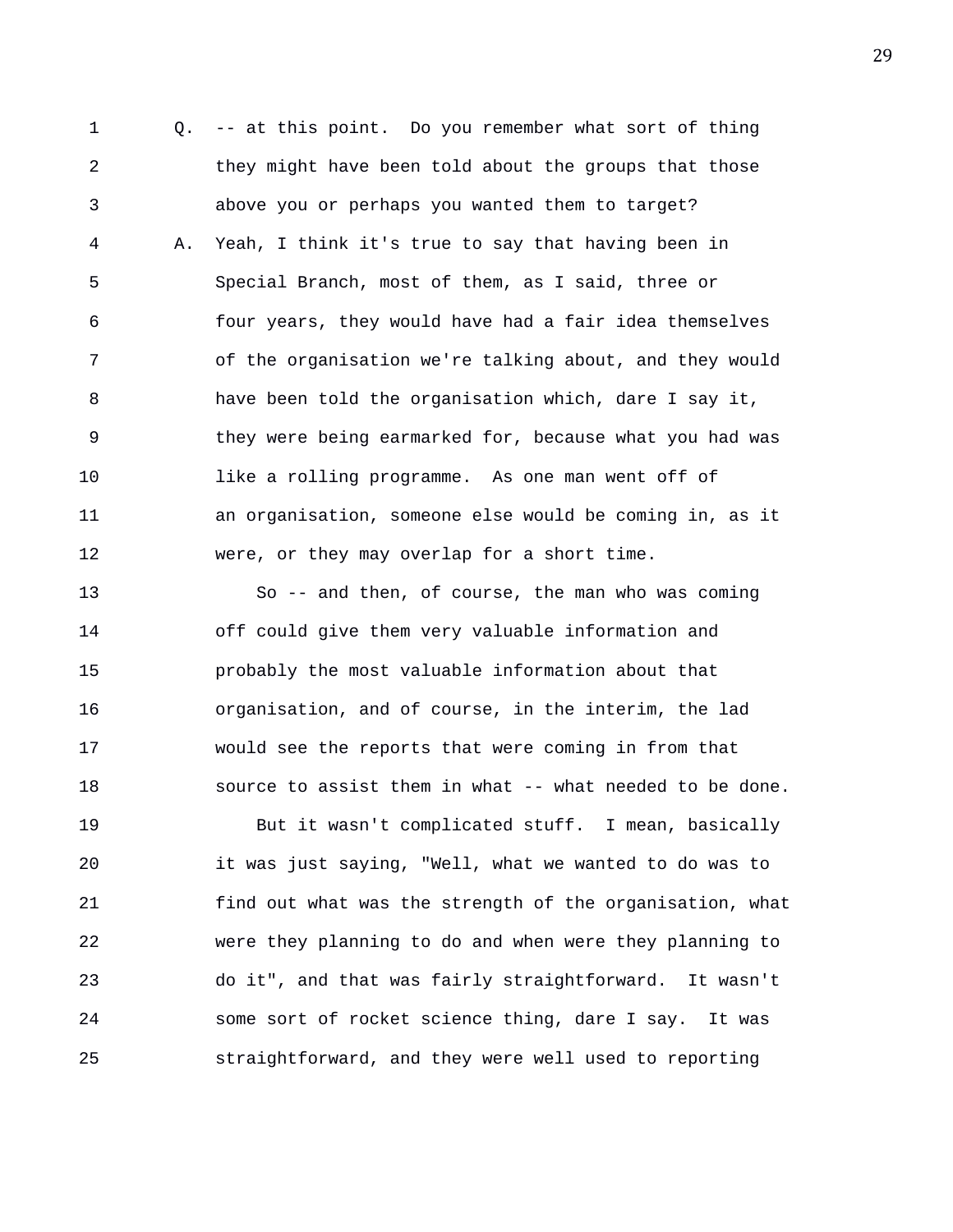Q. -- at this point. Do you remember what sort of thing they might have been told about the groups that those above you or perhaps you wanted them to target?

A. Yeah, I think it's true to say that having been in Special Branch, most of them, as I said, three or four years, they would have had a fair idea themselves of the organisation we're talking about, and they would have been told the organisation which, dare I say it, they were being earmarked for, because what you had was like a rolling programme. As one man went off of an organisation, someone else would be coming in, as it were, or they may overlap for a short time.

So -- and then, of course, the man who was coming off could give them very valuable information and probably the most valuable information about that organisation, and of course, in the interim, the lad would see the reports that were coming in from that source to assist them in what -- what needed to be done.

But it wasn't complicated stuff. I mean, basically it was just saying, "Well, what we wanted to do was to find out what was the strength of the organisation, what were they planning to do and when were they planning to do it", and that was fairly straightforward. It wasn't some sort of rocket science thing, dare I say. It was straightforward, and they were well used to reporting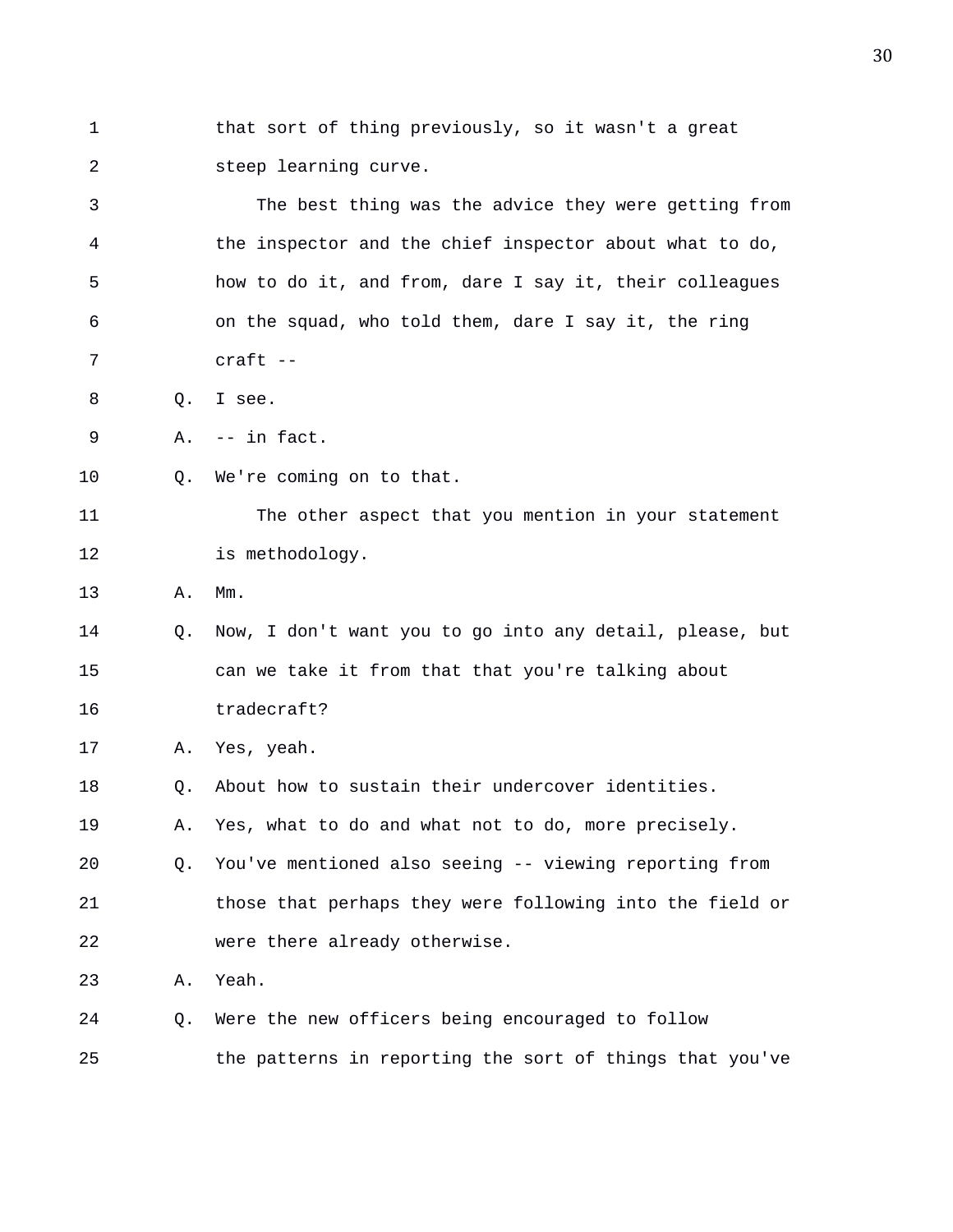1 that sort of thing previously, so it wasn't a great
2 steep learning curve.
3 The best thing was the advice they were getting from
4 the inspector and the chief inspector about what to do,
5 how to do it, and from, dare I say it, their colleagues
6 on the squad, who told them, dare I say it, the ring
7 craft --
8 Q. I see.
9 A. -- in fact.
10 Q. We're coming on to that.
11 The other aspect that you mention in your statement
12 is methodology.
13 A. Mm.
14 Q. Now, I don't want you to go into any detail, please, but
15 can we take it from that that you're talking about
16 tradecraft?
17 A. Yes, yeah.
18 Q. About how to sustain their undercover identities.
19 A. Yes, what to do and what not to do, more precisely.
20 Q. You've mentioned also seeing -- viewing reporting from
21 those that perhaps they were following into the field or
22 were there already otherwise.
23 A. Yeah.
24 Q. Were the new officers being encouraged to follow
25 the patterns in reporting the sort of things that you've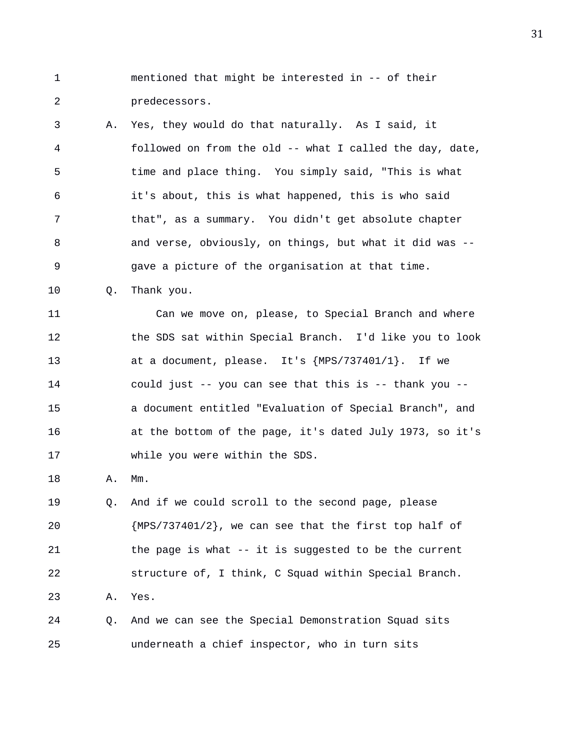1 mentioned that might be interested in -- of their
2 predecessors.
3 A. Yes, they would do that naturally. As I said, it
4 followed on from the old -- what I called the day, date,
5 time and place thing. You simply said, "This is what
6 it's about, this is what happened, this is who said
7 that", as a summary. You didn't get absolute chapter
8 and verse, obviously, on things, but what it did was --
9 gave a picture of the organisation at that time.
10 Q. Thank you.
11 Can we move on, please, to Special Branch and where
12 the SDS sat within Special Branch. I'd like you to look
13 at a document, please. It's {MPS/737401/1}. If we
14 could just -- you can see that this is -- thank you --
15 a document entitled "Evaluation of Special Branch", and
16 at the bottom of the page, it's dated July 1973, so it's
17 while you were within the SDS.
18 A. Mm.
19 Q. And if we could scroll to the second page, please
20 {MPS/737401/2}, we can see that the first top half of
21 the page is what -- it is suggested to be the current
22 structure of, I think, C Squad within Special Branch.
23 A. Yes.
24 Q. And we can see the Special Demonstration Squad sits
25 underneath a chief inspector, who in turn sits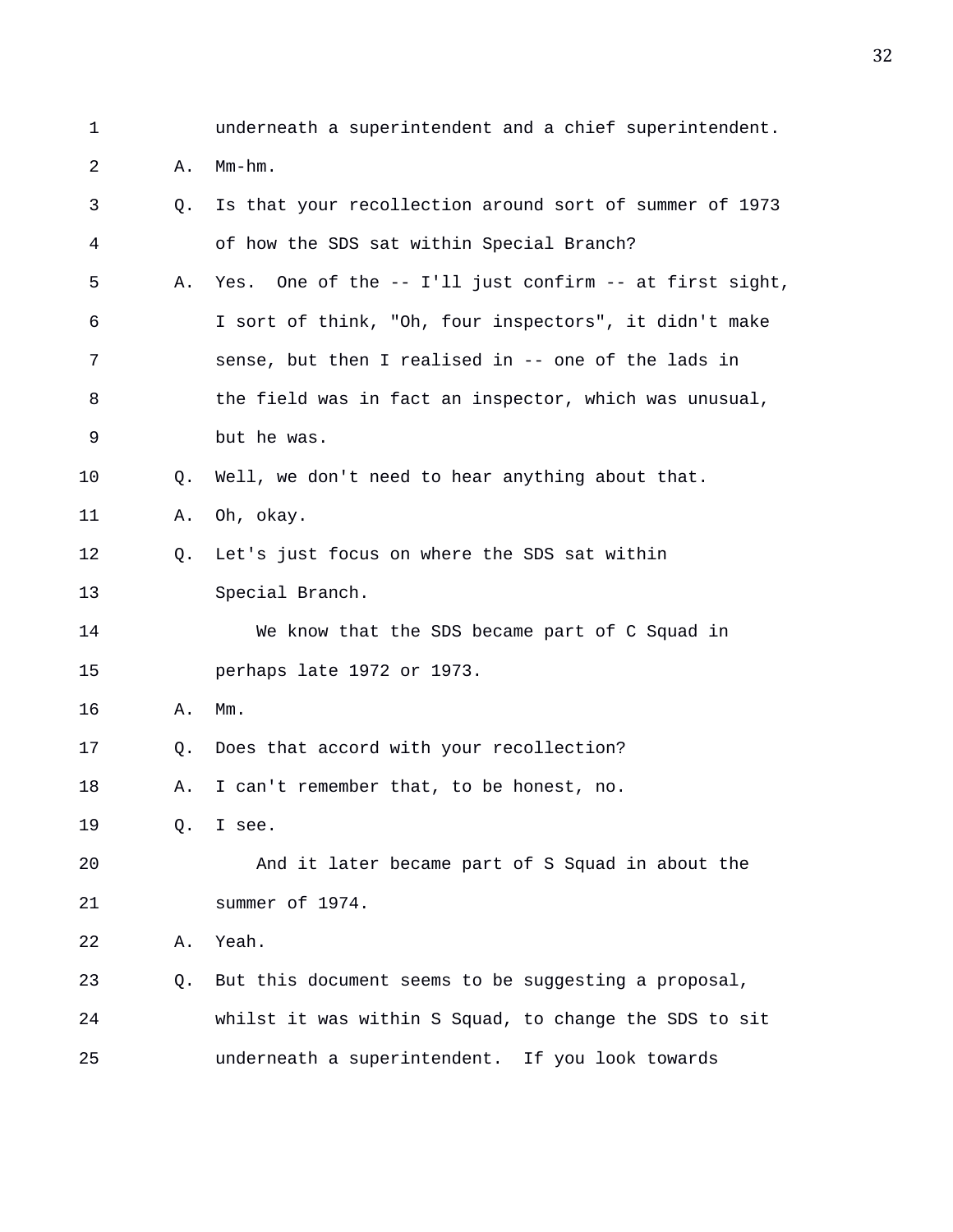1 underneath a superintendent and a chief superintendent.

2 A. Mm-hm.

3 Q. Is that your recollection around sort of summer of 1973

4 of how the SDS sat within Special Branch?

5 A. Yes. One of the -- I'll just confirm -- at first sight,

6 I sort of think, "Oh, four inspectors", it didn't make

7 sense, but then I realised in -- one of the lads in

8 the field was in fact an inspector, which was unusual,

9 but he was.

10 Q. Well, we don't need to hear anything about that.

11 A. Oh, okay.

12 Q. Let's just focus on where the SDS sat within

13 Special Branch.

14 We know that the SDS became part of C Squad in

15 perhaps late 1972 or 1973.

16 A. Mm.

17 Q. Does that accord with your recollection?

18 A. I can't remember that, to be honest, no.

19 Q. I see.

20 And it later became part of S Squad in about the

21 summer of 1974.

22 A. Yeah.

23 Q. But this document seems to be suggesting a proposal,

24 whilst it was within S Squad, to change the SDS to sit

25 underneath a superintendent. If you look towards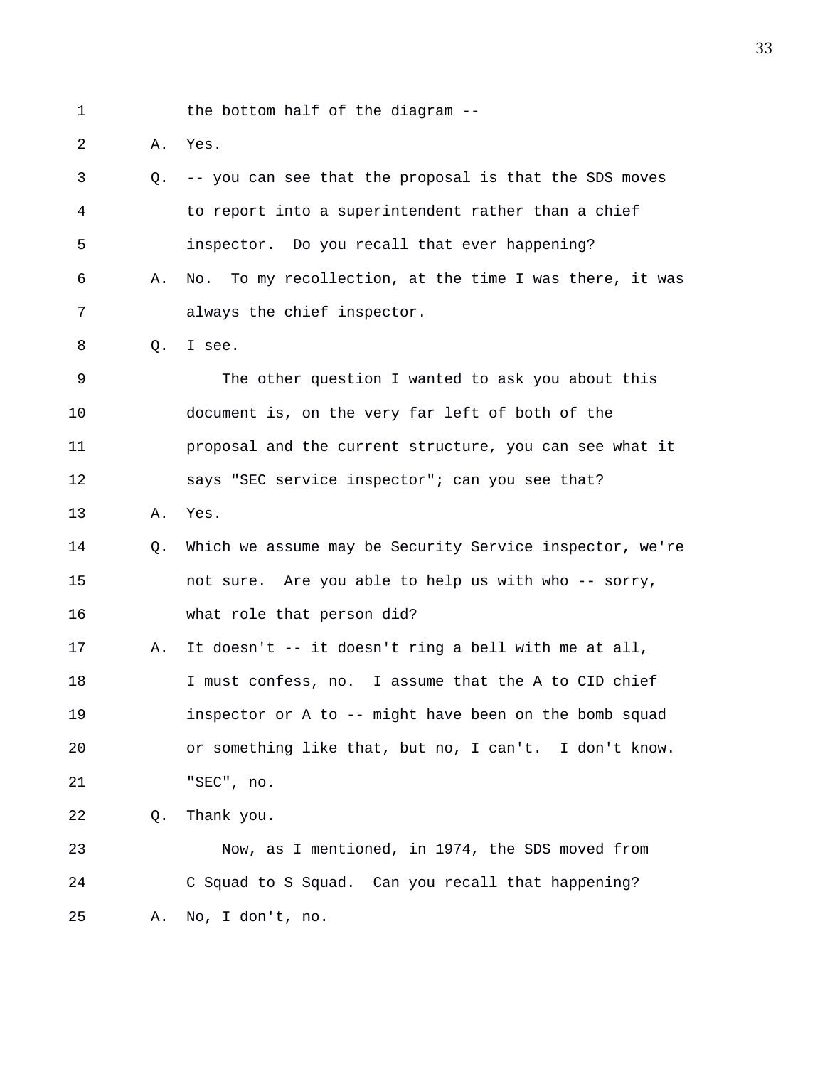1 the bottom half of the diagram --

2 A. Yes.

3 Q. -- you can see that the proposal is that the SDS moves

4 to report into a superintendent rather than a chief

5 inspector. Do you recall that ever happening?

6 A. No. To my recollection, at the time I was there, it was

7 always the chief inspector.

8 Q. I see.

9 The other question I wanted to ask you about this

10 document is, on the very far left of both of the

11 proposal and the current structure, you can see what it

12 says "SEC service inspector"; can you see that?

13 A. Yes.

14 Q. Which we assume may be Security Service inspector, we're

15 not sure. Are you able to help us with who -- sorry,

16 what role that person did?

17 A. It doesn't -- it doesn't ring a bell with me at all,

18 I must confess, no. I assume that the A to CID chief

19 inspector or A to -- might have been on the bomb squad

20 or something like that, but no, I can't. I don't know.

21 "SEC", no.

22 Q. Thank you.

23 Now, as I mentioned, in 1974, the SDS moved from

24 C Squad to S Squad. Can you recall that happening?

25 A. No, I don't, no.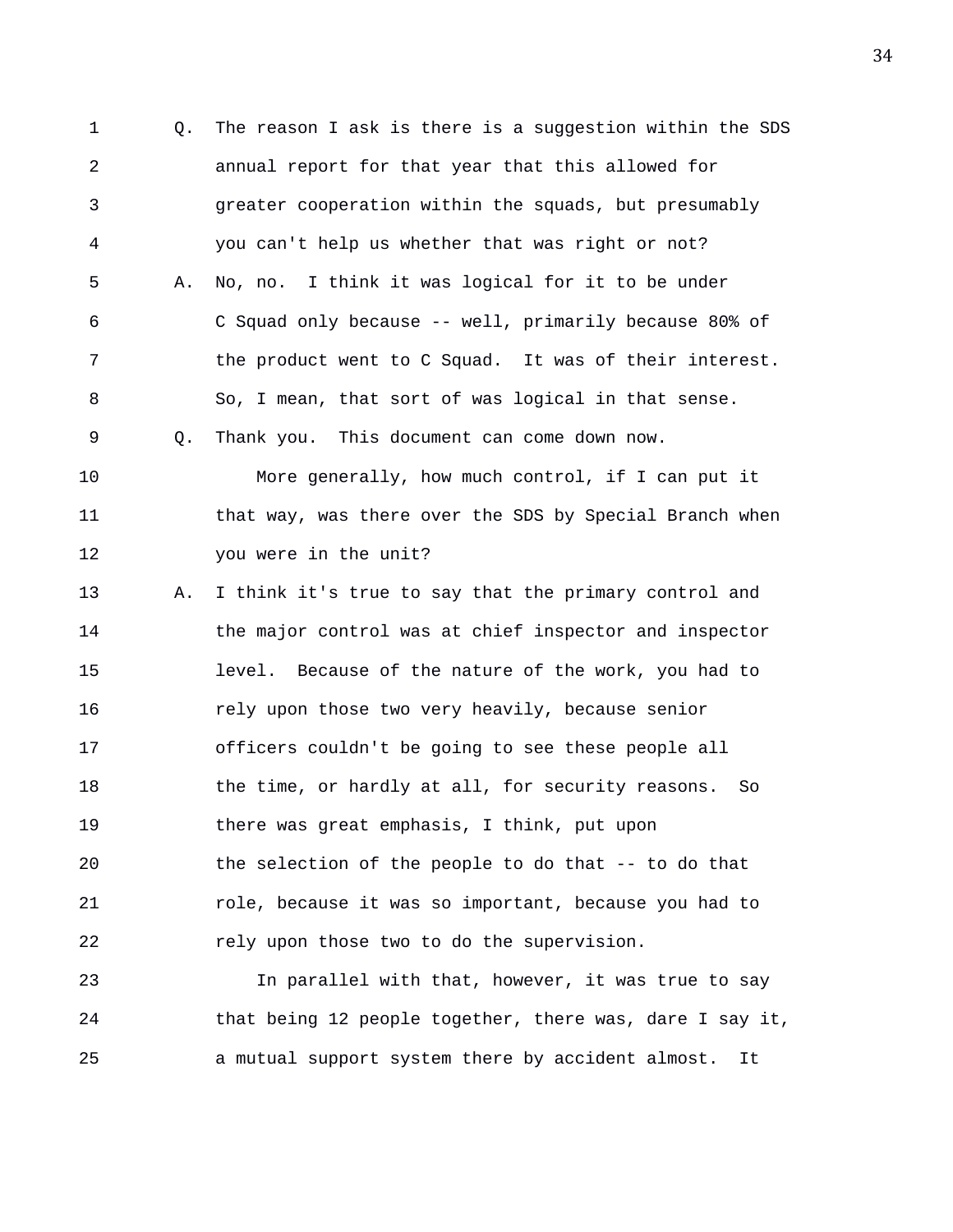Q. The reason I ask is there is a suggestion within the SDS annual report for that year that this allowed for greater cooperation within the squads, but presumably you can't help us whether that was right or not?

A. No, no. I think it was logical for it to be under C Squad only because -- well, primarily because 80% of the product went to C Squad. It was of their interest. So, I mean, that sort of was logical in that sense.

Q. Thank you. This document can come down now.

More generally, how much control, if I can put it that way, was there over the SDS by Special Branch when you were in the unit?

A. I think it's true to say that the primary control and the major control was at chief inspector and inspector level. Because of the nature of the work, you had to rely upon those two very heavily, because senior officers couldn't be going to see these people all the time, or hardly at all, for security reasons. So there was great emphasis, I think, put upon the selection of the people to do that -- to do that role, because it was so important, because you had to rely upon those two to do the supervision.

In parallel with that, however, it was true to say that being 12 people together, there was, dare I say it, a mutual support system there by accident almost. It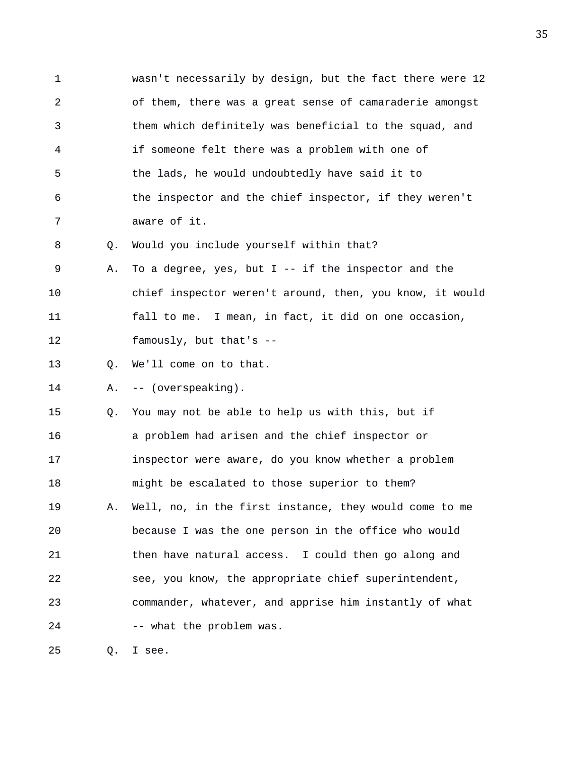1 wasn't necessarily by design, but the fact there were 12
2 of them, there was a great sense of camaraderie amongst
3 them which definitely was beneficial to the squad, and
4 if someone felt there was a problem with one of
5 the lads, he would undoubtedly have said it to
6 the inspector and the chief inspector, if they weren't
7 aware of it.
8 Q. Would you include yourself within that?
9 A. To a degree, yes, but I -- if the inspector and the
10 chief inspector weren't around, then, you know, it would
11 fall to me. I mean, in fact, it did on one occasion,
12 famously, but that's --
13 Q. We'll come on to that.
14 A. -- (overspeaking).
15 Q. You may not be able to help us with this, but if
16 a problem had arisen and the chief inspector or
17 inspector were aware, do you know whether a problem
18 might be escalated to those superior to them?
19 A. Well, no, in the first instance, they would come to me
20 because I was the one person in the office who would
21 then have natural access. I could then go along and
22 see, you know, the appropriate chief superintendent,
23 commander, whatever, and apprise him instantly of what
24 -- what the problem was.
25 Q. I see.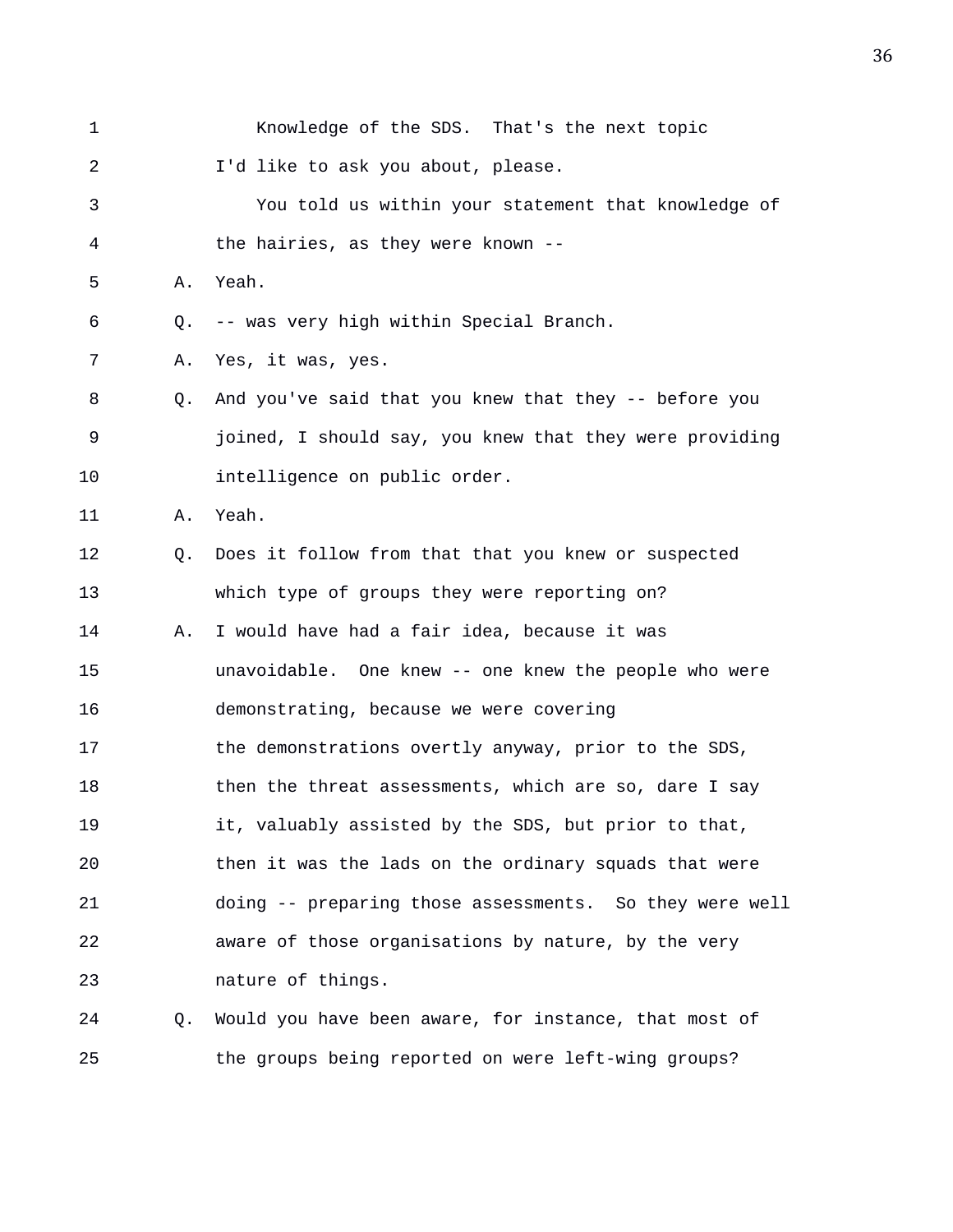1 Knowledge of the SDS. That's the next topic
2 I'd like to ask you about, please.
3 You told us within your statement that knowledge of
4 the hairies, as they were known --
5 A. Yeah.
6 Q. -- was very high within Special Branch.
7 A. Yes, it was, yes.
8 Q. And you've said that you knew that they -- before you
9 joined, I should say, you knew that they were providing
10 intelligence on public order.
11 A. Yeah.
12 Q. Does it follow from that that you knew or suspected
13 which type of groups they were reporting on?
14 A. I would have had a fair idea, because it was
15 unavoidable. One knew -- one knew the people who were
16 demonstrating, because we were covering
17 the demonstrations overtly anyway, prior to the SDS,
18 then the threat assessments, which are so, dare I say
19 it, valuably assisted by the SDS, but prior to that,
20 then it was the lads on the ordinary squads that were
21 doing -- preparing those assessments. So they were well
22 aware of those organisations by nature, by the very
23 nature of things.
24 Q. Would you have been aware, for instance, that most of
25 the groups being reported on were left-wing groups?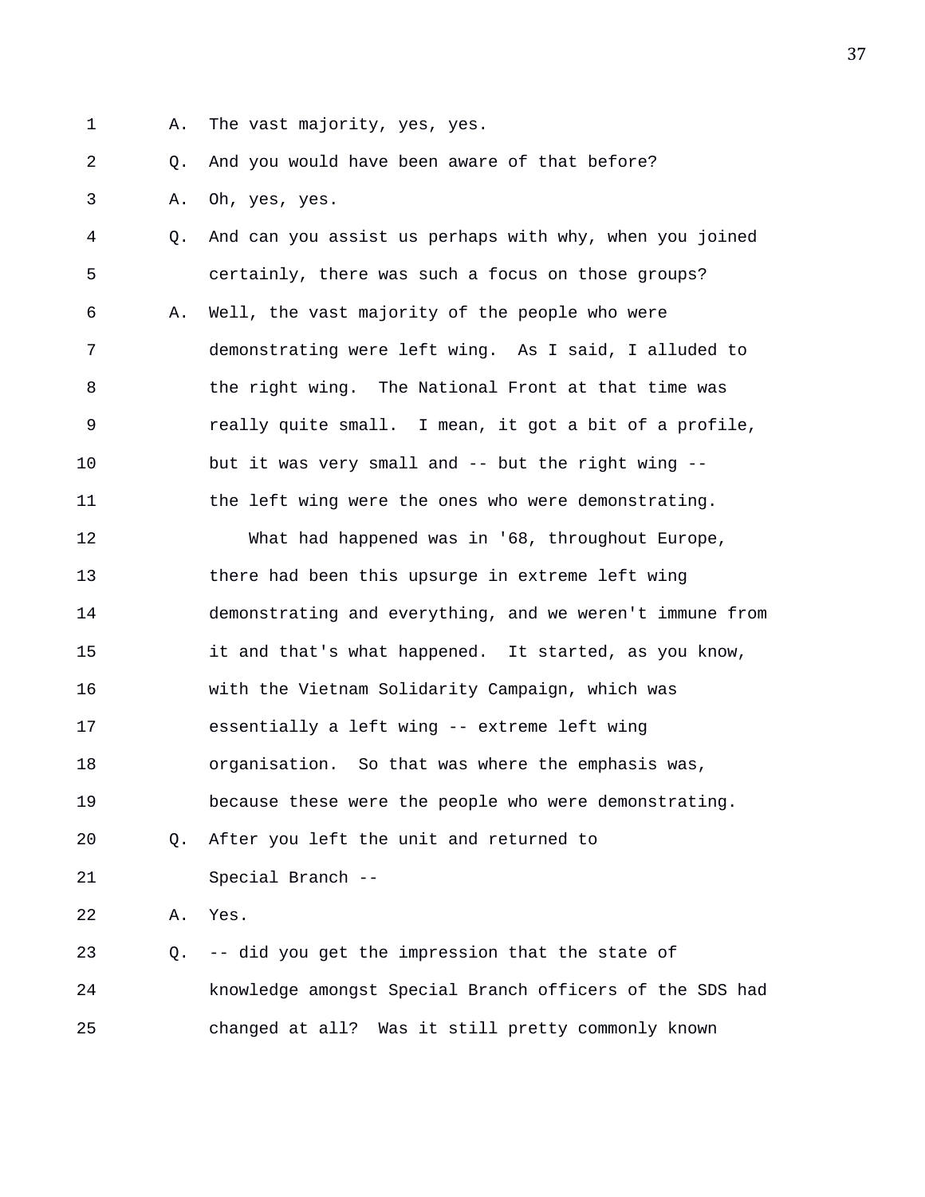1 A. The vast majority, yes, yes.

2 Q. And you would have been aware of that before?

3 A. Oh, yes, yes.

4 Q. And can you assist us perhaps with why, when you joined

5 certainly, there was such a focus on those groups?

6 A. Well, the vast majority of the people who were

7 demonstrating were left wing. As I said, I alluded to

8 the right wing. The National Front at that time was

9 really quite small. I mean, it got a bit of a profile,

10 but it was very small and -- but the right wing --

11 the left wing were the ones who were demonstrating.

12 What had happened was in '68, throughout Europe,

13 there had been this upsurge in extreme left wing

14 demonstrating and everything, and we weren't immune from

15 it and that's what happened. It started, as you know,

16 with the Vietnam Solidarity Campaign, which was

17 essentially a left wing -- extreme left wing

18 organisation. So that was where the emphasis was,

19 because these were the people who were demonstrating.

20 Q. After you left the unit and returned to

21 Special Branch --

22 A. Yes.

23 Q. -- did you get the impression that the state of

24 knowledge amongst Special Branch officers of the SDS had

25 changed at all? Was it still pretty commonly known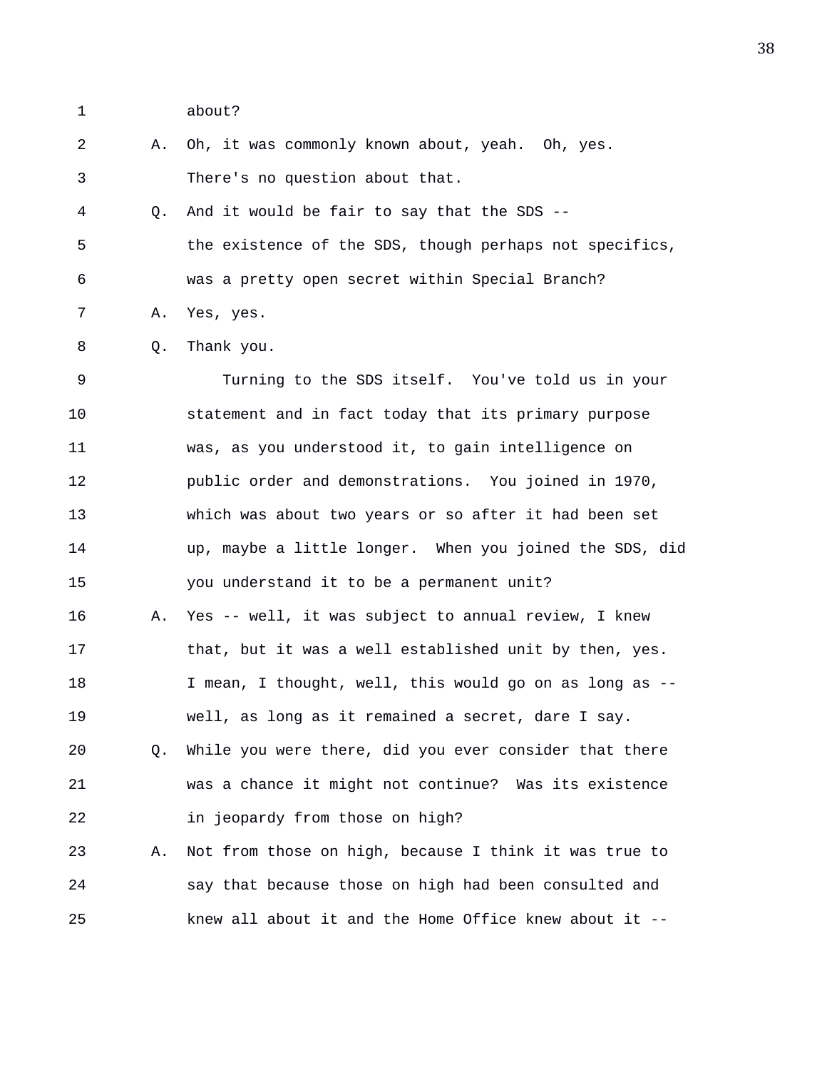about?

A. Oh, it was commonly known about, yeah. Oh, yes. There's no question about that.

Q. And it would be fair to say that the SDS -- the existence of the SDS, though perhaps not specifics, was a pretty open secret within Special Branch?

A. Yes, yes.

Q. Thank you.

Turning to the SDS itself. You've told us in your statement and in fact today that its primary purpose was, as you understood it, to gain intelligence on public order and demonstrations. You joined in 1970, which was about two years or so after it had been set up, maybe a little longer. When you joined the SDS, did you understand it to be a permanent unit?

A. Yes -- well, it was subject to annual review, I knew that, but it was a well established unit by then, yes. I mean, I thought, well, this would go on as long as -- well, as long as it remained a secret, dare I say.

Q. While you were there, did you ever consider that there was a chance it might not continue? Was its existence in jeopardy from those on high?

A. Not from those on high, because I think it was true to say that because those on high had been consulted and knew all about it and the Home Office knew about it --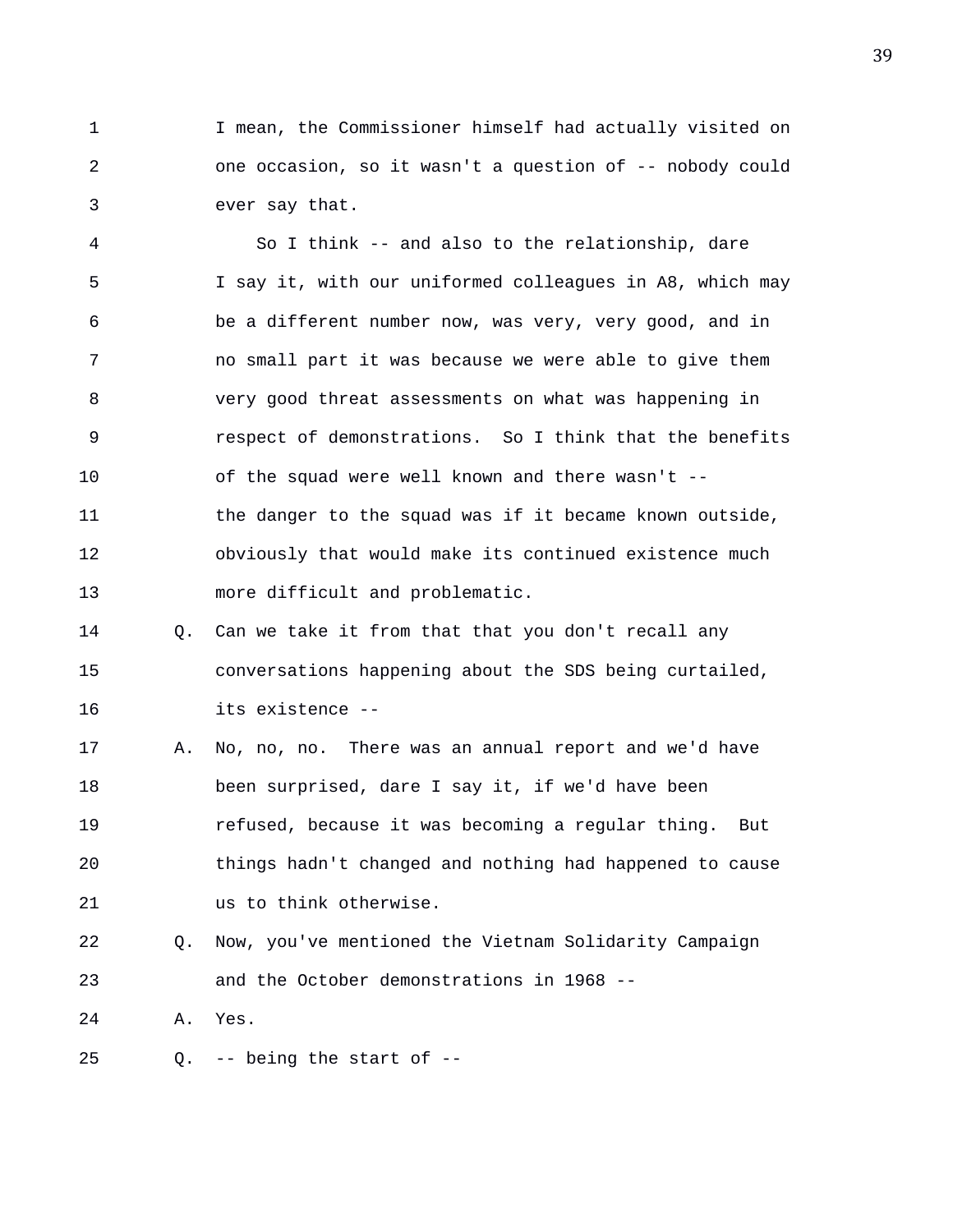1 I mean, the Commissioner himself had actually visited on
2 one occasion, so it wasn't a question of -- nobody could
3 ever say that.

4 So I think -- and also to the relationship, dare
5 I say it, with our uniformed colleagues in A8, which may
6 be a different number now, was very, very good, and in
7 no small part it was because we were able to give them
8 very good threat assessments on what was happening in
9 respect of demonstrations. So I think that the benefits
10 of the squad were well known and there wasn't --
11 the danger to the squad was if it became known outside,
12 obviously that would make its continued existence much
13 more difficult and problematic.

14 Q. Can we take it from that that you don't recall any
15 conversations happening about the SDS being curtailed,
16 its existence --

17 A. No, no, no. There was an annual report and we'd have
18 been surprised, dare I say it, if we'd have been
19 refused, because it was becoming a regular thing. But
20 things hadn't changed and nothing had happened to cause
21 us to think otherwise.

22 Q. Now, you've mentioned the Vietnam Solidarity Campaign
23 and the October demonstrations in 1968 --

24 A. Yes.

25 Q. -- being the start of --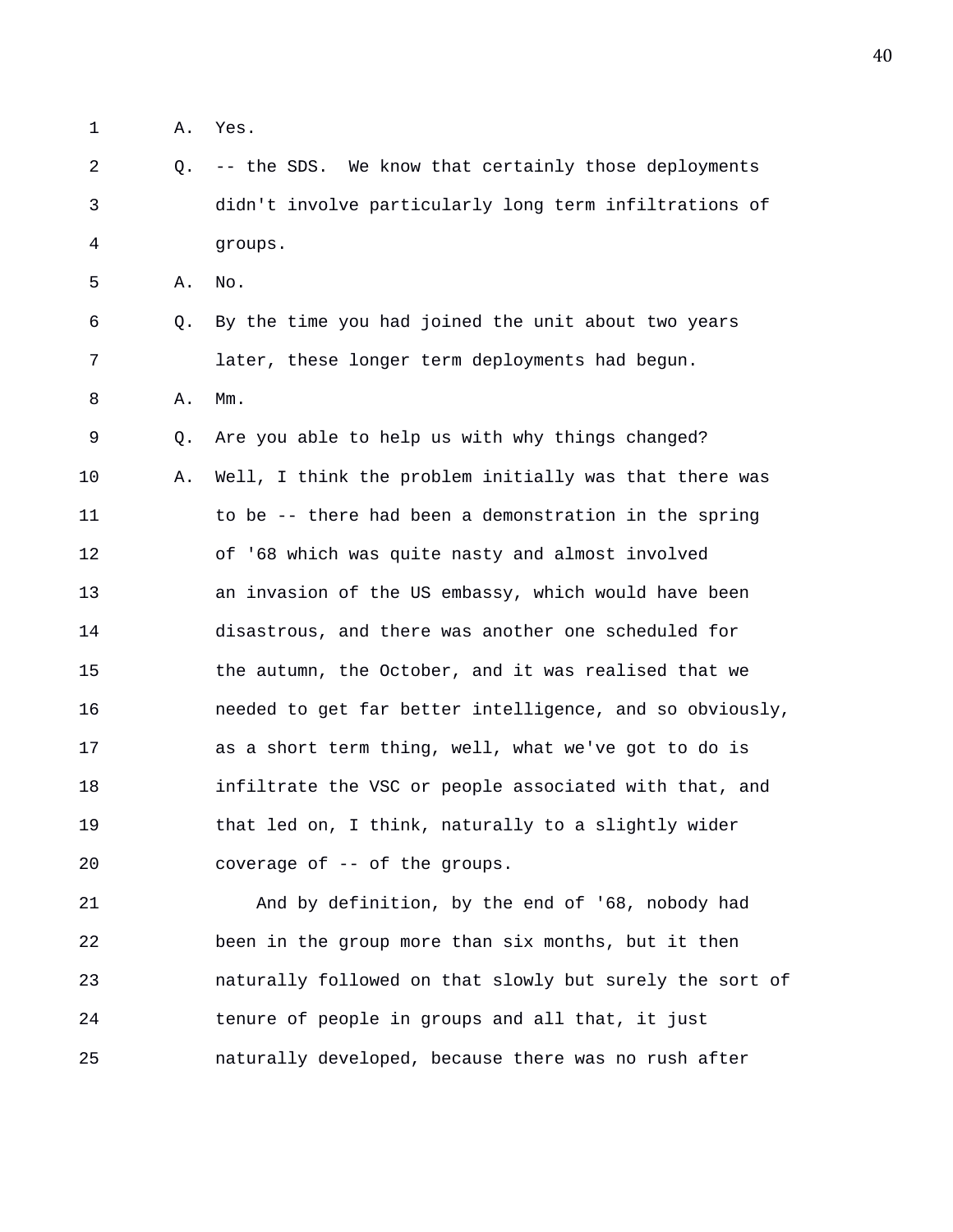1 A. Yes.

2 Q. -- the SDS. We know that certainly those deployments
3 didn't involve particularly long term infiltrations of
4 groups.

5 A. No.

6 Q. By the time you had joined the unit about two years
7 later, these longer term deployments had begun.

8 A. Mm.

9 Q. Are you able to help us with why things changed?

10 A. Well, I think the problem initially was that there was
11 to be -- there had been a demonstration in the spring
12 of '68 which was quite nasty and almost involved
13 an invasion of the US embassy, which would have been
14 disastrous, and there was another one scheduled for
15 the autumn, the October, and it was realised that we
16 needed to get far better intelligence, and so obviously,
17 as a short term thing, well, what we've got to do is
18 infiltrate the VSC or people associated with that, and
19 that led on, I think, naturally to a slightly wider
20 coverage of -- of the groups.

21 And by definition, by the end of '68, nobody had
22 been in the group more than six months, but it then
23 naturally followed on that slowly but surely the sort of
24 tenure of people in groups and all that, it just
25 naturally developed, because there was no rush after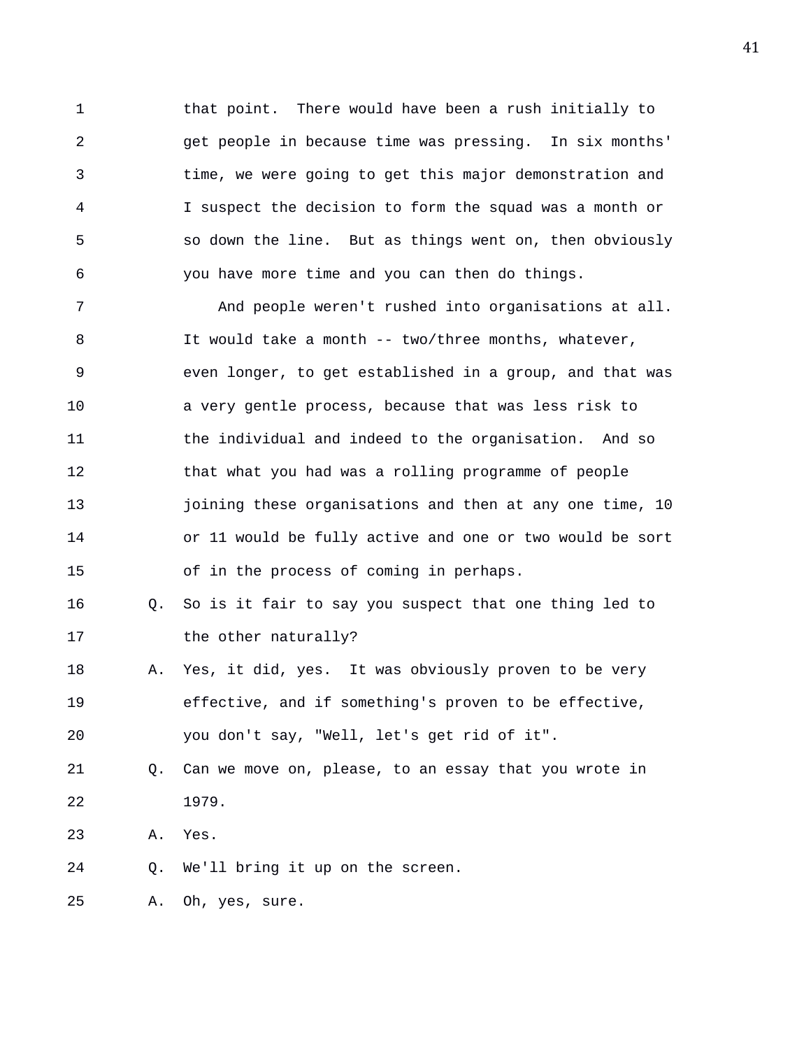that point. There would have been a rush initially to get people in because time was pressing. In six months' time, we were going to get this major demonstration and I suspect the decision to form the squad was a month or so down the line. But as things went on, then obviously you have more time and you can then do things.

And people weren't rushed into organisations at all. It would take a month -- two/three months, whatever, even longer, to get established in a group, and that was a very gentle process, because that was less risk to the individual and indeed to the organisation. And so that what you had was a rolling programme of people joining these organisations and then at any one time, 10 or 11 would be fully active and one or two would be sort of in the process of coming in perhaps.

Q. So is it fair to say you suspect that one thing led to the other naturally?

A. Yes, it did, yes. It was obviously proven to be very effective, and if something's proven to be effective, you don't say, "Well, let's get rid of it".

Q. Can we move on, please, to an essay that you wrote in 1979.

A. Yes.

Q. We'll bring it up on the screen.

A. Oh, yes, sure.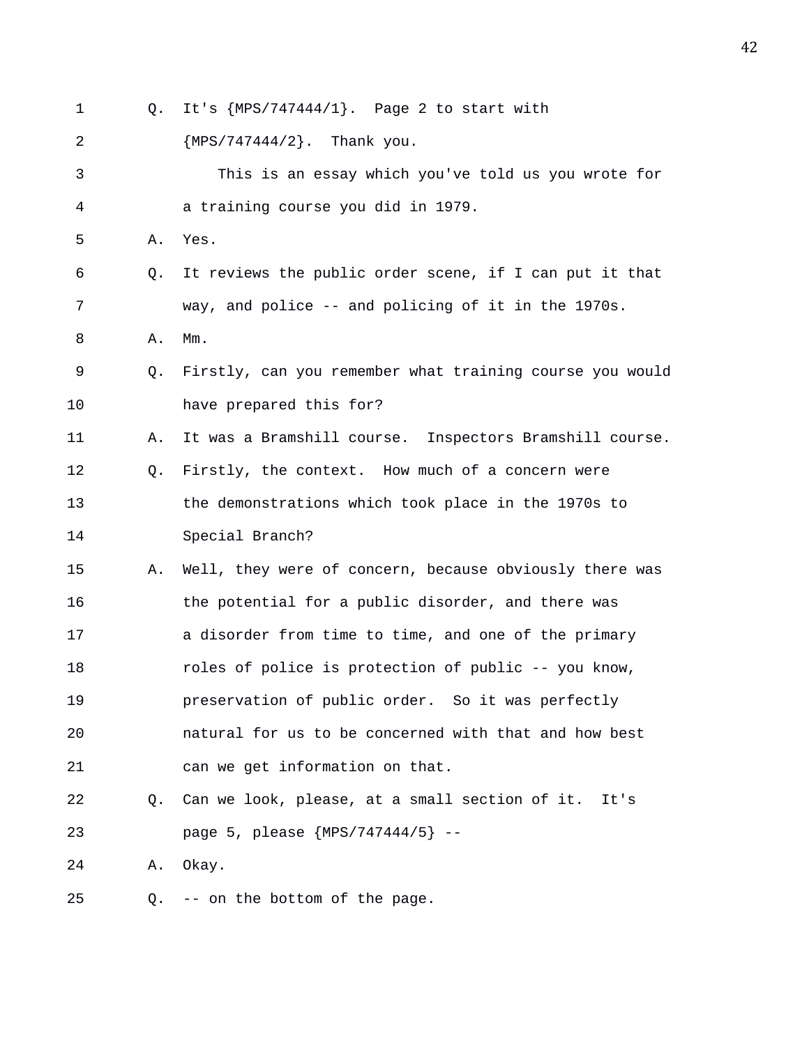1 Q. It's {MPS/747444/1}. Page 2 to start with
2 {MPS/747444/2}. Thank you.
3 This is an essay which you've told us you wrote for
4 a training course you did in 1979.
5 A. Yes.
6 Q. It reviews the public order scene, if I can put it that
7 way, and police -- and policing of it in the 1970s.
8 A. Mm.
9 Q. Firstly, can you remember what training course you would
10 have prepared this for?
11 A. It was a Bramshill course. Inspectors Bramshill course.
12 Q. Firstly, the context. How much of a concern were
13 the demonstrations which took place in the 1970s to
14 Special Branch?
15 A. Well, they were of concern, because obviously there was
16 the potential for a public disorder, and there was
17 a disorder from time to time, and one of the primary
18 roles of police is protection of public -- you know,
19 preservation of public order. So it was perfectly
20 natural for us to be concerned with that and how best
21 can we get information on that.
22 Q. Can we look, please, at a small section of it. It's
23 page 5, please {MPS/747444/5} --
24 A. Okay.
25 Q. -- on the bottom of the page.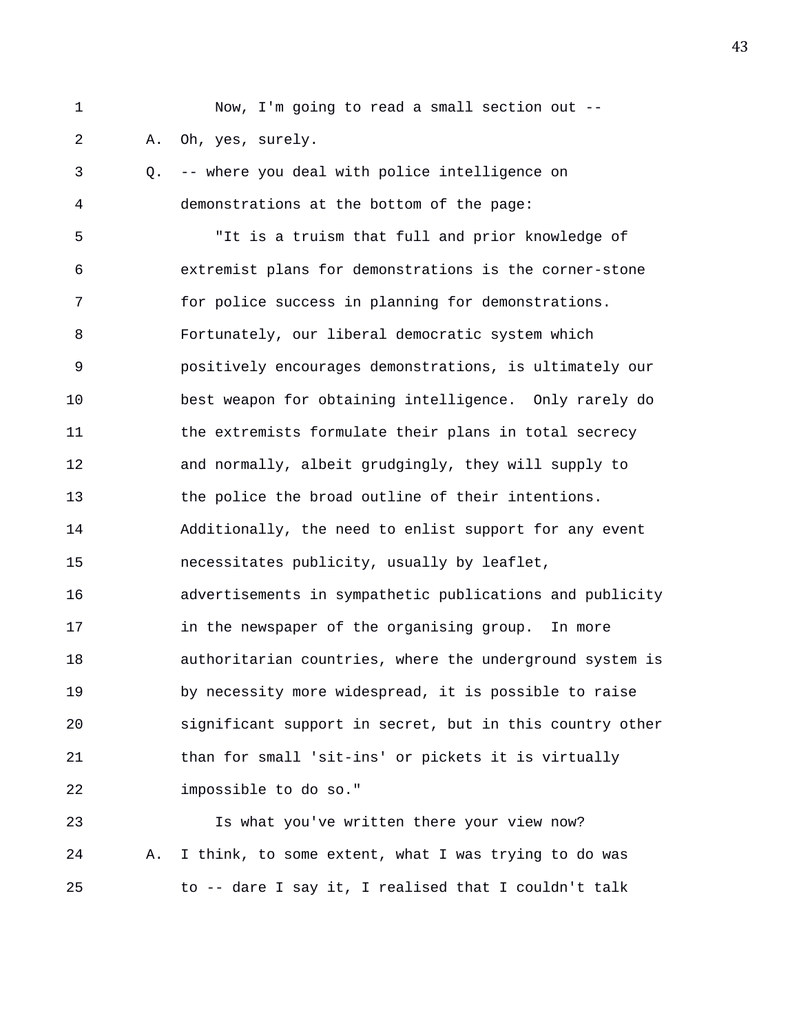Now, I'm going to read a small section out --

A. Oh, yes, surely.

Q. -- where you deal with police intelligence on demonstrations at the bottom of the page:

"It is a truism that full and prior knowledge of extremist plans for demonstrations is the corner-stone for police success in planning for demonstrations. Fortunately, our liberal democratic system which positively encourages demonstrations, is ultimately our best weapon for obtaining intelligence. Only rarely do the extremists formulate their plans in total secrecy and normally, albeit grudgingly, they will supply to the police the broad outline of their intentions. Additionally, the need to enlist support for any event necessitates publicity, usually by leaflet, advertisements in sympathetic publications and publicity in the newspaper of the organising group. In more authoritarian countries, where the underground system is by necessity more widespread, it is possible to raise significant support in secret, but in this country other than for small 'sit-ins' or pickets it is virtually impossible to do so."

Is what you've written there your view now?

A. I think, to some extent, what I was trying to do was to -- dare I say it, I realised that I couldn't talk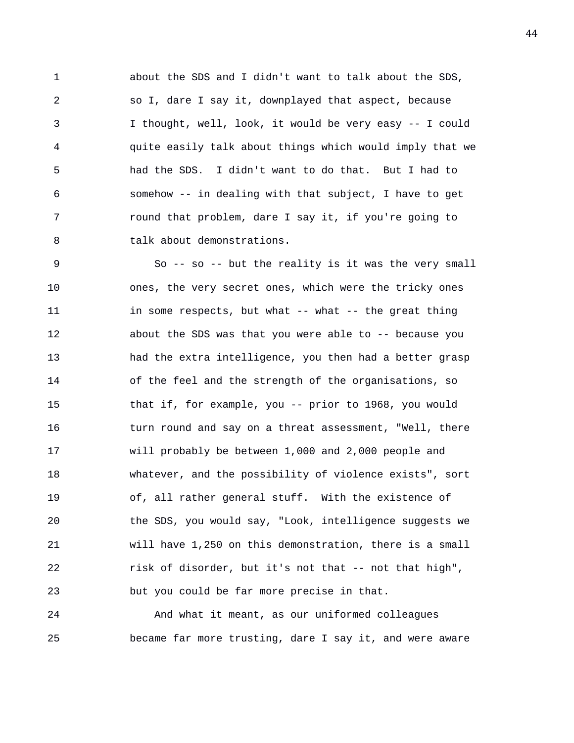about the SDS and I didn't want to talk about the SDS, so I, dare I say it, downplayed that aspect, because I thought, well, look, it would be very easy -- I could quite easily talk about things which would imply that we had the SDS. I didn't want to do that. But I had to somehow -- in dealing with that subject, I have to get round that problem, dare I say it, if you're going to talk about demonstrations.

So -- so -- but the reality is it was the very small ones, the very secret ones, which were the tricky ones in some respects, but what -- what -- the great thing about the SDS was that you were able to -- because you had the extra intelligence, you then had a better grasp of the feel and the strength of the organisations, so that if, for example, you -- prior to 1968, you would turn round and say on a threat assessment, "Well, there will probably be between 1,000 and 2,000 people and whatever, and the possibility of violence exists", sort of, all rather general stuff. With the existence of the SDS, you would say, "Look, intelligence suggests we will have 1,250 on this demonstration, there is a small risk of disorder, but it's not that -- not that high", but you could be far more precise in that.

And what it meant, as our uniformed colleagues became far more trusting, dare I say it, and were aware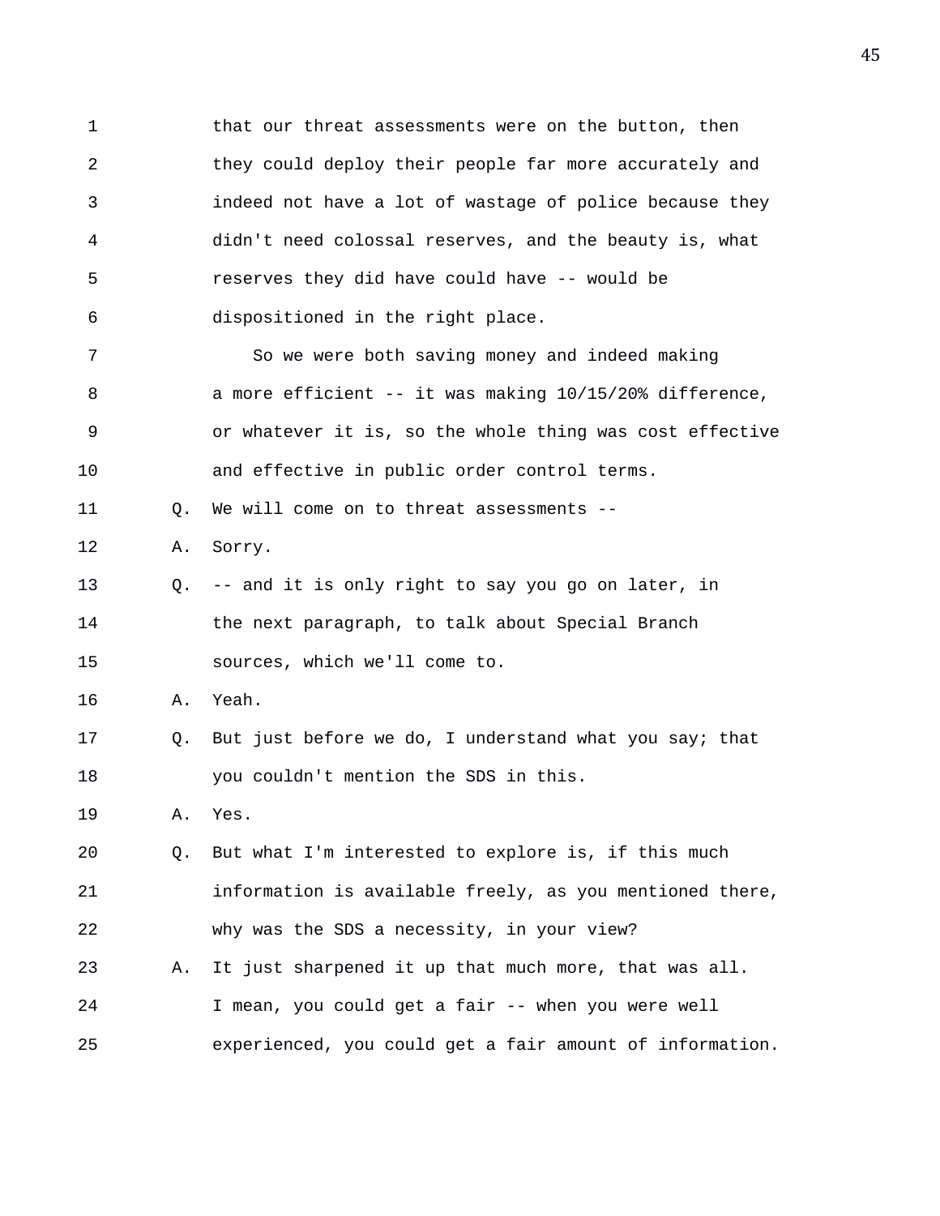1 that our threat assessments were on the button, then
2 they could deploy their people far more accurately and
3 indeed not have a lot of wastage of police because they
4 didn't need colossal reserves, and the beauty is, what
5 reserves they did have could have -- would be
6 dispositioned in the right place.
7 So we were both saving money and indeed making
8 a more efficient -- it was making 10/15/20% difference,
9 or whatever it is, so the whole thing was cost effective
10 and effective in public order control terms.
11 Q. We will come on to threat assessments --
12 A. Sorry.
13 Q. -- and it is only right to say you go on later, in
14 the next paragraph, to talk about Special Branch
15 sources, which we'll come to.
16 A. Yeah.
17 Q. But just before we do, I understand what you say; that
18 you couldn't mention the SDS in this.
19 A. Yes.
20 Q. But what I'm interested to explore is, if this much
21 information is available freely, as you mentioned there,
22 why was the SDS a necessity, in your view?
23 A. It just sharpened it up that much more, that was all.
24 I mean, you could get a fair -- when you were well
25 experienced, you could get a fair amount of information.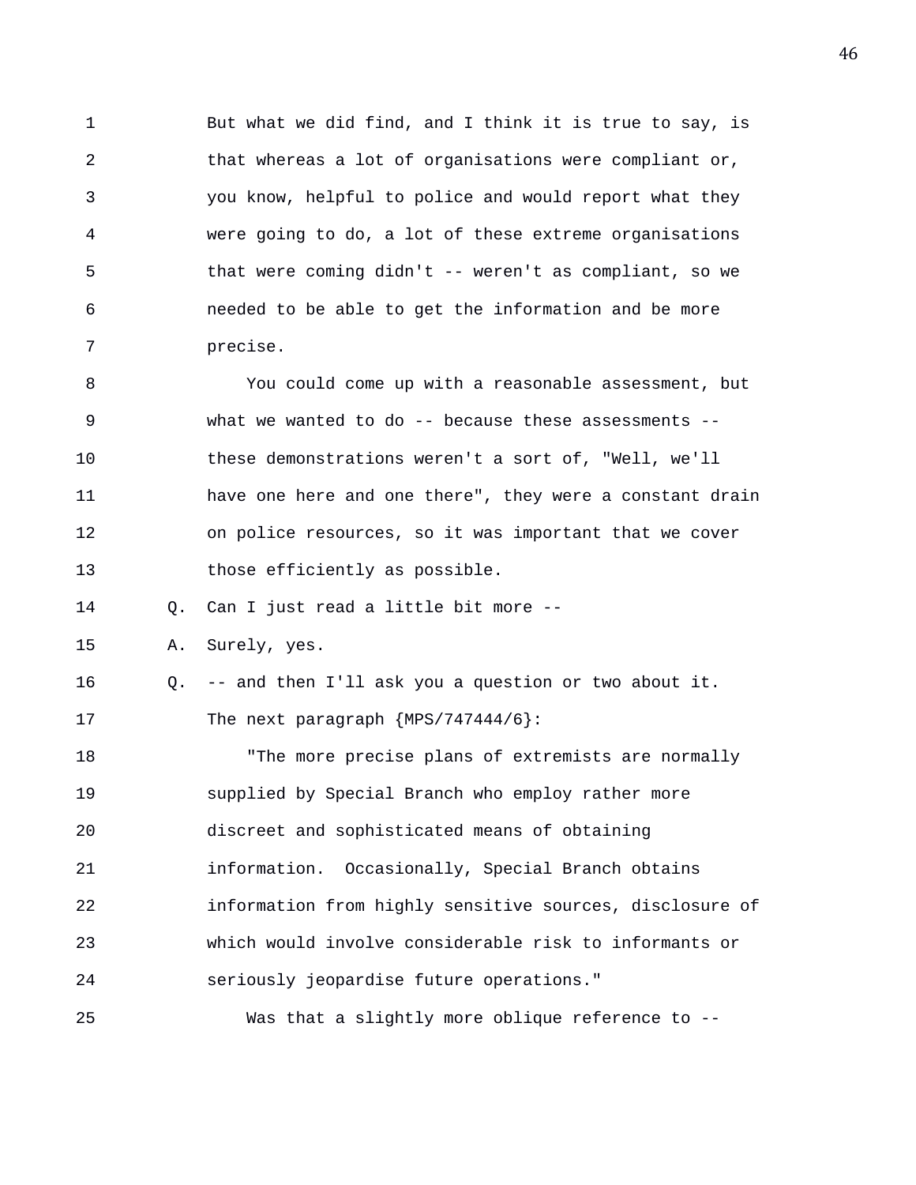But what we did find, and I think it is true to say, is that whereas a lot of organisations were compliant or, you know, helpful to police and would report what they were going to do, a lot of these extreme organisations that were coming didn't -- weren't as compliant, so we needed to be able to get the information and be more precise.

You could come up with a reasonable assessment, but what we wanted to do -- because these assessments -- these demonstrations weren't a sort of, "Well, we'll have one here and one there", they were a constant drain on police resources, so it was important that we cover those efficiently as possible.

Q. Can I just read a little bit more --

A. Surely, yes.

Q. -- and then I'll ask you a question or two about it. The next paragraph {MPS/747444/6}:

"The more precise plans of extremists are normally supplied by Special Branch who employ rather more discreet and sophisticated means of obtaining information. Occasionally, Special Branch obtains information from highly sensitive sources, disclosure of which would involve considerable risk to informants or seriously jeopardise future operations."

Was that a slightly more oblique reference to --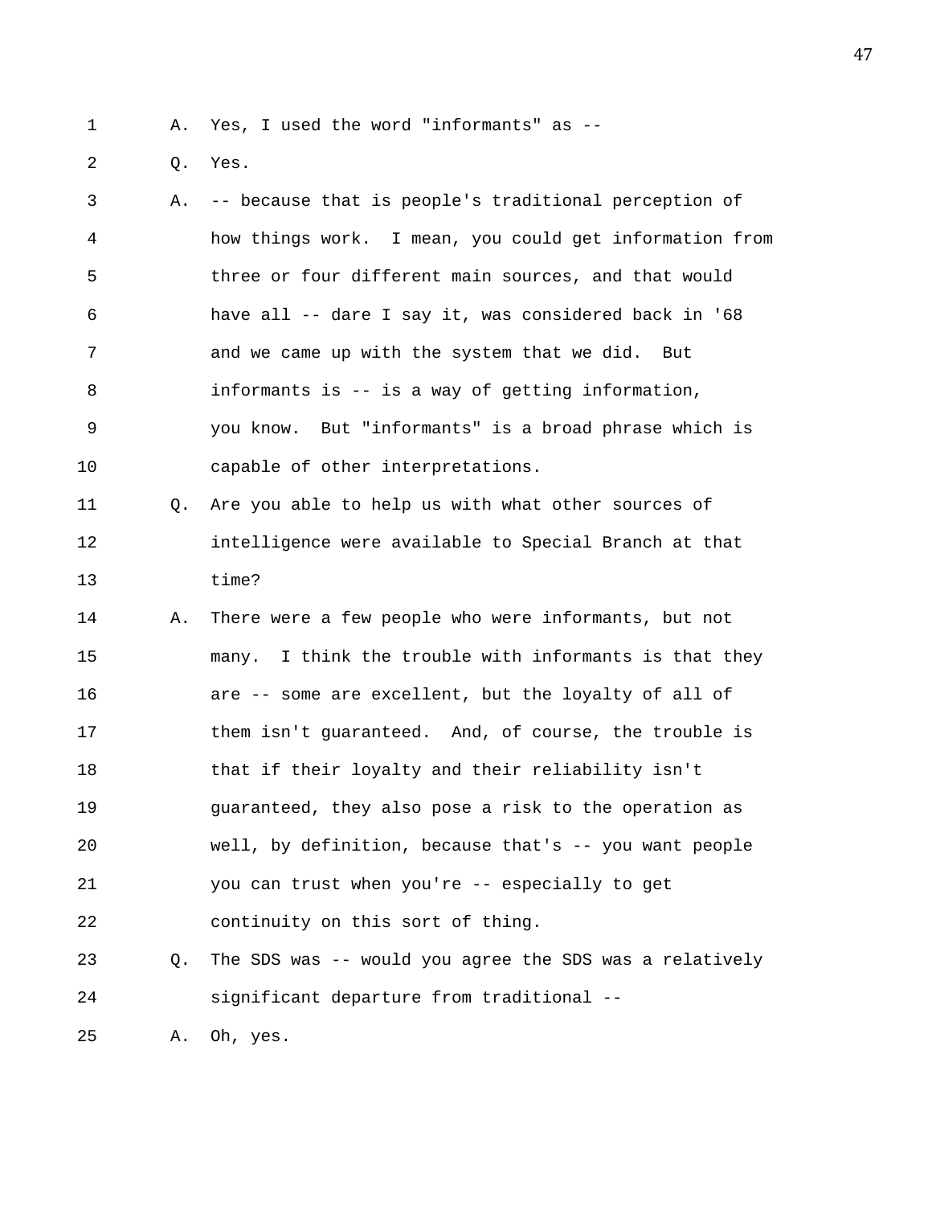A. Yes, I used the word "informants" as --

Q. Yes.

A. -- because that is people's traditional perception of how things work. I mean, you could get information from three or four different main sources, and that would have all -- dare I say it, was considered back in '68 and we came up with the system that we did. But informants is -- is a way of getting information, you know. But "informants" is a broad phrase which is capable of other interpretations.

Q. Are you able to help us with what other sources of intelligence were available to Special Branch at that time?

A. There were a few people who were informants, but not many. I think the trouble with informants is that they are -- some are excellent, but the loyalty of all of them isn't guaranteed. And, of course, the trouble is that if their loyalty and their reliability isn't guaranteed, they also pose a risk to the operation as well, by definition, because that's -- you want people you can trust when you're -- especially to get continuity on this sort of thing.

Q. The SDS was -- would you agree the SDS was a relatively significant departure from traditional --

A. Oh, yes.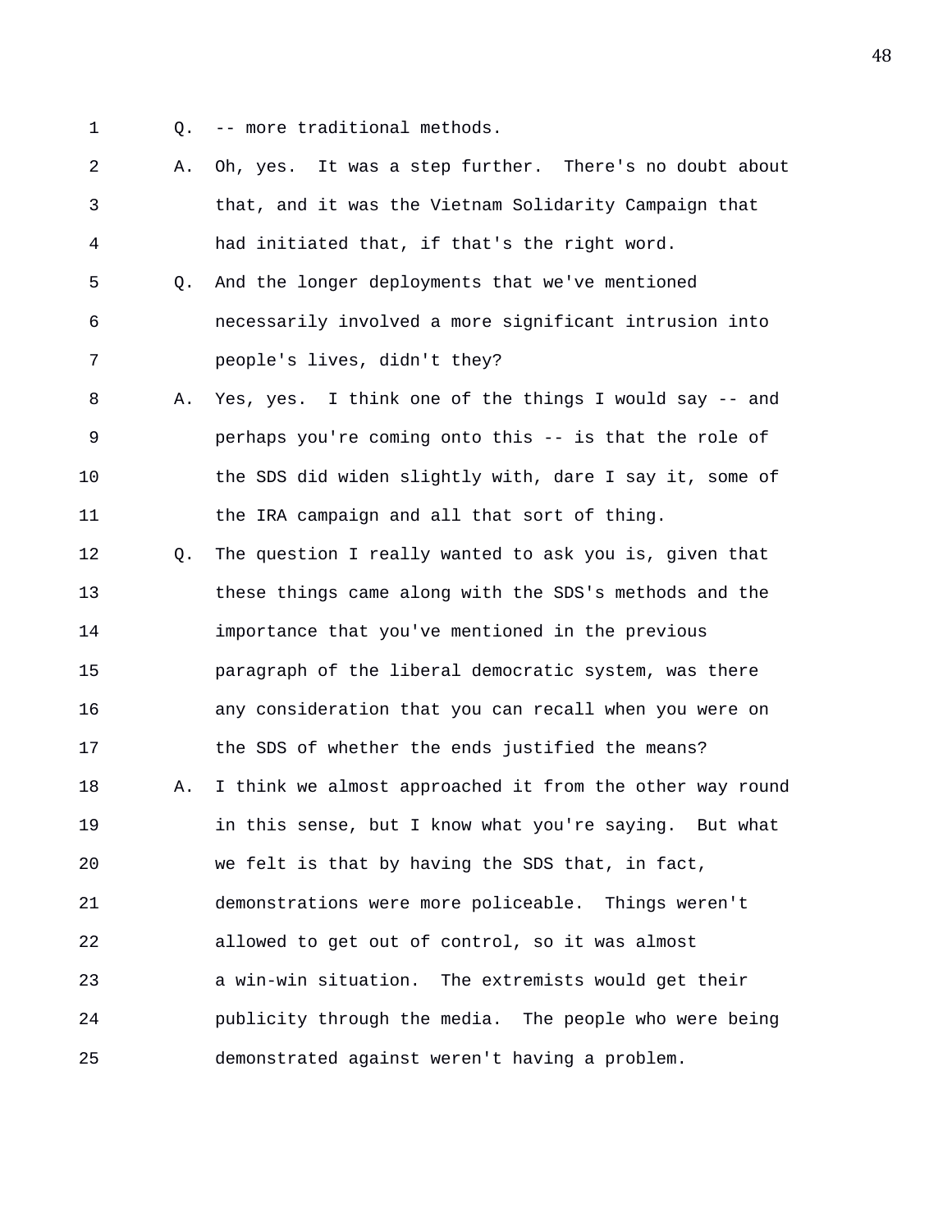1 Q. -- more traditional methods.

2 A. Oh, yes. It was a step further. There's no doubt about

3 that, and it was the Vietnam Solidarity Campaign that

4 had initiated that, if that's the right word.

5 Q. And the longer deployments that we've mentioned

6 necessarily involved a more significant intrusion into

7 people's lives, didn't they?

8 A. Yes, yes. I think one of the things I would say -- and

9 perhaps you're coming onto this -- is that the role of

10 the SDS did widen slightly with, dare I say it, some of

11 the IRA campaign and all that sort of thing.

12 Q. The question I really wanted to ask you is, given that

13 these things came along with the SDS's methods and the

14 importance that you've mentioned in the previous

15 paragraph of the liberal democratic system, was there

16 any consideration that you can recall when you were on

17 the SDS of whether the ends justified the means?

18 A. I think we almost approached it from the other way round

19 in this sense, but I know what you're saying. But what

20 we felt is that by having the SDS that, in fact,

21 demonstrations were more policeable. Things weren't

22 allowed to get out of control, so it was almost

23 a win-win situation. The extremists would get their

24 publicity through the media. The people who were being

25 demonstrated against weren't having a problem.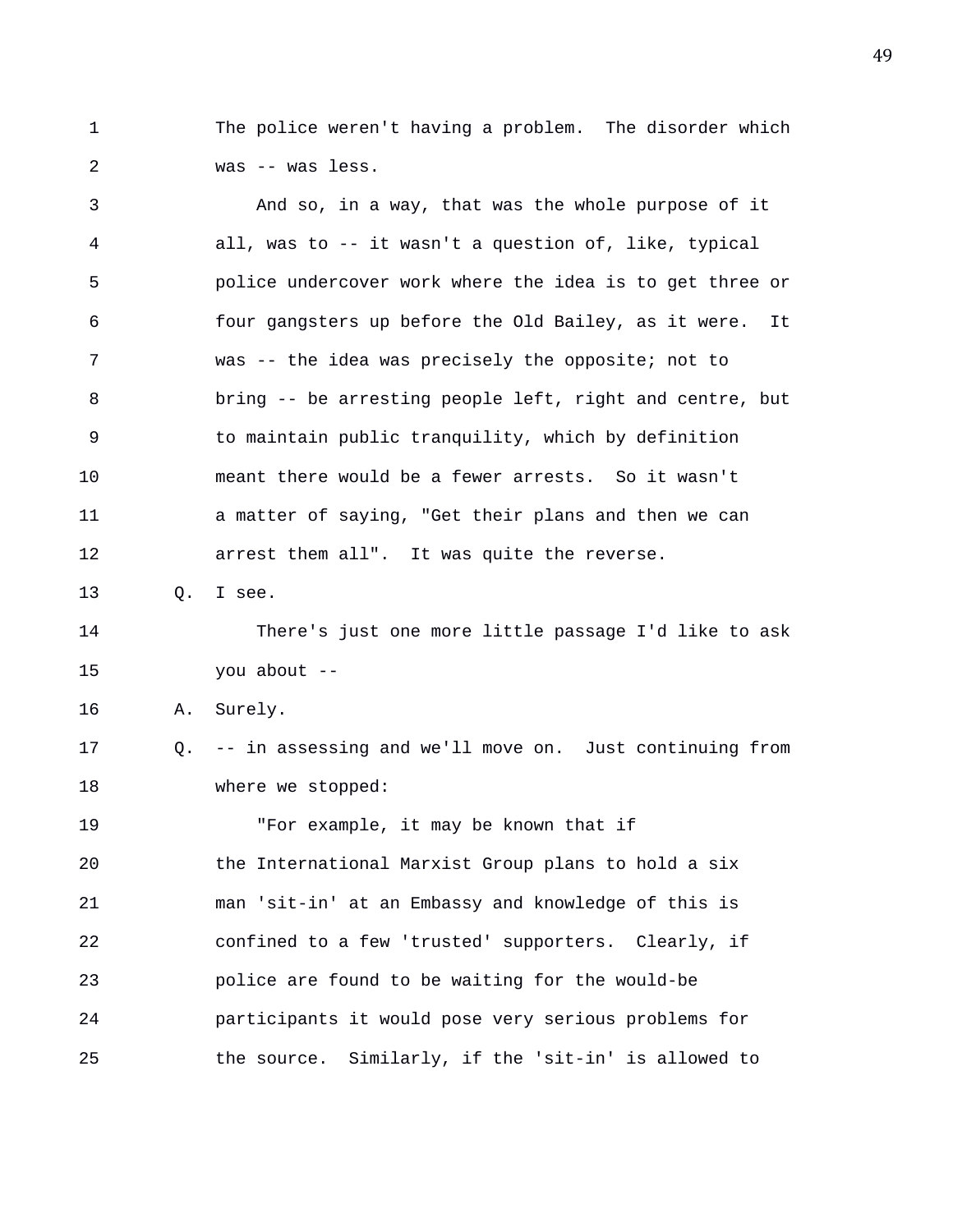1 The police weren't having a problem. The disorder which
2 was -- was less.

3 And so, in a way, that was the whole purpose of it
4 all, was to -- it wasn't a question of, like, typical
5 police undercover work where the idea is to get three or
6 four gangsters up before the Old Bailey, as it were. It
7 was -- the idea was precisely the opposite; not to
8 bring -- be arresting people left, right and centre, but
9 to maintain public tranquility, which by definition
10 meant there would be a fewer arrests. So it wasn't
11 a matter of saying, "Get their plans and then we can
12 arrest them all". It was quite the reverse.

13 Q. I see.

14 There's just one more little passage I'd like to ask
15 you about --

16 A. Surely.

17 Q. -- in assessing and we'll move on. Just continuing from
18 where we stopped:

19 "For example, it may be known that if
20 the International Marxist Group plans to hold a six
21 man 'sit-in' at an Embassy and knowledge of this is
22 confined to a few 'trusted' supporters. Clearly, if
23 police are found to be waiting for the would-be
24 participants it would pose very serious problems for
25 the source. Similarly, if the 'sit-in' is allowed to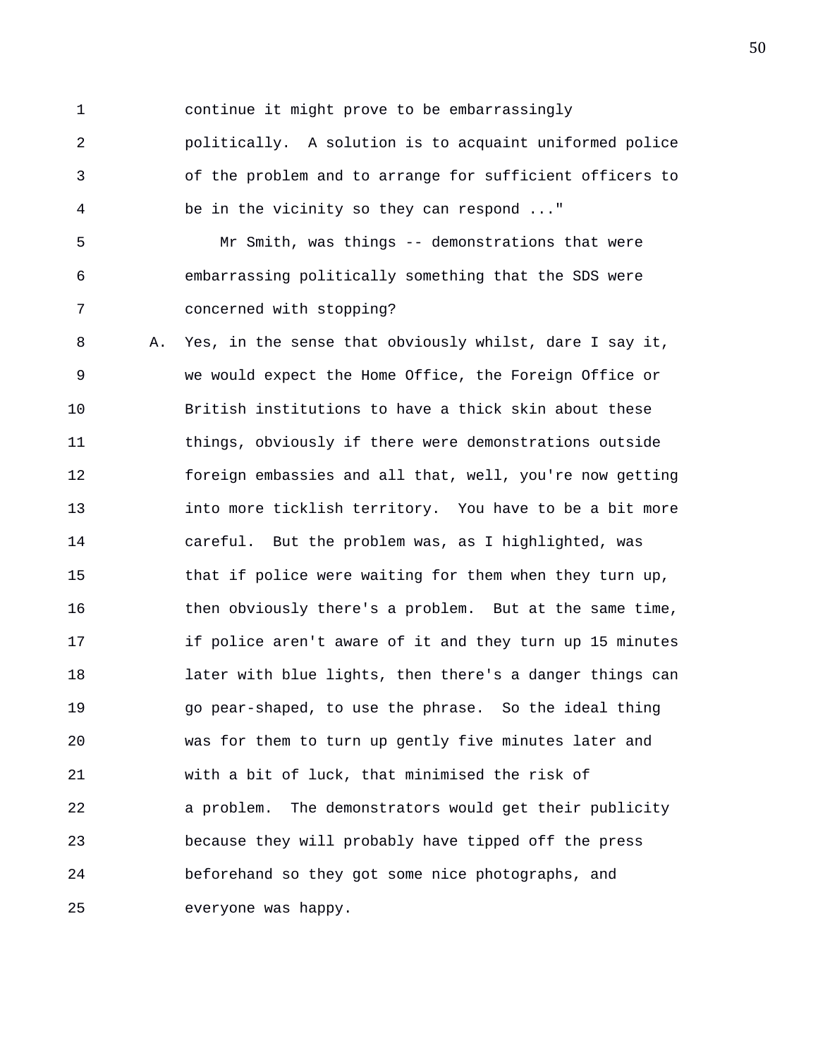1 continue it might prove to be embarrassingly
2 politically. A solution is to acquaint uniformed police
3 of the problem and to arrange for sufficient officers to
4 be in the vicinity so they can respond ..."

5 Mr Smith, was things -- demonstrations that were
6 embarrassing politically something that the SDS were
7 concerned with stopping?

8 A. Yes, in the sense that obviously whilst, dare I say it,
9 we would expect the Home Office, the Foreign Office or
10 British institutions to have a thick skin about these
11 things, obviously if there were demonstrations outside
12 foreign embassies and all that, well, you're now getting
13 into more ticklish territory. You have to be a bit more
14 careful. But the problem was, as I highlighted, was
15 that if police were waiting for them when they turn up,
16 then obviously there's a problem. But at the same time,
17 if police aren't aware of it and they turn up 15 minutes
18 later with blue lights, then there's a danger things can
19 go pear-shaped, to use the phrase. So the ideal thing
20 was for them to turn up gently five minutes later and
21 with a bit of luck, that minimised the risk of
22 a problem. The demonstrators would get their publicity
23 because they will probably have tipped off the press
24 beforehand so they got some nice photographs, and
25 everyone was happy.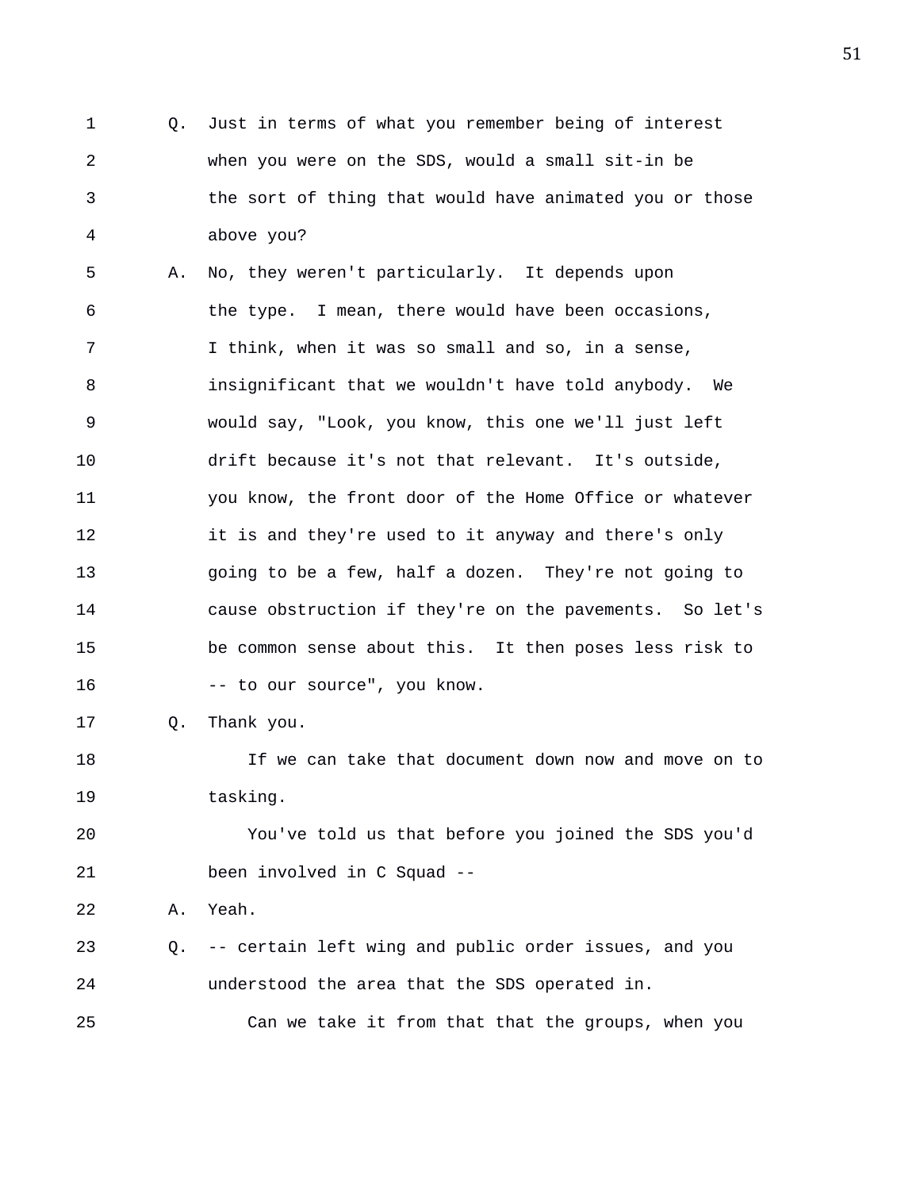1 Q. Just in terms of what you remember being of interest
2 when you were on the SDS, would a small sit-in be
3 the sort of thing that would have animated you or those
4 above you?
5 A. No, they weren't particularly. It depends upon
6 the type. I mean, there would have been occasions,
7 I think, when it was so small and so, in a sense,
8 insignificant that we wouldn't have told anybody. We
9 would say, "Look, you know, this one we'll just left
10 drift because it's not that relevant. It's outside,
11 you know, the front door of the Home Office or whatever
12 it is and they're used to it anyway and there's only
13 going to be a few, half a dozen. They're not going to
14 cause obstruction if they're on the pavements. So let's
15 be common sense about this. It then poses less risk to
16 -- to our source", you know.
17 Q. Thank you.
18 If we can take that document down now and move on to
19 tasking.
20 You've told us that before you joined the SDS you'd
21 been involved in C Squad --
22 A. Yeah.
23 Q. -- certain left wing and public order issues, and you
24 understood the area that the SDS operated in.
25 Can we take it from that that the groups, when you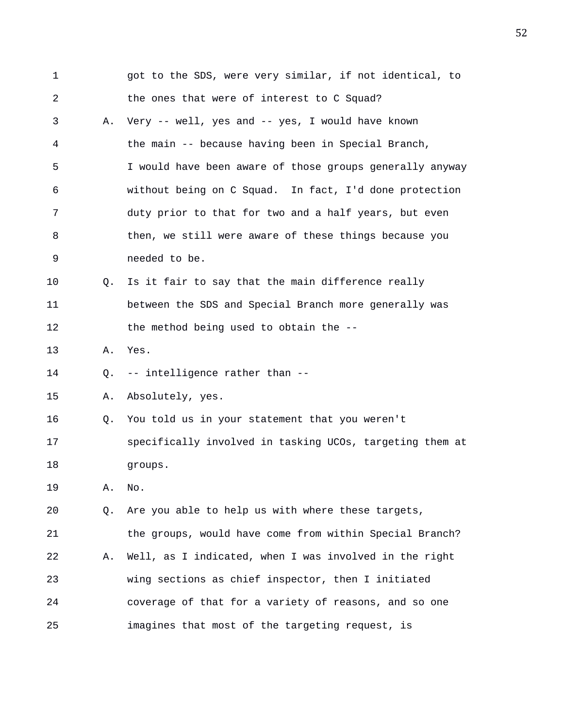1 got to the SDS, were very similar, if not identical, to
2 the ones that were of interest to C Squad?
3 A. Very -- well, yes and -- yes, I would have known
4 the main -- because having been in Special Branch,
5 I would have been aware of those groups generally anyway
6 without being on C Squad. In fact, I'd done protection
7 duty prior to that for two and a half years, but even
8 then, we still were aware of these things because you
9 needed to be.
10 Q. Is it fair to say that the main difference really
11 between the SDS and Special Branch more generally was
12 the method being used to obtain the --
13 A. Yes.
14 Q. -- intelligence rather than --
15 A. Absolutely, yes.
16 Q. You told us in your statement that you weren't
17 specifically involved in tasking UCOs, targeting them at
18 groups.
19 A. No.
20 Q. Are you able to help us with where these targets,
21 the groups, would have come from within Special Branch?
22 A. Well, as I indicated, when I was involved in the right
23 wing sections as chief inspector, then I initiated
24 coverage of that for a variety of reasons, and so one
25 imagines that most of the targeting request, is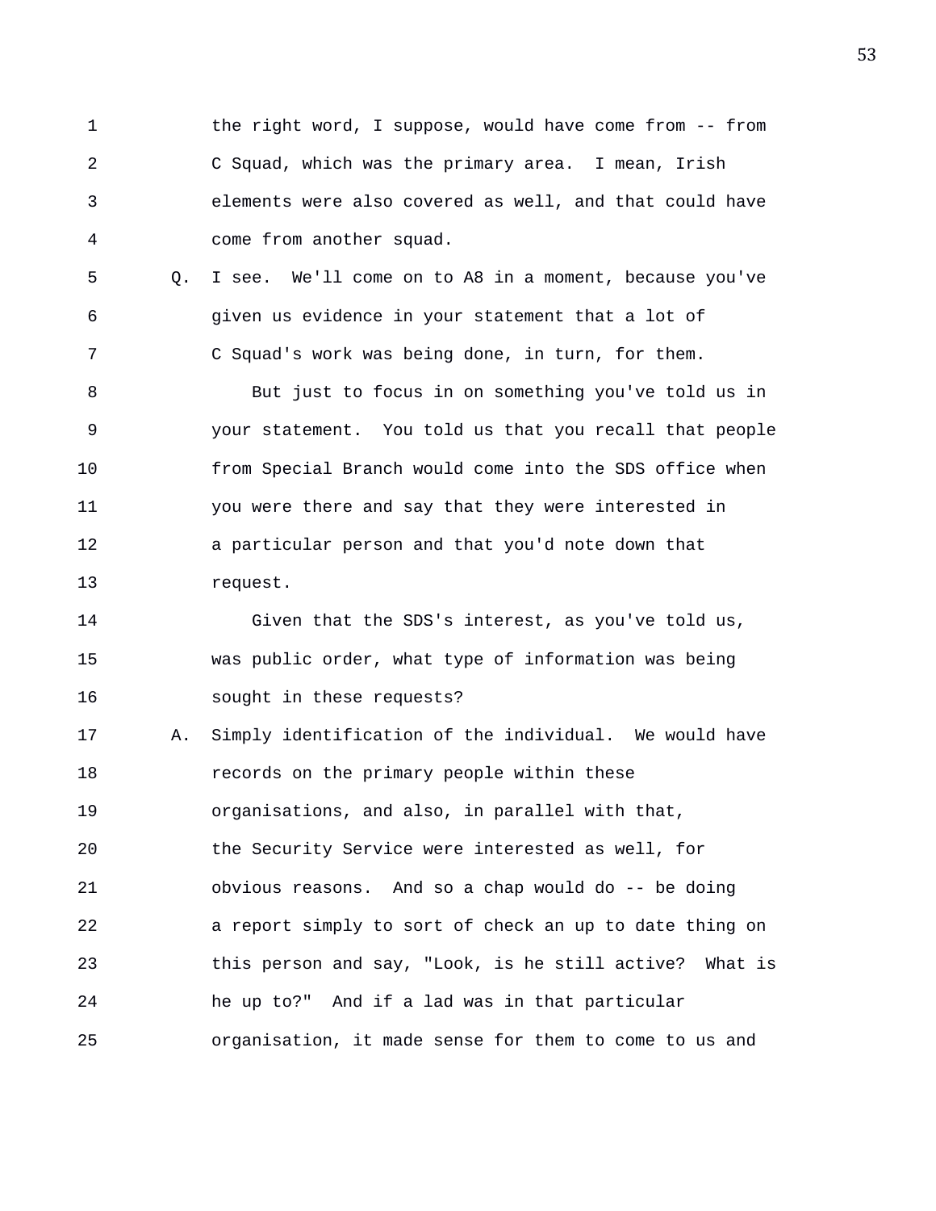1 the right word, I suppose, would have come from -- from
2 C Squad, which was the primary area. I mean, Irish
3 elements were also covered as well, and that could have
4 come from another squad.
5 Q. I see. We'll come on to A8 in a moment, because you've
6 given us evidence in your statement that a lot of
7 C Squad's work was being done, in turn, for them.
8 But just to focus in on something you've told us in
9 your statement. You told us that you recall that people
10 from Special Branch would come into the SDS office when
11 you were there and say that they were interested in
12 a particular person and that you'd note down that
13 request.
14 Given that the SDS's interest, as you've told us,
15 was public order, what type of information was being
16 sought in these requests?
17 A. Simply identification of the individual. We would have
18 records on the primary people within these
19 organisations, and also, in parallel with that,
20 the Security Service were interested as well, for
21 obvious reasons. And so a chap would do -- be doing
22 a report simply to sort of check an up to date thing on
23 this person and say, "Look, is he still active? What is
24 he up to?" And if a lad was in that particular
25 organisation, it made sense for them to come to us and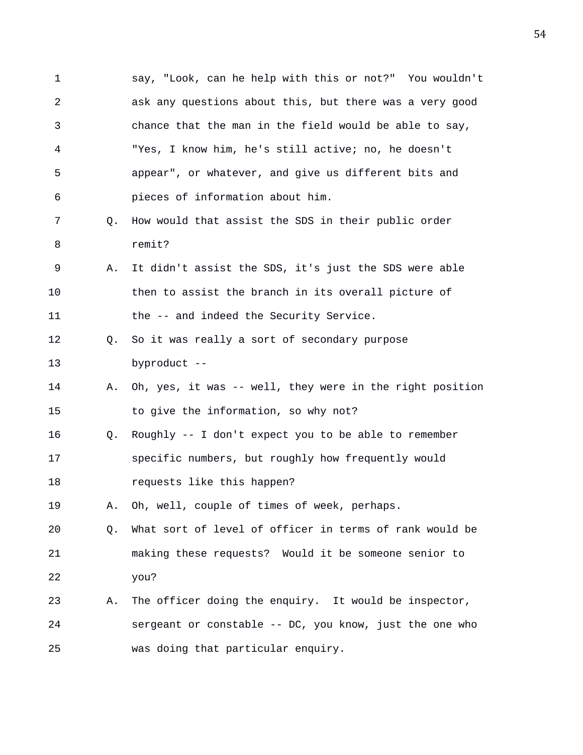say, "Look, can he help with this or not?" You wouldn't ask any questions about this, but there was a very good chance that the man in the field would be able to say, "Yes, I know him, he's still active; no, he doesn't appear", or whatever, and give us different bits and pieces of information about him.

Q. How would that assist the SDS in their public order remit?

A. It didn't assist the SDS, it's just the SDS were able then to assist the branch in its overall picture of the -- and indeed the Security Service.

Q. So it was really a sort of secondary purpose byproduct --

A. Oh, yes, it was -- well, they were in the right position to give the information, so why not?

Q. Roughly -- I don't expect you to be able to remember specific numbers, but roughly how frequently would requests like this happen?

A. Oh, well, couple of times of week, perhaps.

Q. What sort of level of officer in terms of rank would be making these requests? Would it be someone senior to you?

A. The officer doing the enquiry. It would be inspector, sergeant or constable -- DC, you know, just the one who was doing that particular enquiry.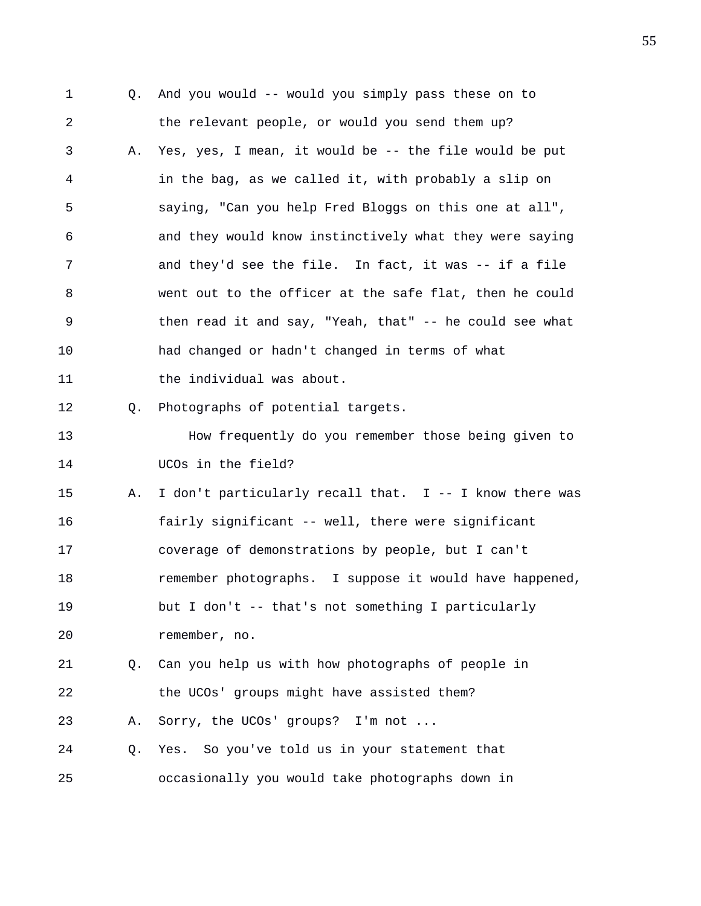Q. And you would -- would you simply pass these on to the relevant people, or would you send them up?

A. Yes, yes, I mean, it would be -- the file would be put in the bag, as we called it, with probably a slip on saying, "Can you help Fred Bloggs on this one at all", and they would know instinctively what they were saying and they'd see the file. In fact, it was -- if a file went out to the officer at the safe flat, then he could then read it and say, "Yeah, that" -- he could see what had changed or hadn't changed in terms of what the individual was about.

Q. Photographs of potential targets.

How frequently do you remember those being given to UCOs in the field?

A. I don't particularly recall that. I -- I know there was fairly significant -- well, there were significant coverage of demonstrations by people, but I can't remember photographs. I suppose it would have happened, but I don't -- that's not something I particularly remember, no.

Q. Can you help us with how photographs of people in the UCOs' groups might have assisted them?

A. Sorry, the UCOs' groups? I'm not ...

Q. Yes. So you've told us in your statement that occasionally you would take photographs down in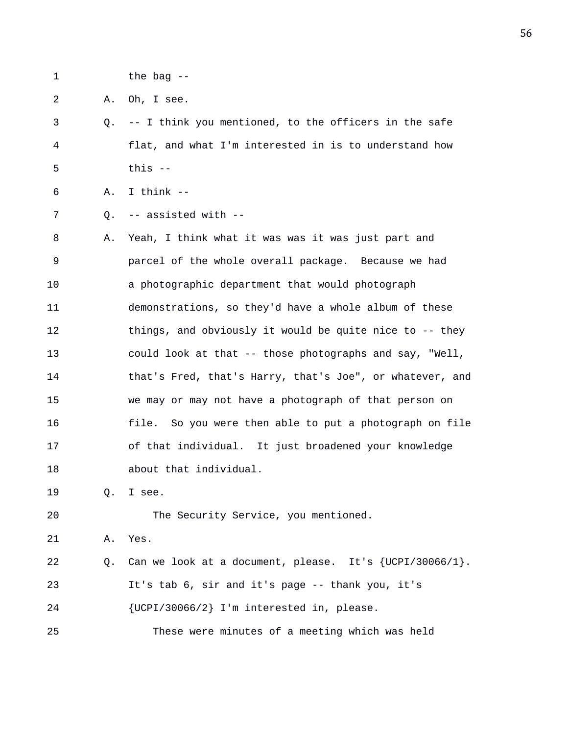1 the bag --

2 A. Oh, I see.

3 Q. -- I think you mentioned, to the officers in the safe

4 flat, and what I'm interested in is to understand how

5 this --

6 A. I think --

7 Q. -- assisted with --

8 A. Yeah, I think what it was was it was just part and

9 parcel of the whole overall package. Because we had

10 a photographic department that would photograph

11 demonstrations, so they'd have a whole album of these

12 things, and obviously it would be quite nice to -- they

13 could look at that -- those photographs and say, "Well,

14 that's Fred, that's Harry, that's Joe", or whatever, and

15 we may or may not have a photograph of that person on

16 file. So you were then able to put a photograph on file

17 of that individual. It just broadened your knowledge

18 about that individual.

19 Q. I see.

20 The Security Service, you mentioned.

21 A. Yes.

22 Q. Can we look at a document, please. It's {UCPI/30066/1}.

23 It's tab 6, sir and it's page -- thank you, it's

24 {UCPI/30066/2} I'm interested in, please.

25 These were minutes of a meeting which was held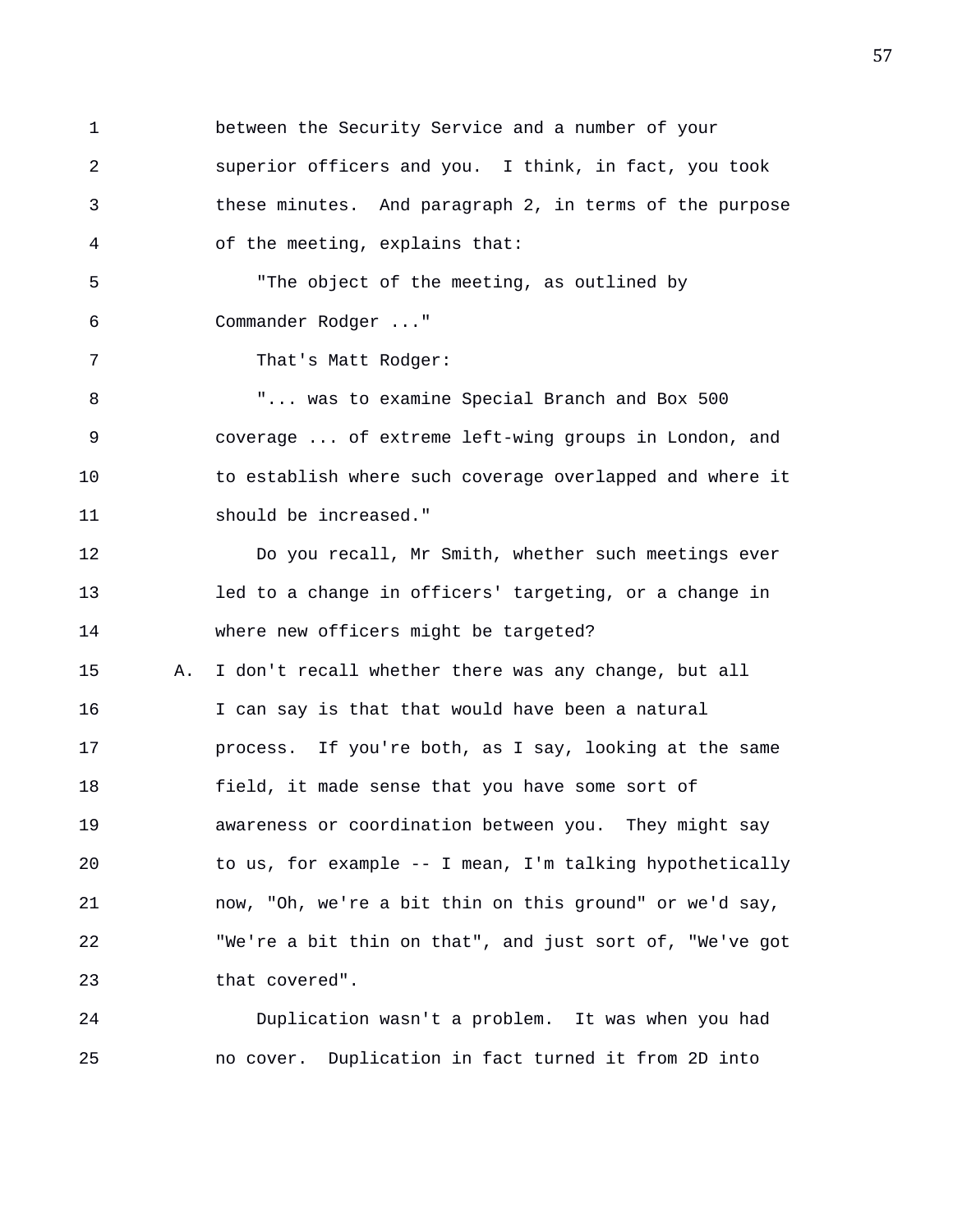between the Security Service and a number of your superior officers and you. I think, in fact, you took these minutes. And paragraph 2, in terms of the purpose of the meeting, explains that:

"The object of the meeting, as outlined by Commander Rodger ..."

That's Matt Rodger:

"... was to examine Special Branch and Box 500 coverage ... of extreme left-wing groups in London, and to establish where such coverage overlapped and where it should be increased."

Do you recall, Mr Smith, whether such meetings ever led to a change in officers' targeting, or a change in where new officers might be targeted?

A. I don't recall whether there was any change, but all I can say is that that would have been a natural process. If you're both, as I say, looking at the same field, it made sense that you have some sort of awareness or coordination between you. They might say to us, for example -- I mean, I'm talking hypothetically now, "Oh, we're a bit thin on this ground" or we'd say, "We're a bit thin on that", and just sort of, "We've got that covered".

Duplication wasn't a problem. It was when you had no cover. Duplication in fact turned it from 2D into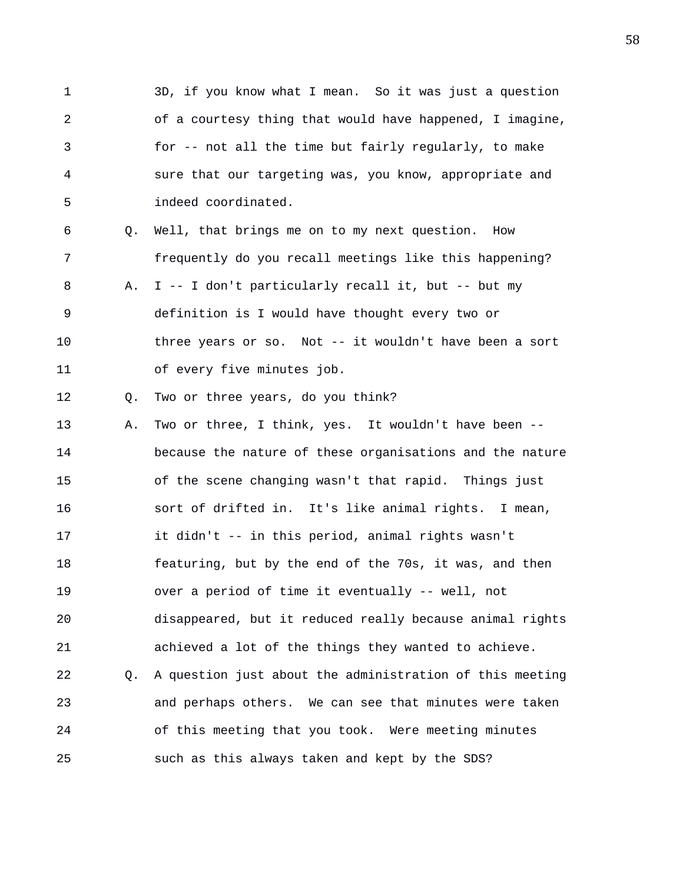3D, if you know what I mean. So it was just a question of a courtesy thing that would have happened, I imagine, for -- not all the time but fairly regularly, to make sure that our targeting was, you know, appropriate and indeed coordinated.

Q. Well, that brings me on to my next question. How frequently do you recall meetings like this happening?

A. I -- I don't particularly recall it, but -- but my definition is I would have thought every two or three years or so. Not -- it wouldn't have been a sort of every five minutes job.

Q. Two or three years, do you think?

A. Two or three, I think, yes. It wouldn't have been -- because the nature of these organisations and the nature of the scene changing wasn't that rapid. Things just sort of drifted in. It's like animal rights. I mean, it didn't -- in this period, animal rights wasn't featuring, but by the end of the 70s, it was, and then over a period of time it eventually -- well, not disappeared, but it reduced really because animal rights achieved a lot of the things they wanted to achieve.

Q. A question just about the administration of this meeting and perhaps others. We can see that minutes were taken of this meeting that you took. Were meeting minutes such as this always taken and kept by the SDS?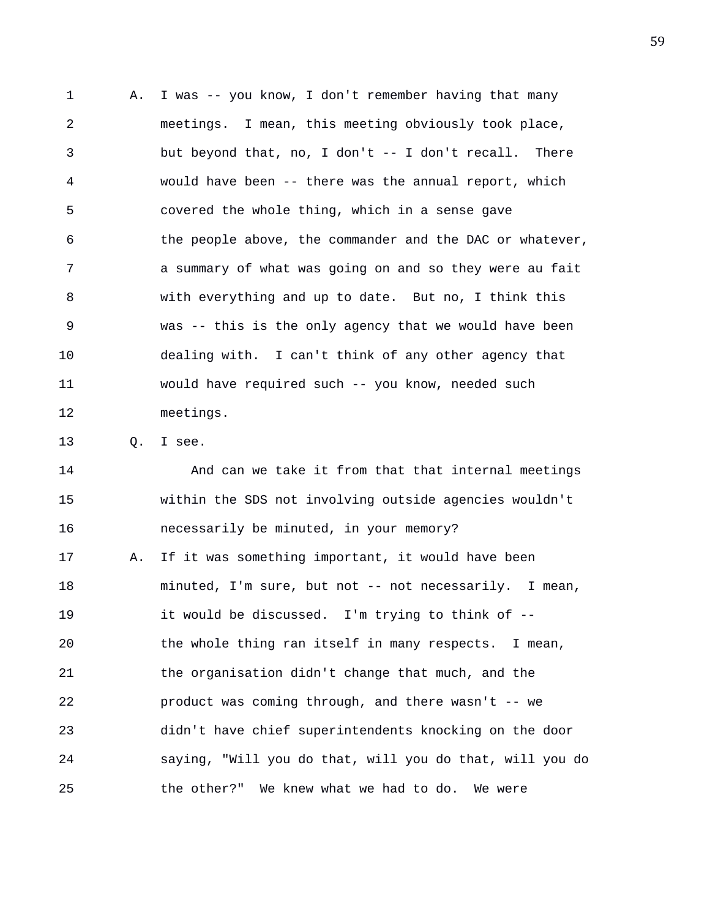1 A. I was -- you know, I don't remember having that many
2 meetings. I mean, this meeting obviously took place,
3 but beyond that, no, I don't -- I don't recall. There
4 would have been -- there was the annual report, which
5 covered the whole thing, which in a sense gave
6 the people above, the commander and the DAC or whatever,
7 a summary of what was going on and so they were au fait
8 with everything and up to date. But no, I think this
9 was -- this is the only agency that we would have been
10 dealing with. I can't think of any other agency that
11 would have required such -- you know, needed such
12 meetings.

13 Q. I see.

14 And can we take it from that that internal meetings
15 within the SDS not involving outside agencies wouldn't
16 necessarily be minuted, in your memory?

17 A. If it was something important, it would have been
18 minuted, I'm sure, but not -- not necessarily. I mean,
19 it would be discussed. I'm trying to think of --
20 the whole thing ran itself in many respects. I mean,
21 the organisation didn't change that much, and the
22 product was coming through, and there wasn't -- we
23 didn't have chief superintendents knocking on the door
24 saying, "Will you do that, will you do that, will you do
25 the other?" We knew what we had to do. We were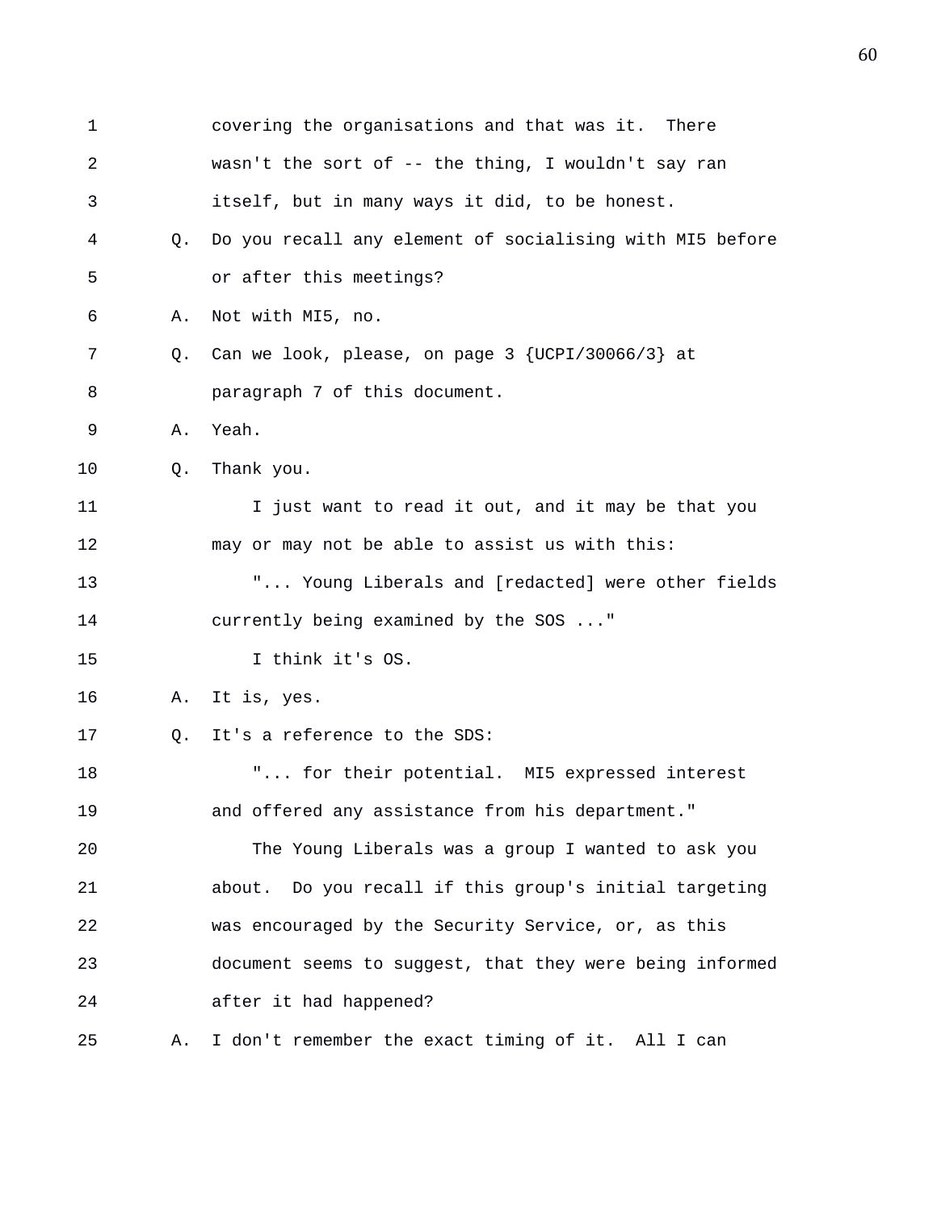1 covering the organisations and that was it. There
2 wasn't the sort of -- the thing, I wouldn't say ran
3 itself, but in many ways it did, to be honest.
4 Q. Do you recall any element of socialising with MI5 before
5 or after this meetings?
6 A. Not with MI5, no.
7 Q. Can we look, please, on page 3 {UCPI/30066/3} at
8 paragraph 7 of this document.
9 A. Yeah.
10 Q. Thank you.
11 I just want to read it out, and it may be that you
12 may or may not be able to assist us with this:
13 "... Young Liberals and [redacted] were other fields
14 currently being examined by the SOS ..."
15 I think it's OS.
16 A. It is, yes.
17 Q. It's a reference to the SDS:
18 "... for their potential. MI5 expressed interest
19 and offered any assistance from his department."
20 The Young Liberals was a group I wanted to ask you
21 about. Do you recall if this group's initial targeting
22 was encouraged by the Security Service, or, as this
23 document seems to suggest, that they were being informed
24 after it had happened?
25 A. I don't remember the exact timing of it. All I can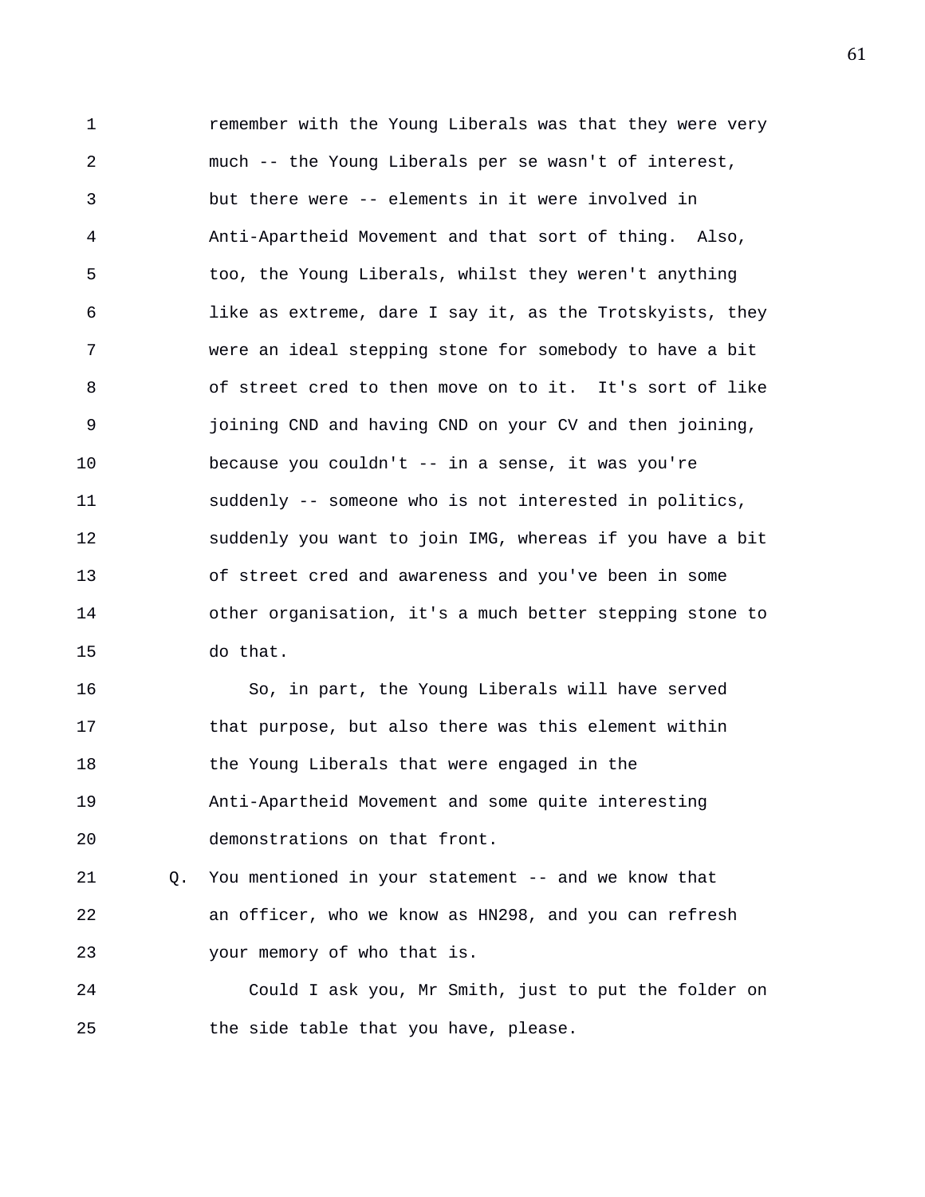remember with the Young Liberals was that they were very much -- the Young Liberals per se wasn't of interest, but there were -- elements in it were involved in Anti-Apartheid Movement and that sort of thing. Also, too, the Young Liberals, whilst they weren't anything like as extreme, dare I say it, as the Trotskyists, they were an ideal stepping stone for somebody to have a bit of street cred to then move on to it. It's sort of like joining CND and having CND on your CV and then joining, because you couldn't -- in a sense, it was you're suddenly -- someone who is not interested in politics, suddenly you want to join IMG, whereas if you have a bit of street cred and awareness and you've been in some other organisation, it's a much better stepping stone to do that.

So, in part, the Young Liberals will have served that purpose, but also there was this element within the Young Liberals that were engaged in the Anti-Apartheid Movement and some quite interesting demonstrations on that front.

Q. You mentioned in your statement -- and we know that an officer, who we know as HN298, and you can refresh your memory of who that is.

Could I ask you, Mr Smith, just to put the folder on the side table that you have, please.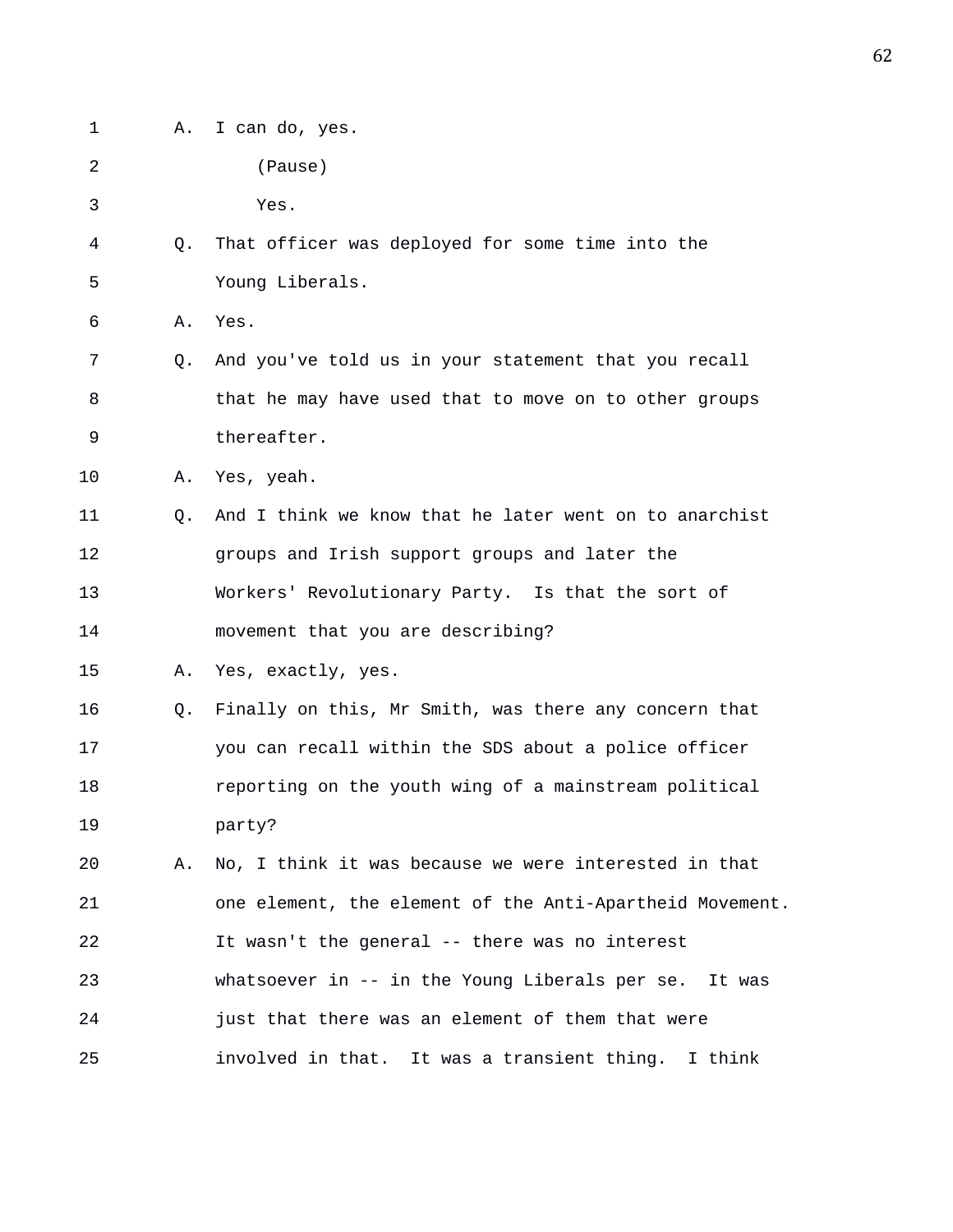A. I can do, yes.

(Pause)

Yes.

Q. That officer was deployed for some time into the Young Liberals.

A. Yes.

Q. And you've told us in your statement that you recall that he may have used that to move on to other groups thereafter.

A. Yes, yeah.

Q. And I think we know that he later went on to anarchist groups and Irish support groups and later the Workers' Revolutionary Party. Is that the sort of movement that you are describing?

A. Yes, exactly, yes.

Q. Finally on this, Mr Smith, was there any concern that you can recall within the SDS about a police officer reporting on the youth wing of a mainstream political party?

A. No, I think it was because we were interested in that one element, the element of the Anti-Apartheid Movement. It wasn't the general -- there was no interest whatsoever in -- in the Young Liberals per se. It was just that there was an element of them that were involved in that. It was a transient thing. I think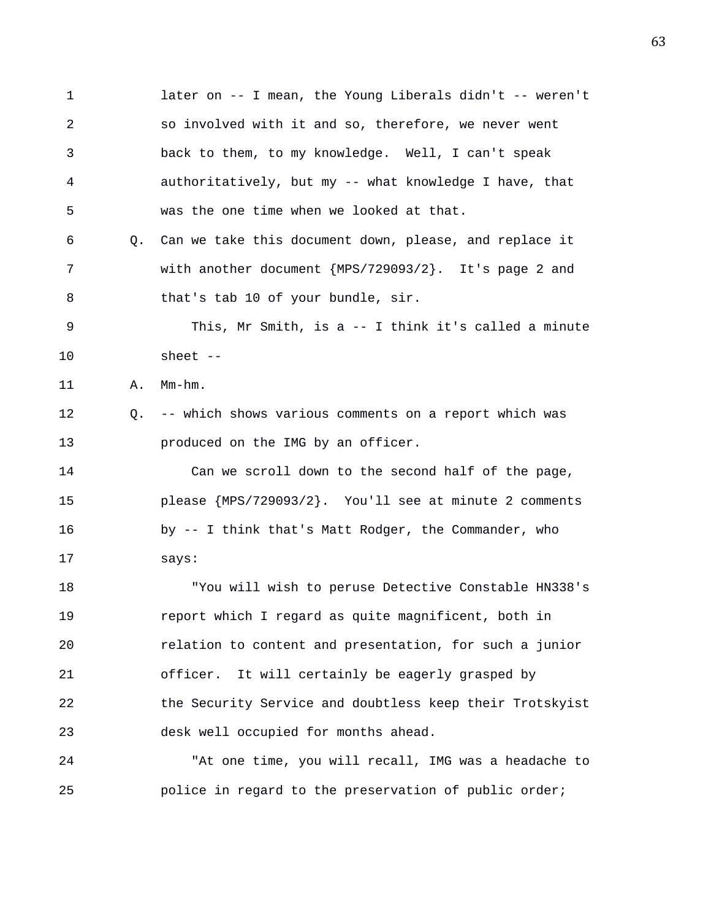1 later on -- I mean, the Young Liberals didn't -- weren't
2 so involved with it and so, therefore, we never went
3 back to them, to my knowledge. Well, I can't speak
4 authoritatively, but my -- what knowledge I have, that
5 was the one time when we looked at that.
6 Q. Can we take this document down, please, and replace it
7 with another document {MPS/729093/2}. It's page 2 and
8 that's tab 10 of your bundle, sir.
9 This, Mr Smith, is a -- I think it's called a minute
10 sheet --
11 A. Mm-hm.
12 Q. -- which shows various comments on a report which was
13 produced on the IMG by an officer.
14 Can we scroll down to the second half of the page,
15 please {MPS/729093/2}. You'll see at minute 2 comments
16 by -- I think that's Matt Rodger, the Commander, who
17 says:
18 "You will wish to peruse Detective Constable HN338's
19 report which I regard as quite magnificent, both in
20 relation to content and presentation, for such a junior
21 officer. It will certainly be eagerly grasped by
22 the Security Service and doubtless keep their Trotskyist
23 desk well occupied for months ahead.
24 "At one time, you will recall, IMG was a headache to
25 police in regard to the preservation of public order;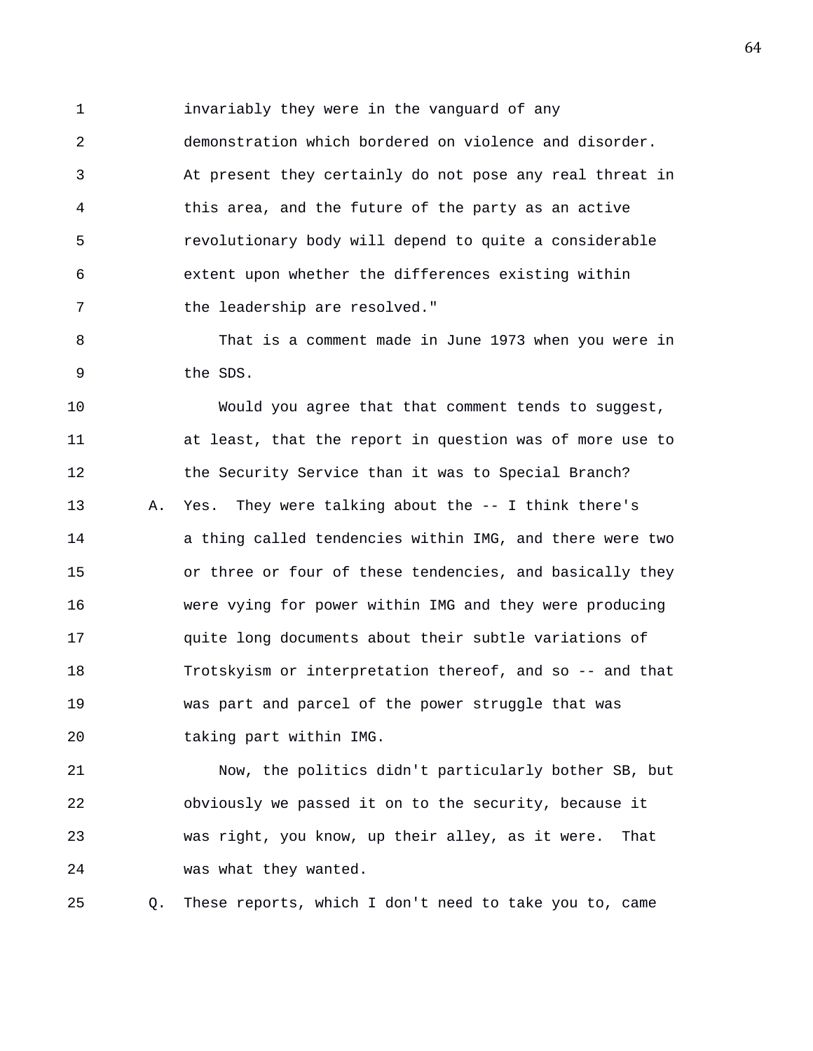invariably they were in the vanguard of any demonstration which bordered on violence and disorder. At present they certainly do not pose any real threat in this area, and the future of the party as an active revolutionary body will depend to quite a considerable extent upon whether the differences existing within the leadership are resolved."

That is a comment made in June 1973 when you were in the SDS.

Would you agree that that comment tends to suggest, at least, that the report in question was of more use to the Security Service than it was to Special Branch?

A. Yes. They were talking about the -- I think there's a thing called tendencies within IMG, and there were two or three or four of these tendencies, and basically they were vying for power within IMG and they were producing quite long documents about their subtle variations of Trotskyism or interpretation thereof, and so -- and that was part and parcel of the power struggle that was taking part within IMG.

Now, the politics didn't particularly bother SB, but obviously we passed it on to the security, because it was right, you know, up their alley, as it were. That was what they wanted.

Q. These reports, which I don't need to take you to, came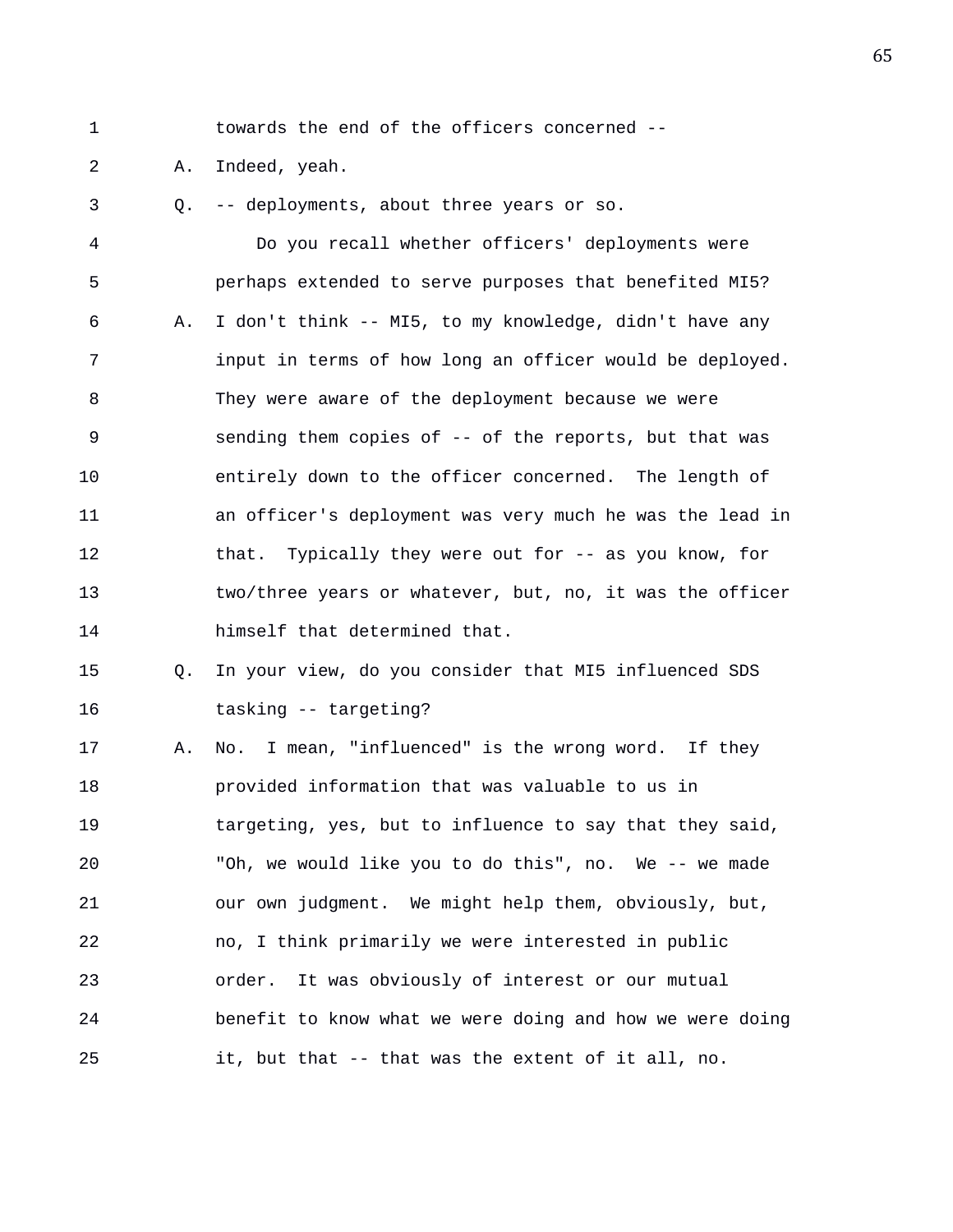1 towards the end of the officers concerned --

2 A. Indeed, yeah.

3 Q. -- deployments, about three years or so.

4 Do you recall whether officers' deployments were

5 perhaps extended to serve purposes that benefited MI5?

6 A. I don't think -- MI5, to my knowledge, didn't have any

7 input in terms of how long an officer would be deployed.

8 They were aware of the deployment because we were

9 sending them copies of -- of the reports, but that was

10 entirely down to the officer concerned. The length of

11 an officer's deployment was very much he was the lead in

12 that. Typically they were out for -- as you know, for

13 two/three years or whatever, but, no, it was the officer

14 himself that determined that.

15 Q. In your view, do you consider that MI5 influenced SDS

16 tasking -- targeting?

17 A. No. I mean, "influenced" is the wrong word. If they

18 provided information that was valuable to us in

19 targeting, yes, but to influence to say that they said,

20 "Oh, we would like you to do this", no. We -- we made

21 our own judgment. We might help them, obviously, but,

22 no, I think primarily we were interested in public

23 order. It was obviously of interest or our mutual

24 benefit to know what we were doing and how we were doing

25 it, but that -- that was the extent of it all, no.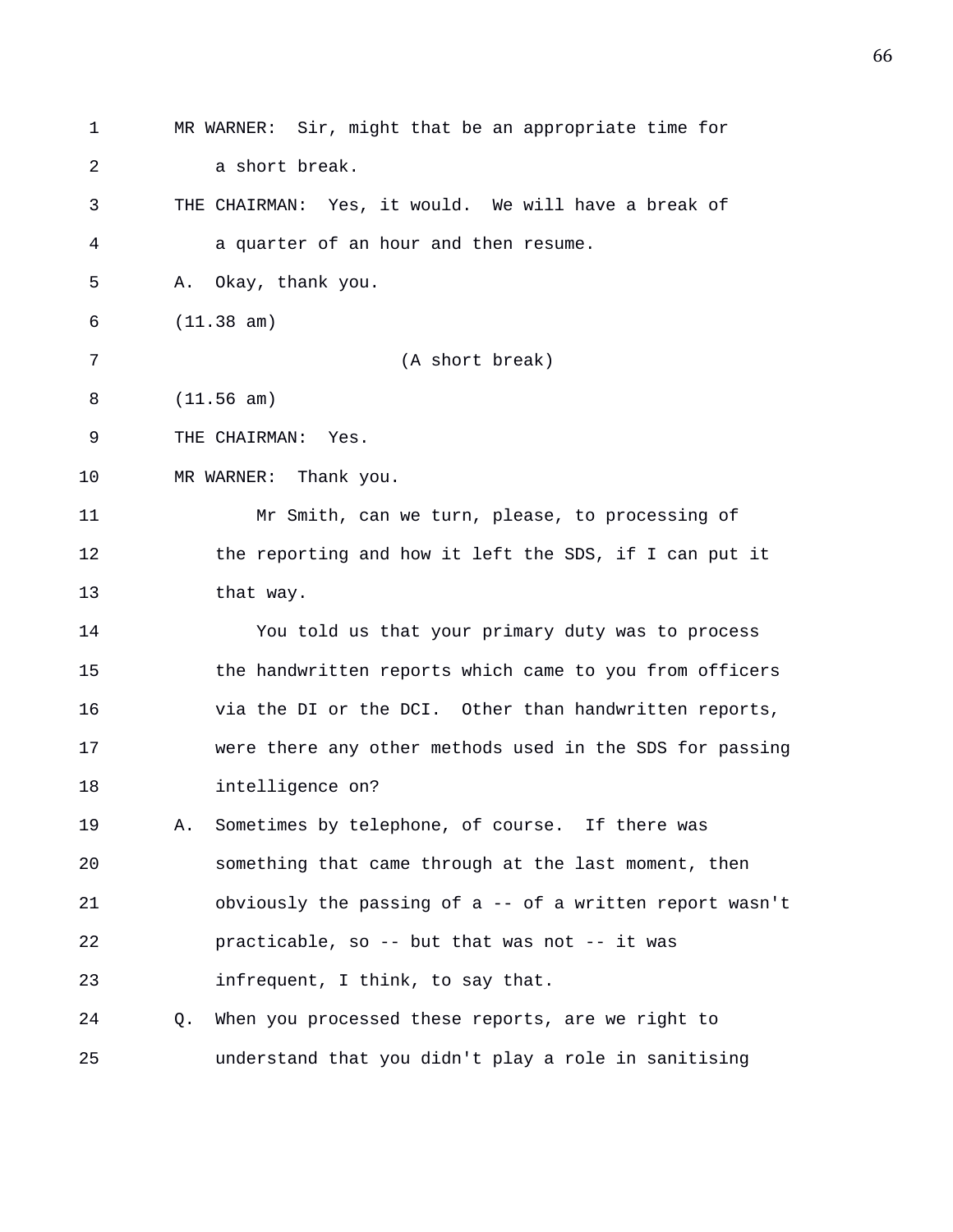1 MR WARNER: Sir, might that be an appropriate time for
2 a short break.
3 THE CHAIRMAN: Yes, it would. We will have a break of
4 a quarter of an hour and then resume.
5 A. Okay, thank you.
6 (11.38 am)
7 (A short break)
8 (11.56 am)
9 THE CHAIRMAN: Yes.
10 MR WARNER: Thank you.
11 Mr Smith, can we turn, please, to processing of
12 the reporting and how it left the SDS, if I can put it
13 that way.
14 You told us that your primary duty was to process
15 the handwritten reports which came to you from officers
16 via the DI or the DCI. Other than handwritten reports,
17 were there any other methods used in the SDS for passing
18 intelligence on?
19 A. Sometimes by telephone, of course. If there was
20 something that came through at the last moment, then
21 obviously the passing of a -- of a written report wasn't
22 practicable, so -- but that was not -- it was
23 infrequent, I think, to say that.
24 Q. When you processed these reports, are we right to
25 understand that you didn't play a role in sanitising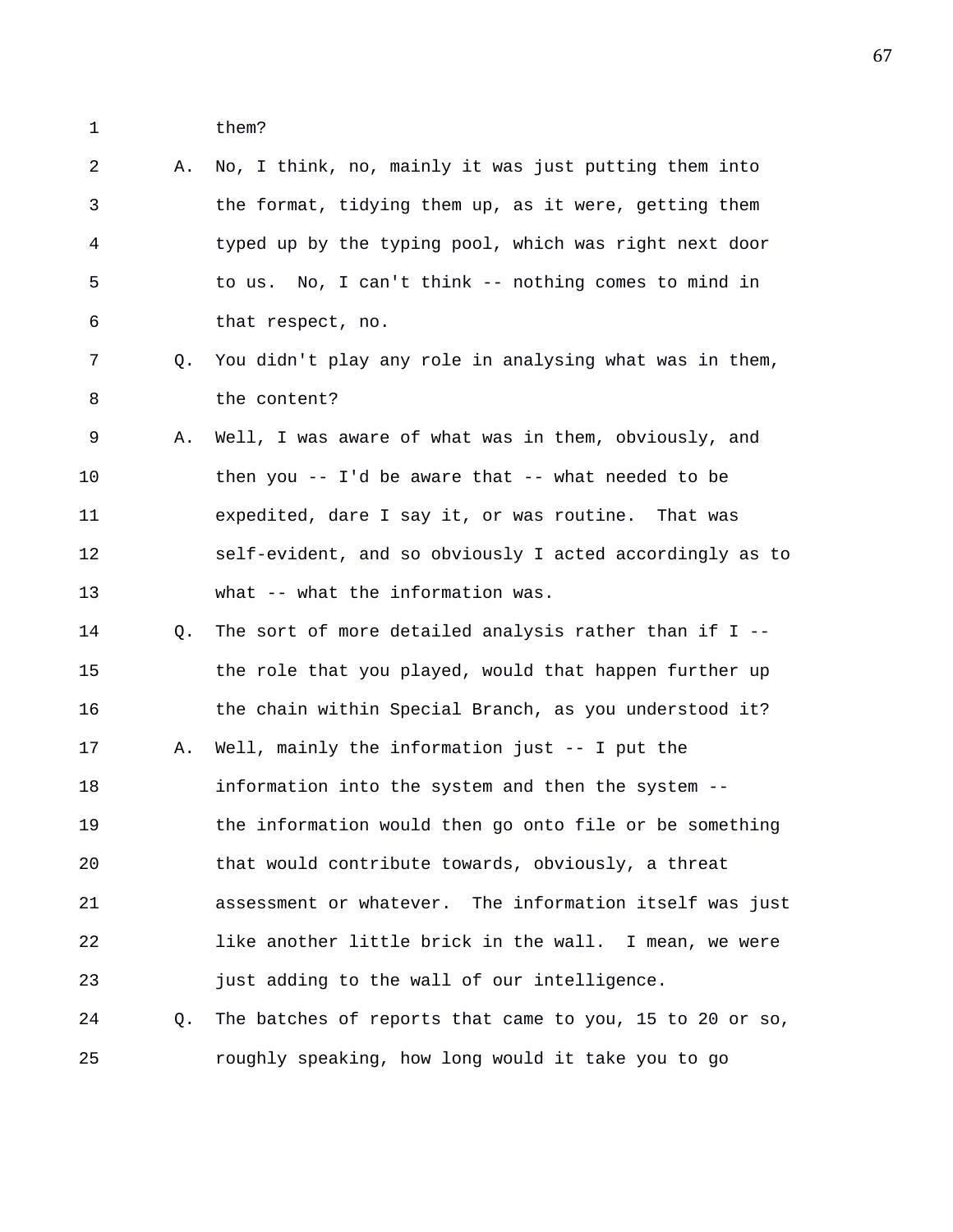1 them?

2 A. No, I think, no, mainly it was just putting them into
3 the format, tidying them up, as it were, getting them
4 typed up by the typing pool, which was right next door
5 to us. No, I can't think -- nothing comes to mind in
6 that respect, no.

7 Q. You didn't play any role in analysing what was in them,
8 the content?

9 A. Well, I was aware of what was in them, obviously, and
10 then you -- I'd be aware that -- what needed to be
11 expedited, dare I say it, or was routine. That was
12 self-evident, and so obviously I acted accordingly as to
13 what -- what the information was.

14 Q. The sort of more detailed analysis rather than if I --
15 the role that you played, would that happen further up
16 the chain within Special Branch, as you understood it?

17 A. Well, mainly the information just -- I put the
18 information into the system and then the system --
19 the information would then go onto file or be something
20 that would contribute towards, obviously, a threat
21 assessment or whatever. The information itself was just
22 like another little brick in the wall. I mean, we were
23 just adding to the wall of our intelligence.

24 Q. The batches of reports that came to you, 15 to 20 or so,
25 roughly speaking, how long would it take you to go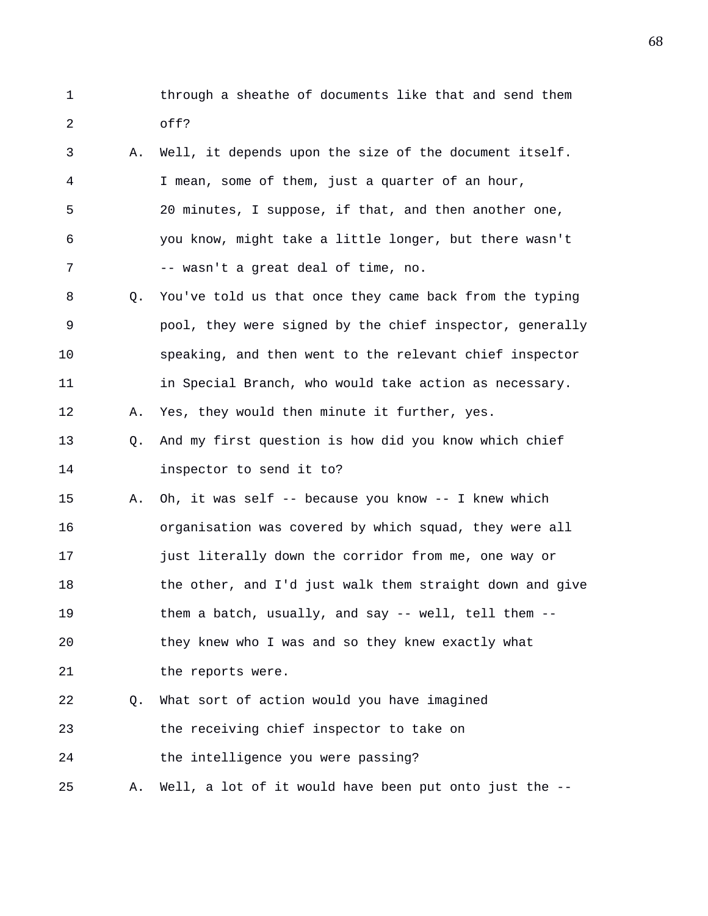1 through a sheathe of documents like that and send them
2 off?
3 A. Well, it depends upon the size of the document itself.
4 I mean, some of them, just a quarter of an hour,
5 20 minutes, I suppose, if that, and then another one,
6 you know, might take a little longer, but there wasn't
7 -- wasn't a great deal of time, no.
8 Q. You've told us that once they came back from the typing
9 pool, they were signed by the chief inspector, generally
10 speaking, and then went to the relevant chief inspector
11 in Special Branch, who would take action as necessary.
12 A. Yes, they would then minute it further, yes.
13 Q. And my first question is how did you know which chief
14 inspector to send it to?
15 A. Oh, it was self -- because you know -- I knew which
16 organisation was covered by which squad, they were all
17 just literally down the corridor from me, one way or
18 the other, and I'd just walk them straight down and give
19 them a batch, usually, and say -- well, tell them --
20 they knew who I was and so they knew exactly what
21 the reports were.
22 Q. What sort of action would you have imagined
23 the receiving chief inspector to take on
24 the intelligence you were passing?
25 A. Well, a lot of it would have been put onto just the --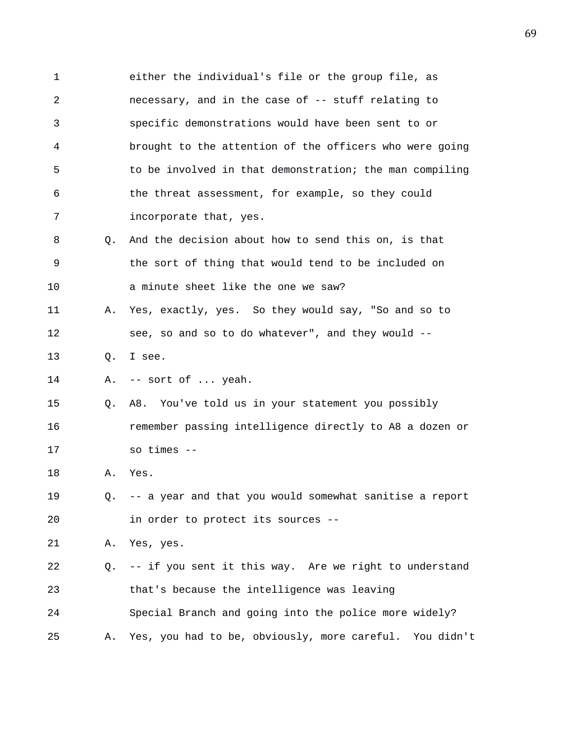1 either the individual's file or the group file, as
2 necessary, and in the case of -- stuff relating to
3 specific demonstrations would have been sent to or
4 brought to the attention of the officers who were going
5 to be involved in that demonstration; the man compiling
6 the threat assessment, for example, so they could
7 incorporate that, yes.

8 Q. And the decision about how to send this on, is that
9 the sort of thing that would tend to be included on
10 a minute sheet like the one we saw?

11 A. Yes, exactly, yes. So they would say, "So and so to
12 see, so and so to do whatever", and they would --

13 Q. I see.

14 A. -- sort of ... yeah.

15 Q. A8. You've told us in your statement you possibly
16 remember passing intelligence directly to A8 a dozen or
17 so times --

18 A. Yes.

19 Q. -- a year and that you would somewhat sanitise a report
20 in order to protect its sources --

21 A. Yes, yes.

22 Q. -- if you sent it this way. Are we right to understand
23 that's because the intelligence was leaving
24 Special Branch and going into the police more widely?

25 A. Yes, you had to be, obviously, more careful. You didn't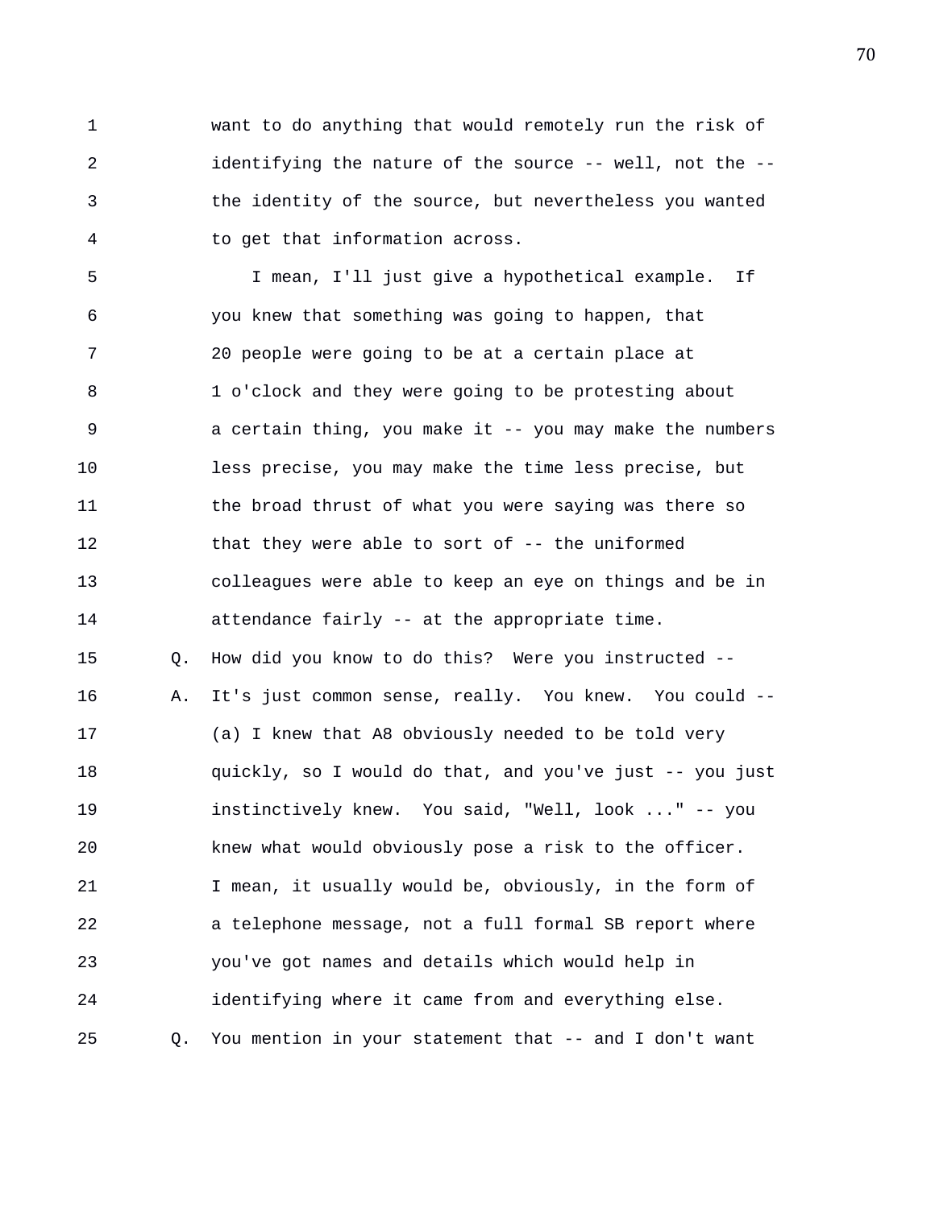1 want to do anything that would remotely run the risk of
2 identifying the nature of the source -- well, not the --
3 the identity of the source, but nevertheless you wanted
4 to get that information across.

5 I mean, I'll just give a hypothetical example. If
6 you knew that something was going to happen, that
7 20 people were going to be at a certain place at
8 1 o'clock and they were going to be protesting about
9 a certain thing, you make it -- you may make the numbers
10 less precise, you may make the time less precise, but
11 the broad thrust of what you were saying was there so
12 that they were able to sort of -- the uniformed
13 colleagues were able to keep an eye on things and be in
14 attendance fairly -- at the appropriate time.

15 Q. How did you know to do this? Were you instructed --

16 A. It's just common sense, really. You knew. You could --
17 (a) I knew that A8 obviously needed to be told very
18 quickly, so I would do that, and you've just -- you just
19 instinctively knew. You said, "Well, look ..." -- you
20 knew what would obviously pose a risk to the officer.
21 I mean, it usually would be, obviously, in the form of
22 a telephone message, not a full formal SB report where
23 you've got names and details which would help in
24 identifying where it came from and everything else.

25 Q. You mention in your statement that -- and I don't want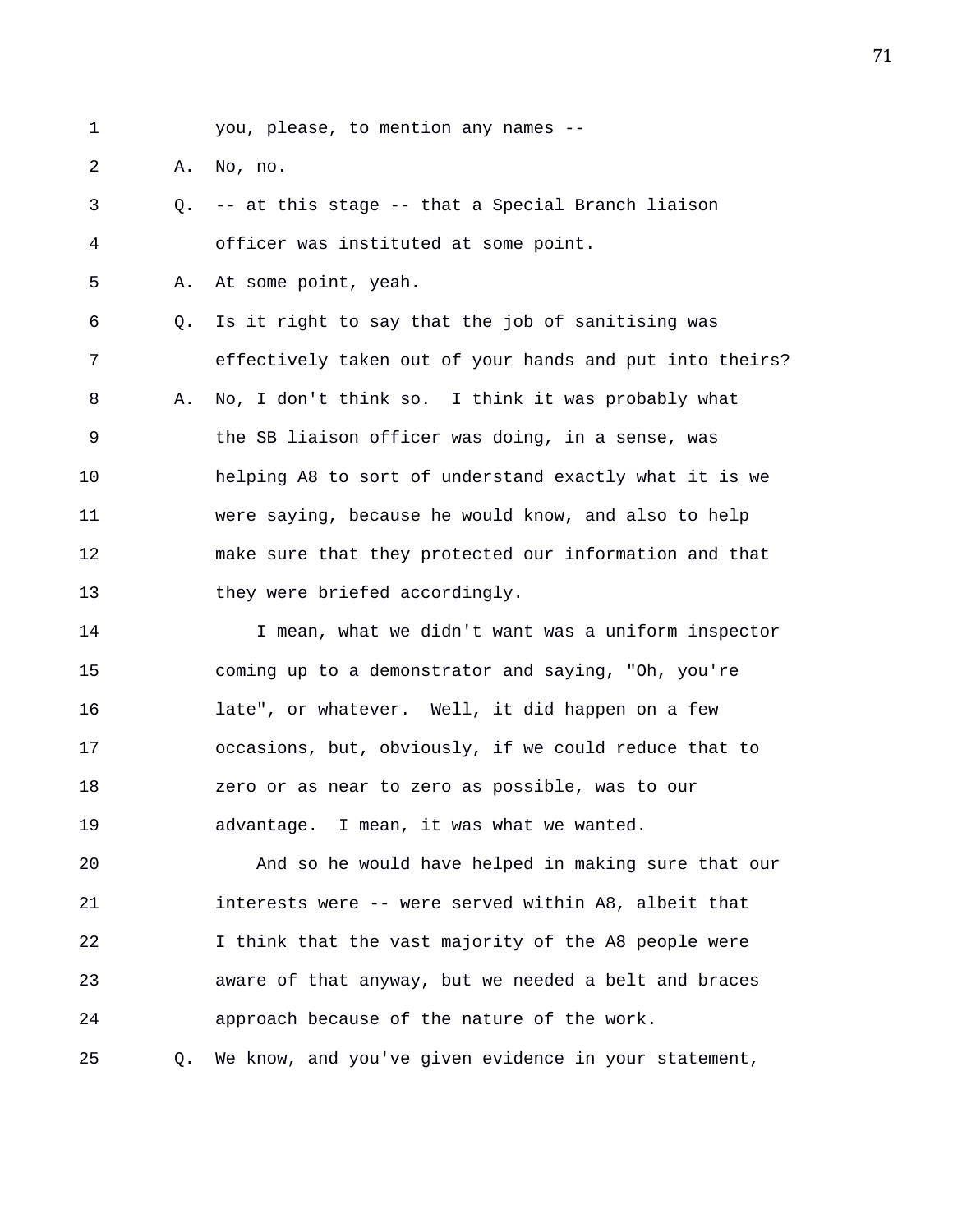1 you, please, to mention any names --

2 A. No, no.

3 Q. -- at this stage -- that a Special Branch liaison

4 officer was instituted at some point.

5 A. At some point, yeah.

6 Q. Is it right to say that the job of sanitising was

7 effectively taken out of your hands and put into theirs?

8 A. No, I don't think so. I think it was probably what

9 the SB liaison officer was doing, in a sense, was

10 helping A8 to sort of understand exactly what it is we

11 were saying, because he would know, and also to help

12 make sure that they protected our information and that

13 they were briefed accordingly.

14 I mean, what we didn't want was a uniform inspector

15 coming up to a demonstrator and saying, "Oh, you're

16 late", or whatever. Well, it did happen on a few

17 occasions, but, obviously, if we could reduce that to

18 zero or as near to zero as possible, was to our

19 advantage. I mean, it was what we wanted.

20 And so he would have helped in making sure that our

21 interests were -- were served within A8, albeit that

22 I think that the vast majority of the A8 people were

23 aware of that anyway, but we needed a belt and braces

24 approach because of the nature of the work.

25 Q. We know, and you've given evidence in your statement,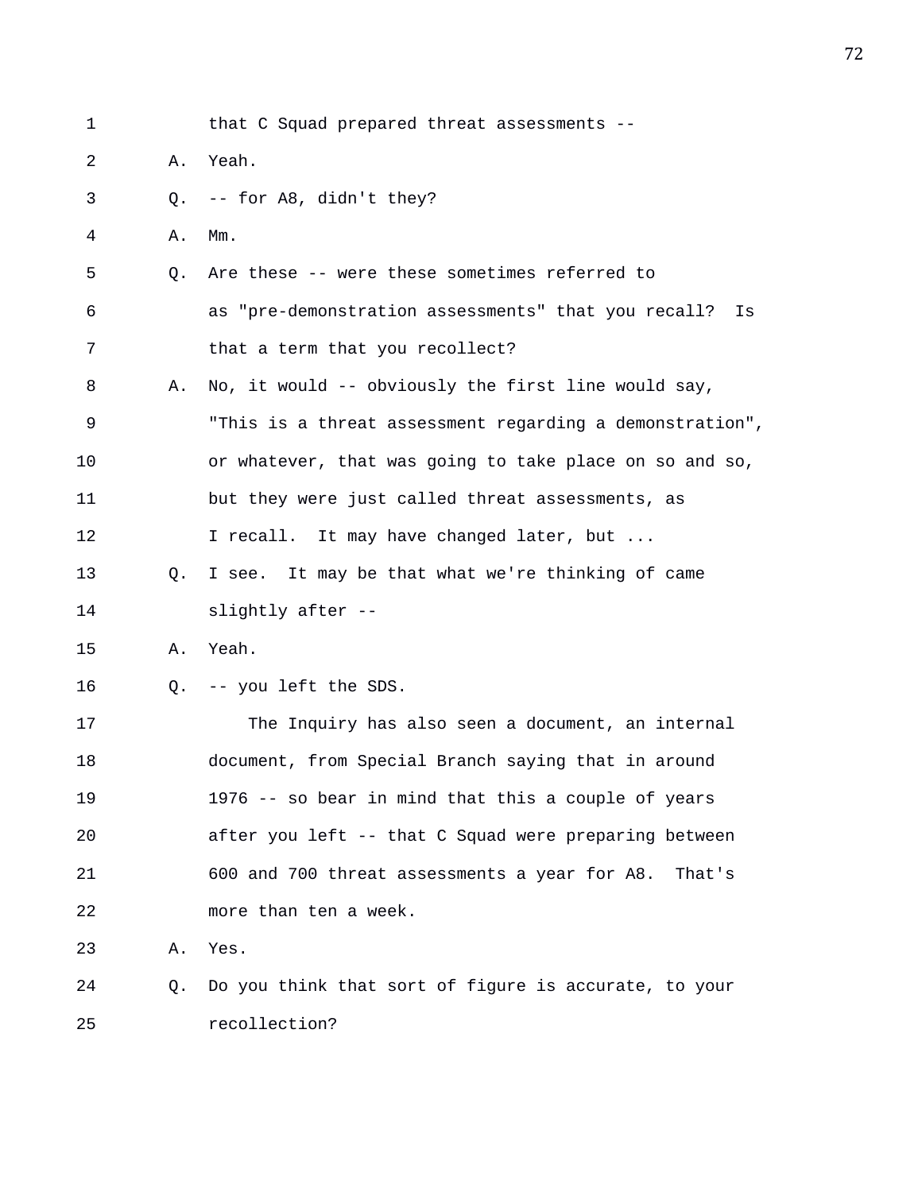1 that C Squad prepared threat assessments --

2 A. Yeah.

3 Q. -- for A8, didn't they?

4 A. Mm.

5 Q. Are these -- were these sometimes referred to

6 as "pre-demonstration assessments" that you recall? Is

7 that a term that you recollect?

8 A. No, it would -- obviously the first line would say,

9 "This is a threat assessment regarding a demonstration",

10 or whatever, that was going to take place on so and so,

11 but they were just called threat assessments, as

12 I recall. It may have changed later, but ...

13 Q. I see. It may be that what we're thinking of came

14 slightly after --

15 A. Yeah.

16 Q. -- you left the SDS.

17 The Inquiry has also seen a document, an internal

18 document, from Special Branch saying that in around

19 1976 -- so bear in mind that this a couple of years

20 after you left -- that C Squad were preparing between

21 600 and 700 threat assessments a year for A8. That's

22 more than ten a week.

23 A. Yes.

24 Q. Do you think that sort of figure is accurate, to your

25 recollection?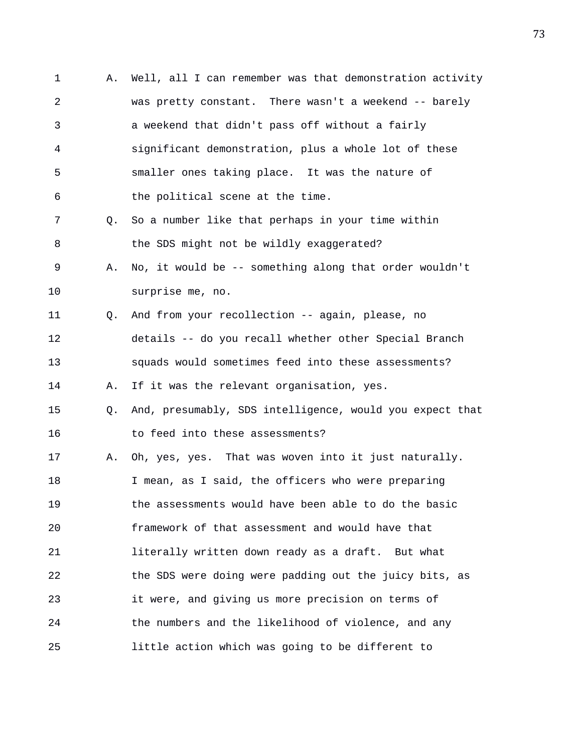1 A. Well, all I can remember was that demonstration activity
2 was pretty constant. There wasn't a weekend -- barely
3 a weekend that didn't pass off without a fairly
4 significant demonstration, plus a whole lot of these
5 smaller ones taking place. It was the nature of
6 the political scene at the time.
7 Q. So a number like that perhaps in your time within
8 the SDS might not be wildly exaggerated?
9 A. No, it would be -- something along that order wouldn't
10 surprise me, no.
11 Q. And from your recollection -- again, please, no
12 details -- do you recall whether other Special Branch
13 squads would sometimes feed into these assessments?
14 A. If it was the relevant organisation, yes.
15 Q. And, presumably, SDS intelligence, would you expect that
16 to feed into these assessments?
17 A. Oh, yes, yes. That was woven into it just naturally.
18 I mean, as I said, the officers who were preparing
19 the assessments would have been able to do the basic
20 framework of that assessment and would have that
21 literally written down ready as a draft. But what
22 the SDS were doing were padding out the juicy bits, as
23 it were, and giving us more precision on terms of
24 the numbers and the likelihood of violence, and any
25 little action which was going to be different to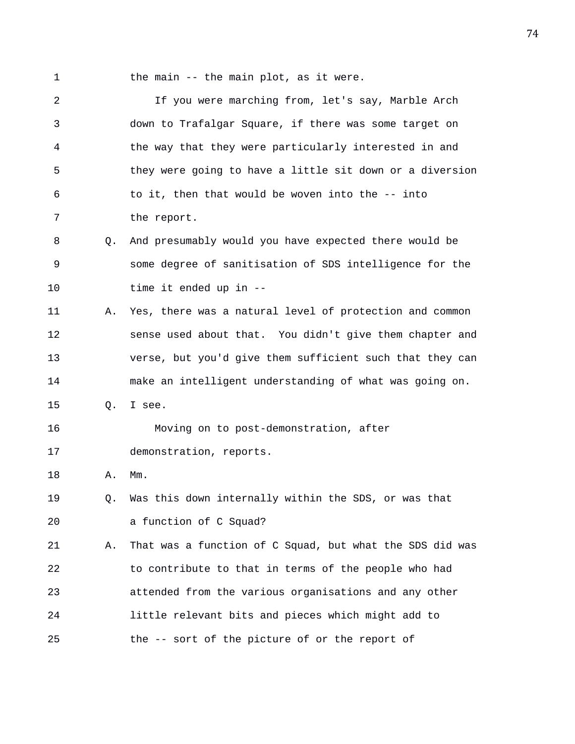1 the main -- the main plot, as it were.

2 If you were marching from, let's say, Marble Arch

3 down to Trafalgar Square, if there was some target on

4 the way that they were particularly interested in and

5 they were going to have a little sit down or a diversion

6 to it, then that would be woven into the -- into

7 the report.

8 Q. And presumably would you have expected there would be

9 some degree of sanitisation of SDS intelligence for the

10 time it ended up in --

11 A. Yes, there was a natural level of protection and common

12 sense used about that. You didn't give them chapter and

13 verse, but you'd give them sufficient such that they can

14 make an intelligent understanding of what was going on.

15 Q. I see.

16 Moving on to post-demonstration, after

17 demonstration, reports.

18 A. Mm.

19 Q. Was this down internally within the SDS, or was that

20 a function of C Squad?

21 A. That was a function of C Squad, but what the SDS did was

22 to contribute to that in terms of the people who had

23 attended from the various organisations and any other

24 little relevant bits and pieces which might add to

25 the -- sort of the picture of or the report of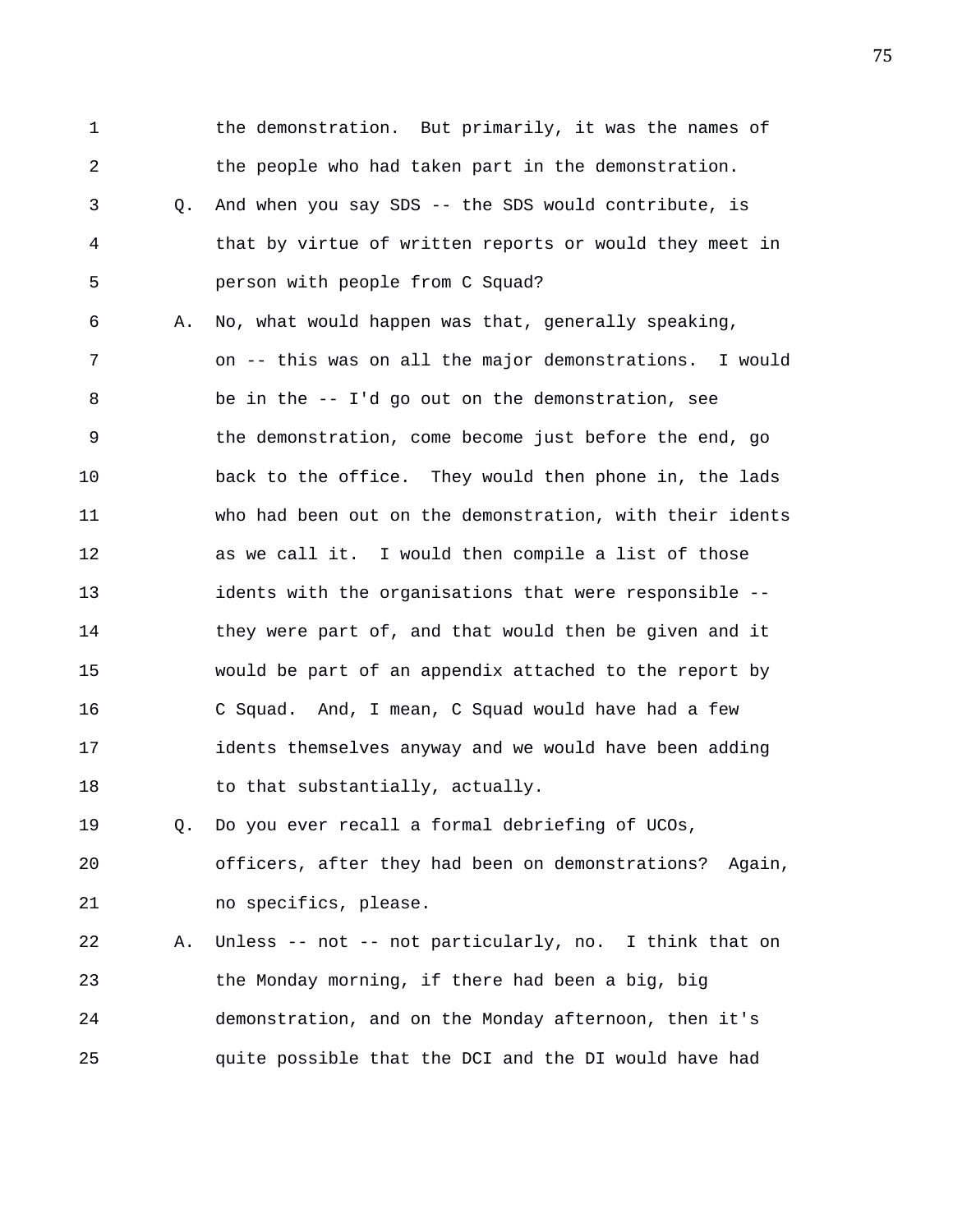the demonstration. But primarily, it was the names of the people who had taken part in the demonstration.

Q. And when you say SDS -- the SDS would contribute, is that by virtue of written reports or would they meet in person with people from C Squad?

A. No, what would happen was that, generally speaking, on -- this was on all the major demonstrations. I would be in the -- I'd go out on the demonstration, see the demonstration, come become just before the end, go back to the office. They would then phone in, the lads who had been out on the demonstration, with their idents as we call it. I would then compile a list of those idents with the organisations that were responsible -- they were part of, and that would then be given and it would be part of an appendix attached to the report by C Squad. And, I mean, C Squad would have had a few idents themselves anyway and we would have been adding to that substantially, actually.

Q. Do you ever recall a formal debriefing of UCOs, officers, after they had been on demonstrations? Again, no specifics, please.

A. Unless -- not -- not particularly, no. I think that on the Monday morning, if there had been a big, big demonstration, and on the Monday afternoon, then it's quite possible that the DCI and the DI would have had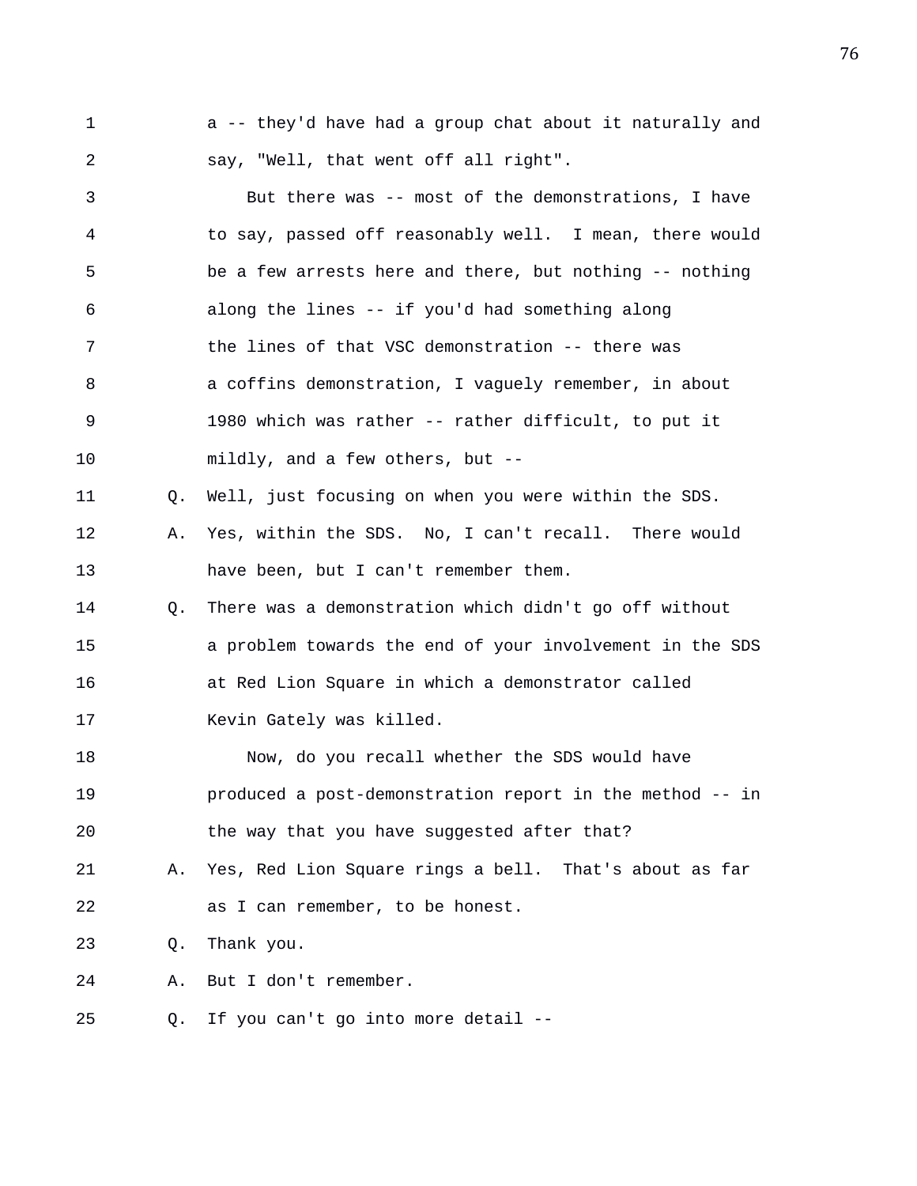1 a -- they'd have had a group chat about it naturally and
2 say, "Well, that went off all right".
3 But there was -- most of the demonstrations, I have
4 to say, passed off reasonably well. I mean, there would
5 be a few arrests here and there, but nothing -- nothing
6 along the lines -- if you'd had something along
7 the lines of that VSC demonstration -- there was
8 a coffins demonstration, I vaguely remember, in about
9 1980 which was rather -- rather difficult, to put it
10 mildly, and a few others, but --
11 Q. Well, just focusing on when you were within the SDS.
12 A. Yes, within the SDS. No, I can't recall. There would
13 have been, but I can't remember them.
14 Q. There was a demonstration which didn't go off without
15 a problem towards the end of your involvement in the SDS
16 at Red Lion Square in which a demonstrator called
17 Kevin Gately was killed.
18 Now, do you recall whether the SDS would have
19 produced a post-demonstration report in the method -- in
20 the way that you have suggested after that?
21 A. Yes, Red Lion Square rings a bell. That's about as far
22 as I can remember, to be honest.
23 Q. Thank you.
24 A. But I don't remember.
25 Q. If you can't go into more detail --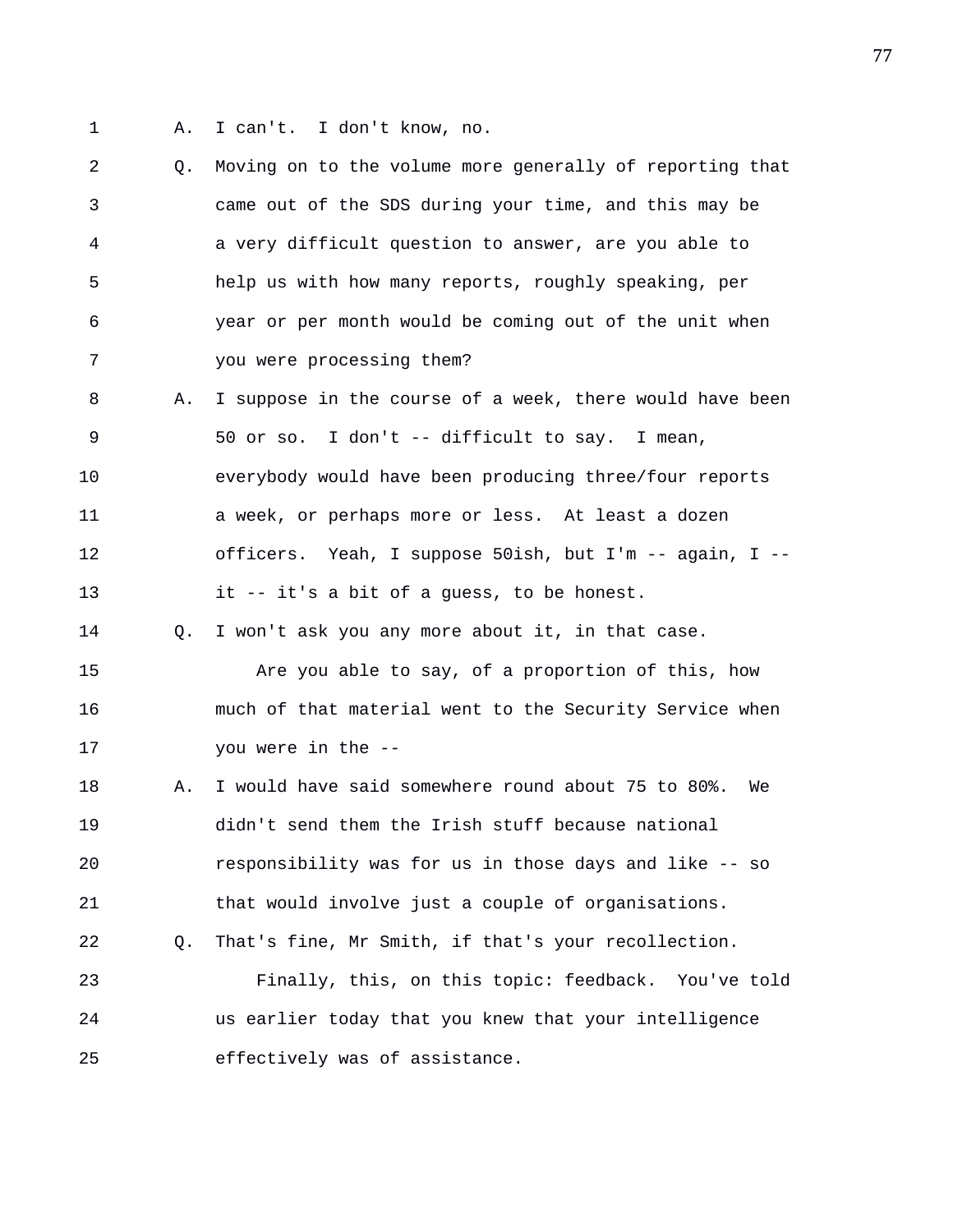1 A. I can't. I don't know, no.

2 Q. Moving on to the volume more generally of reporting that

3 came out of the SDS during your time, and this may be

4 a very difficult question to answer, are you able to

5 help us with how many reports, roughly speaking, per

6 year or per month would be coming out of the unit when

7 you were processing them?

8 A. I suppose in the course of a week, there would have been

9 50 or so. I don't -- difficult to say. I mean,

10 everybody would have been producing three/four reports

11 a week, or perhaps more or less. At least a dozen

12 officers. Yeah, I suppose 50ish, but I'm -- again, I --

13 it -- it's a bit of a guess, to be honest.

14 Q. I won't ask you any more about it, in that case.

15 Are you able to say, of a proportion of this, how

16 much of that material went to the Security Service when

17 you were in the --

18 A. I would have said somewhere round about 75 to 80%. We

19 didn't send them the Irish stuff because national

20 responsibility was for us in those days and like -- so

21 that would involve just a couple of organisations.

22 Q. That's fine, Mr Smith, if that's your recollection.

23 Finally, this, on this topic: feedback. You've told

24 us earlier today that you knew that your intelligence

25 effectively was of assistance.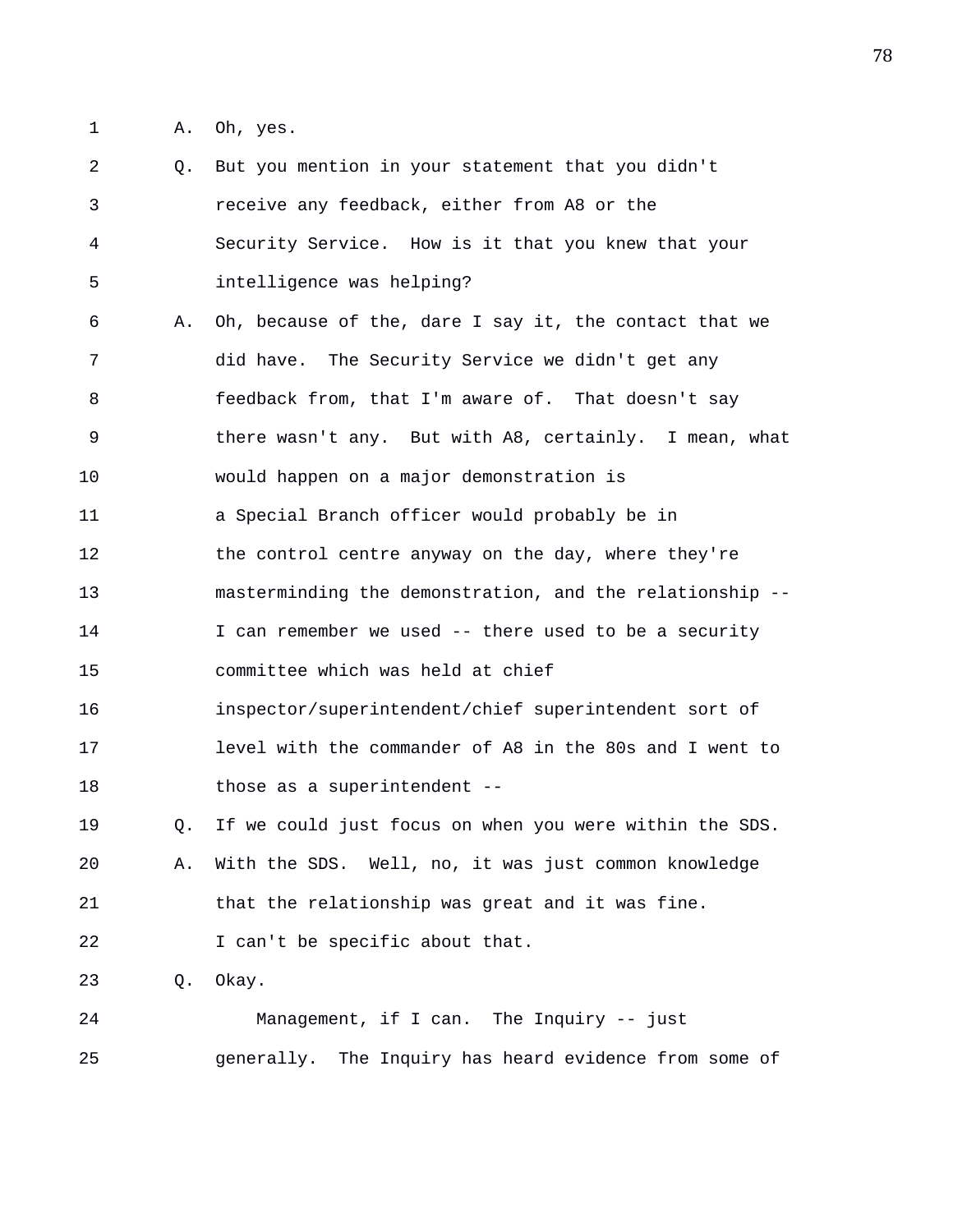1 A. Oh, yes.

2 Q. But you mention in your statement that you didn't
3 receive any feedback, either from A8 or the
4 Security Service. How is it that you knew that your
5 intelligence was helping?

6 A. Oh, because of the, dare I say it, the contact that we
7 did have. The Security Service we didn't get any
8 feedback from, that I'm aware of. That doesn't say
9 there wasn't any. But with A8, certainly. I mean, what
10 would happen on a major demonstration is
11 a Special Branch officer would probably be in
12 the control centre anyway on the day, where they're
13 masterminding the demonstration, and the relationship --
14 I can remember we used -- there used to be a security
15 committee which was held at chief
16 inspector/superintendent/chief superintendent sort of
17 level with the commander of A8 in the 80s and I went to
18 those as a superintendent --

19 Q. If we could just focus on when you were within the SDS.

20 A. With the SDS. Well, no, it was just common knowledge
21 that the relationship was great and it was fine.
22 I can't be specific about that.

23 Q. Okay.

24 Management, if I can. The Inquiry -- just
25 generally. The Inquiry has heard evidence from some of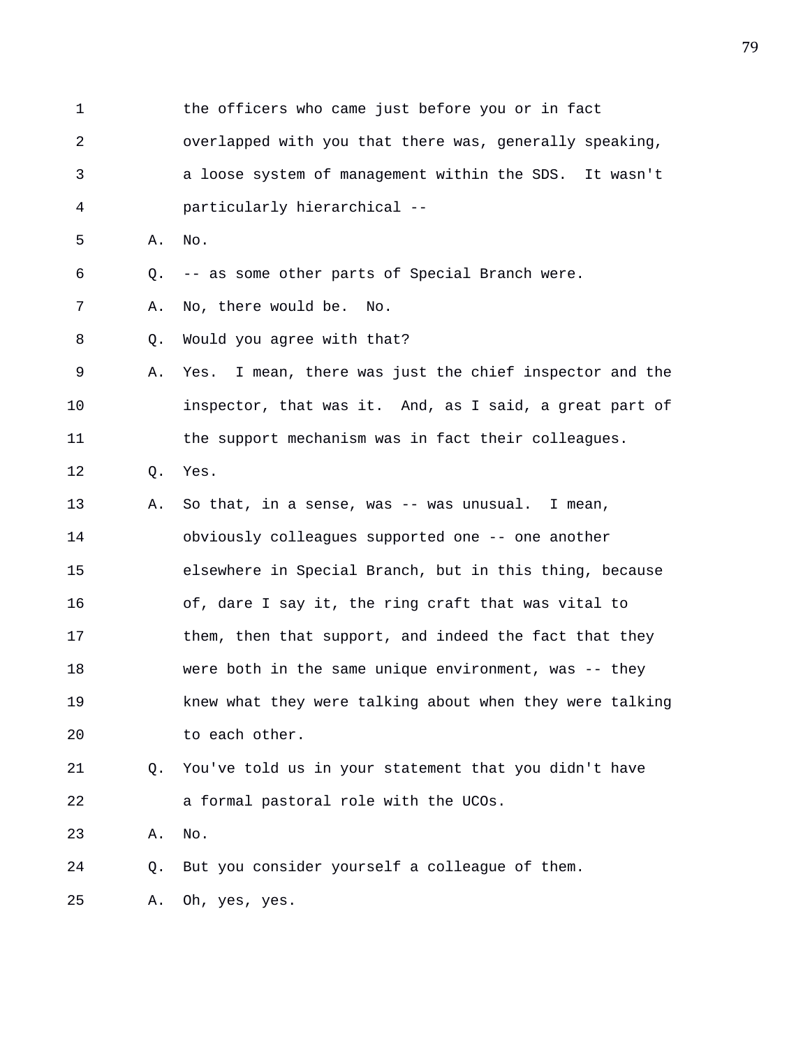1 the officers who came just before you or in fact
2 overlapped with you that there was, generally speaking,
3 a loose system of management within the SDS. It wasn't
4 particularly hierarchical --
5 A. No.
6 Q. -- as some other parts of Special Branch were.
7 A. No, there would be. No.
8 Q. Would you agree with that?
9 A. Yes. I mean, there was just the chief inspector and the
10 inspector, that was it. And, as I said, a great part of
11 the support mechanism was in fact their colleagues.
12 Q. Yes.
13 A. So that, in a sense, was -- was unusual. I mean,
14 obviously colleagues supported one -- one another
15 elsewhere in Special Branch, but in this thing, because
16 of, dare I say it, the ring craft that was vital to
17 them, then that support, and indeed the fact that they
18 were both in the same unique environment, was -- they
19 knew what they were talking about when they were talking
20 to each other.
21 Q. You've told us in your statement that you didn't have
22 a formal pastoral role with the UCOs.
23 A. No.
24 Q. But you consider yourself a colleague of them.
25 A. Oh, yes, yes.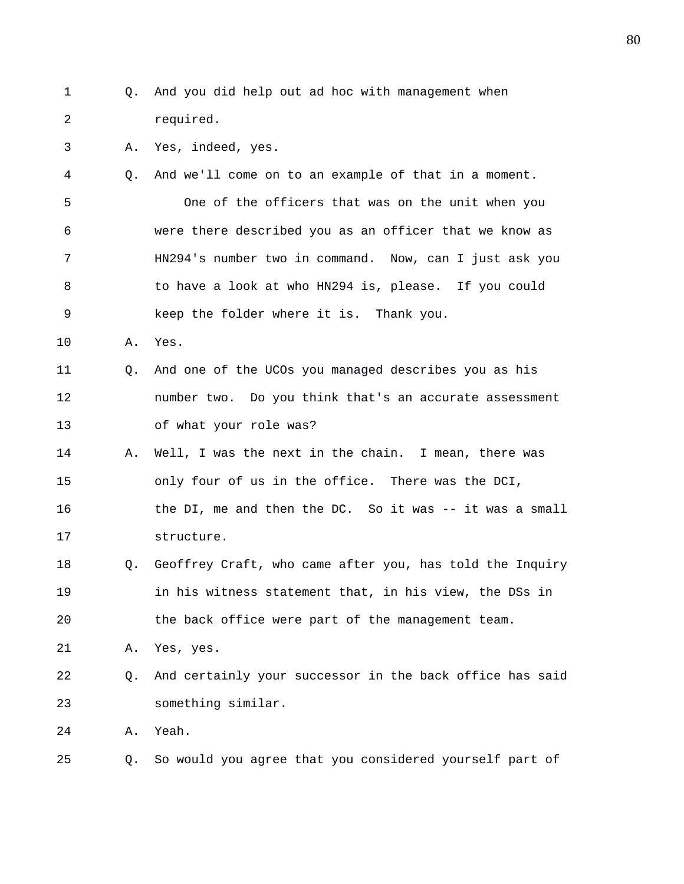1 Q. And you did help out ad hoc with management when
2 required.
3 A. Yes, indeed, yes.
4 Q. And we'll come on to an example of that in a moment.
5 One of the officers that was on the unit when you
6 were there described you as an officer that we know as
7 HN294's number two in command. Now, can I just ask you
8 to have a look at who HN294 is, please. If you could
9 keep the folder where it is. Thank you.
10 A. Yes.
11 Q. And one of the UCOs you managed describes you as his
12 number two. Do you think that's an accurate assessment
13 of what your role was?
14 A. Well, I was the next in the chain. I mean, there was
15 only four of us in the office. There was the DCI,
16 the DI, me and then the DC. So it was -- it was a small
17 structure.
18 Q. Geoffrey Craft, who came after you, has told the Inquiry
19 in his witness statement that, in his view, the DSs in
20 the back office were part of the management team.
21 A. Yes, yes.
22 Q. And certainly your successor in the back office has said
23 something similar.
24 A. Yeah.
25 Q. So would you agree that you considered yourself part of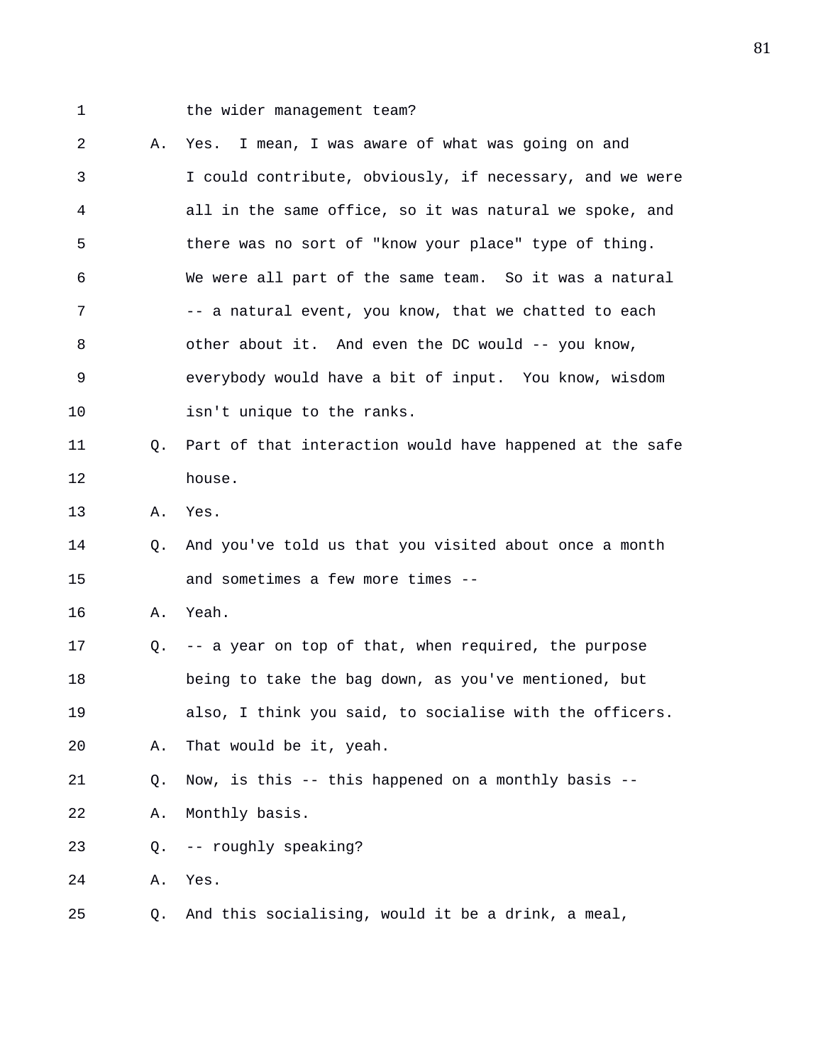1 the wider management team?

2 A. Yes. I mean, I was aware of what was going on and

3 I could contribute, obviously, if necessary, and we were

4 all in the same office, so it was natural we spoke, and

5 there was no sort of "know your place" type of thing.

6 We were all part of the same team. So it was a natural

7 -- a natural event, you know, that we chatted to each

8 other about it. And even the DC would -- you know,

9 everybody would have a bit of input. You know, wisdom

10 isn't unique to the ranks.

11 Q. Part of that interaction would have happened at the safe

12 house.

13 A. Yes.

14 Q. And you've told us that you visited about once a month

15 and sometimes a few more times --

16 A. Yeah.

17 Q. -- a year on top of that, when required, the purpose

18 being to take the bag down, as you've mentioned, but

19 also, I think you said, to socialise with the officers.

20 A. That would be it, yeah.

21 Q. Now, is this -- this happened on a monthly basis --

22 A. Monthly basis.

23 Q. -- roughly speaking?

24 A. Yes.

25 Q. And this socialising, would it be a drink, a meal,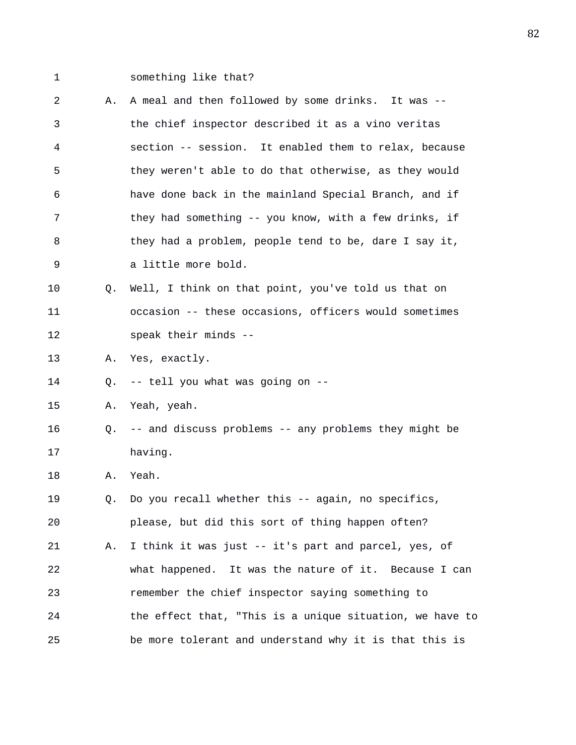1 something like that?

2 A. A meal and then followed by some drinks. It was --

3 the chief inspector described it as a vino veritas

4 section -- session. It enabled them to relax, because

5 they weren't able to do that otherwise, as they would

6 have done back in the mainland Special Branch, and if

7 they had something -- you know, with a few drinks, if

8 they had a problem, people tend to be, dare I say it,

9 a little more bold.

10 Q. Well, I think on that point, you've told us that on

11 occasion -- these occasions, officers would sometimes

12 speak their minds --

13 A. Yes, exactly.

14 Q. -- tell you what was going on --

15 A. Yeah, yeah.

16 Q. -- and discuss problems -- any problems they might be

17 having.

18 A. Yeah.

19 Q. Do you recall whether this -- again, no specifics,

20 please, but did this sort of thing happen often?

21 A. I think it was just -- it's part and parcel, yes, of

22 what happened. It was the nature of it. Because I can

23 remember the chief inspector saying something to

24 the effect that, "This is a unique situation, we have to

25 be more tolerant and understand why it is that this is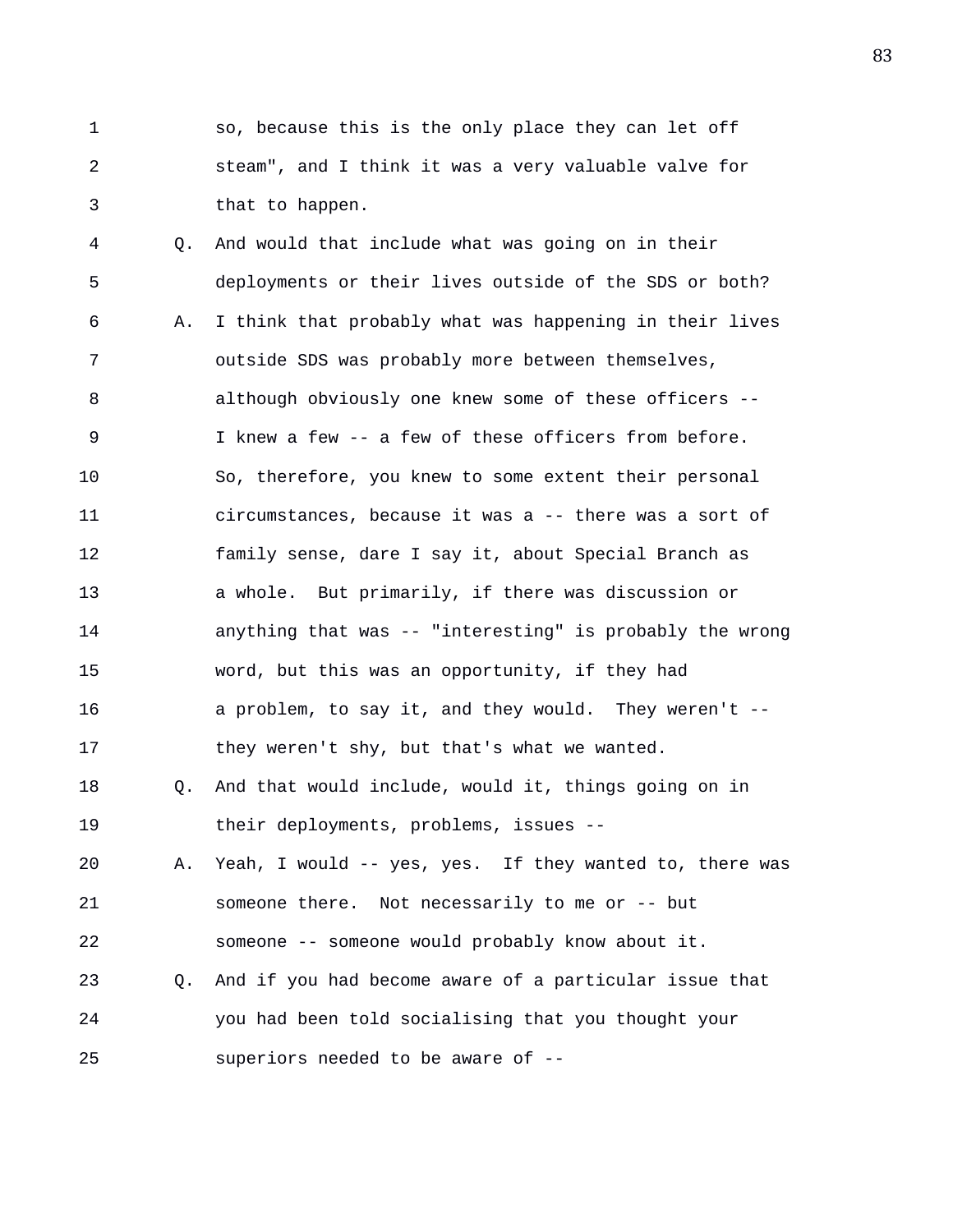1 so, because this is the only place they can let off
2 steam", and I think it was a very valuable valve for
3 that to happen.
4 Q. And would that include what was going on in their
5 deployments or their lives outside of the SDS or both?
6 A. I think that probably what was happening in their lives
7 outside SDS was probably more between themselves,
8 although obviously one knew some of these officers --
9 I knew a few -- a few of these officers from before.
10 So, therefore, you knew to some extent their personal
11 circumstances, because it was a -- there was a sort of
12 family sense, dare I say it, about Special Branch as
13 a whole. But primarily, if there was discussion or
14 anything that was -- "interesting" is probably the wrong
15 word, but this was an opportunity, if they had
16 a problem, to say it, and they would. They weren't --
17 they weren't shy, but that's what we wanted.
18 Q. And that would include, would it, things going on in
19 their deployments, problems, issues --
20 A. Yeah, I would -- yes, yes. If they wanted to, there was
21 someone there. Not necessarily to me or -- but
22 someone -- someone would probably know about it.
23 Q. And if you had become aware of a particular issue that
24 you had been told socialising that you thought your
25 superiors needed to be aware of --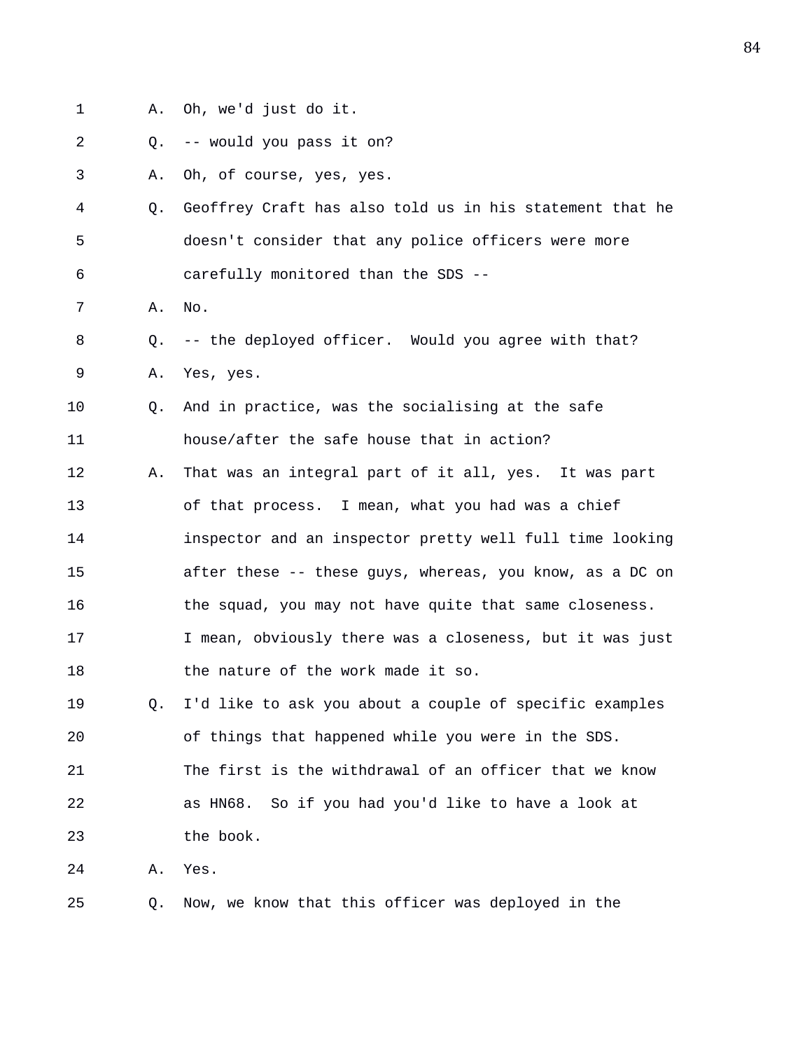1 A. Oh, we'd just do it.

2 Q. -- would you pass it on?

3 A. Oh, of course, yes, yes.

4 Q. Geoffrey Craft has also told us in his statement that he
5 doesn't consider that any police officers were more
6 carefully monitored than the SDS --

7 A. No.

8 Q. -- the deployed officer. Would you agree with that?

9 A. Yes, yes.

10 Q. And in practice, was the socialising at the safe
11 house/after the safe house that in action?

12 A. That was an integral part of it all, yes. It was part
13 of that process. I mean, what you had was a chief
14 inspector and an inspector pretty well full time looking
15 after these -- these guys, whereas, you know, as a DC on
16 the squad, you may not have quite that same closeness.
17 I mean, obviously there was a closeness, but it was just
18 the nature of the work made it so.

19 Q. I'd like to ask you about a couple of specific examples
20 of things that happened while you were in the SDS.
21 The first is the withdrawal of an officer that we know
22 as HN68. So if you had you'd like to have a look at
23 the book.

24 A. Yes.

25 Q. Now, we know that this officer was deployed in the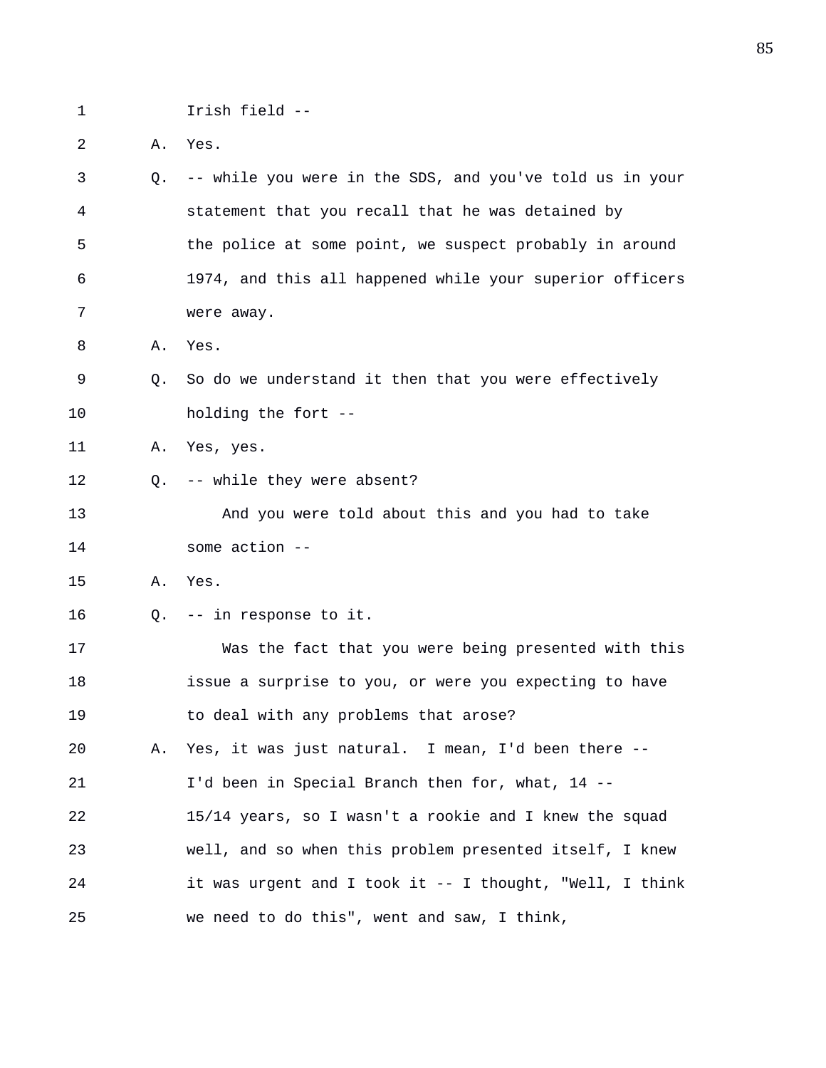1 Irish field --

2 A. Yes.

3 Q. -- while you were in the SDS, and you've told us in your

4 statement that you recall that he was detained by

5 the police at some point, we suspect probably in around

6 1974, and this all happened while your superior officers

7 were away.

8 A. Yes.

9 Q. So do we understand it then that you were effectively

10 holding the fort --

11 A. Yes, yes.

12 Q. -- while they were absent?

13 And you were told about this and you had to take

14 some action --

15 A. Yes.

16 Q. -- in response to it.

17 Was the fact that you were being presented with this

18 issue a surprise to you, or were you expecting to have

19 to deal with any problems that arose?

20 A. Yes, it was just natural. I mean, I'd been there --

21 I'd been in Special Branch then for, what, 14 --

22 15/14 years, so I wasn't a rookie and I knew the squad

23 well, and so when this problem presented itself, I knew

24 it was urgent and I took it -- I thought, "Well, I think

25 we need to do this", went and saw, I think,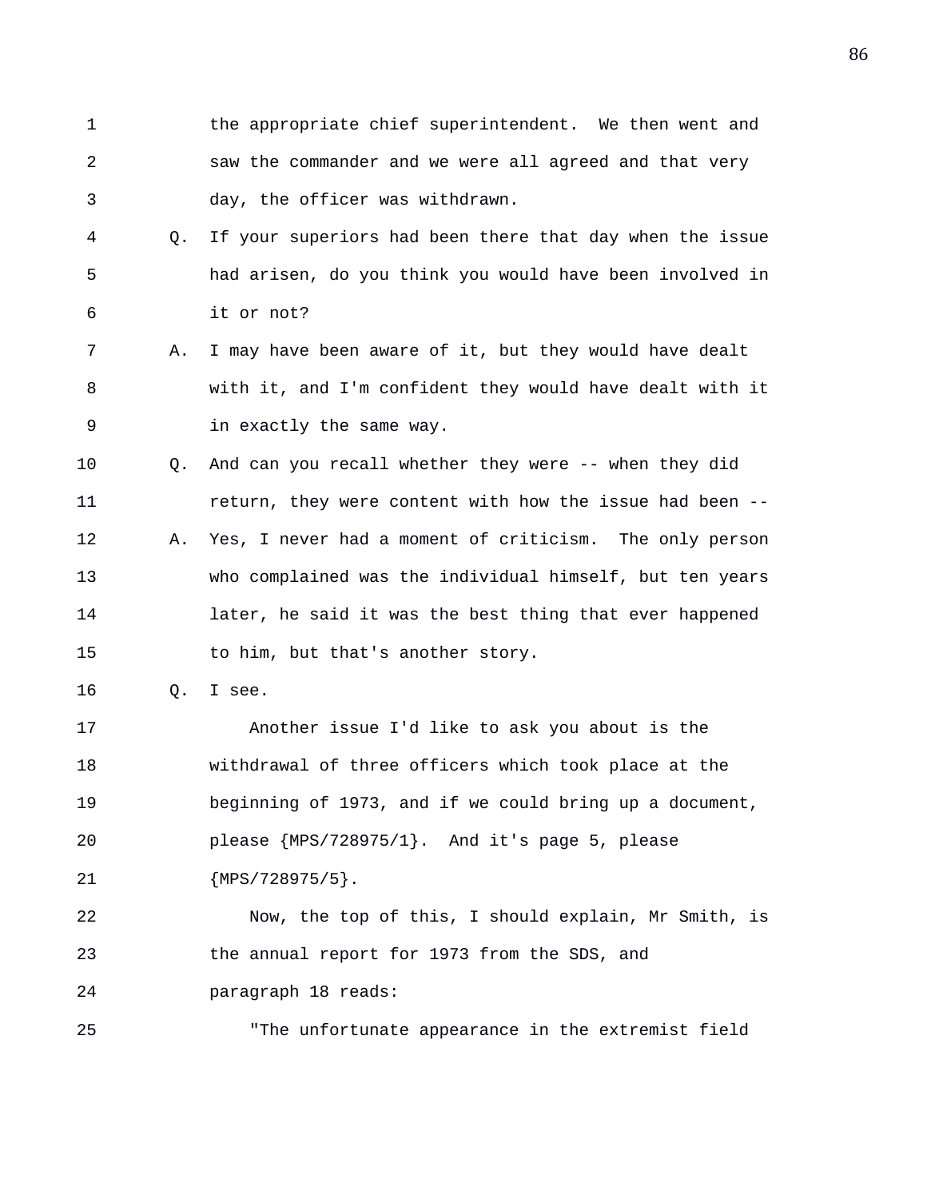the appropriate chief superintendent. We then went and saw the commander and we were all agreed and that very day, the officer was withdrawn.

Q. If your superiors had been there that day when the issue had arisen, do you think you would have been involved in it or not?

A. I may have been aware of it, but they would have dealt with it, and I'm confident they would have dealt with it in exactly the same way.

Q. And can you recall whether they were -- when they did return, they were content with how the issue had been --

A. Yes, I never had a moment of criticism. The only person who complained was the individual himself, but ten years later, he said it was the best thing that ever happened to him, but that's another story.

Q. I see.

Another issue I'd like to ask you about is the withdrawal of three officers which took place at the beginning of 1973, and if we could bring up a document, please {MPS/728975/1}. And it's page 5, please {MPS/728975/5}.

Now, the top of this, I should explain, Mr Smith, is the annual report for 1973 from the SDS, and paragraph 18 reads:

"The unfortunate appearance in the extremist field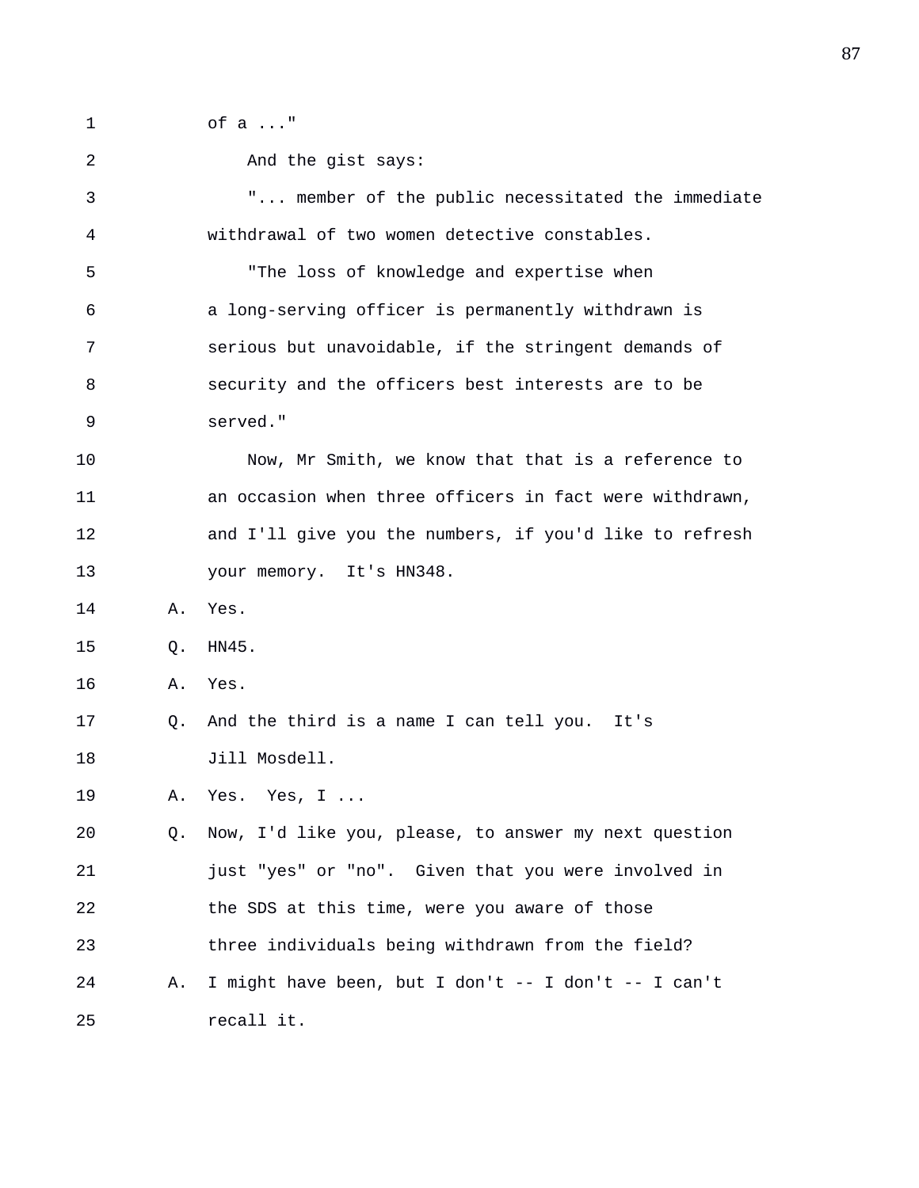of a ..."

And the gist says:

"... member of the public necessitated the immediate withdrawal of two women detective constables.

"The loss of knowledge and expertise when a long-serving officer is permanently withdrawn is serious but unavoidable, if the stringent demands of security and the officers best interests are to be served."

Now, Mr Smith, we know that that is a reference to an occasion when three officers in fact were withdrawn, and I'll give you the numbers, if you'd like to refresh your memory. It's HN348.

A. Yes.

Q. HN45.

A. Yes.

Q. And the third is a name I can tell you. It's Jill Mosdell.

A. Yes. Yes, I ...

Q. Now, I'd like you, please, to answer my next question just "yes" or "no". Given that you were involved in the SDS at this time, were you aware of those three individuals being withdrawn from the field?

A. I might have been, but I don't -- I don't -- I can't recall it.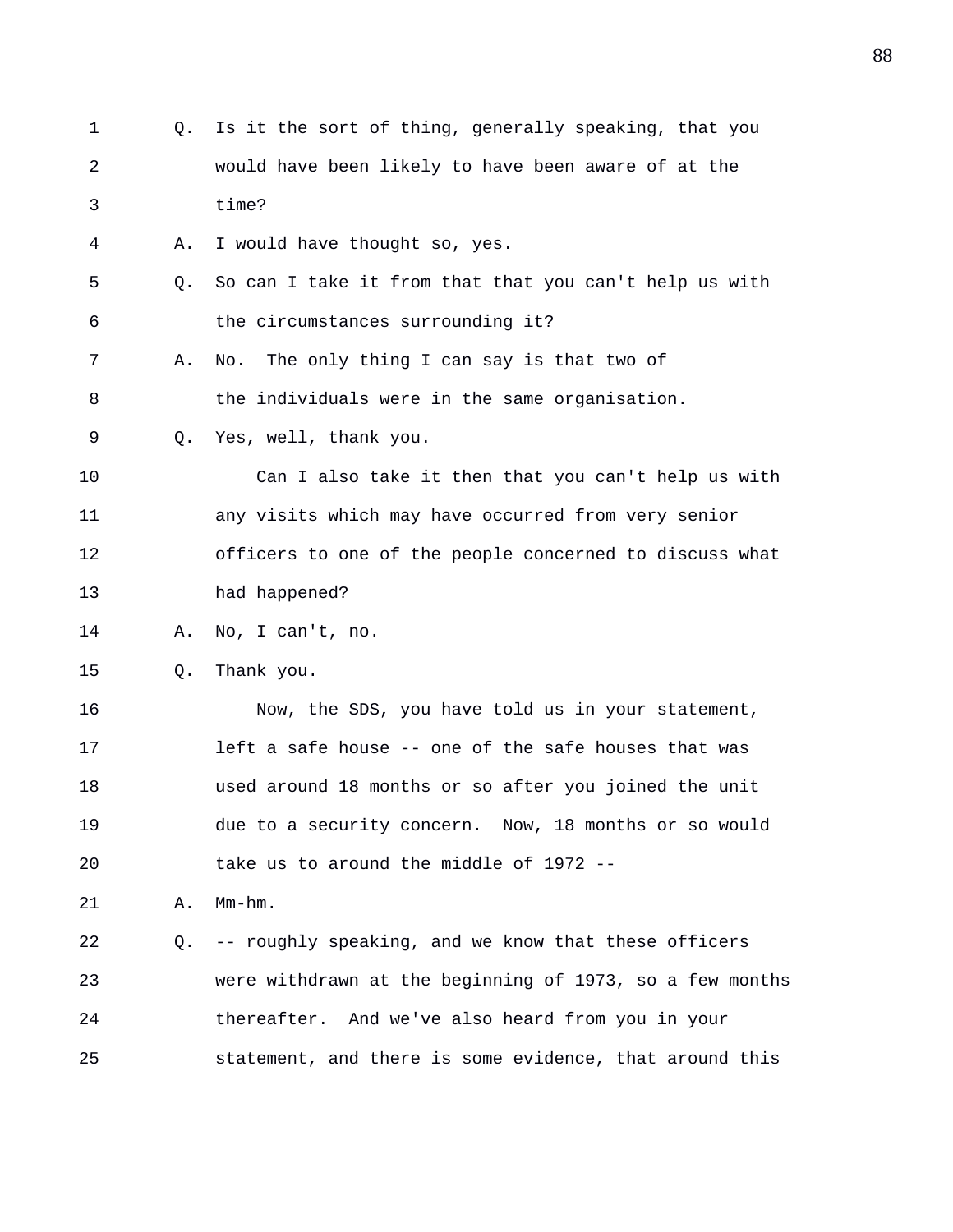1 Q. Is it the sort of thing, generally speaking, that you
2 would have been likely to have been aware of at the
3 time?
4 A. I would have thought so, yes.
5 Q. So can I take it from that that you can't help us with
6 the circumstances surrounding it?
7 A. No. The only thing I can say is that two of
8 the individuals were in the same organisation.
9 Q. Yes, well, thank you.
10 Can I also take it then that you can't help us with
11 any visits which may have occurred from very senior
12 officers to one of the people concerned to discuss what
13 had happened?
14 A. No, I can't, no.
15 Q. Thank you.
16 Now, the SDS, you have told us in your statement,
17 left a safe house -- one of the safe houses that was
18 used around 18 months or so after you joined the unit
19 due to a security concern. Now, 18 months or so would
20 take us to around the middle of 1972 --
21 A. Mm-hm.
22 Q. -- roughly speaking, and we know that these officers
23 were withdrawn at the beginning of 1973, so a few months
24 thereafter. And we've also heard from you in your
25 statement, and there is some evidence, that around this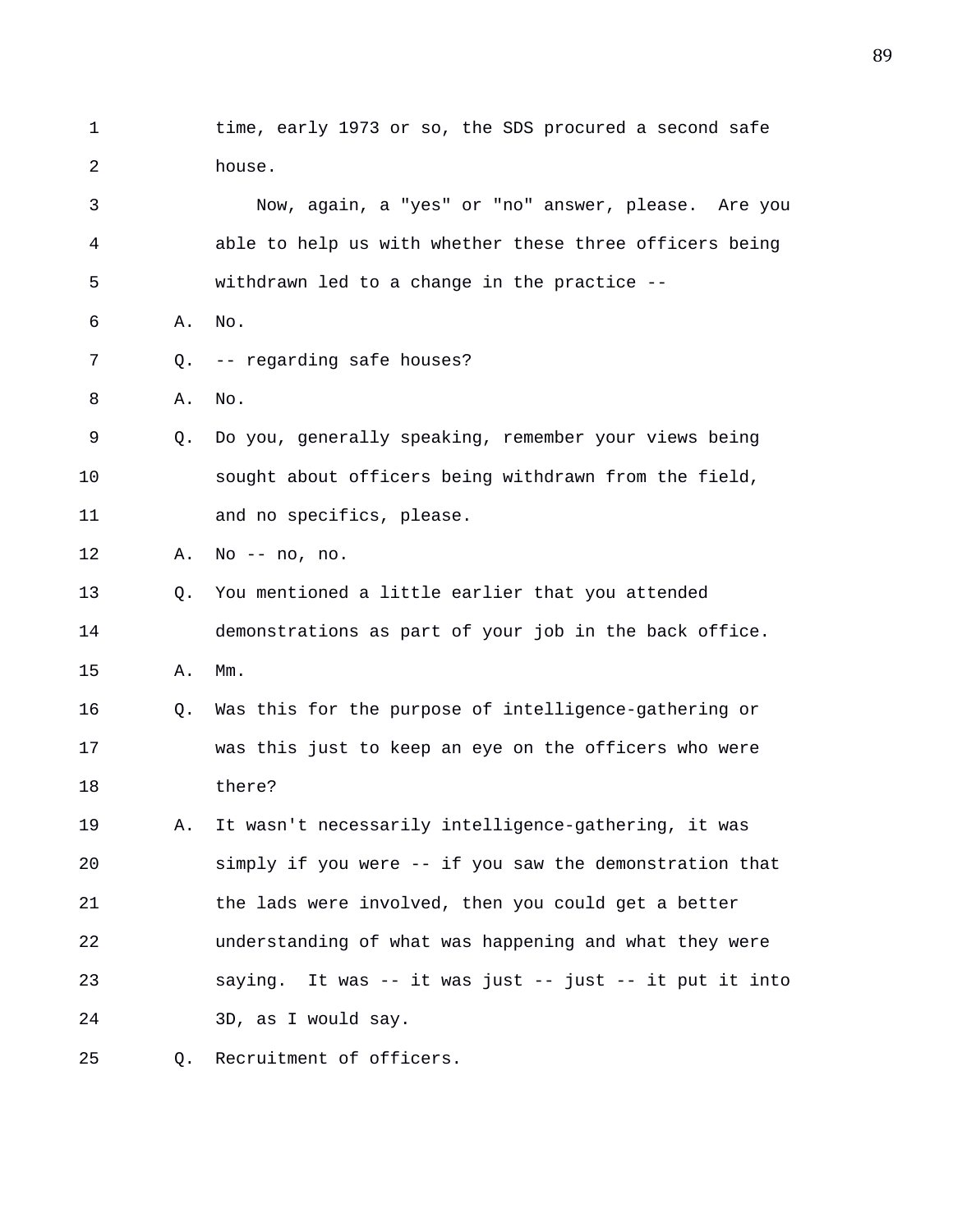1 time, early 1973 or so, the SDS procured a second safe
2 house.
3 Now, again, a "yes" or "no" answer, please. Are you
4 able to help us with whether these three officers being
5 withdrawn led to a change in the practice --
6 A. No.
7 Q. -- regarding safe houses?
8 A. No.
9 Q. Do you, generally speaking, remember your views being
10 sought about officers being withdrawn from the field,
11 and no specifics, please.
12 A. No -- no, no.
13 Q. You mentioned a little earlier that you attended
14 demonstrations as part of your job in the back office.
15 A. Mm.
16 Q. Was this for the purpose of intelligence-gathering or
17 was this just to keep an eye on the officers who were
18 there?
19 A. It wasn't necessarily intelligence-gathering, it was
20 simply if you were -- if you saw the demonstration that
21 the lads were involved, then you could get a better
22 understanding of what was happening and what they were
23 saying. It was -- it was just -- just -- it put it into
24 3D, as I would say.
25 Q. Recruitment of officers.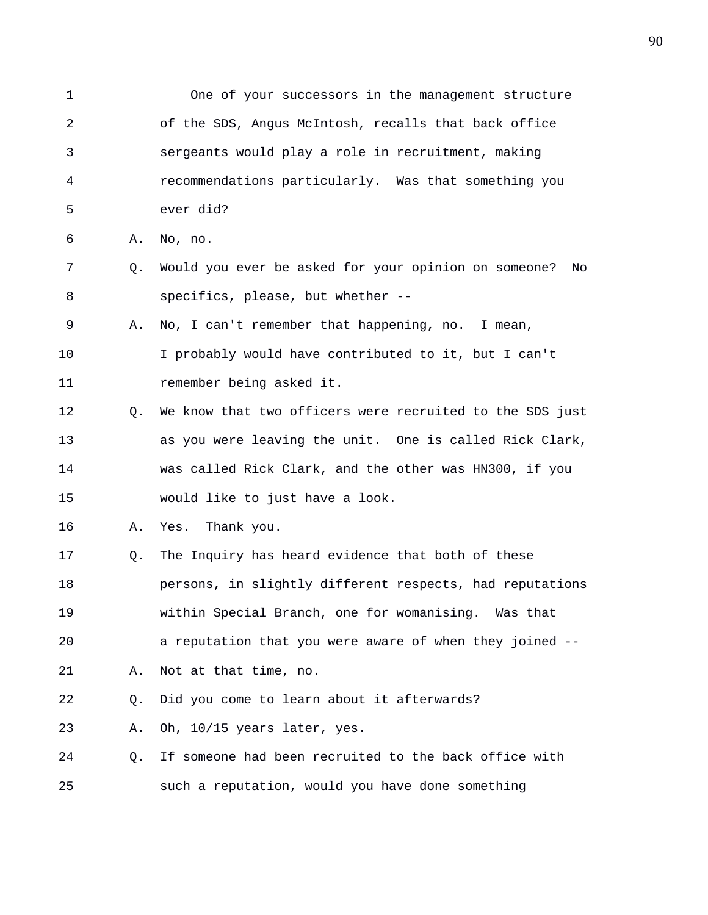1 One of your successors in the management structure
2 of the SDS, Angus McIntosh, recalls that back office
3 sergeants would play a role in recruitment, making
4 recommendations particularly. Was that something you
5 ever did?
6 A. No, no.
7 Q. Would you ever be asked for your opinion on someone? No
8 specifics, please, but whether --
9 A. No, I can't remember that happening, no. I mean,
10 I probably would have contributed to it, but I can't
11 remember being asked it.
12 Q. We know that two officers were recruited to the SDS just
13 as you were leaving the unit. One is called Rick Clark,
14 was called Rick Clark, and the other was HN300, if you
15 would like to just have a look.
16 A. Yes. Thank you.
17 Q. The Inquiry has heard evidence that both of these
18 persons, in slightly different respects, had reputations
19 within Special Branch, one for womanising. Was that
20 a reputation that you were aware of when they joined --
21 A. Not at that time, no.
22 Q. Did you come to learn about it afterwards?
23 A. Oh, 10/15 years later, yes.
24 Q. If someone had been recruited to the back office with
25 such a reputation, would you have done something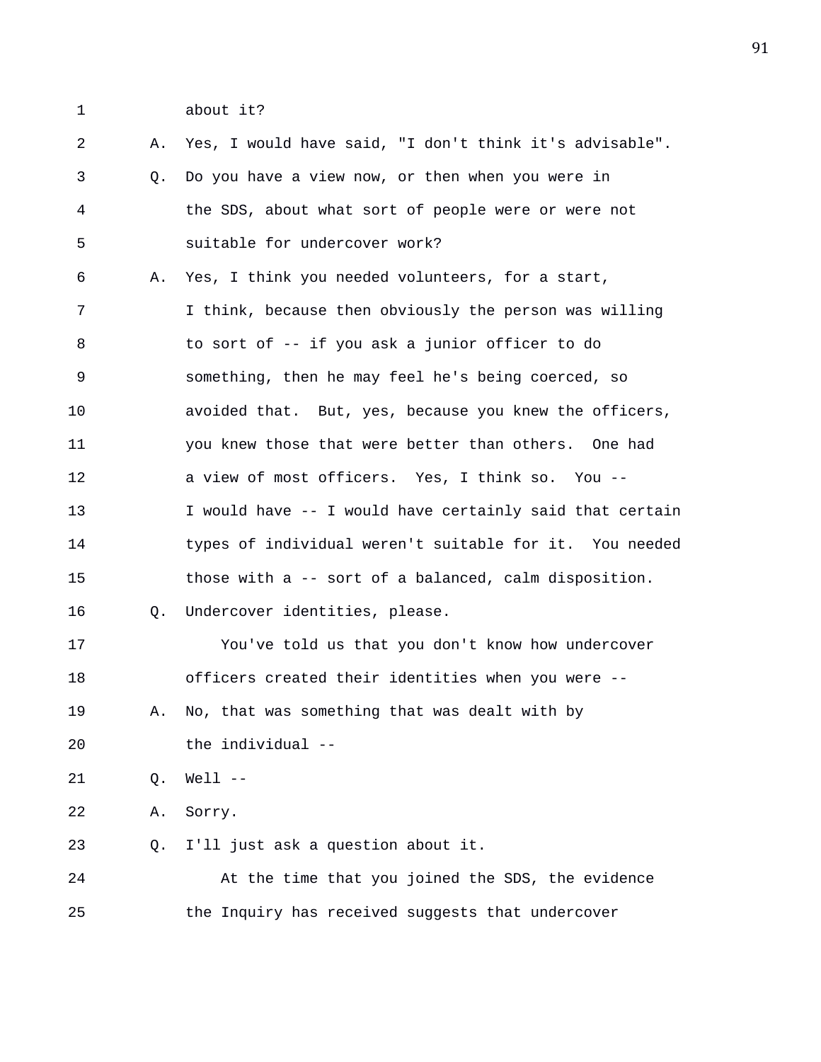1 about it?

2 A. Yes, I would have said, "I don't think it's advisable".

3 Q. Do you have a view now, or then when you were in

4 the SDS, about what sort of people were or were not

5 suitable for undercover work?

6 A. Yes, I think you needed volunteers, for a start,

7 I think, because then obviously the person was willing

8 to sort of -- if you ask a junior officer to do

9 something, then he may feel he's being coerced, so

10 avoided that. But, yes, because you knew the officers,

11 you knew those that were better than others. One had

12 a view of most officers. Yes, I think so. You --

13 I would have -- I would have certainly said that certain

14 types of individual weren't suitable for it. You needed

15 those with a -- sort of a balanced, calm disposition.

16 Q. Undercover identities, please.

17 You've told us that you don't know how undercover

18 officers created their identities when you were --

19 A. No, that was something that was dealt with by

20 the individual --

21 Q. Well --

22 A. Sorry.

23 Q. I'll just ask a question about it.

24 At the time that you joined the SDS, the evidence

25 the Inquiry has received suggests that undercover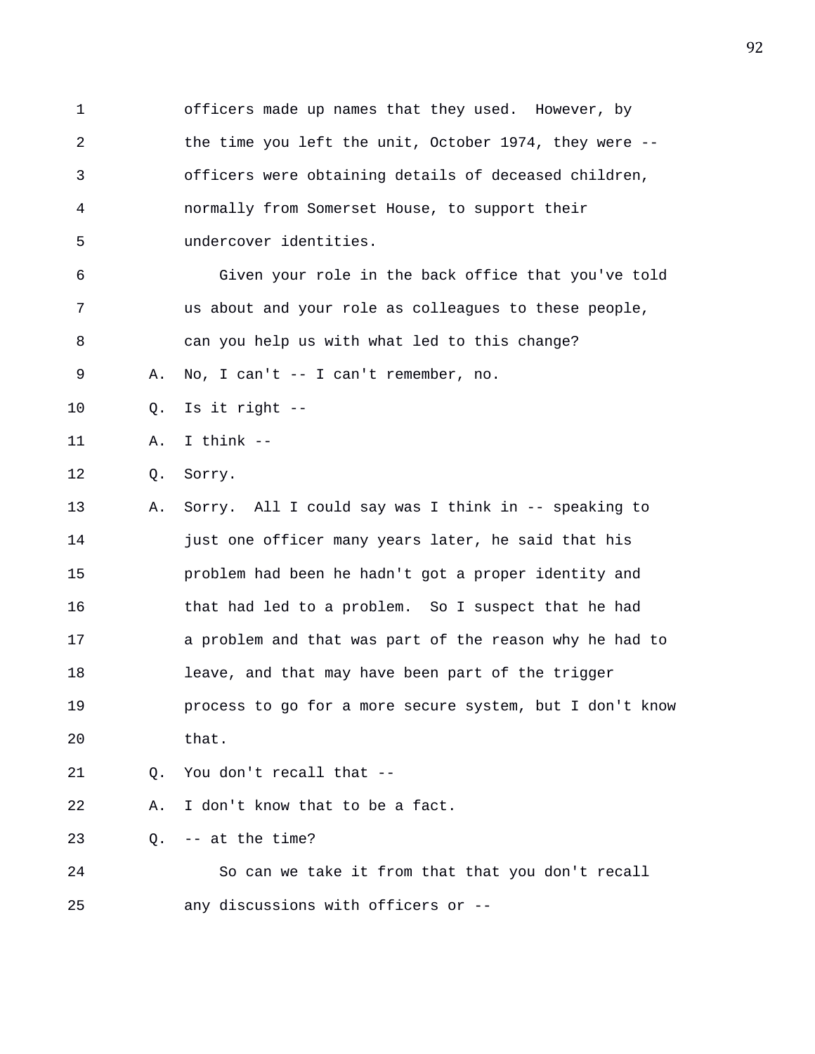officers made up names that they used. However, by the time you left the unit, October 1974, they were -- officers were obtaining details of deceased children, normally from Somerset House, to support their undercover identities.

Given your role in the back office that you've told us about and your role as colleagues to these people, can you help us with what led to this change?

A. No, I can't -- I can't remember, no.

Q. Is it right --

A. I think --

Q. Sorry.

A. Sorry. All I could say was I think in -- speaking to just one officer many years later, he said that his problem had been he hadn't got a proper identity and that had led to a problem. So I suspect that he had a problem and that was part of the reason why he had to leave, and that may have been part of the trigger process to go for a more secure system, but I don't know that.

Q. You don't recall that --

A. I don't know that to be a fact.

Q. -- at the time?

So can we take it from that that you don't recall any discussions with officers or --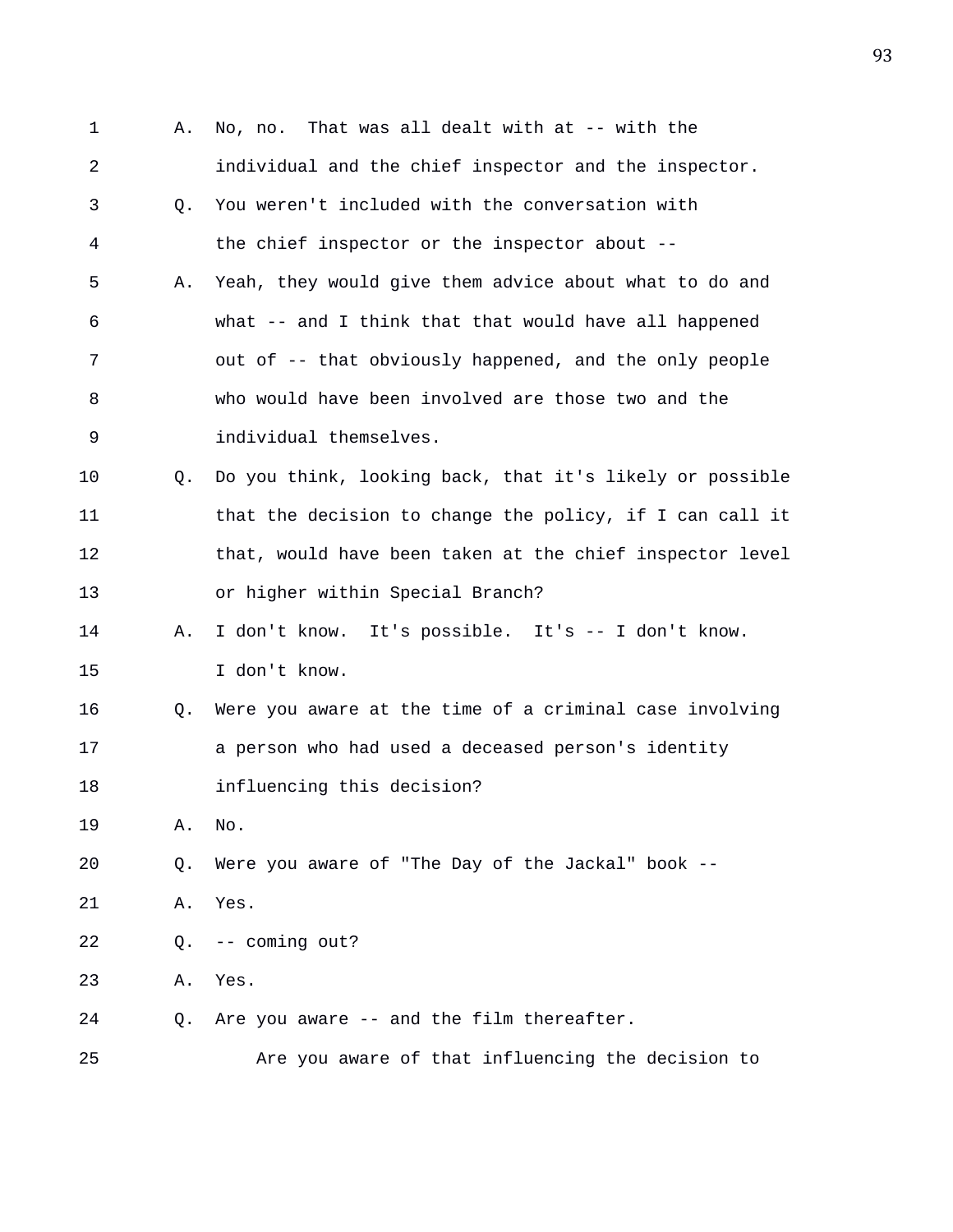A. No, no. That was all dealt with at -- with the individual and the chief inspector and the inspector.

Q. You weren't included with the conversation with the chief inspector or the inspector about --

A. Yeah, they would give them advice about what to do and what -- and I think that that would have all happened out of -- that obviously happened, and the only people who would have been involved are those two and the individual themselves.

Q. Do you think, looking back, that it's likely or possible that the decision to change the policy, if I can call it that, would have been taken at the chief inspector level or higher within Special Branch?

A. I don't know. It's possible. It's -- I don't know. I don't know.

Q. Were you aware at the time of a criminal case involving a person who had used a deceased person's identity influencing this decision?

A. No.

Q. Were you aware of "The Day of the Jackal" book --

A. Yes.

Q. -- coming out?

A. Yes.

Q. Are you aware -- and the film thereafter.

Are you aware of that influencing the decision to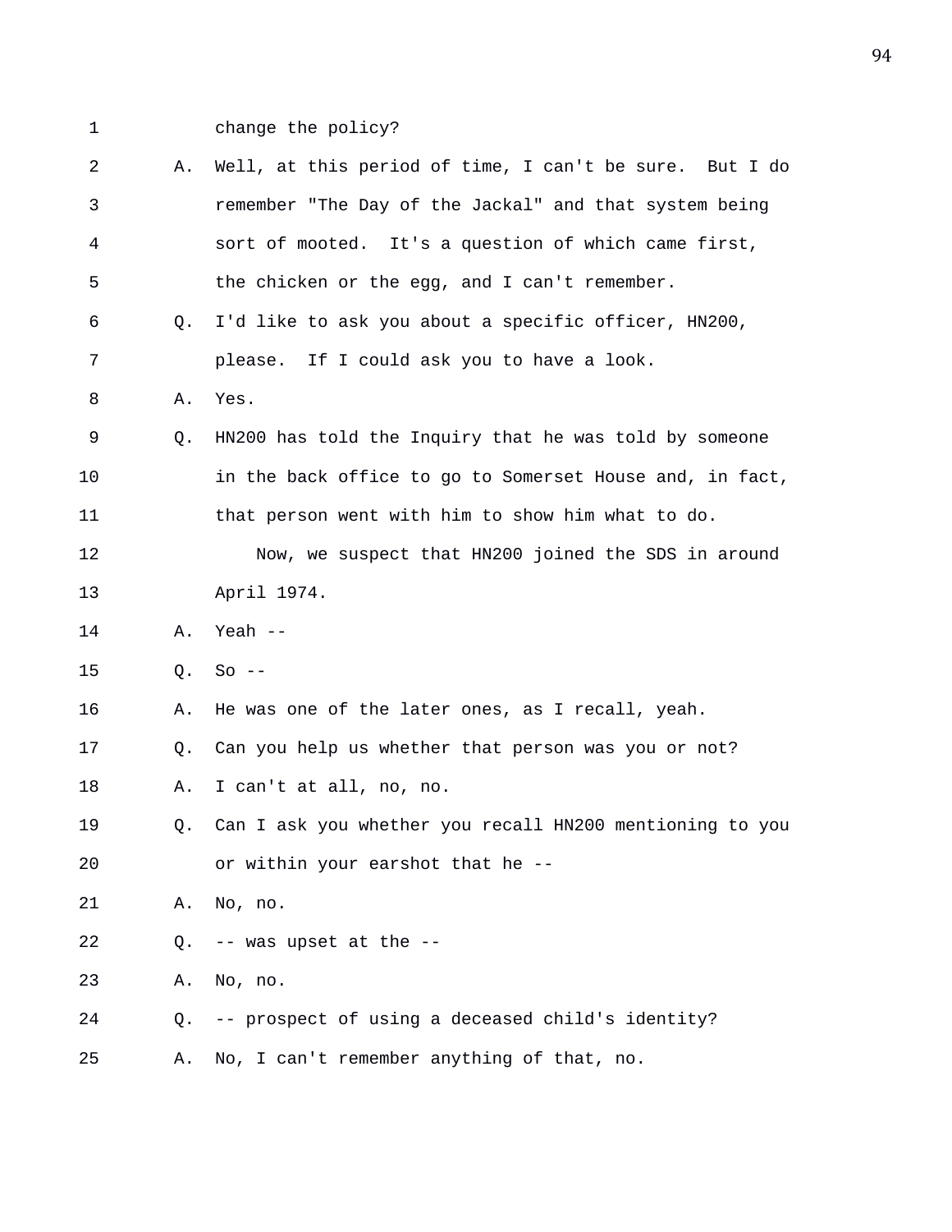1 change the policy?

2 A. Well, at this period of time, I can't be sure. But I do

3 remember "The Day of the Jackal" and that system being

4 sort of mooted. It's a question of which came first,

5 the chicken or the egg, and I can't remember.

6 Q. I'd like to ask you about a specific officer, HN200,

7 please. If I could ask you to have a look.

8 A. Yes.

9 Q. HN200 has told the Inquiry that he was told by someone

10 in the back office to go to Somerset House and, in fact,

11 that person went with him to show him what to do.

12 Now, we suspect that HN200 joined the SDS in around

13 April 1974.

14 A. Yeah --

15 Q. So --

16 A. He was one of the later ones, as I recall, yeah.

17 Q. Can you help us whether that person was you or not?

18 A. I can't at all, no, no.

19 Q. Can I ask you whether you recall HN200 mentioning to you

20 or within your earshot that he --

21 A. No, no.

22 Q. -- was upset at the --

23 A. No, no.

24 Q. -- prospect of using a deceased child's identity?

25 A. No, I can't remember anything of that, no.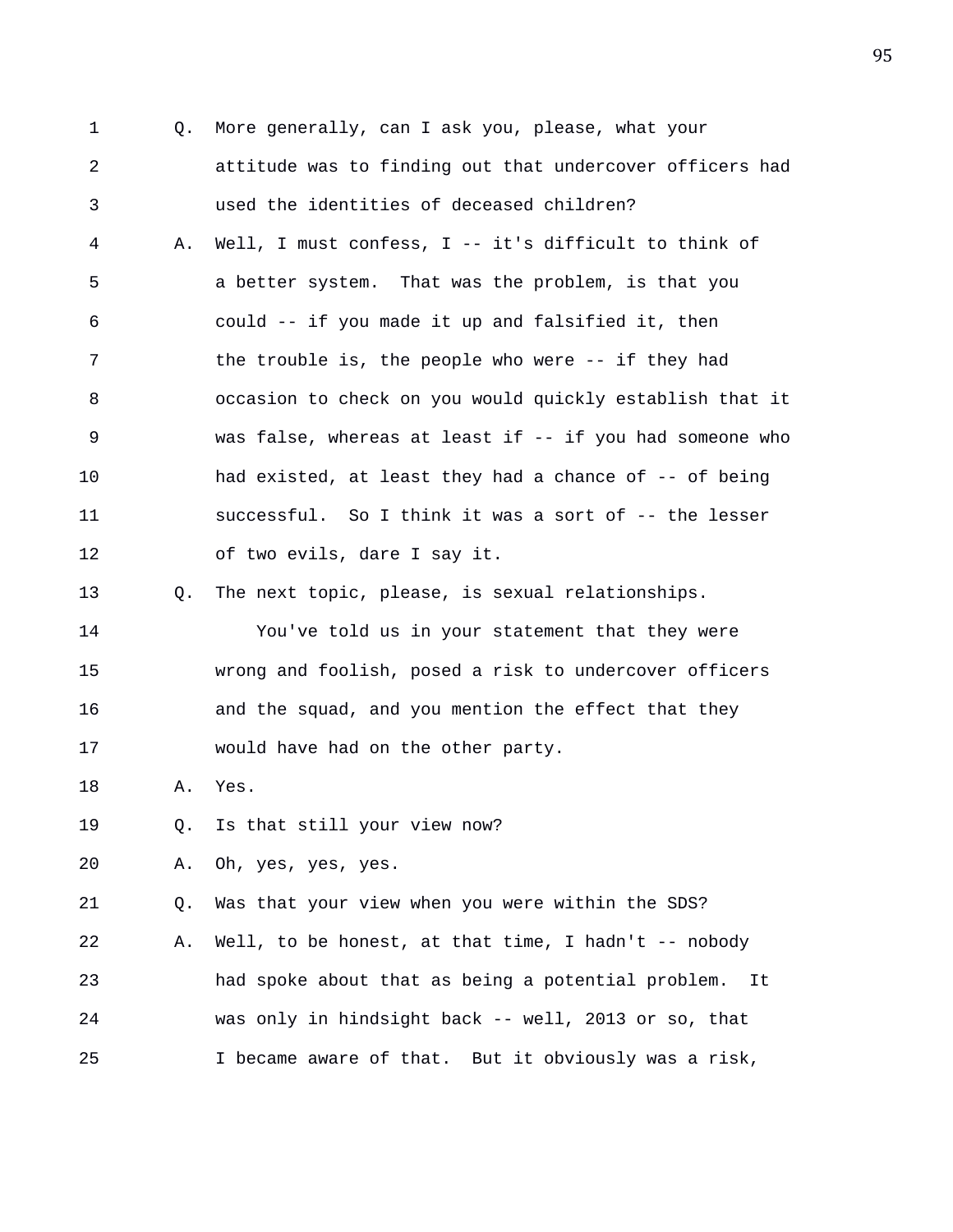1 Q. More generally, can I ask you, please, what your
2 attitude was to finding out that undercover officers had
3 used the identities of deceased children?
4 A. Well, I must confess, I -- it's difficult to think of
5 a better system. That was the problem, is that you
6 could -- if you made it up and falsified it, then
7 the trouble is, the people who were -- if they had
8 occasion to check on you would quickly establish that it
9 was false, whereas at least if -- if you had someone who
10 had existed, at least they had a chance of -- of being
11 successful. So I think it was a sort of -- the lesser
12 of two evils, dare I say it.
13 Q. The next topic, please, is sexual relationships.
14 You've told us in your statement that they were
15 wrong and foolish, posed a risk to undercover officers
16 and the squad, and you mention the effect that they
17 would have had on the other party.
18 A. Yes.
19 Q. Is that still your view now?
20 A. Oh, yes, yes, yes.
21 Q. Was that your view when you were within the SDS?
22 A. Well, to be honest, at that time, I hadn't -- nobody
23 had spoke about that as being a potential problem. It
24 was only in hindsight back -- well, 2013 or so, that
25 I became aware of that. But it obviously was a risk,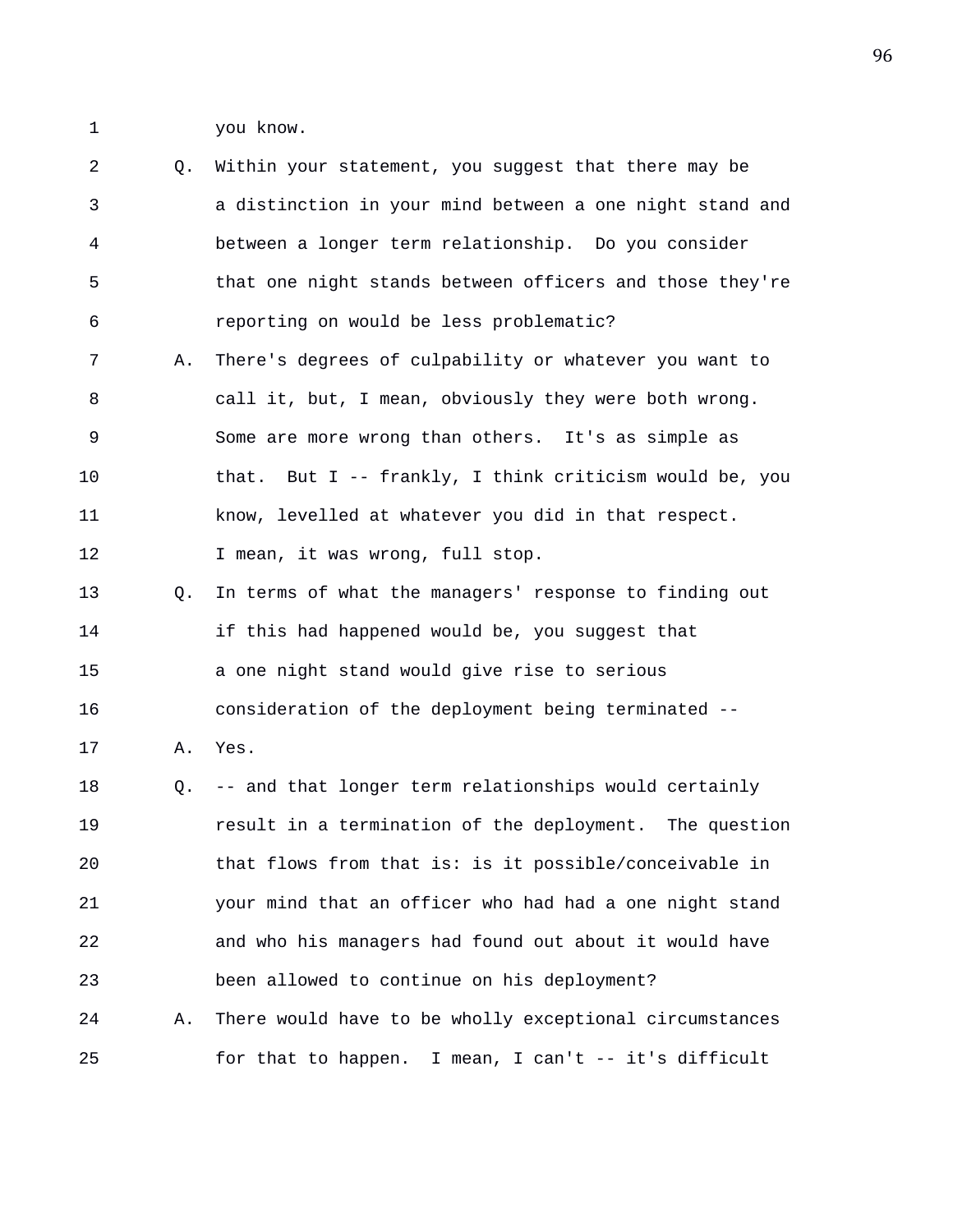1 you know.

2 Q. Within your statement, you suggest that there may be

3 a distinction in your mind between a one night stand and

4 between a longer term relationship. Do you consider

5 that one night stands between officers and those they're

6 reporting on would be less problematic?

7 A. There's degrees of culpability or whatever you want to

8 call it, but, I mean, obviously they were both wrong.

9 Some are more wrong than others. It's as simple as

10 that. But I -- frankly, I think criticism would be, you

11 know, levelled at whatever you did in that respect.

12 I mean, it was wrong, full stop.

13 Q. In terms of what the managers' response to finding out

14 if this had happened would be, you suggest that

15 a one night stand would give rise to serious

16 consideration of the deployment being terminated --

17 A. Yes.

18 Q. -- and that longer term relationships would certainly

19 result in a termination of the deployment. The question

20 that flows from that is: is it possible/conceivable in

21 your mind that an officer who had had a one night stand

22 and who his managers had found out about it would have

23 been allowed to continue on his deployment?

24 A. There would have to be wholly exceptional circumstances

25 for that to happen. I mean, I can't -- it's difficult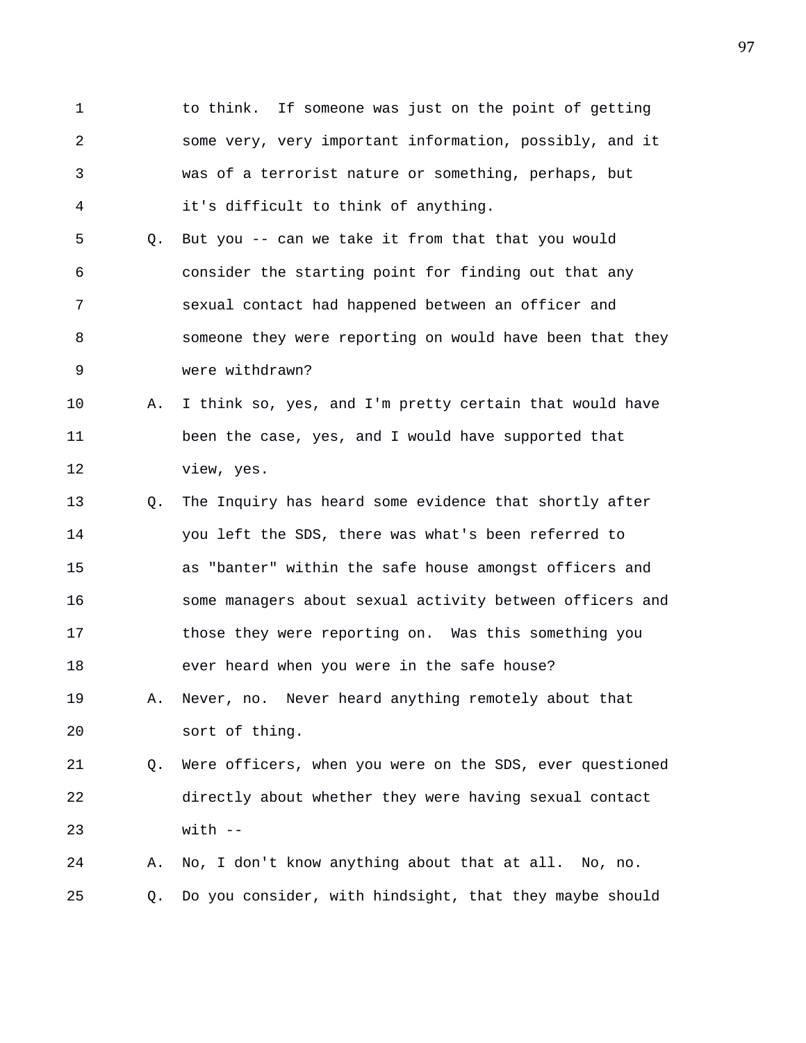1 to think. If someone was just on the point of getting
2 some very, very important information, possibly, and it
3 was of a terrorist nature or something, perhaps, but
4 it's difficult to think of anything.

5 Q. But you -- can we take it from that that you would
6 consider the starting point for finding out that any
7 sexual contact had happened between an officer and
8 someone they were reporting on would have been that they
9 were withdrawn?

10 A. I think so, yes, and I'm pretty certain that would have
11 been the case, yes, and I would have supported that
12 view, yes.

13 Q. The Inquiry has heard some evidence that shortly after
14 you left the SDS, there was what's been referred to
15 as "banter" within the safe house amongst officers and
16 some managers about sexual activity between officers and
17 those they were reporting on. Was this something you
18 ever heard when you were in the safe house?

19 A. Never, no. Never heard anything remotely about that
20 sort of thing.

21 Q. Were officers, when you were on the SDS, ever questioned
22 directly about whether they were having sexual contact
23 with --

24 A. No, I don't know anything about that at all. No, no.

25 Q. Do you consider, with hindsight, that they maybe should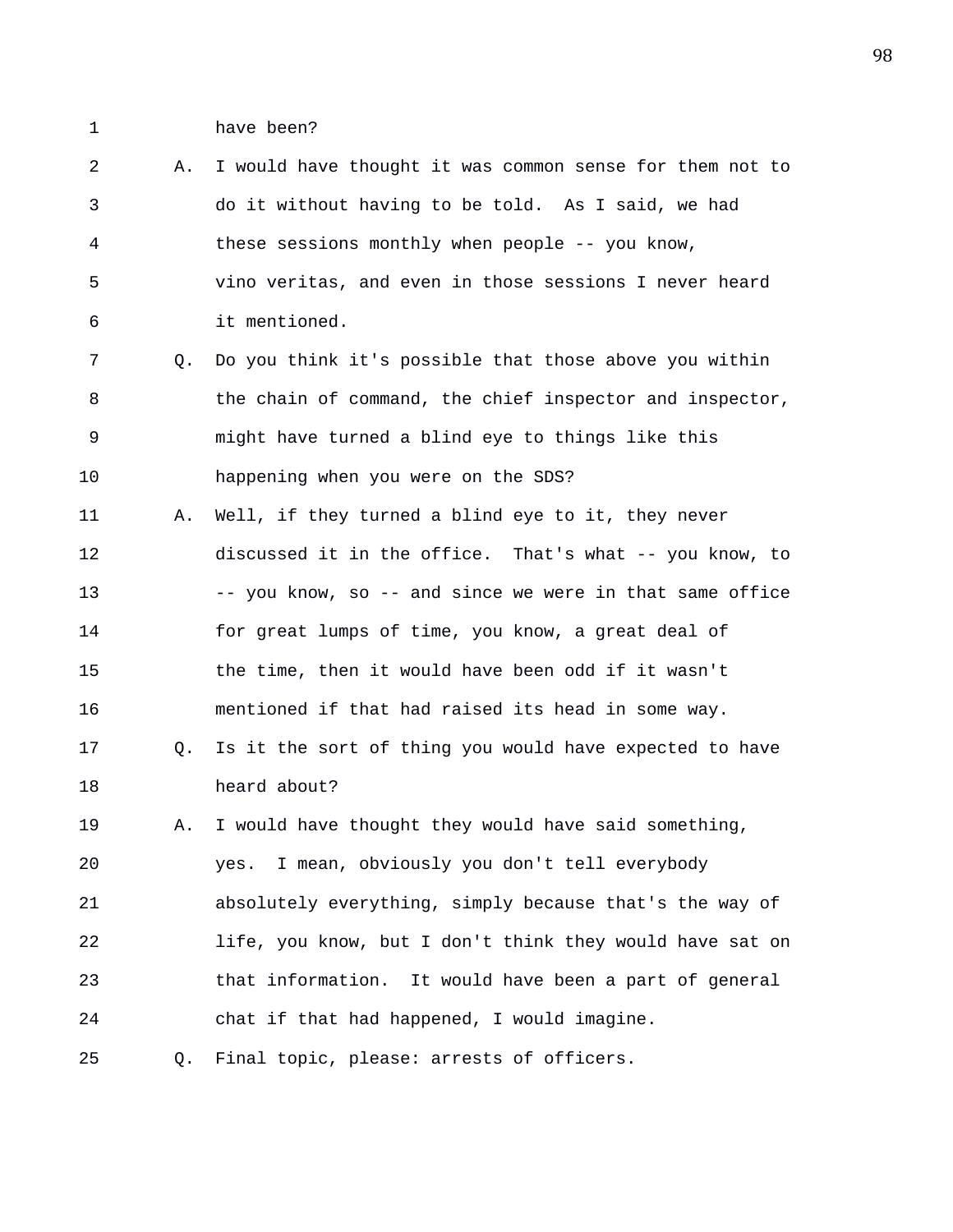1 have been?

2 A. I would have thought it was common sense for them not to
3 do it without having to be told. As I said, we had
4 these sessions monthly when people -- you know,
5 vino veritas, and even in those sessions I never heard
6 it mentioned.

7 Q. Do you think it's possible that those above you within
8 the chain of command, the chief inspector and inspector,
9 might have turned a blind eye to things like this
10 happening when you were on the SDS?

11 A. Well, if they turned a blind eye to it, they never
12 discussed it in the office. That's what -- you know, to
13 -- you know, so -- and since we were in that same office
14 for great lumps of time, you know, a great deal of
15 the time, then it would have been odd if it wasn't
16 mentioned if that had raised its head in some way.

17 Q. Is it the sort of thing you would have expected to have
18 heard about?

19 A. I would have thought they would have said something,
20 yes. I mean, obviously you don't tell everybody
21 absolutely everything, simply because that's the way of
22 life, you know, but I don't think they would have sat on
23 that information. It would have been a part of general
24 chat if that had happened, I would imagine.

25 Q. Final topic, please: arrests of officers.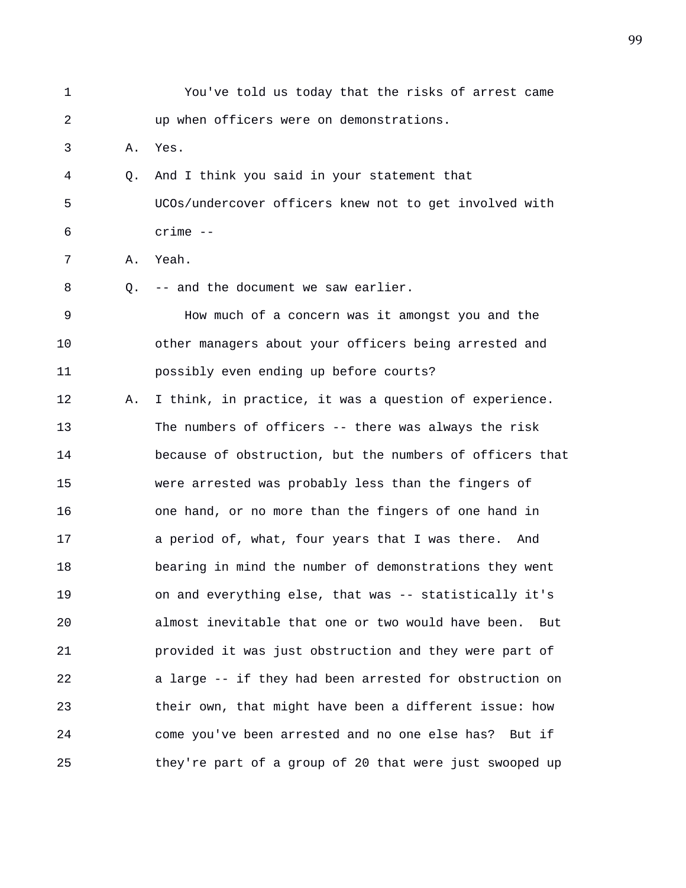You've told us today that the risks of arrest came up when officers were on demonstrations.

A. Yes.

Q. And I think you said in your statement that UCOs/undercover officers knew not to get involved with crime --

A. Yeah.

Q. -- and the document we saw earlier.

How much of a concern was it amongst you and the other managers about your officers being arrested and possibly even ending up before courts?

A. I think, in practice, it was a question of experience. The numbers of officers -- there was always the risk because of obstruction, but the numbers of officers that were arrested was probably less than the fingers of one hand, or no more than the fingers of one hand in a period of, what, four years that I was there. And bearing in mind the number of demonstrations they went on and everything else, that was -- statistically it's almost inevitable that one or two would have been. But provided it was just obstruction and they were part of a large -- if they had been arrested for obstruction on their own, that might have been a different issue: how come you've been arrested and no one else has? But if they're part of a group of 20 that were just swooped up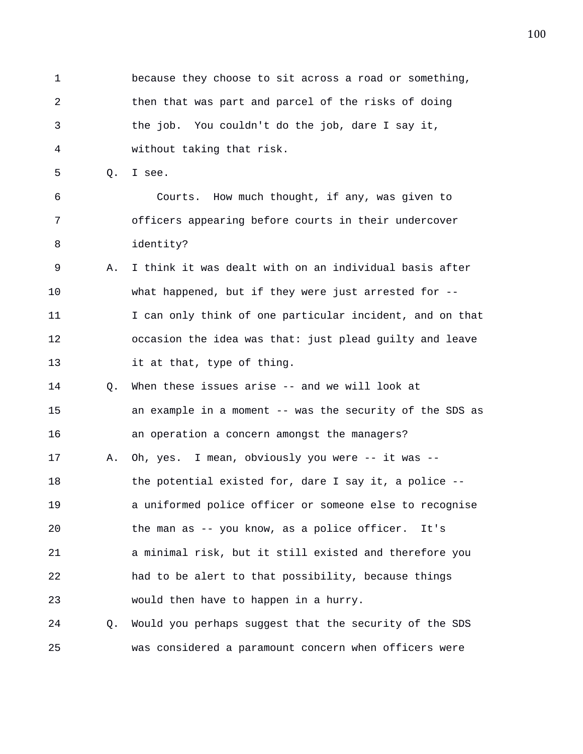1 because they choose to sit across a road or something,
2 then that was part and parcel of the risks of doing
3 the job. You couldn't do the job, dare I say it,
4 without taking that risk.

5 Q. I see.

6 Courts. How much thought, if any, was given to
7 officers appearing before courts in their undercover
8 identity?

9 A. I think it was dealt with on an individual basis after
10 what happened, but if they were just arrested for --
11 I can only think of one particular incident, and on that
12 occasion the idea was that: just plead guilty and leave
13 it at that, type of thing.

14 Q. When these issues arise -- and we will look at
15 an example in a moment -- was the security of the SDS as
16 an operation a concern amongst the managers?

17 A. Oh, yes. I mean, obviously you were -- it was --
18 the potential existed for, dare I say it, a police --
19 a uniformed police officer or someone else to recognise
20 the man as -- you know, as a police officer. It's
21 a minimal risk, but it still existed and therefore you
22 had to be alert to that possibility, because things
23 would then have to happen in a hurry.

24 Q. Would you perhaps suggest that the security of the SDS
25 was considered a paramount concern when officers were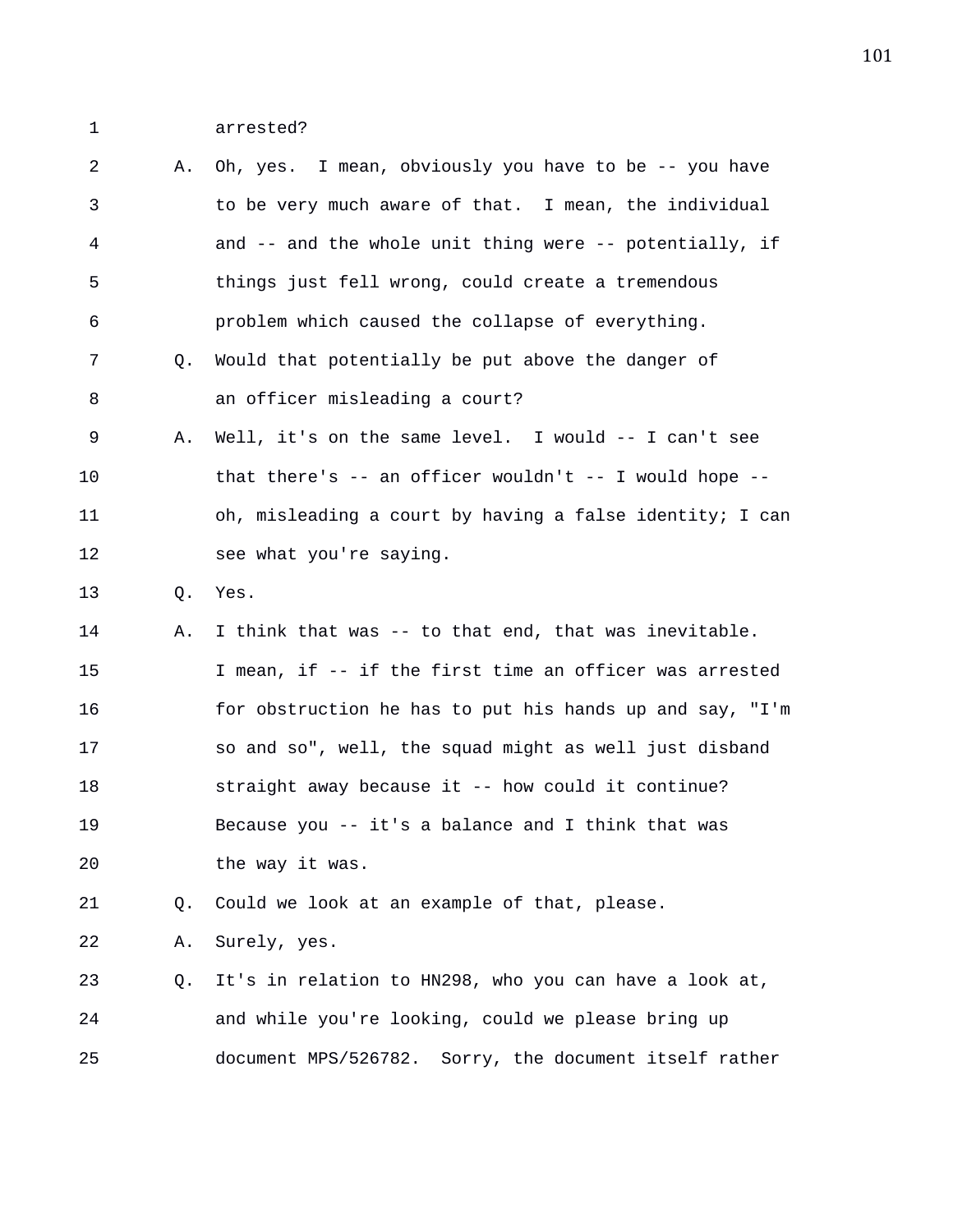1 arrested?

2 A. Oh, yes. I mean, obviously you have to be -- you have

3 to be very much aware of that. I mean, the individual

4 and -- and the whole unit thing were -- potentially, if

5 things just fell wrong, could create a tremendous

6 problem which caused the collapse of everything.

7 Q. Would that potentially be put above the danger of

8 an officer misleading a court?

9 A. Well, it's on the same level. I would -- I can't see

10 that there's -- an officer wouldn't -- I would hope --

11 oh, misleading a court by having a false identity; I can

12 see what you're saying.

13 Q. Yes.

14 A. I think that was -- to that end, that was inevitable.

15 I mean, if -- if the first time an officer was arrested

16 for obstruction he has to put his hands up and say, "I'm

17 so and so", well, the squad might as well just disband

18 straight away because it -- how could it continue?

19 Because you -- it's a balance and I think that was

20 the way it was.

21 Q. Could we look at an example of that, please.

22 A. Surely, yes.

23 Q. It's in relation to HN298, who you can have a look at,

24 and while you're looking, could we please bring up

25 document MPS/526782. Sorry, the document itself rather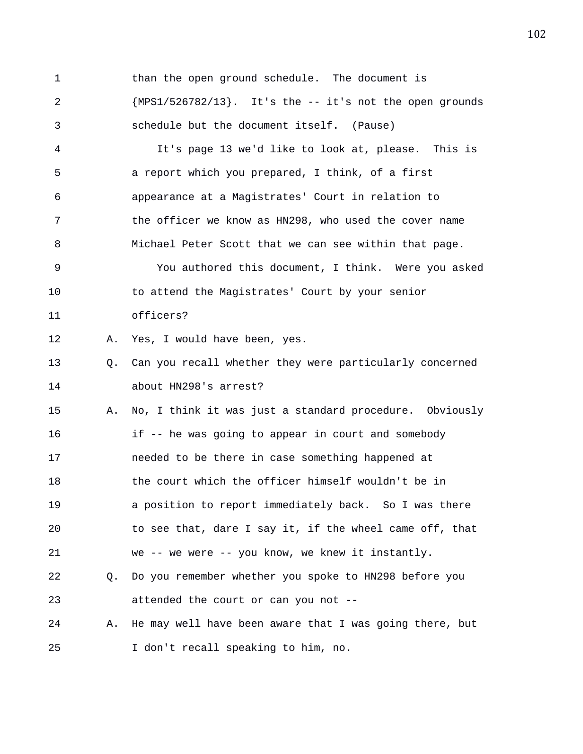than the open ground schedule. The document is {MPS1/526782/13}. It's the -- it's not the open grounds schedule but the document itself. (Pause)

It's page 13 we'd like to look at, please. This is a report which you prepared, I think, of a first appearance at a Magistrates' Court in relation to the officer we know as HN298, who used the cover name Michael Peter Scott that we can see within that page.

You authored this document, I think. Were you asked to attend the Magistrates' Court by your senior officers?

A. Yes, I would have been, yes.

Q. Can you recall whether they were particularly concerned about HN298's arrest?

A. No, I think it was just a standard procedure. Obviously if -- he was going to appear in court and somebody needed to be there in case something happened at the court which the officer himself wouldn't be in a position to report immediately back. So I was there to see that, dare I say it, if the wheel came off, that we -- we were -- you know, we knew it instantly.

Q. Do you remember whether you spoke to HN298 before you attended the court or can you not --

A. He may well have been aware that I was going there, but I don't recall speaking to him, no.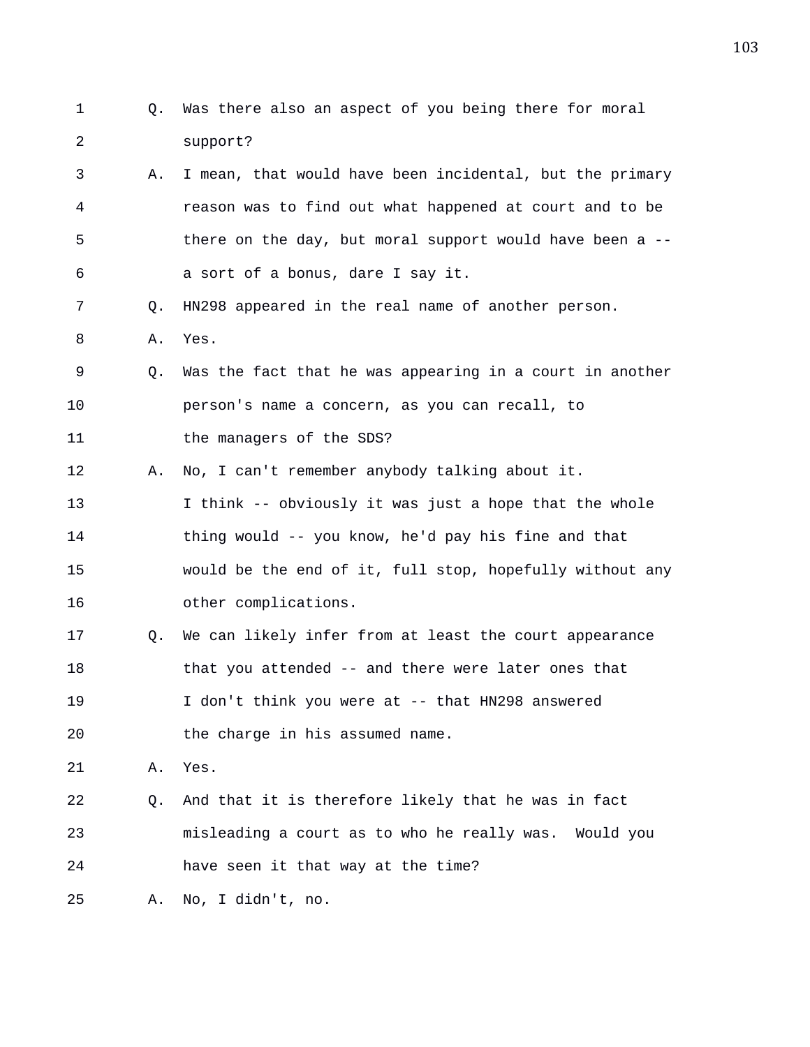1 Q. Was there also an aspect of you being there for moral
2 support?
3 A. I mean, that would have been incidental, but the primary
4 reason was to find out what happened at court and to be
5 there on the day, but moral support would have been a --
6 a sort of a bonus, dare I say it.
7 Q. HN298 appeared in the real name of another person.
8 A. Yes.
9 Q. Was the fact that he was appearing in a court in another
10 person's name a concern, as you can recall, to
11 the managers of the SDS?
12 A. No, I can't remember anybody talking about it.
13 I think -- obviously it was just a hope that the whole
14 thing would -- you know, he'd pay his fine and that
15 would be the end of it, full stop, hopefully without any
16 other complications.
17 Q. We can likely infer from at least the court appearance
18 that you attended -- and there were later ones that
19 I don't think you were at -- that HN298 answered
20 the charge in his assumed name.
21 A. Yes.
22 Q. And that it is therefore likely that he was in fact
23 misleading a court as to who he really was. Would you
24 have seen it that way at the time?
25 A. No, I didn't, no.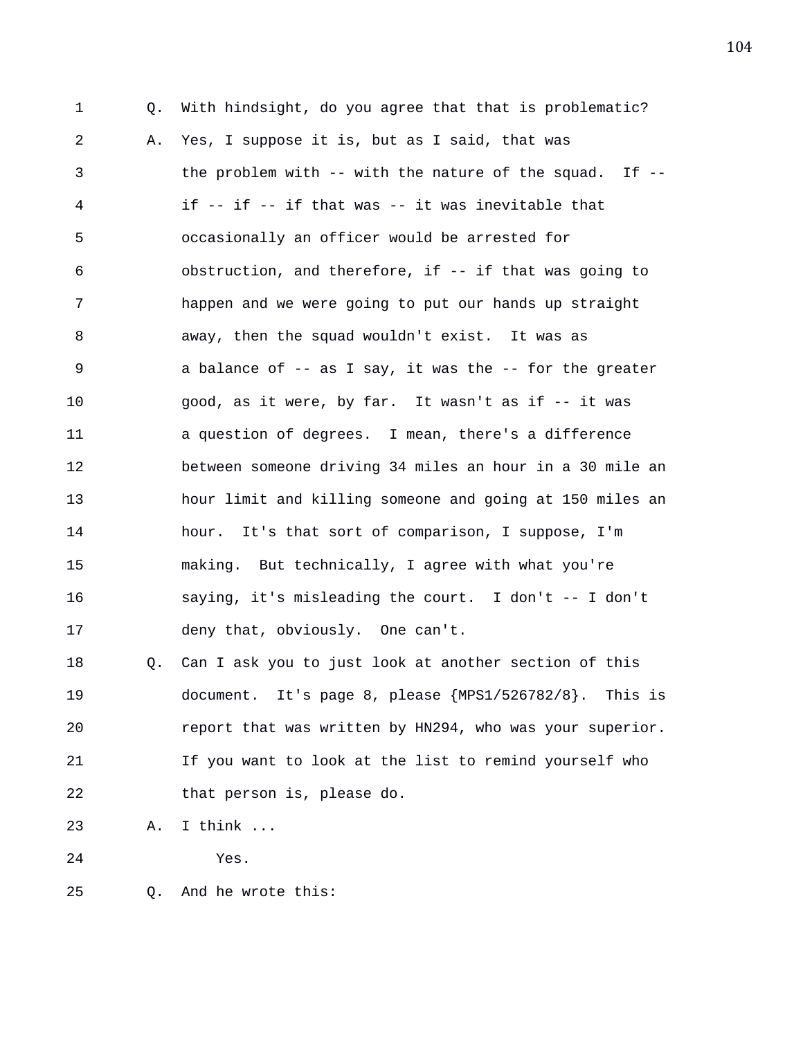1 Q. With hindsight, do you agree that that is problematic?

2 A. Yes, I suppose it is, but as I said, that was

3 the problem with -- with the nature of the squad. If --

4 if -- if -- if that was -- it was inevitable that

5 occasionally an officer would be arrested for

6 obstruction, and therefore, if -- if that was going to

7 happen and we were going to put our hands up straight

8 away, then the squad wouldn't exist. It was as

9 a balance of -- as I say, it was the -- for the greater

10 good, as it were, by far. It wasn't as if -- it was

11 a question of degrees. I mean, there's a difference

12 between someone driving 34 miles an hour in a 30 mile an

13 hour limit and killing someone and going at 150 miles an

14 hour. It's that sort of comparison, I suppose, I'm

15 making. But technically, I agree with what you're

16 saying, it's misleading the court. I don't -- I don't

17 deny that, obviously. One can't.

18 Q. Can I ask you to just look at another section of this

19 document. It's page 8, please {MPS1/526782/8}. This is

20 report that was written by HN294, who was your superior.

21 If you want to look at the list to remind yourself who

22 that person is, please do.

23 A. I think ...

24 Yes.

25 Q. And he wrote this: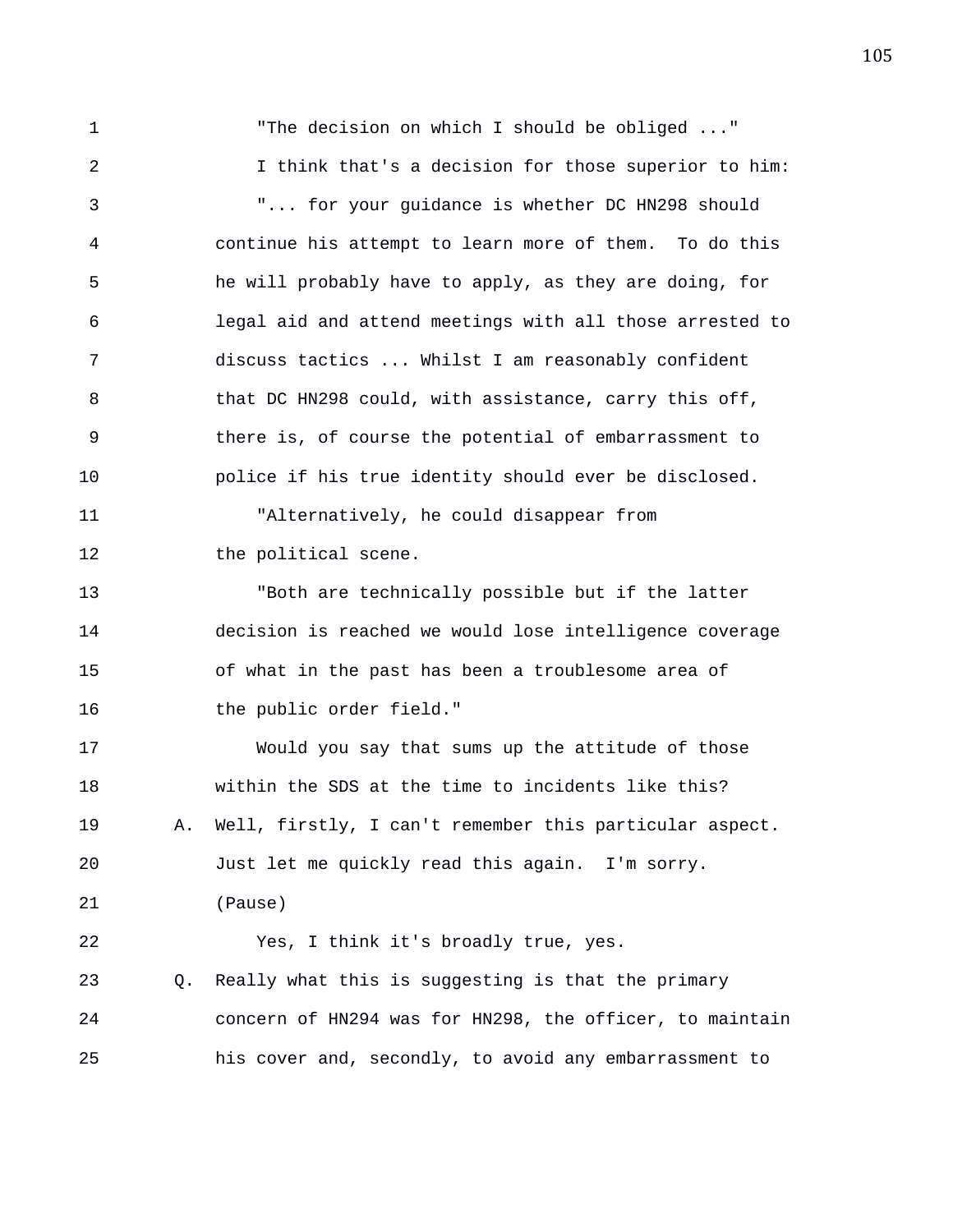"The decision on which I should be obliged ..."

I think that's a decision for those superior to him:

"... for your guidance is whether DC HN298 should continue his attempt to learn more of them. To do this he will probably have to apply, as they are doing, for legal aid and attend meetings with all those arrested to discuss tactics ... Whilst I am reasonably confident that DC HN298 could, with assistance, carry this off, there is, of course the potential of embarrassment to police if his true identity should ever be disclosed.

"Alternatively, he could disappear from the political scene.

"Both are technically possible but if the latter decision is reached we would lose intelligence coverage of what in the past has been a troublesome area of the public order field."

Would you say that sums up the attitude of those within the SDS at the time to incidents like this?

A. Well, firstly, I can't remember this particular aspect. Just let me quickly read this again. I'm sorry. (Pause)

Yes, I think it's broadly true, yes.

Q. Really what this is suggesting is that the primary concern of HN294 was for HN298, the officer, to maintain his cover and, secondly, to avoid any embarrassment to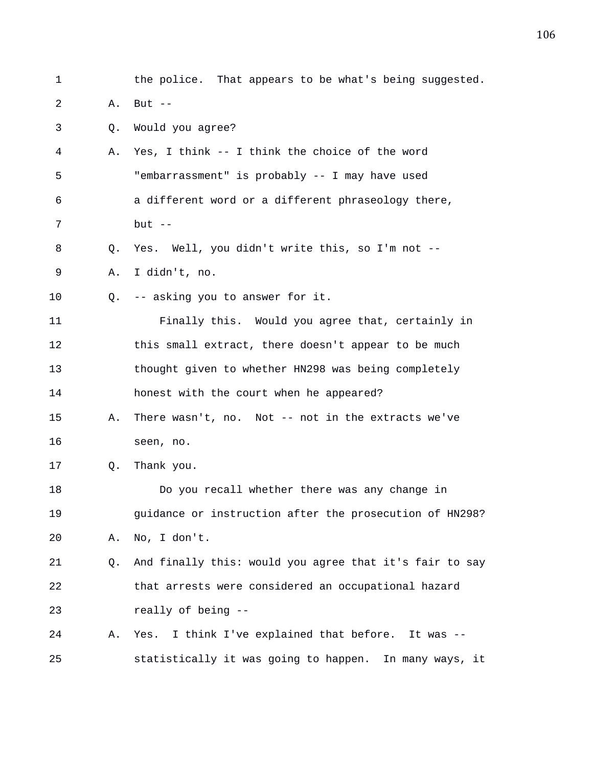1 the police. That appears to be what's being suggested.

2 A. But --

3 Q. Would you agree?

4 A. Yes, I think -- I think the choice of the word

5 "embarrassment" is probably -- I may have used

6 a different word or a different phraseology there,

7 but --

8 Q. Yes. Well, you didn't write this, so I'm not --

9 A. I didn't, no.

10 Q. -- asking you to answer for it.

11 Finally this. Would you agree that, certainly in

12 this small extract, there doesn't appear to be much

13 thought given to whether HN298 was being completely

14 honest with the court when he appeared?

15 A. There wasn't, no. Not -- not in the extracts we've

16 seen, no.

17 Q. Thank you.

18 Do you recall whether there was any change in

19 guidance or instruction after the prosecution of HN298?

20 A. No, I don't.

21 Q. And finally this: would you agree that it's fair to say

22 that arrests were considered an occupational hazard

23 really of being --

24 A. Yes. I think I've explained that before. It was --

25 statistically it was going to happen. In many ways, it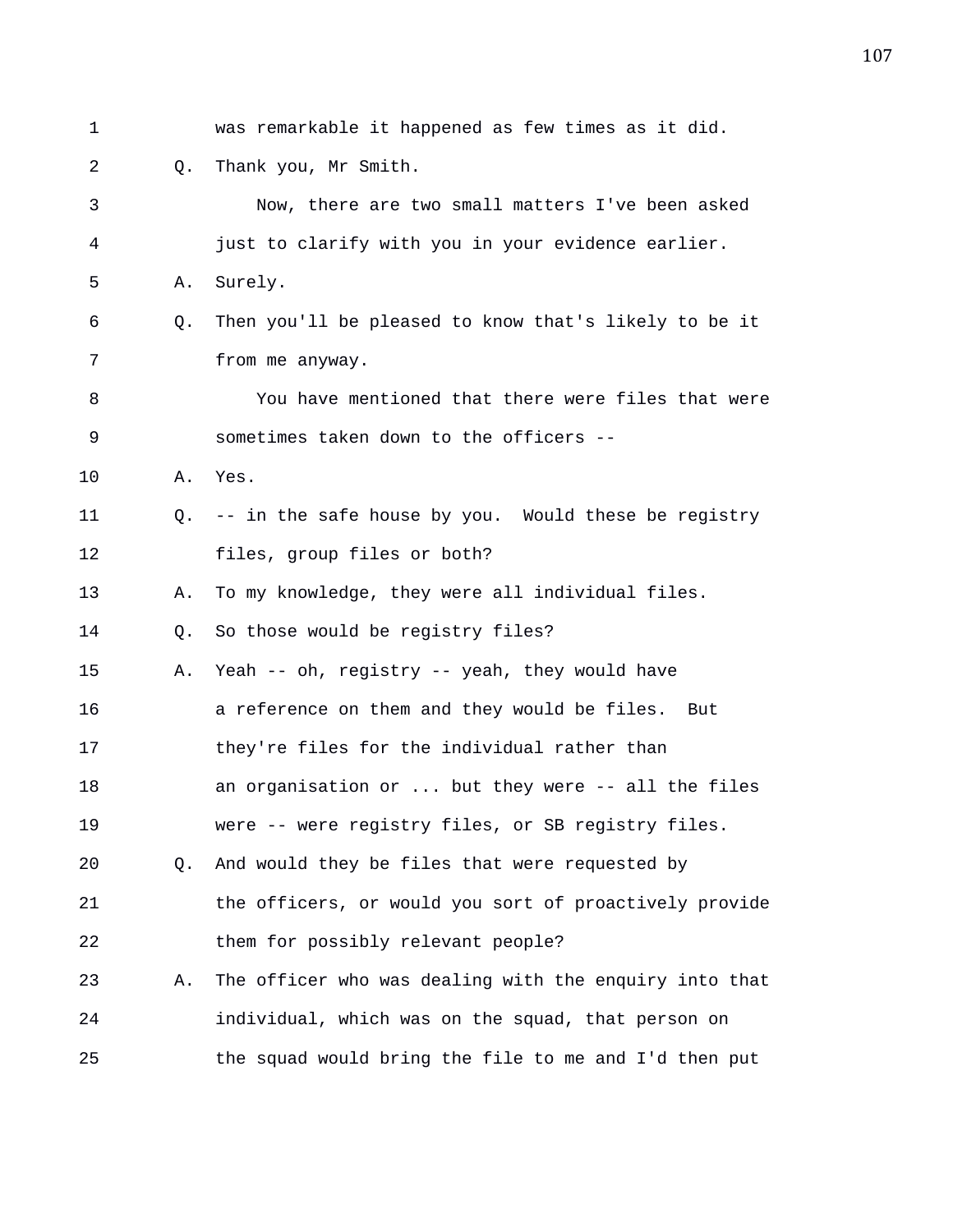1 was remarkable it happened as few times as it did.

2 Q. Thank you, Mr Smith.

3 Now, there are two small matters I've been asked

4 just to clarify with you in your evidence earlier.

5 A. Surely.

6 Q. Then you'll be pleased to know that's likely to be it

7 from me anyway.

8 You have mentioned that there were files that were

9 sometimes taken down to the officers --

10 A. Yes.

11 Q. -- in the safe house by you. Would these be registry

12 files, group files or both?

13 A. To my knowledge, they were all individual files.

14 Q. So those would be registry files?

15 A. Yeah -- oh, registry -- yeah, they would have

16 a reference on them and they would be files. But

17 they're files for the individual rather than

18 an organisation or ... but they were -- all the files

19 were -- were registry files, or SB registry files.

20 Q. And would they be files that were requested by

21 the officers, or would you sort of proactively provide

22 them for possibly relevant people?

23 A. The officer who was dealing with the enquiry into that

24 individual, which was on the squad, that person on

25 the squad would bring the file to me and I'd then put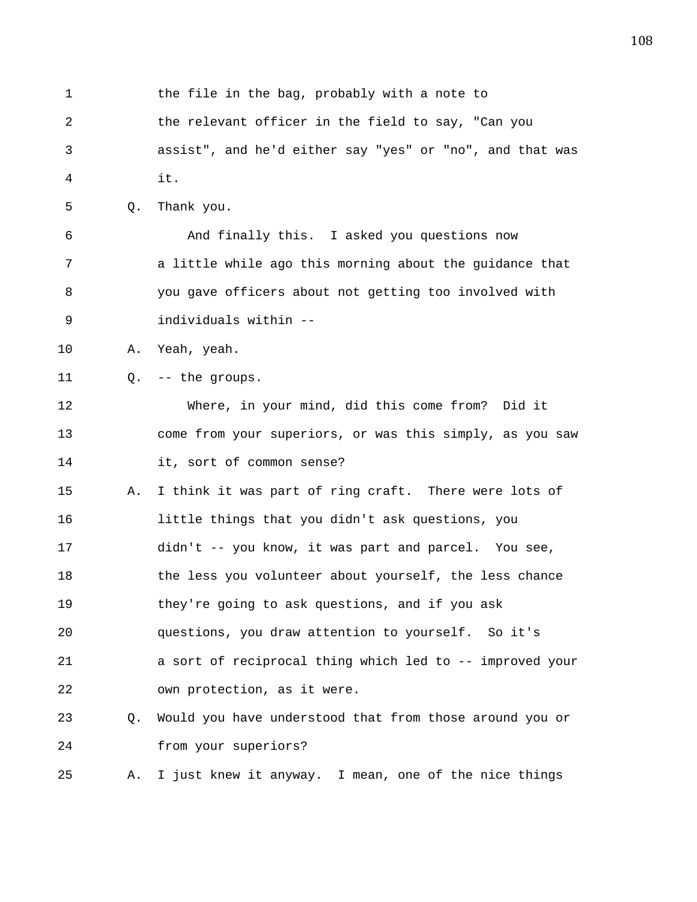1 the file in the bag, probably with a note to
2 the relevant officer in the field to say, "Can you
3 assist", and he'd either say "yes" or "no", and that was
4 it.
5 Q. Thank you.
6 And finally this. I asked you questions now
7 a little while ago this morning about the guidance that
8 you gave officers about not getting too involved with
9 individuals within --
10 A. Yeah, yeah.
11 Q. -- the groups.
12 Where, in your mind, did this come from? Did it
13 come from your superiors, or was this simply, as you saw
14 it, sort of common sense?
15 A. I think it was part of ring craft. There were lots of
16 little things that you didn't ask questions, you
17 didn't -- you know, it was part and parcel. You see,
18 the less you volunteer about yourself, the less chance
19 they're going to ask questions, and if you ask
20 questions, you draw attention to yourself. So it's
21 a sort of reciprocal thing which led to -- improved your
22 own protection, as it were.
23 Q. Would you have understood that from those around you or
24 from your superiors?
25 A. I just knew it anyway. I mean, one of the nice things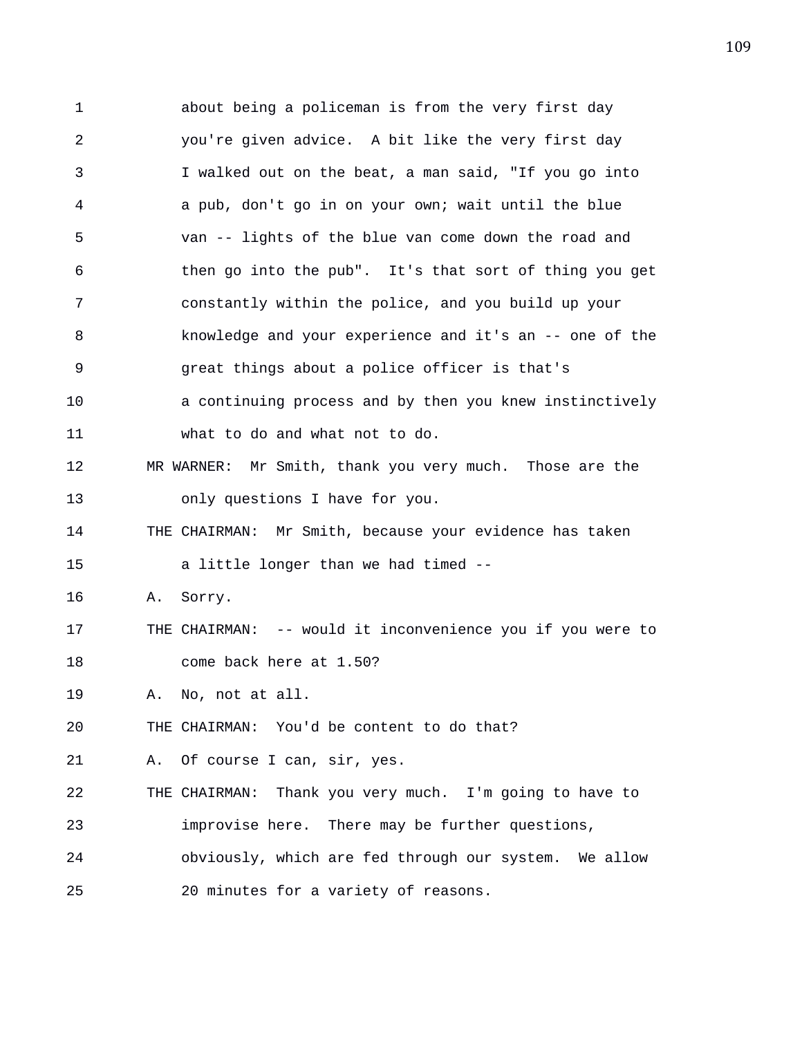1 about being a policeman is from the very first day
2 you're given advice. A bit like the very first day
3 I walked out on the beat, a man said, "If you go into
4 a pub, don't go in on your own; wait until the blue
5 van -- lights of the blue van come down the road and
6 then go into the pub". It's that sort of thing you get
7 constantly within the police, and you build up your
8 knowledge and your experience and it's an -- one of the
9 great things about a police officer is that's
10 a continuing process and by then you knew instinctively
11 what to do and what not to do.
12 MR WARNER: Mr Smith, thank you very much. Those are the
13 only questions I have for you.
14 THE CHAIRMAN: Mr Smith, because your evidence has taken
15 a little longer than we had timed --
16 A. Sorry.
17 THE CHAIRMAN: -- would it inconvenience you if you were to
18 come back here at 1.50?
19 A. No, not at all.
20 THE CHAIRMAN: You'd be content to do that?
21 A. Of course I can, sir, yes.
22 THE CHAIRMAN: Thank you very much. I'm going to have to
23 improvise here. There may be further questions,
24 obviously, which are fed through our system. We allow
25 20 minutes for a variety of reasons.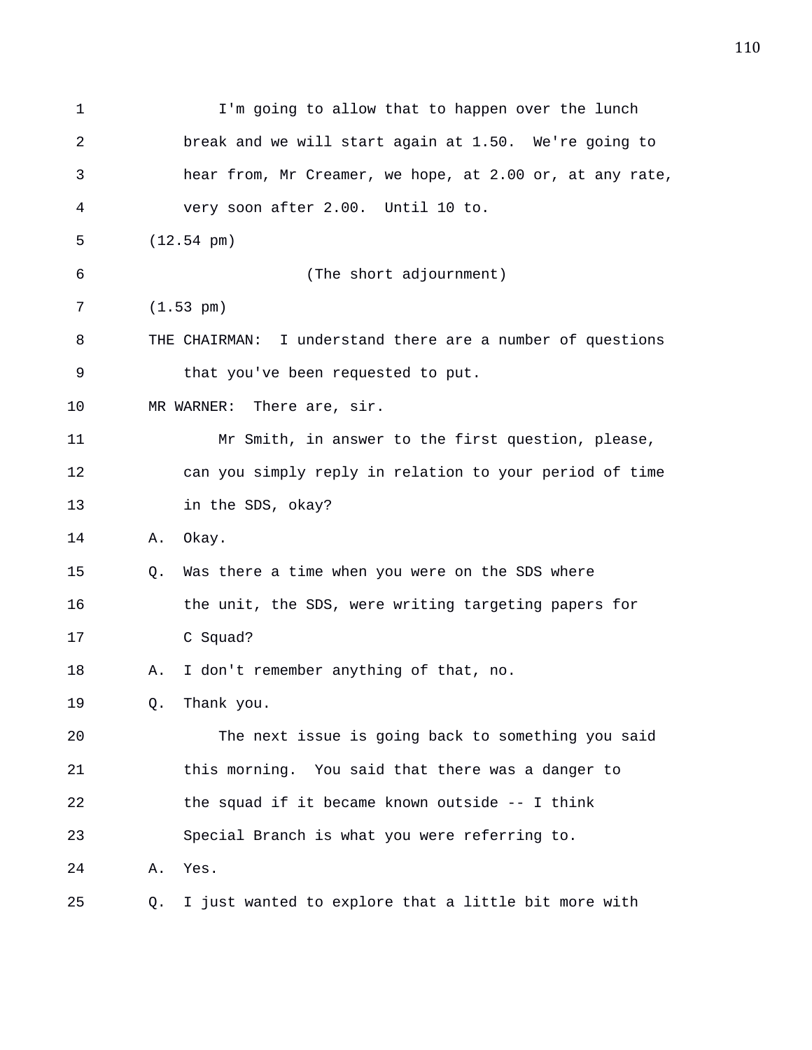1 I'm going to allow that to happen over the lunch
2 break and we will start again at 1.50. We're going to
3 hear from, Mr Creamer, we hope, at 2.00 or, at any rate,
4 very soon after 2.00. Until 10 to.
5 (12.54 pm)
6 (The short adjournment)
7 (1.53 pm)
8 THE CHAIRMAN: I understand there are a number of questions
9 that you've been requested to put.
10 MR WARNER: There are, sir.
11 Mr Smith, in answer to the first question, please,
12 can you simply reply in relation to your period of time
13 in the SDS, okay?
14 A. Okay.
15 Q. Was there a time when you were on the SDS where
16 the unit, the SDS, were writing targeting papers for
17 C Squad?
18 A. I don't remember anything of that, no.
19 Q. Thank you.
20 The next issue is going back to something you said
21 this morning. You said that there was a danger to
22 the squad if it became known outside -- I think
23 Special Branch is what you were referring to.
24 A. Yes.
25 Q. I just wanted to explore that a little bit more with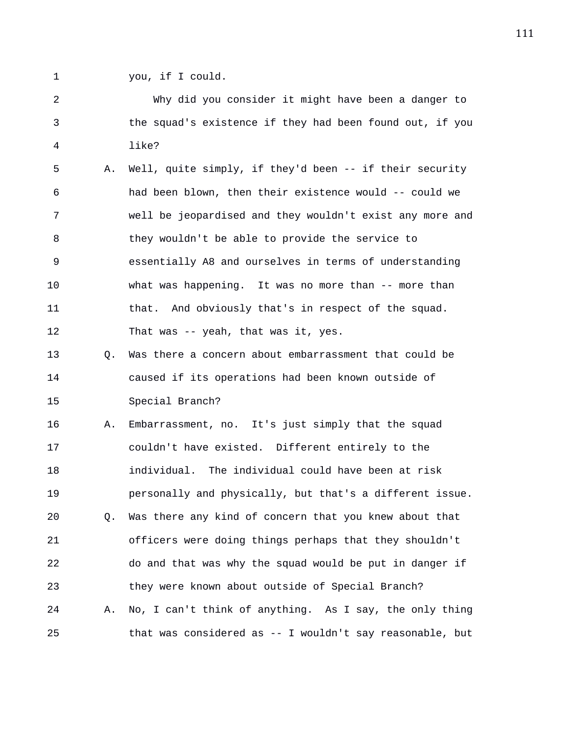1 you, if I could.

2 Why did you consider it might have been a danger to

3 the squad's existence if they had been found out, if you

4 like?

5 A. Well, quite simply, if they'd been -- if their security

6 had been blown, then their existence would -- could we

7 well be jeopardised and they wouldn't exist any more and

8 they wouldn't be able to provide the service to

9 essentially A8 and ourselves in terms of understanding

10 what was happening. It was no more than -- more than

11 that. And obviously that's in respect of the squad.

12 That was -- yeah, that was it, yes.

13 Q. Was there a concern about embarrassment that could be

14 caused if its operations had been known outside of

15 Special Branch?

16 A. Embarrassment, no. It's just simply that the squad

17 couldn't have existed. Different entirely to the

18 individual. The individual could have been at risk

19 personally and physically, but that's a different issue.

20 Q. Was there any kind of concern that you knew about that

21 officers were doing things perhaps that they shouldn't

22 do and that was why the squad would be put in danger if

23 they were known about outside of Special Branch?

24 A. No, I can't think of anything. As I say, the only thing

25 that was considered as -- I wouldn't say reasonable, but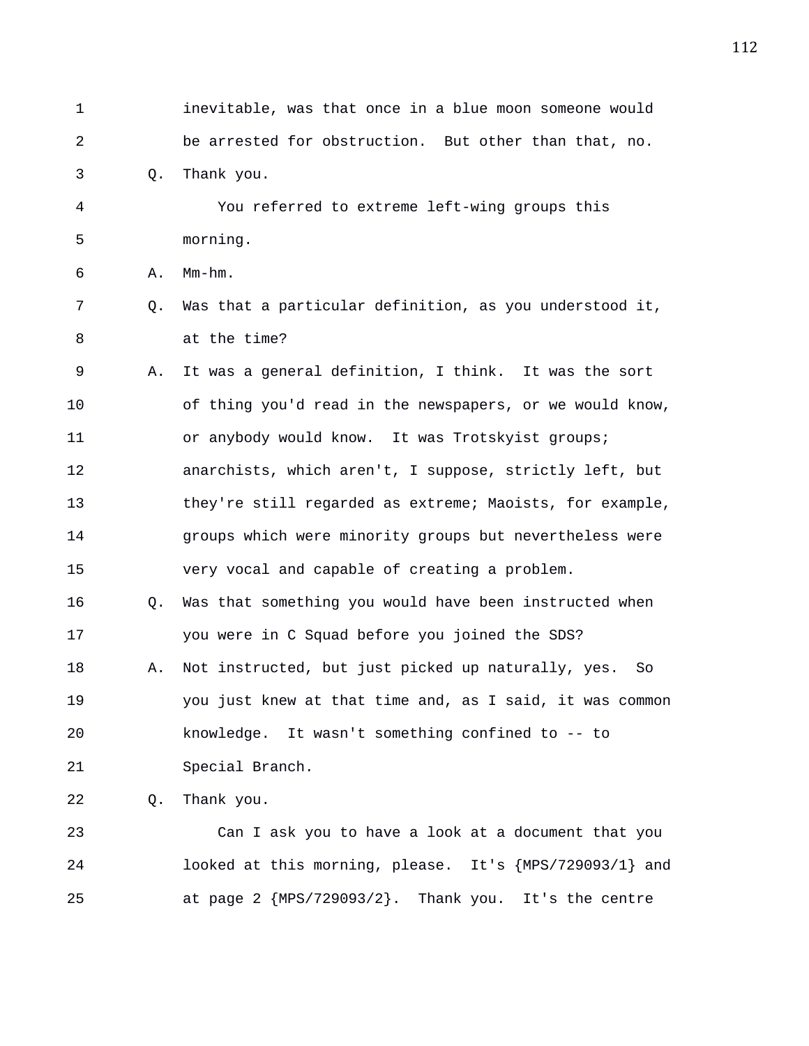1 inevitable, was that once in a blue moon someone would
2 be arrested for obstruction. But other than that, no.
3 Q. Thank you.
4 You referred to extreme left-wing groups this
5 morning.
6 A. Mm-hm.
7 Q. Was that a particular definition, as you understood it,
8 at the time?
9 A. It was a general definition, I think. It was the sort
10 of thing you'd read in the newspapers, or we would know,
11 or anybody would know. It was Trotskyist groups;
12 anarchists, which aren't, I suppose, strictly left, but
13 they're still regarded as extreme; Maoists, for example,
14 groups which were minority groups but nevertheless were
15 very vocal and capable of creating a problem.
16 Q. Was that something you would have been instructed when
17 you were in C Squad before you joined the SDS?
18 A. Not instructed, but just picked up naturally, yes. So
19 you just knew at that time and, as I said, it was common
20 knowledge. It wasn't something confined to -- to
21 Special Branch.
22 Q. Thank you.
23 Can I ask you to have a look at a document that you
24 looked at this morning, please. It's {MPS/729093/1} and
25 at page 2 {MPS/729093/2}. Thank you. It's the centre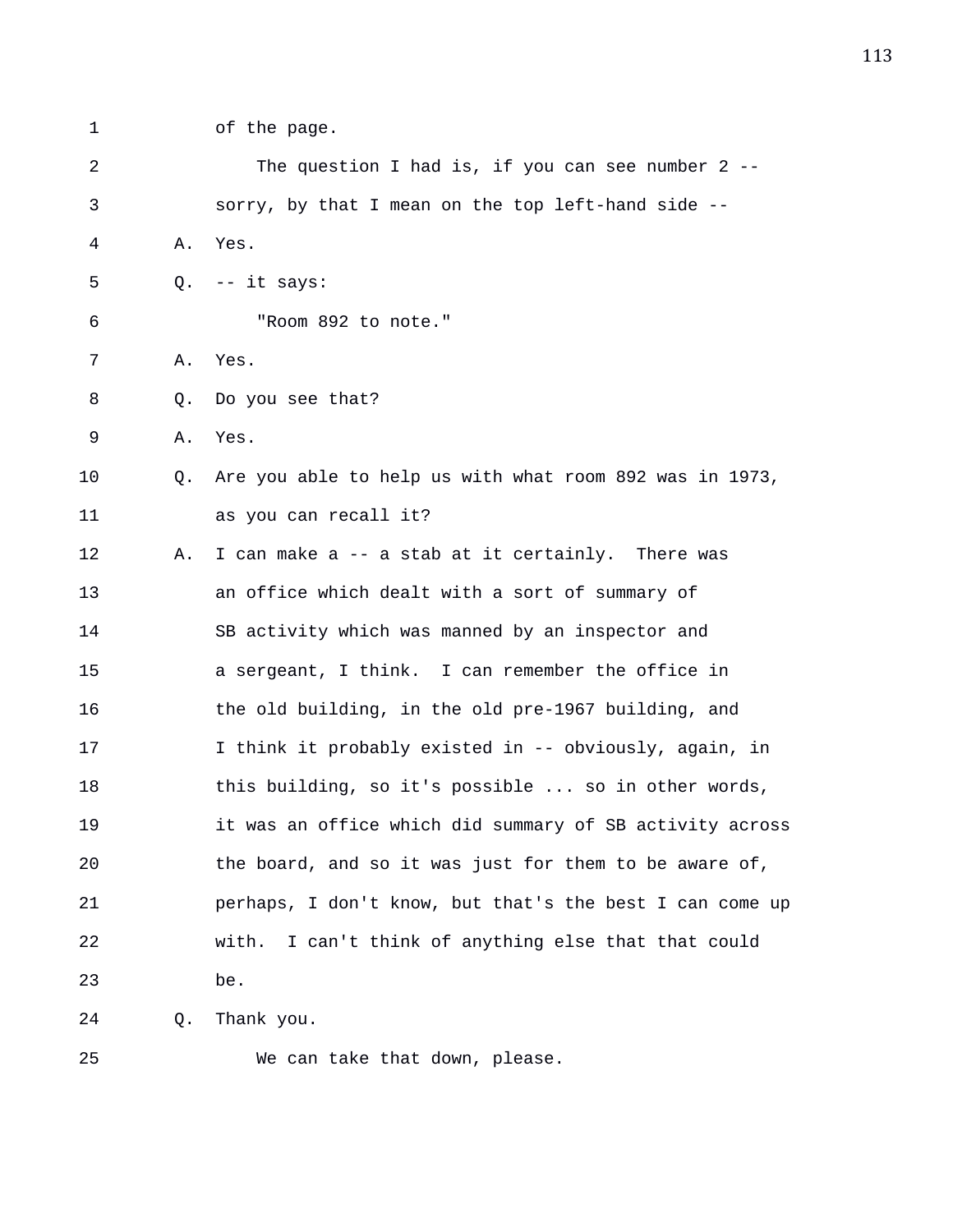1 of the page.

2 The question I had is, if you can see number 2 --

3 sorry, by that I mean on the top left-hand side --

4 A. Yes.

5 Q. -- it says:

6 "Room 892 to note."

7 A. Yes.

8 Q. Do you see that?

9 A. Yes.

10 Q. Are you able to help us with what room 892 was in 1973,

11 as you can recall it?

12 A. I can make a -- a stab at it certainly. There was

13 an office which dealt with a sort of summary of

14 SB activity which was manned by an inspector and

15 a sergeant, I think. I can remember the office in

16 the old building, in the old pre-1967 building, and

17 I think it probably existed in -- obviously, again, in

18 this building, so it's possible ... so in other words,

19 it was an office which did summary of SB activity across

20 the board, and so it was just for them to be aware of,

21 perhaps, I don't know, but that's the best I can come up

22 with. I can't think of anything else that that could

23 be.

24 Q. Thank you.

25 We can take that down, please.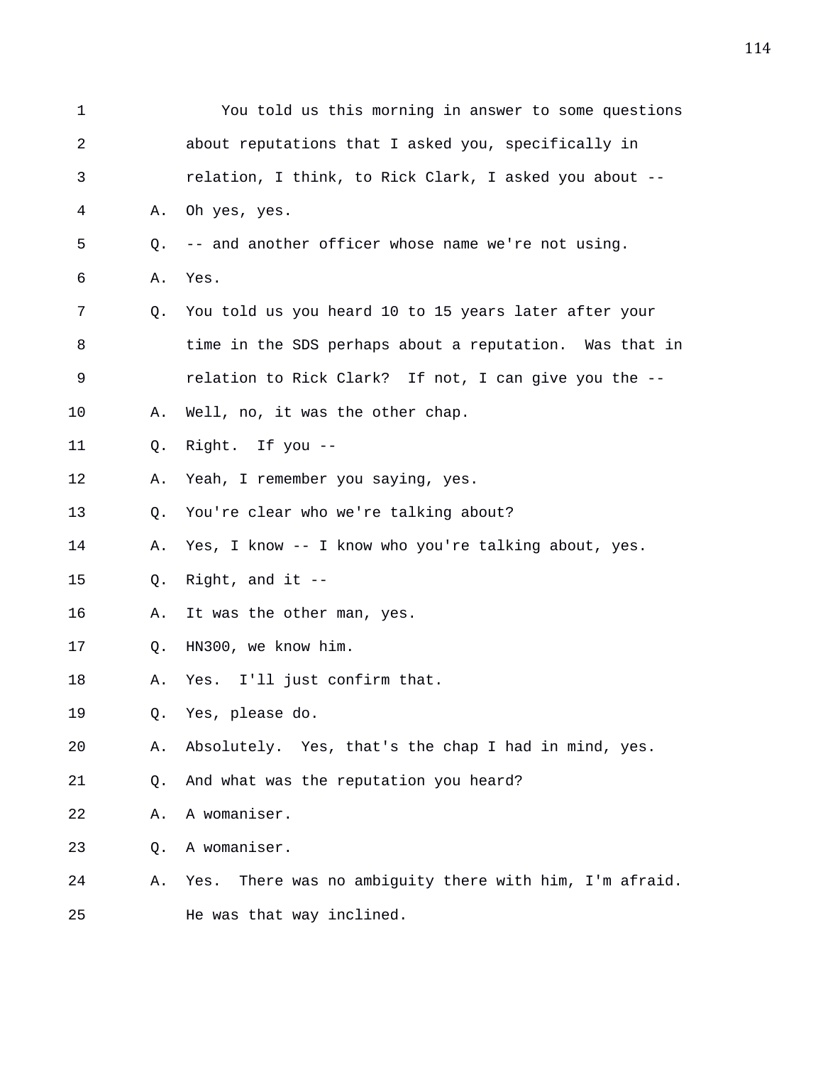1 You told us this morning in answer to some questions
2 about reputations that I asked you, specifically in
3 relation, I think, to Rick Clark, I asked you about --
4 A. Oh yes, yes.
5 Q. -- and another officer whose name we're not using.
6 A. Yes.
7 Q. You told us you heard 10 to 15 years later after your
8 time in the SDS perhaps about a reputation. Was that in
9 relation to Rick Clark? If not, I can give you the --
10 A. Well, no, it was the other chap.
11 Q. Right. If you --
12 A. Yeah, I remember you saying, yes.
13 Q. You're clear who we're talking about?
14 A. Yes, I know -- I know who you're talking about, yes.
15 Q. Right, and it --
16 A. It was the other man, yes.
17 Q. HN300, we know him.
18 A. Yes. I'll just confirm that.
19 Q. Yes, please do.
20 A. Absolutely. Yes, that's the chap I had in mind, yes.
21 Q. And what was the reputation you heard?
22 A. A womaniser.
23 Q. A womaniser.
24 A. Yes. There was no ambiguity there with him, I'm afraid.
25 He was that way inclined.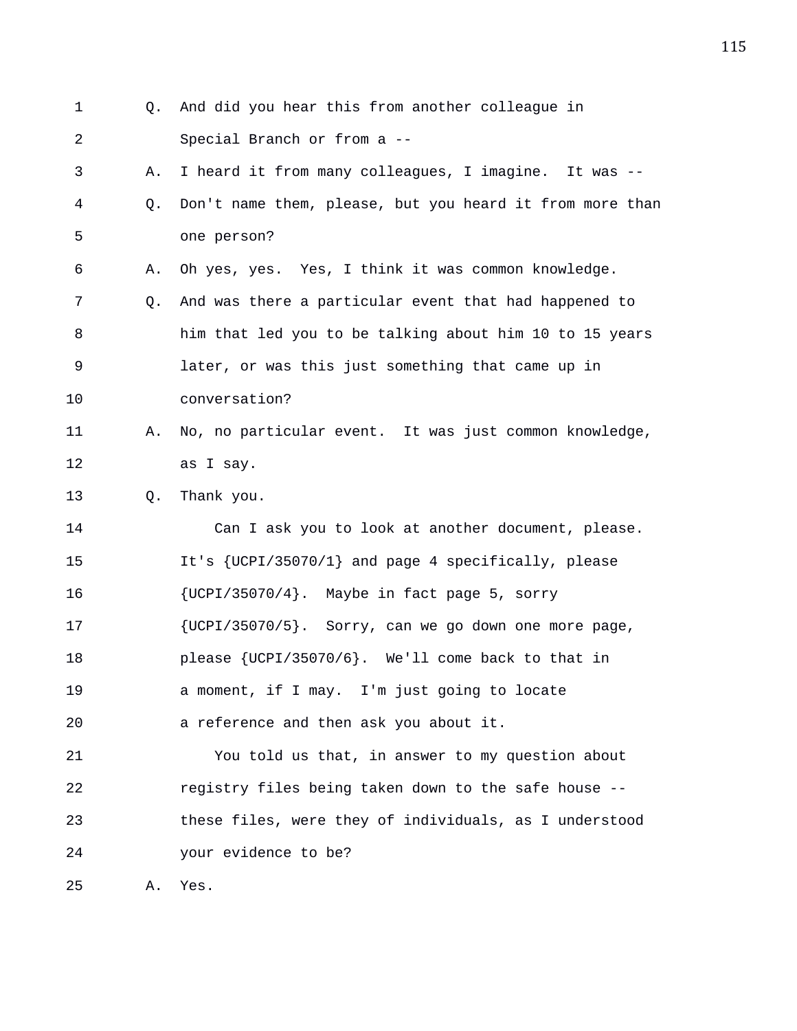1 Q. And did you hear this from another colleague in
2 Special Branch or from a --
3 A. I heard it from many colleagues, I imagine. It was --
4 Q. Don't name them, please, but you heard it from more than
5 one person?
6 A. Oh yes, yes. Yes, I think it was common knowledge.
7 Q. And was there a particular event that had happened to
8 him that led you to be talking about him 10 to 15 years
9 later, or was this just something that came up in
10 conversation?
11 A. No, no particular event. It was just common knowledge,
12 as I say.
13 Q. Thank you.
14 Can I ask you to look at another document, please.
15 It's {UCPI/35070/1} and page 4 specifically, please
16 {UCPI/35070/4}. Maybe in fact page 5, sorry
17 {UCPI/35070/5}. Sorry, can we go down one more page,
18 please {UCPI/35070/6}. We'll come back to that in
19 a moment, if I may. I'm just going to locate
20 a reference and then ask you about it.
21 You told us that, in answer to my question about
22 registry files being taken down to the safe house --
23 these files, were they of individuals, as I understood
24 your evidence to be?
25 A. Yes.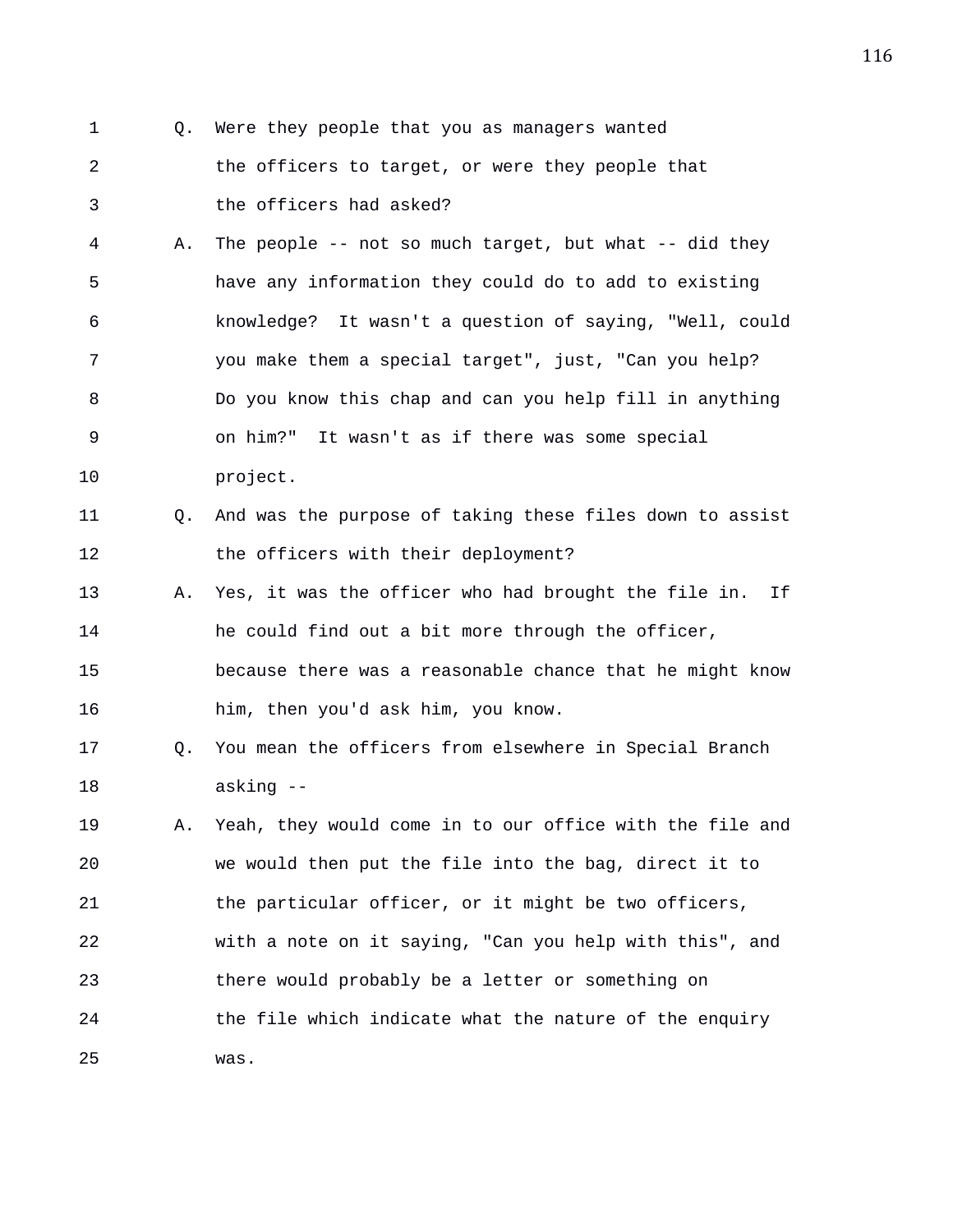1 Q. Were they people that you as managers wanted
2 the officers to target, or were they people that
3 the officers had asked?
4 A. The people -- not so much target, but what -- did they
5 have any information they could do to add to existing
6 knowledge? It wasn't a question of saying, "Well, could
7 you make them a special target", just, "Can you help?
8 Do you know this chap and can you help fill in anything
9 on him?" It wasn't as if there was some special
10 project.
11 Q. And was the purpose of taking these files down to assist
12 the officers with their deployment?
13 A. Yes, it was the officer who had brought the file in. If
14 he could find out a bit more through the officer,
15 because there was a reasonable chance that he might know
16 him, then you'd ask him, you know.
17 Q. You mean the officers from elsewhere in Special Branch
18 asking --
19 A. Yeah, they would come in to our office with the file and
20 we would then put the file into the bag, direct it to
21 the particular officer, or it might be two officers,
22 with a note on it saying, "Can you help with this", and
23 there would probably be a letter or something on
24 the file which indicate what the nature of the enquiry
25 was.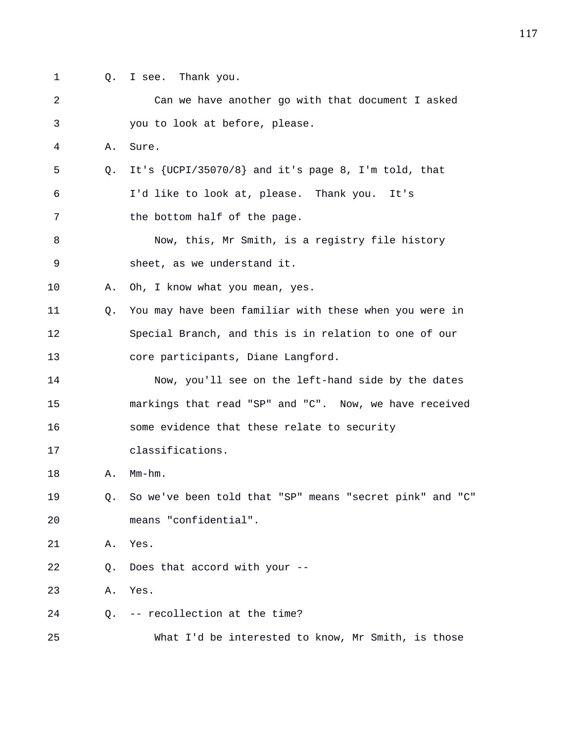1 Q. I see. Thank you.

2 Can we have another go with that document I asked

3 you to look at before, please.

4 A. Sure.

5 Q. It's {UCPI/35070/8} and it's page 8, I'm told, that

6 I'd like to look at, please. Thank you. It's

7 the bottom half of the page.

8 Now, this, Mr Smith, is a registry file history

9 sheet, as we understand it.

10 A. Oh, I know what you mean, yes.

11 Q. You may have been familiar with these when you were in

12 Special Branch, and this is in relation to one of our

13 core participants, Diane Langford.

14 Now, you'll see on the left-hand side by the dates

15 markings that read "SP" and "C". Now, we have received

16 some evidence that these relate to security

17 classifications.

18 A. Mm-hm.

19 Q. So we've been told that "SP" means "secret pink" and "C"

20 means "confidential".

21 A. Yes.

22 Q. Does that accord with your --

23 A. Yes.

24 Q. -- recollection at the time?

25 What I'd be interested to know, Mr Smith, is those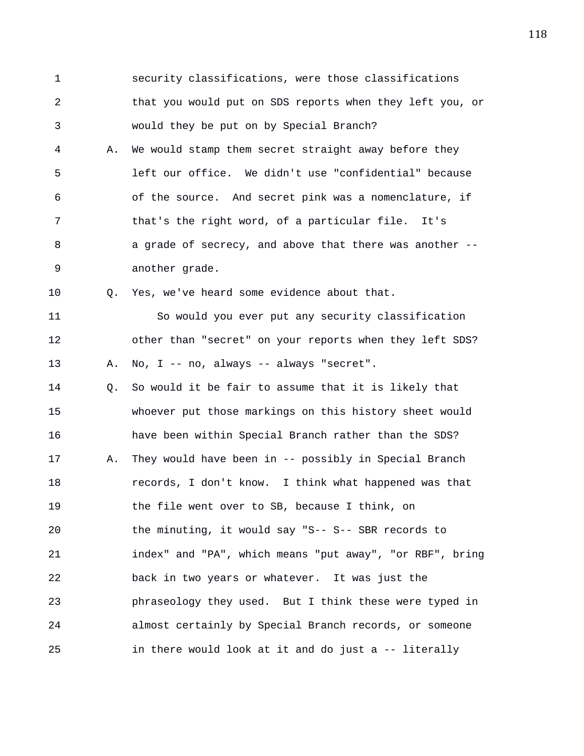1 security classifications, were those classifications
2 that you would put on SDS reports when they left you, or
3 would they be put on by Special Branch?

4 A. We would stamp them secret straight away before they
5 left our office. We didn't use "confidential" because
6 of the source. And secret pink was a nomenclature, if
7 that's the right word, of a particular file. It's
8 a grade of secrecy, and above that there was another --
9 another grade.

10 Q. Yes, we've heard some evidence about that.
11 So would you ever put any security classification
12 other than "secret" on your reports when they left SDS?

13 A. No, I -- no, always -- always "secret".

14 Q. So would it be fair to assume that it is likely that
15 whoever put those markings on this history sheet would
16 have been within Special Branch rather than the SDS?

17 A. They would have been in -- possibly in Special Branch
18 records, I don't know. I think what happened was that
19 the file went over to SB, because I think, on
20 the minuting, it would say "S-- S-- SBR records to
21 index" and "PA", which means "put away", "or RBF", bring
22 back in two years or whatever. It was just the
23 phraseology they used. But I think these were typed in
24 almost certainly by Special Branch records, or someone
25 in there would look at it and do just a -- literally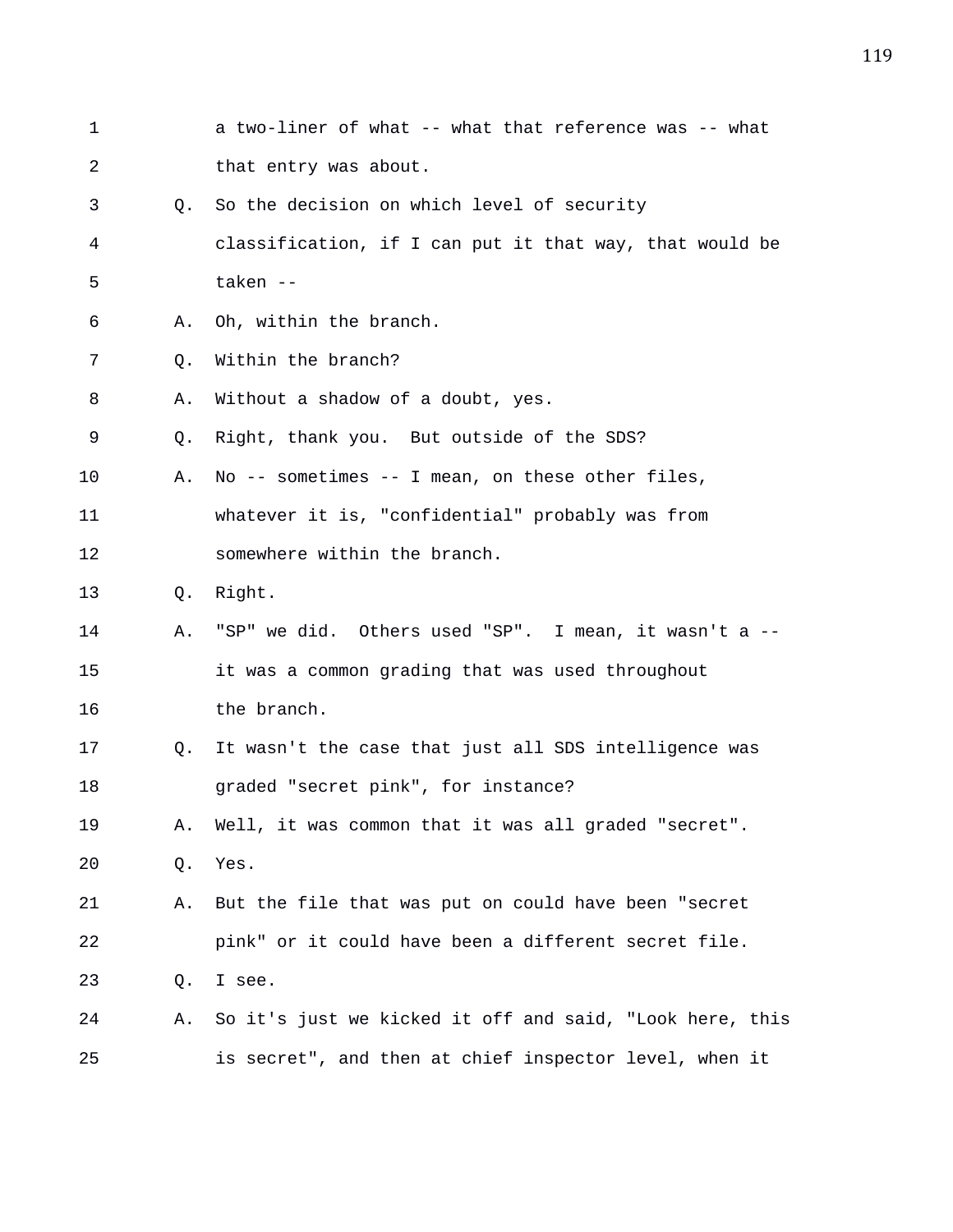1 a two-liner of what -- what that reference was -- what
2 that entry was about.
3 Q. So the decision on which level of security
4 classification, if I can put it that way, that would be
5 taken --
6 A. Oh, within the branch.
7 Q. Within the branch?
8 A. Without a shadow of a doubt, yes.
9 Q. Right, thank you. But outside of the SDS?
10 A. No -- sometimes -- I mean, on these other files,
11 whatever it is, "confidential" probably was from
12 somewhere within the branch.
13 Q. Right.
14 A. "SP" we did. Others used "SP". I mean, it wasn't a --
15 it was a common grading that was used throughout
16 the branch.
17 Q. It wasn't the case that just all SDS intelligence was
18 graded "secret pink", for instance?
19 A. Well, it was common that it was all graded "secret".
20 Q. Yes.
21 A. But the file that was put on could have been "secret
22 pink" or it could have been a different secret file.
23 Q. I see.
24 A. So it's just we kicked it off and said, "Look here, this
25 is secret", and then at chief inspector level, when it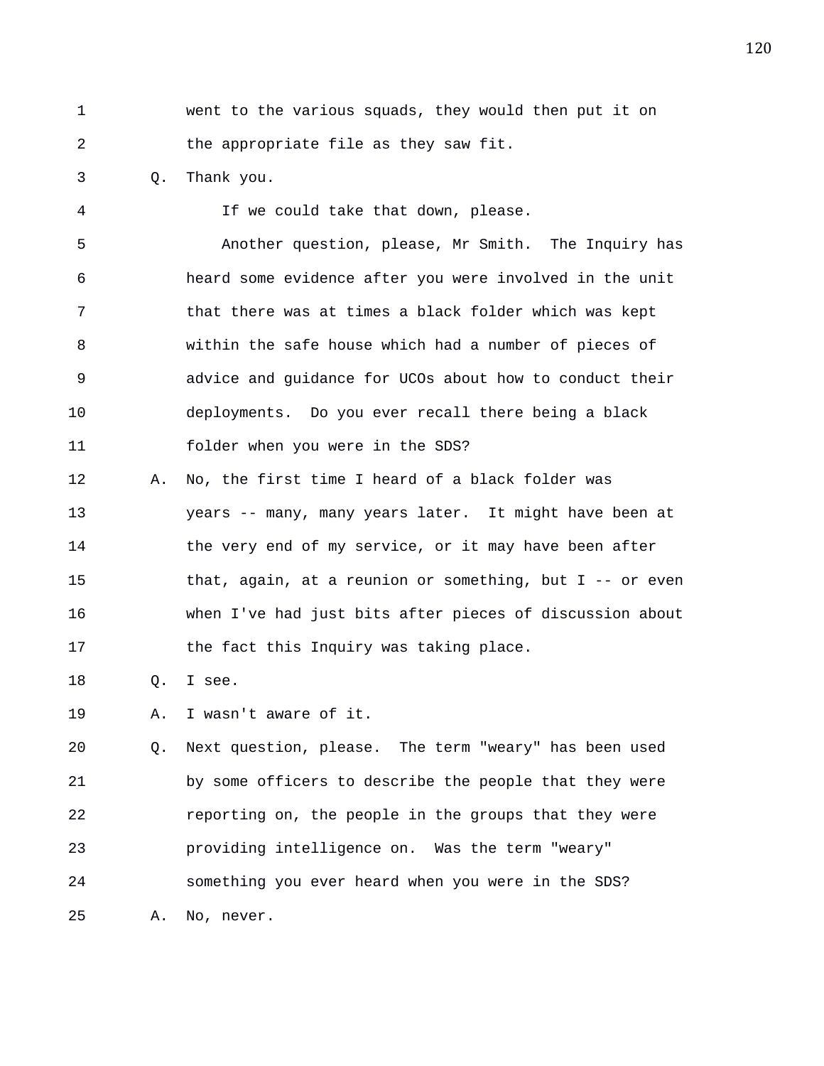1 went to the various squads, they would then put it on
2 the appropriate file as they saw fit.
3 Q. Thank you.
4 If we could take that down, please.
5 Another question, please, Mr Smith. The Inquiry has
6 heard some evidence after you were involved in the unit
7 that there was at times a black folder which was kept
8 within the safe house which had a number of pieces of
9 advice and guidance for UCOs about how to conduct their
10 deployments. Do you ever recall there being a black
11 folder when you were in the SDS?
12 A. No, the first time I heard of a black folder was
13 years -- many, many years later. It might have been at
14 the very end of my service, or it may have been after
15 that, again, at a reunion or something, but I -- or even
16 when I've had just bits after pieces of discussion about
17 the fact this Inquiry was taking place.
18 Q. I see.
19 A. I wasn't aware of it.
20 Q. Next question, please. The term "weary" has been used
21 by some officers to describe the people that they were
22 reporting on, the people in the groups that they were
23 providing intelligence on. Was the term "weary"
24 something you ever heard when you were in the SDS?
25 A. No, never.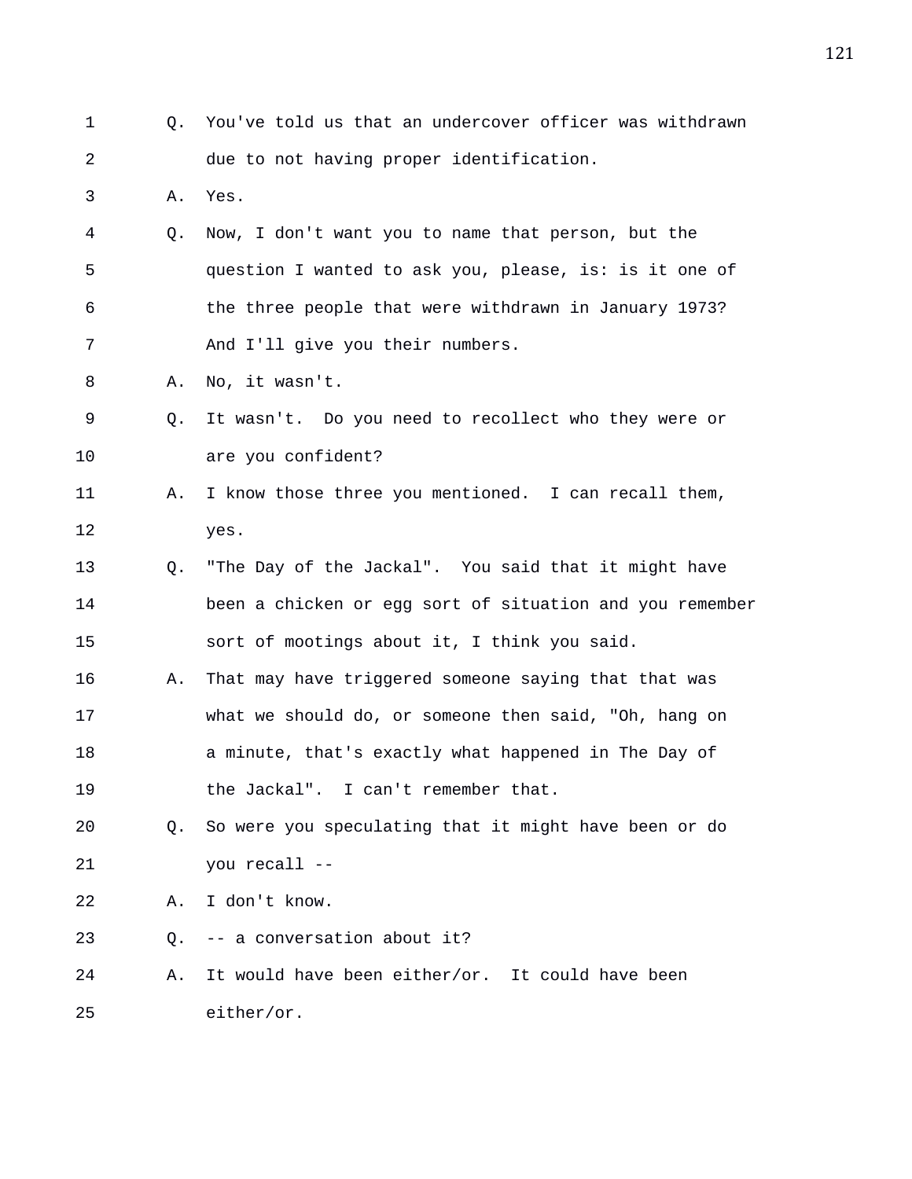Q. You've told us that an undercover officer was withdrawn due to not having proper identification.

A. Yes.

Q. Now, I don't want you to name that person, but the question I wanted to ask you, please, is: is it one of the three people that were withdrawn in January 1973? And I'll give you their numbers.

A. No, it wasn't.

Q. It wasn't. Do you need to recollect who they were or are you confident?

A. I know those three you mentioned. I can recall them, yes.

Q. "The Day of the Jackal". You said that it might have been a chicken or egg sort of situation and you remember sort of mootings about it, I think you said.

A. That may have triggered someone saying that that was what we should do, or someone then said, "Oh, hang on a minute, that's exactly what happened in The Day of the Jackal". I can't remember that.

Q. So were you speculating that it might have been or do you recall --

A. I don't know.

Q. -- a conversation about it?

A. It would have been either/or. It could have been either/or.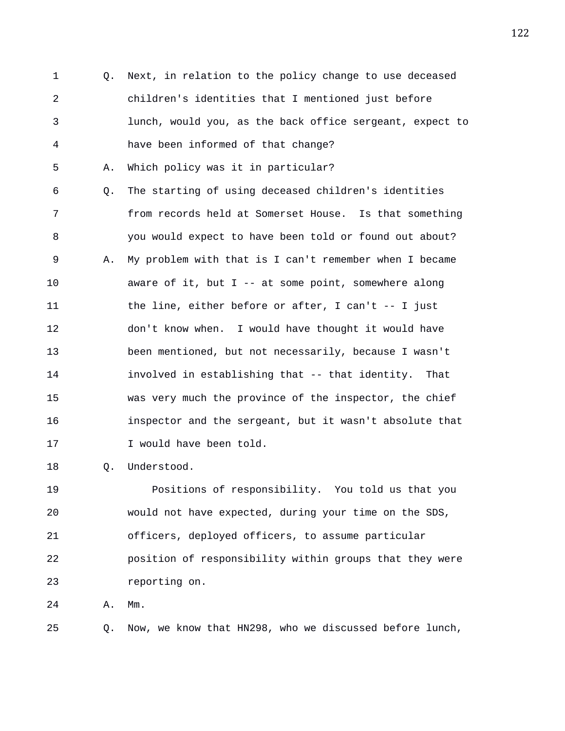1 Q. Next, in relation to the policy change to use deceased
2 children's identities that I mentioned just before
3 lunch, would you, as the back office sergeant, expect to
4 have been informed of that change?

5 A. Which policy was it in particular?

6 Q. The starting of using deceased children's identities
7 from records held at Somerset House. Is that something
8 you would expect to have been told or found out about?

9 A. My problem with that is I can't remember when I became
10 aware of it, but I -- at some point, somewhere along
11 the line, either before or after, I can't -- I just
12 don't know when. I would have thought it would have
13 been mentioned, but not necessarily, because I wasn't
14 involved in establishing that -- that identity. That
15 was very much the province of the inspector, the chief
16 inspector and the sergeant, but it wasn't absolute that
17 I would have been told.

18 Q. Understood.

19 Positions of responsibility. You told us that you
20 would not have expected, during your time on the SDS,
21 officers, deployed officers, to assume particular
22 position of responsibility within groups that they were
23 reporting on.

24 A. Mm.

25 Q. Now, we know that HN298, who we discussed before lunch,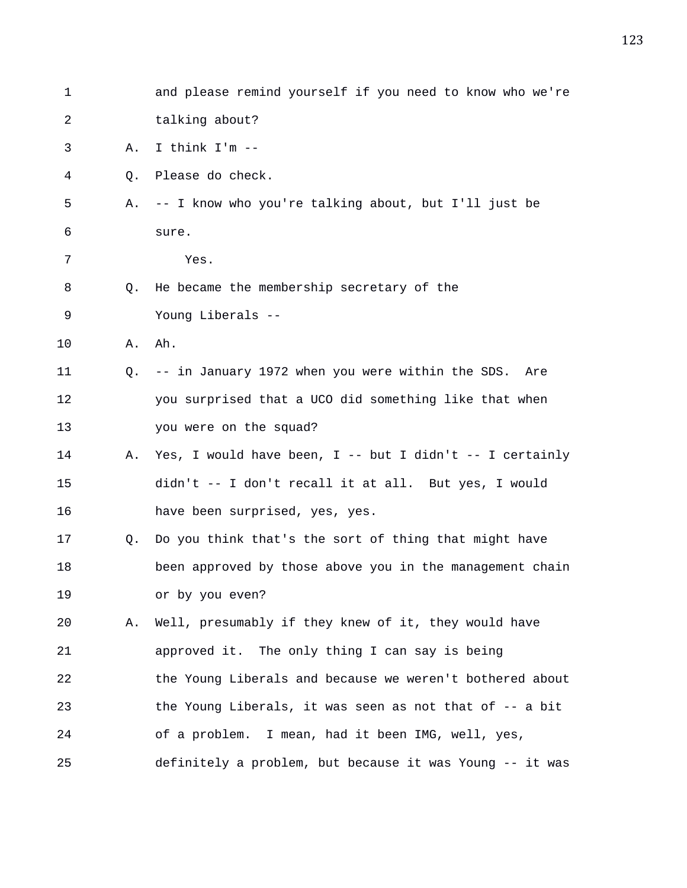1 and please remind yourself if you need to know who we're
2 talking about?
3 A. I think I'm --
4 Q. Please do check.
5 A. -- I know who you're talking about, but I'll just be
6 sure.
7 Yes.
8 Q. He became the membership secretary of the
9 Young Liberals --
10 A. Ah.
11 Q. -- in January 1972 when you were within the SDS. Are
12 you surprised that a UCO did something like that when
13 you were on the squad?
14 A. Yes, I would have been, I -- but I didn't -- I certainly
15 didn't -- I don't recall it at all. But yes, I would
16 have been surprised, yes, yes.
17 Q. Do you think that's the sort of thing that might have
18 been approved by those above you in the management chain
19 or by you even?
20 A. Well, presumably if they knew of it, they would have
21 approved it. The only thing I can say is being
22 the Young Liberals and because we weren't bothered about
23 the Young Liberals, it was seen as not that of -- a bit
24 of a problem. I mean, had it been IMG, well, yes,
25 definitely a problem, but because it was Young -- it was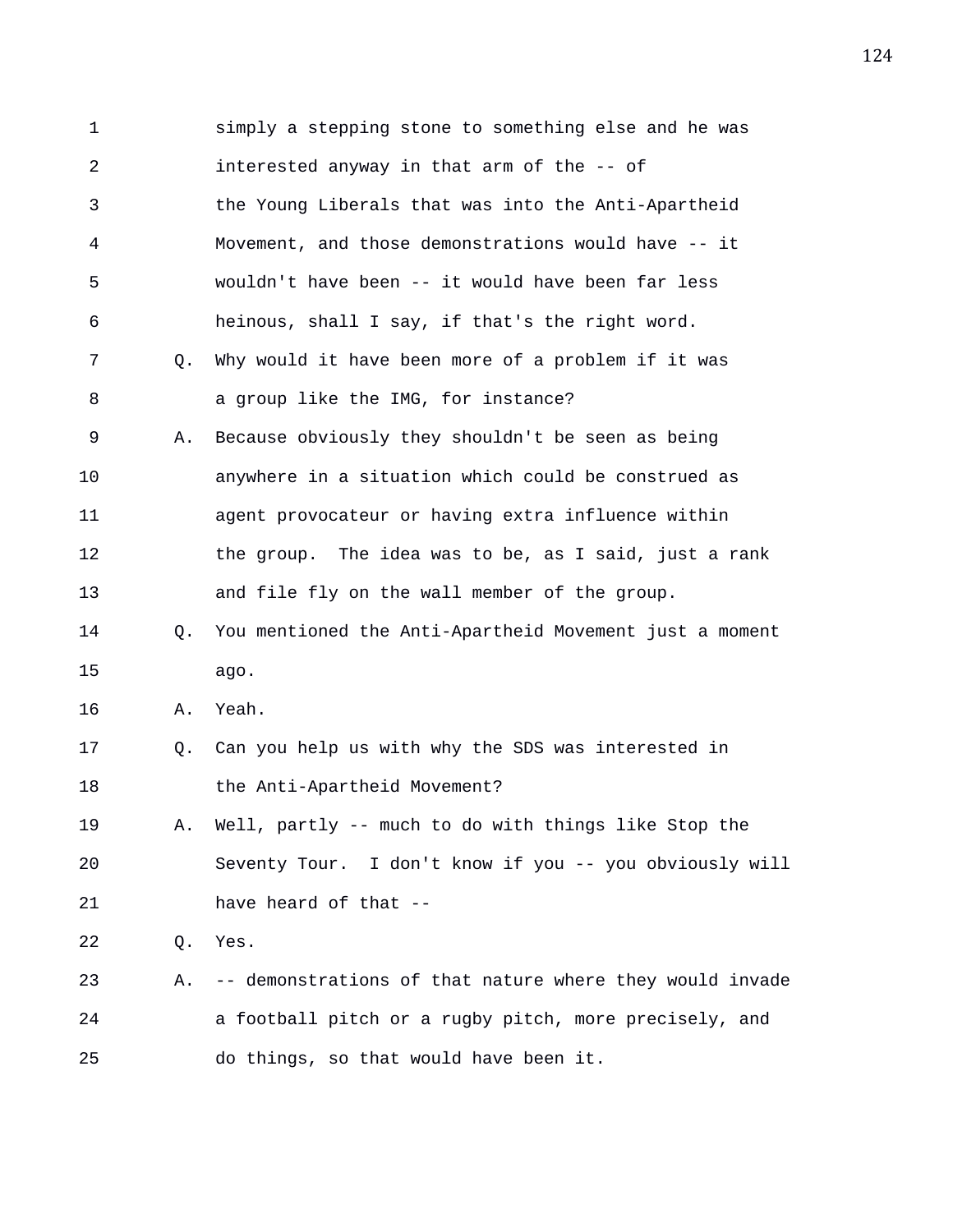1 simply a stepping stone to something else and he was
2 interested anyway in that arm of the -- of
3 the Young Liberals that was into the Anti-Apartheid
4 Movement, and those demonstrations would have -- it
5 wouldn't have been -- it would have been far less
6 heinous, shall I say, if that's the right word.
7 Q. Why would it have been more of a problem if it was
8 a group like the IMG, for instance?
9 A. Because obviously they shouldn't be seen as being
10 anywhere in a situation which could be construed as
11 agent provocateur or having extra influence within
12 the group. The idea was to be, as I said, just a rank
13 and file fly on the wall member of the group.
14 Q. You mentioned the Anti-Apartheid Movement just a moment
15 ago.
16 A. Yeah.
17 Q. Can you help us with why the SDS was interested in
18 the Anti-Apartheid Movement?
19 A. Well, partly -- much to do with things like Stop the
20 Seventy Tour. I don't know if you -- you obviously will
21 have heard of that --
22 Q. Yes.
23 A. -- demonstrations of that nature where they would invade
24 a football pitch or a rugby pitch, more precisely, and
25 do things, so that would have been it.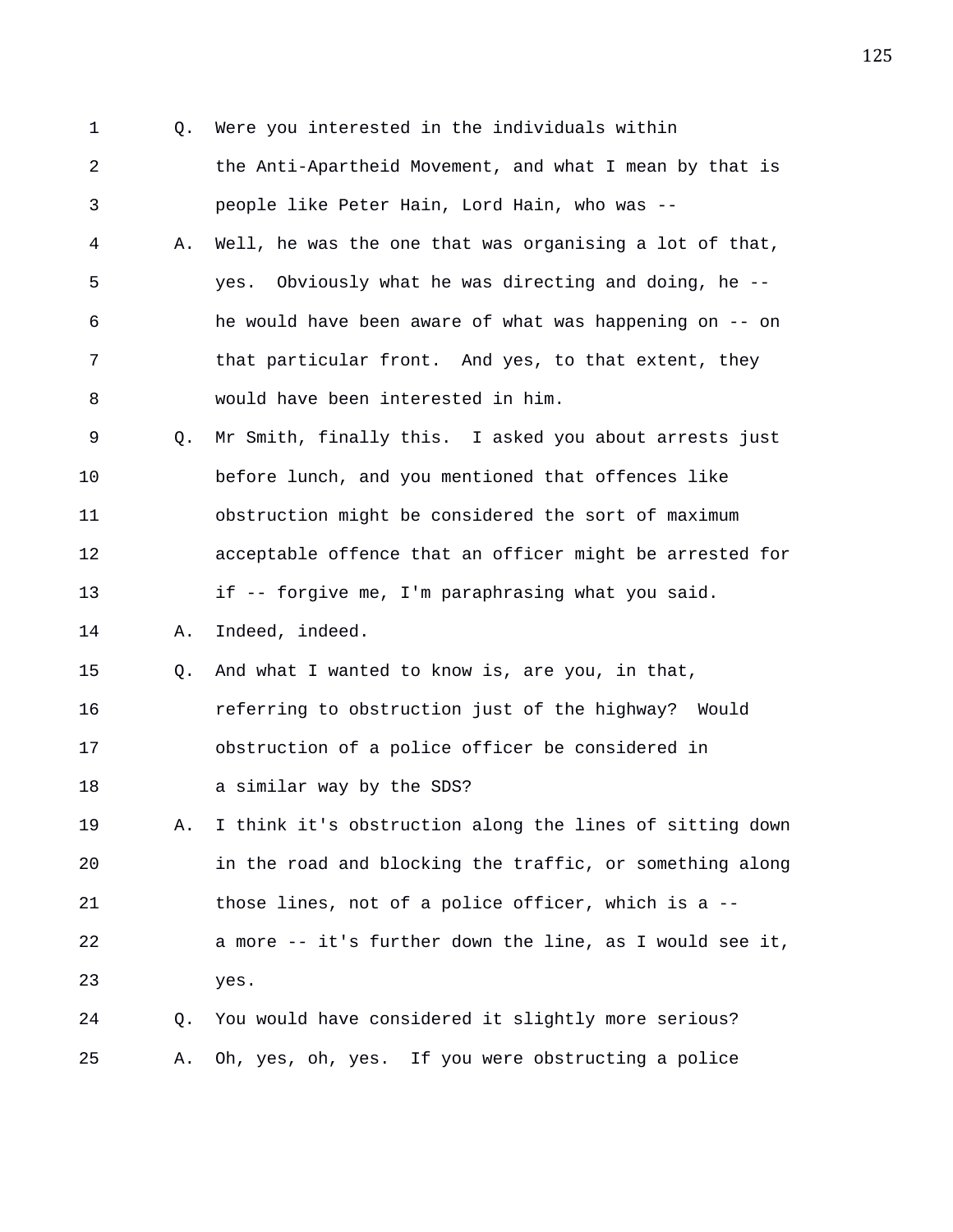1 Q. Were you interested in the individuals within
2 the Anti-Apartheid Movement, and what I mean by that is
3 people like Peter Hain, Lord Hain, who was --
4 A. Well, he was the one that was organising a lot of that,
5 yes. Obviously what he was directing and doing, he --
6 he would have been aware of what was happening on -- on
7 that particular front. And yes, to that extent, they
8 would have been interested in him.
9 Q. Mr Smith, finally this. I asked you about arrests just
10 before lunch, and you mentioned that offences like
11 obstruction might be considered the sort of maximum
12 acceptable offence that an officer might be arrested for
13 if -- forgive me, I'm paraphrasing what you said.
14 A. Indeed, indeed.
15 Q. And what I wanted to know is, are you, in that,
16 referring to obstruction just of the highway? Would
17 obstruction of a police officer be considered in
18 a similar way by the SDS?
19 A. I think it's obstruction along the lines of sitting down
20 in the road and blocking the traffic, or something along
21 those lines, not of a police officer, which is a --
22 a more -- it's further down the line, as I would see it,
23 yes.
24 Q. You would have considered it slightly more serious?
25 A. Oh, yes, oh, yes. If you were obstructing a police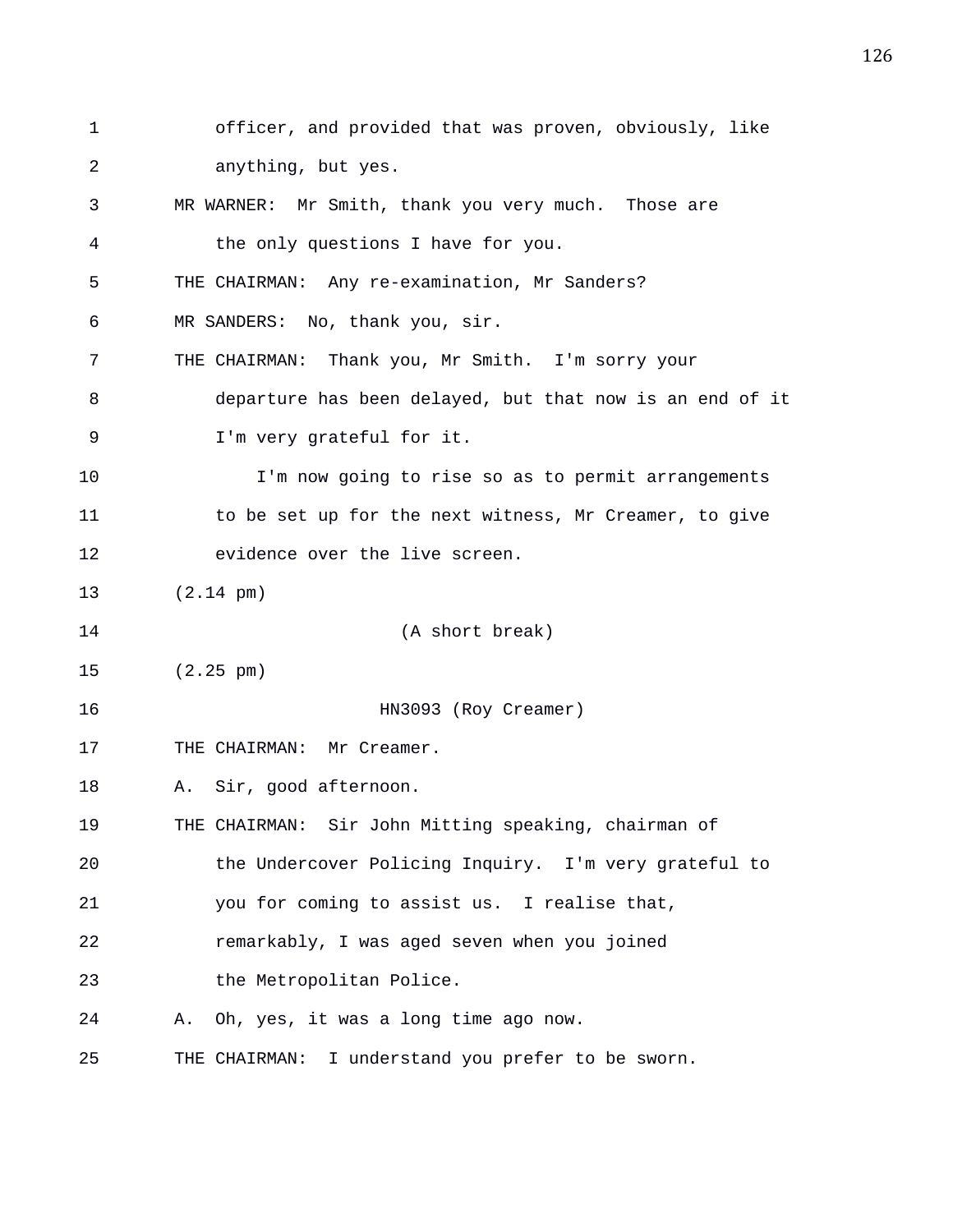1 officer, and provided that was proven, obviously, like
2 anything, but yes.
3 MR WARNER: Mr Smith, thank you very much. Those are
4 the only questions I have for you.
5 THE CHAIRMAN: Any re-examination, Mr Sanders?
6 MR SANDERS: No, thank you, sir.
7 THE CHAIRMAN: Thank you, Mr Smith. I'm sorry your
8 departure has been delayed, but that now is an end of it
9 I'm very grateful for it.
10 I'm now going to rise so as to permit arrangements
11 to be set up for the next witness, Mr Creamer, to give
12 evidence over the live screen.
13 (2.14 pm)
14 (A short break)
15 (2.25 pm)
16 HN3093 (Roy Creamer)
17 THE CHAIRMAN: Mr Creamer.
18 A. Sir, good afternoon.
19 THE CHAIRMAN: Sir John Mitting speaking, chairman of
20 the Undercover Policing Inquiry. I'm very grateful to
21 you for coming to assist us. I realise that,
22 remarkably, I was aged seven when you joined
23 the Metropolitan Police.
24 A. Oh, yes, it was a long time ago now.
25 THE CHAIRMAN: I understand you prefer to be sworn.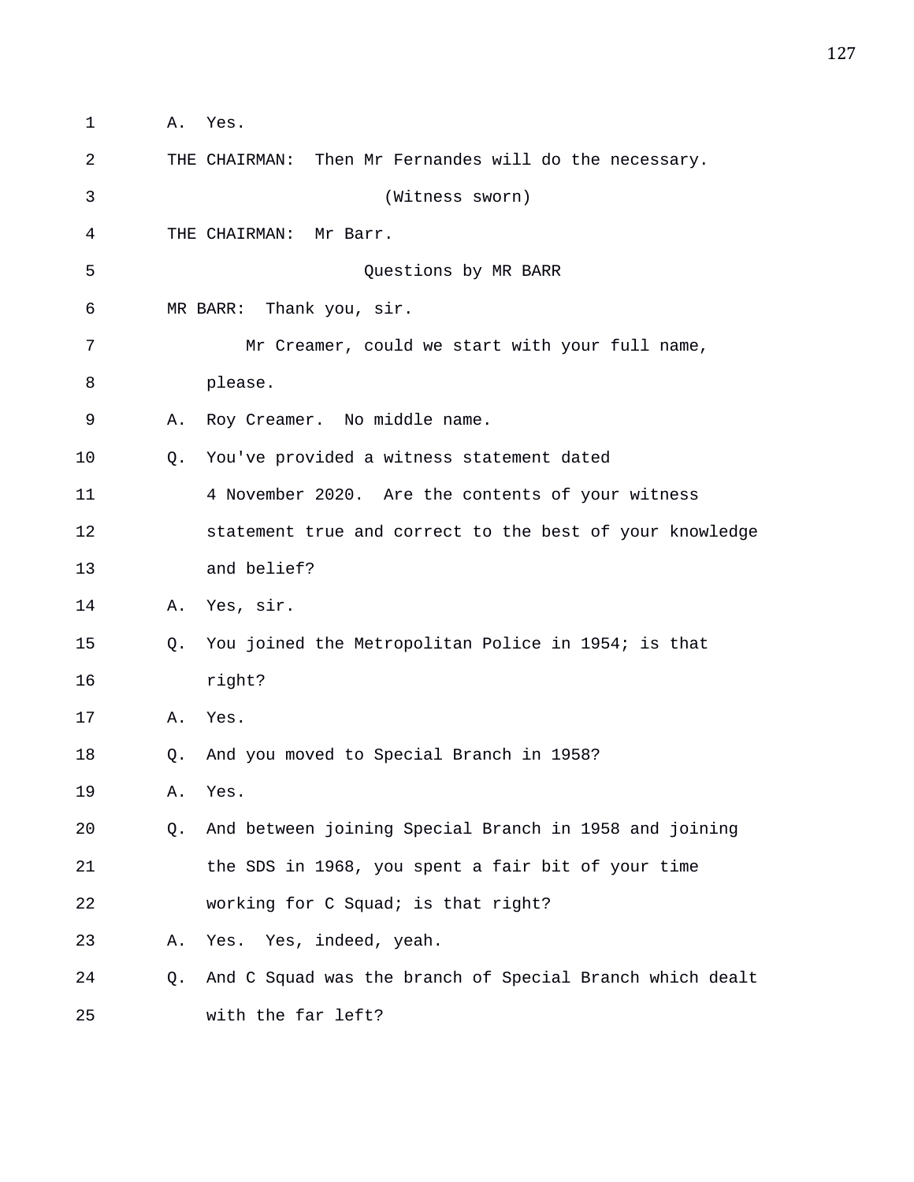1 A. Yes.

2 THE CHAIRMAN: Then Mr Fernandes will do the necessary.

3 (Witness sworn)

4 THE CHAIRMAN: Mr Barr.

5 Questions by MR BARR

6 MR BARR: Thank you, sir.

7 Mr Creamer, could we start with your full name,

8 please.

9 A. Roy Creamer. No middle name.

10 Q. You've provided a witness statement dated

11 4 November 2020. Are the contents of your witness

12 statement true and correct to the best of your knowledge

13 and belief?

14 A. Yes, sir.

15 Q. You joined the Metropolitan Police in 1954; is that

16 right?

17 A. Yes.

18 Q. And you moved to Special Branch in 1958?

19 A. Yes.

20 Q. And between joining Special Branch in 1958 and joining

21 the SDS in 1968, you spent a fair bit of your time

22 working for C Squad; is that right?

23 A. Yes. Yes, indeed, yeah.

24 Q. And C Squad was the branch of Special Branch which dealt

25 with the far left?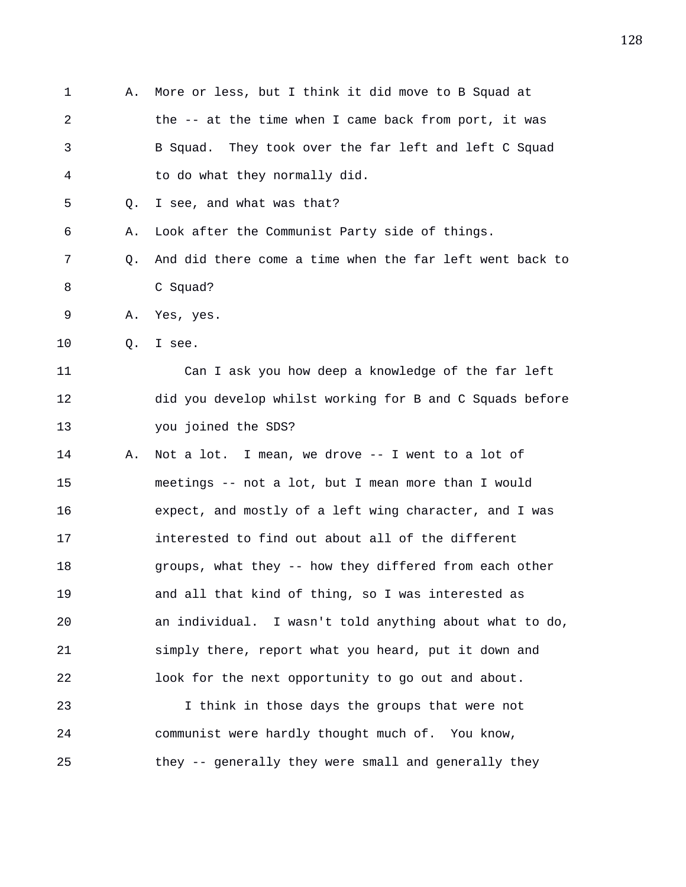A. More or less, but I think it did move to B Squad at the -- at the time when I came back from port, it was B Squad. They took over the far left and left C Squad to do what they normally did.

Q. I see, and what was that?

A. Look after the Communist Party side of things.

Q. And did there come a time when the far left went back to C Squad?

A. Yes, yes.

Q. I see.

Can I ask you how deep a knowledge of the far left did you develop whilst working for B and C Squads before you joined the SDS?

A. Not a lot. I mean, we drove -- I went to a lot of meetings -- not a lot, but I mean more than I would expect, and mostly of a left wing character, and I was interested to find out about all of the different groups, what they -- how they differed from each other and all that kind of thing, so I was interested as an individual. I wasn't told anything about what to do, simply there, report what you heard, put it down and look for the next opportunity to go out and about.

I think in those days the groups that were not communist were hardly thought much of. You know, they -- generally they were small and generally they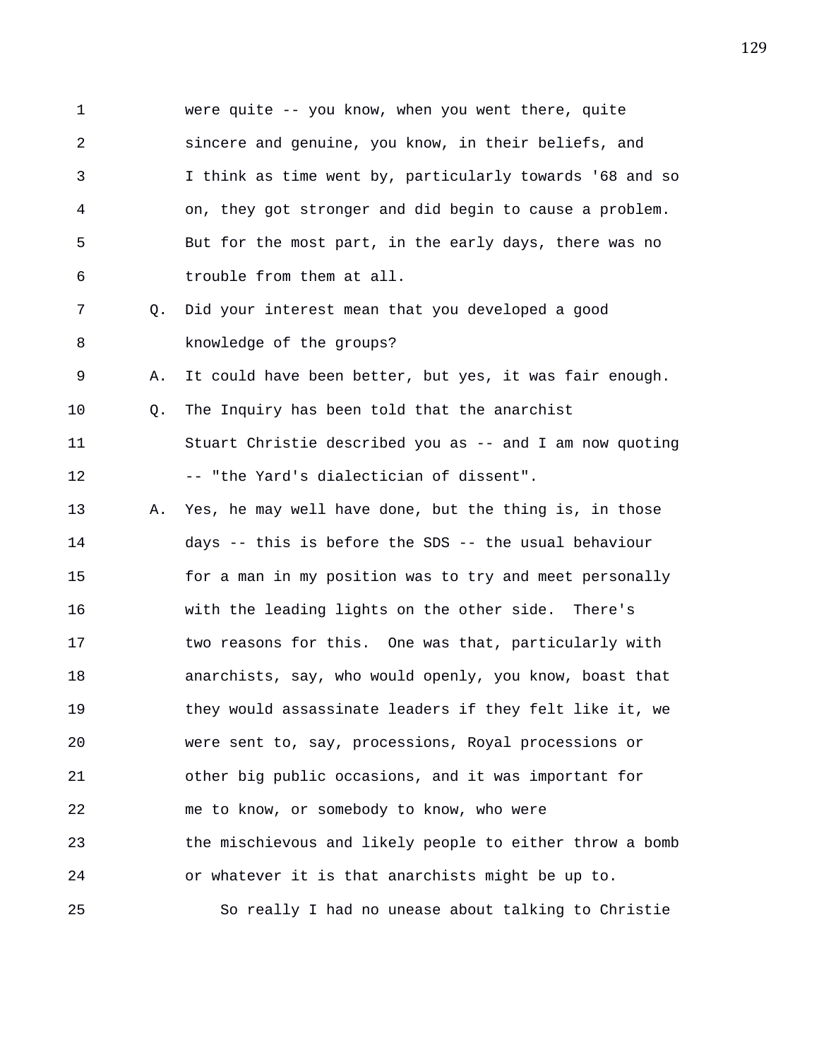were quite -- you know, when you went there, quite sincere and genuine, you know, in their beliefs, and I think as time went by, particularly towards '68 and so on, they got stronger and did begin to cause a problem. But for the most part, in the early days, there was no trouble from them at all.

Q. Did your interest mean that you developed a good knowledge of the groups?

A. It could have been better, but yes, it was fair enough.

Q. The Inquiry has been told that the anarchist Stuart Christie described you as -- and I am now quoting -- "the Yard's dialectician of dissent".

A. Yes, he may well have done, but the thing is, in those days -- this is before the SDS -- the usual behaviour for a man in my position was to try and meet personally with the leading lights on the other side. There's two reasons for this. One was that, particularly with anarchists, say, who would openly, you know, boast that they would assassinate leaders if they felt like it, we were sent to, say, processions, Royal processions or other big public occasions, and it was important for me to know, or somebody to know, who were the mischievous and likely people to either throw a bomb or whatever it is that anarchists might be up to.

So really I had no unease about talking to Christie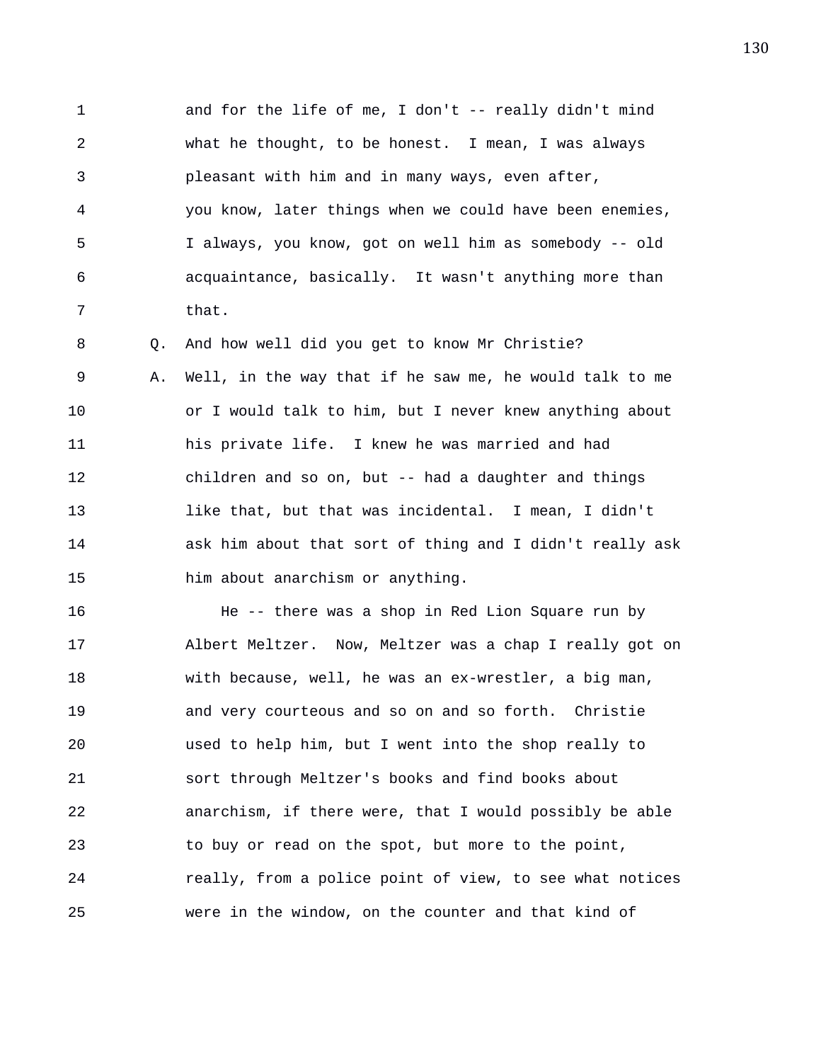1 and for the life of me, I don't -- really didn't mind
2 what he thought, to be honest. I mean, I was always
3 pleasant with him and in many ways, even after,
4 you know, later things when we could have been enemies,
5 I always, you know, got on well him as somebody -- old
6 acquaintance, basically. It wasn't anything more than
7 that.

8 Q. And how well did you get to know Mr Christie?

9 A. Well, in the way that if he saw me, he would talk to me
10 or I would talk to him, but I never knew anything about
11 his private life. I knew he was married and had
12 children and so on, but -- had a daughter and things
13 like that, but that was incidental. I mean, I didn't
14 ask him about that sort of thing and I didn't really ask
15 him about anarchism or anything.

16 He -- there was a shop in Red Lion Square run by
17 Albert Meltzer. Now, Meltzer was a chap I really got on
18 with because, well, he was an ex-wrestler, a big man,
19 and very courteous and so on and so forth. Christie
20 used to help him, but I went into the shop really to
21 sort through Meltzer's books and find books about
22 anarchism, if there were, that I would possibly be able
23 to buy or read on the spot, but more to the point,
24 really, from a police point of view, to see what notices
25 were in the window, on the counter and that kind of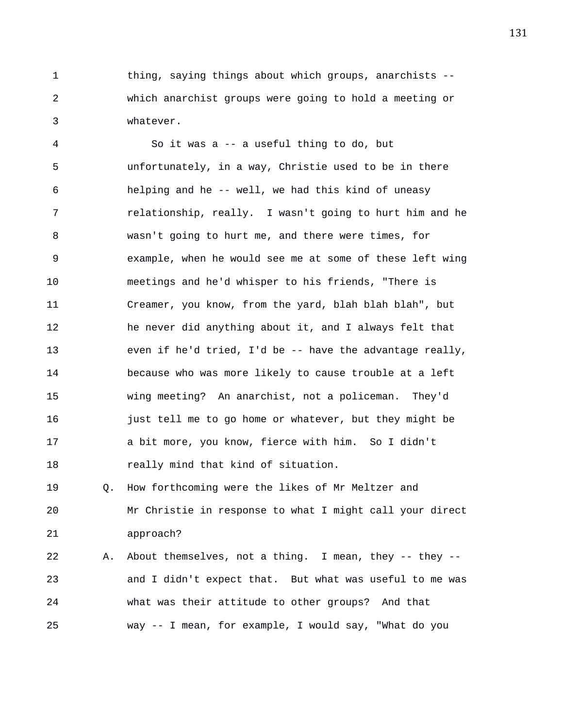1 thing, saying things about which groups, anarchists --
2 which anarchist groups were going to hold a meeting or
3 whatever.

4 So it was a -- a useful thing to do, but
5 unfortunately, in a way, Christie used to be in there
6 helping and he -- well, we had this kind of uneasy
7 relationship, really. I wasn't going to hurt him and he
8 wasn't going to hurt me, and there were times, for
9 example, when he would see me at some of these left wing
10 meetings and he'd whisper to his friends, "There is
11 Creamer, you know, from the yard, blah blah blah", but
12 he never did anything about it, and I always felt that
13 even if he'd tried, I'd be -- have the advantage really,
14 because who was more likely to cause trouble at a left
15 wing meeting? An anarchist, not a policeman. They'd
16 just tell me to go home or whatever, but they might be
17 a bit more, you know, fierce with him. So I didn't
18 really mind that kind of situation.

19 Q. How forthcoming were the likes of Mr Meltzer and
20 Mr Christie in response to what I might call your direct
21 approach?

22 A. About themselves, not a thing. I mean, they -- they --
23 and I didn't expect that. But what was useful to me was
24 what was their attitude to other groups? And that
25 way -- I mean, for example, I would say, "What do you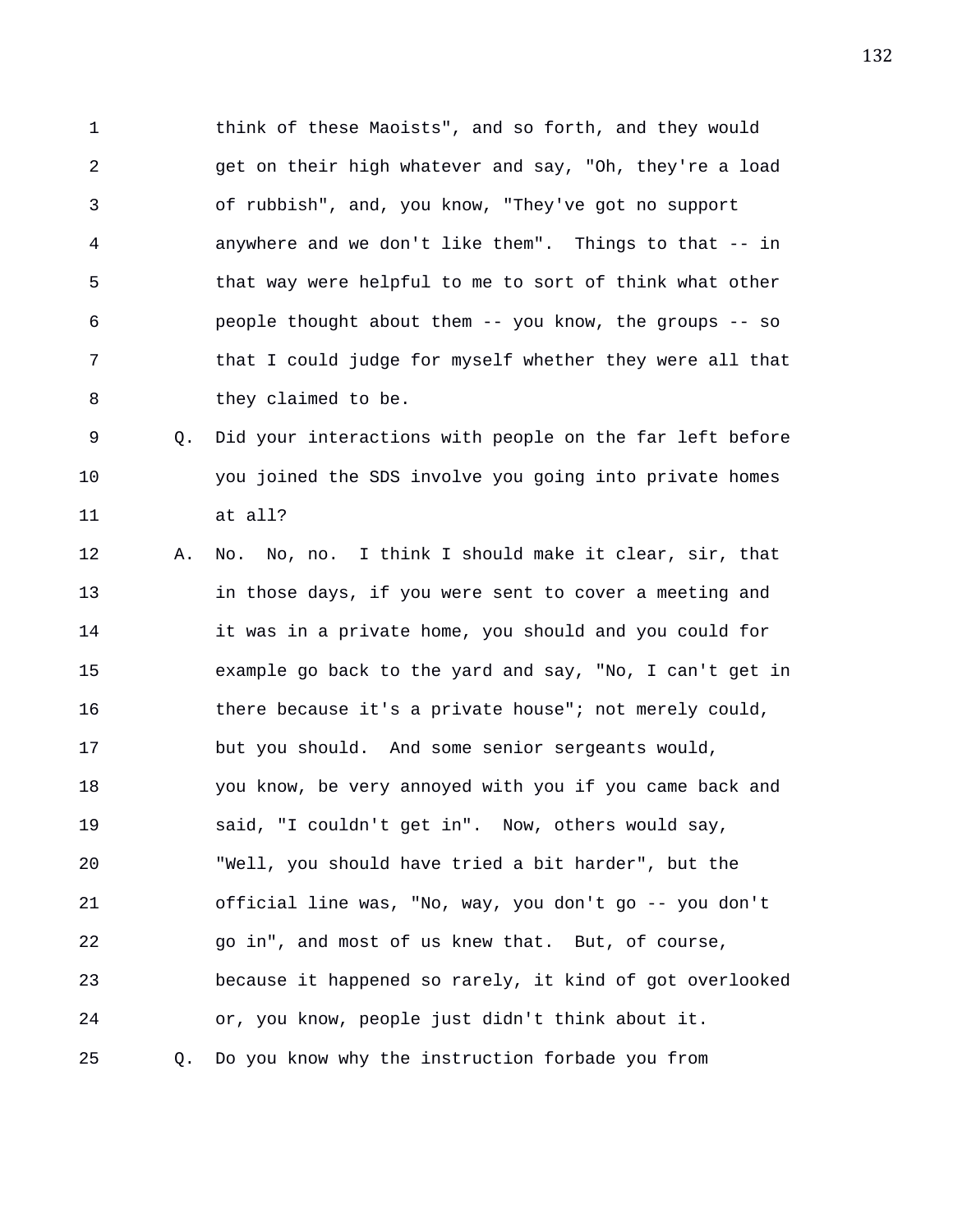think of these Maoists", and so forth, and they would get on their high whatever and say, "Oh, they're a load of rubbish", and, you know, "They've got no support anywhere and we don't like them". Things to that -- in that way were helpful to me to sort of think what other people thought about them -- you know, the groups -- so that I could judge for myself whether they were all that they claimed to be.

Q. Did your interactions with people on the far left before you joined the SDS involve you going into private homes at all?

A. No. No, no. I think I should make it clear, sir, that in those days, if you were sent to cover a meeting and it was in a private home, you should and you could for example go back to the yard and say, "No, I can't get in there because it's a private house"; not merely could, but you should. And some senior sergeants would, you know, be very annoyed with you if you came back and said, "I couldn't get in". Now, others would say, "Well, you should have tried a bit harder", but the official line was, "No, way, you don't go -- you don't go in", and most of us knew that. But, of course, because it happened so rarely, it kind of got overlooked or, you know, people just didn't think about it.

Q. Do you know why the instruction forbade you from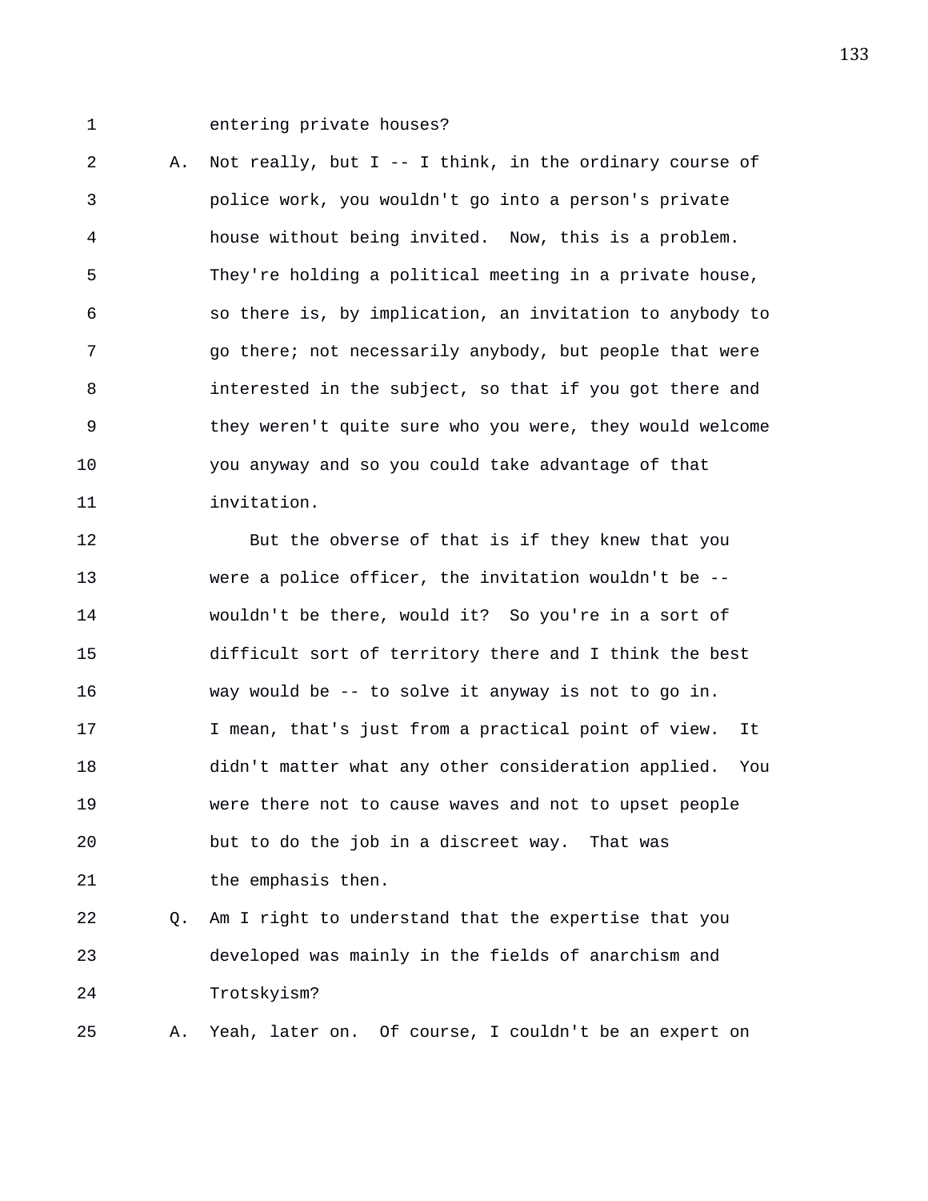entering private houses?

A. Not really, but I -- I think, in the ordinary course of police work, you wouldn't go into a person's private house without being invited. Now, this is a problem. They're holding a political meeting in a private house, so there is, by implication, an invitation to anybody to go there; not necessarily anybody, but people that were interested in the subject, so that if you got there and they weren't quite sure who you were, they would welcome you anyway and so you could take advantage of that invitation.

But the obverse of that is if they knew that you were a police officer, the invitation wouldn't be -- wouldn't be there, would it? So you're in a sort of difficult sort of territory there and I think the best way would be -- to solve it anyway is not to go in. I mean, that's just from a practical point of view. It didn't matter what any other consideration applied. You were there not to cause waves and not to upset people but to do the job in a discreet way. That was the emphasis then.

Q. Am I right to understand that the expertise that you developed was mainly in the fields of anarchism and Trotskyism?

A. Yeah, later on. Of course, I couldn't be an expert on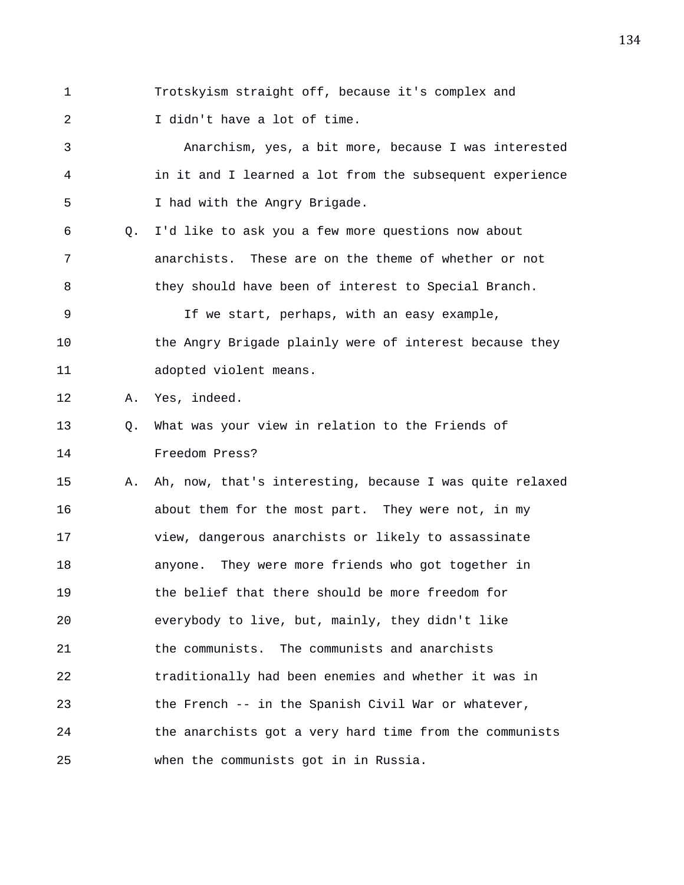1 Trotskyism straight off, because it's complex and
2 I didn't have a lot of time.
3 Anarchism, yes, a bit more, because I was interested
4 in it and I learned a lot from the subsequent experience
5 I had with the Angry Brigade.
6 Q. I'd like to ask you a few more questions now about
7 anarchists. These are on the theme of whether or not
8 they should have been of interest to Special Branch.
9 If we start, perhaps, with an easy example,
10 the Angry Brigade plainly were of interest because they
11 adopted violent means.
12 A. Yes, indeed.
13 Q. What was your view in relation to the Friends of
14 Freedom Press?
15 A. Ah, now, that's interesting, because I was quite relaxed
16 about them for the most part. They were not, in my
17 view, dangerous anarchists or likely to assassinate
18 anyone. They were more friends who got together in
19 the belief that there should be more freedom for
20 everybody to live, but, mainly, they didn't like
21 the communists. The communists and anarchists
22 traditionally had been enemies and whether it was in
23 the French -- in the Spanish Civil War or whatever,
24 the anarchists got a very hard time from the communists
25 when the communists got in in Russia.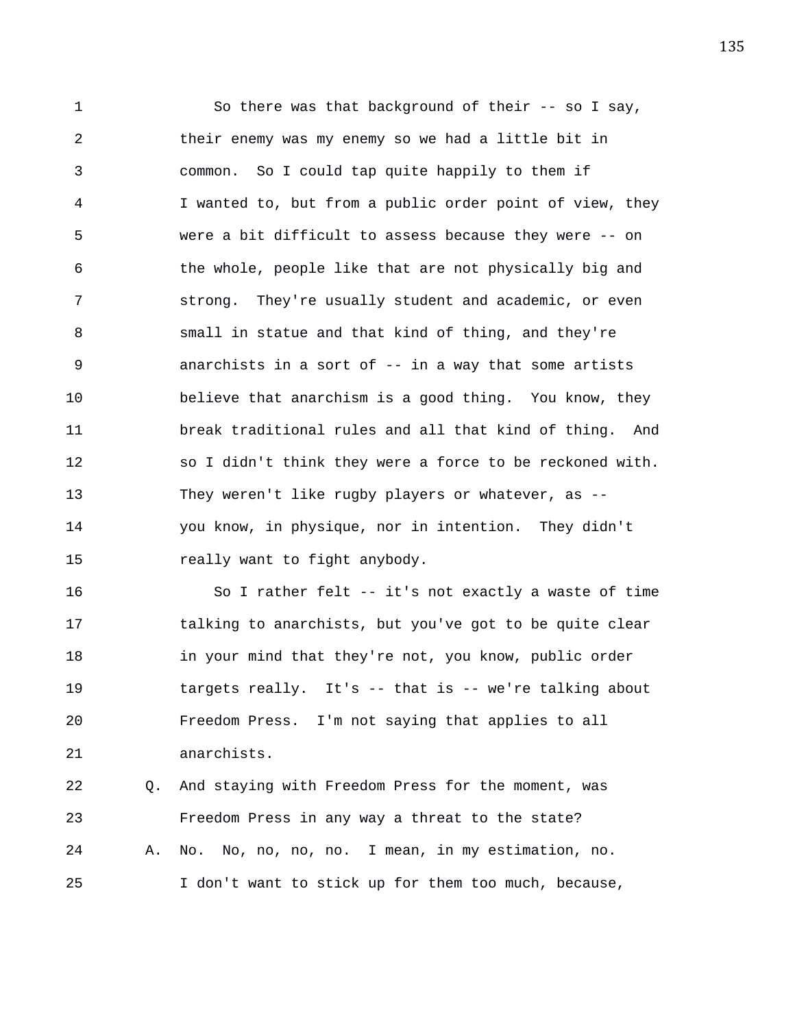So there was that background of their -- so I say, their enemy was my enemy so we had a little bit in common. So I could tap quite happily to them if I wanted to, but from a public order point of view, they were a bit difficult to assess because they were -- on the whole, people like that are not physically big and strong. They're usually student and academic, or even small in statue and that kind of thing, and they're anarchists in a sort of -- in a way that some artists believe that anarchism is a good thing. You know, they break traditional rules and all that kind of thing. And so I didn't think they were a force to be reckoned with. They weren't like rugby players or whatever, as -- you know, in physique, nor in intention. They didn't really want to fight anybody.

So I rather felt -- it's not exactly a waste of time talking to anarchists, but you've got to be quite clear in your mind that they're not, you know, public order targets really. It's -- that is -- we're talking about Freedom Press. I'm not saying that applies to all anarchists.

Q. And staying with Freedom Press for the moment, was Freedom Press in any way a threat to the state?

A. No. No, no, no, no. I mean, in my estimation, no. I don't want to stick up for them too much, because,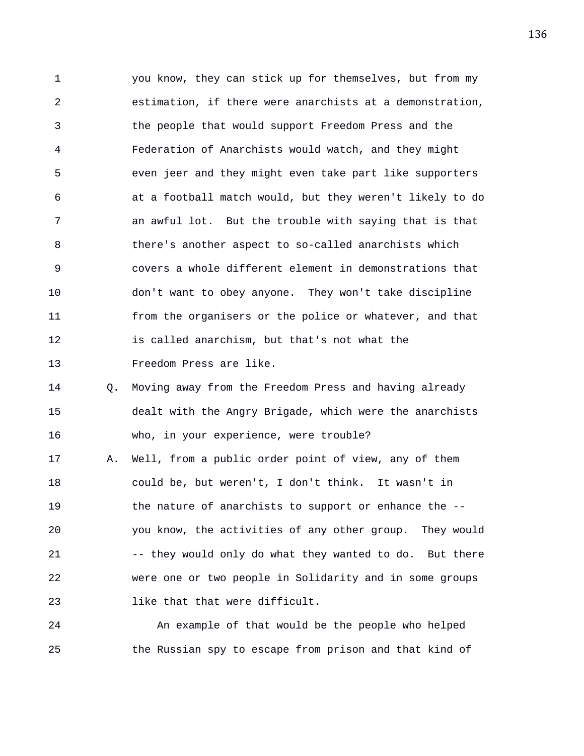1 you know, they can stick up for themselves, but from my
2 estimation, if there were anarchists at a demonstration,
3 the people that would support Freedom Press and the
4 Federation of Anarchists would watch, and they might
5 even jeer and they might even take part like supporters
6 at a football match would, but they weren't likely to do
7 an awful lot. But the trouble with saying that is that
8 there's another aspect to so-called anarchists which
9 covers a whole different element in demonstrations that
10 don't want to obey anyone. They won't take discipline
11 from the organisers or the police or whatever, and that
12 is called anarchism, but that's not what the
13 Freedom Press are like.
14 Q. Moving away from the Freedom Press and having already
15 dealt with the Angry Brigade, which were the anarchists
16 who, in your experience, were trouble?
17 A. Well, from a public order point of view, any of them
18 could be, but weren't, I don't think. It wasn't in
19 the nature of anarchists to support or enhance the --
20 you know, the activities of any other group. They would
21 -- they would only do what they wanted to do. But there
22 were one or two people in Solidarity and in some groups
23 like that that were difficult.
24 An example of that would be the people who helped
25 the Russian spy to escape from prison and that kind of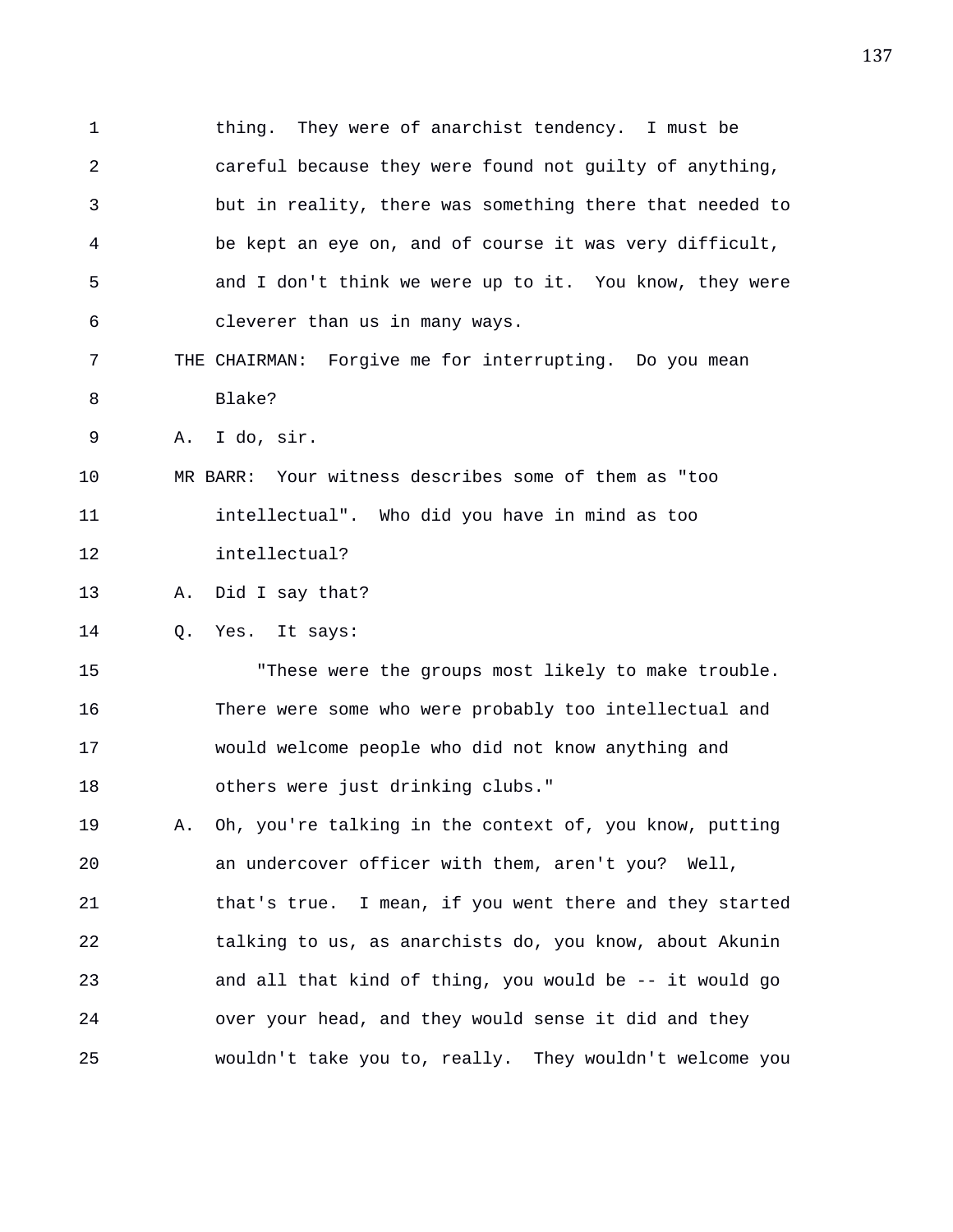thing. They were of anarchist tendency. I must be careful because they were found not guilty of anything, but in reality, there was something there that needed to be kept an eye on, and of course it was very difficult, and I don't think we were up to it. You know, they were cleverer than us in many ways.

THE CHAIRMAN: Forgive me for interrupting. Do you mean Blake?

A. I do, sir.

MR BARR: Your witness describes some of them as "too intellectual". Who did you have in mind as too intellectual?

A. Did I say that?

Q. Yes. It says:

"These were the groups most likely to make trouble. There were some who were probably too intellectual and would welcome people who did not know anything and others were just drinking clubs."

A. Oh, you're talking in the context of, you know, putting an undercover officer with them, aren't you? Well, that's true. I mean, if you went there and they started talking to us, as anarchists do, you know, about Akunin and all that kind of thing, you would be -- it would go over your head, and they would sense it did and they wouldn't take you to, really. They wouldn't welcome you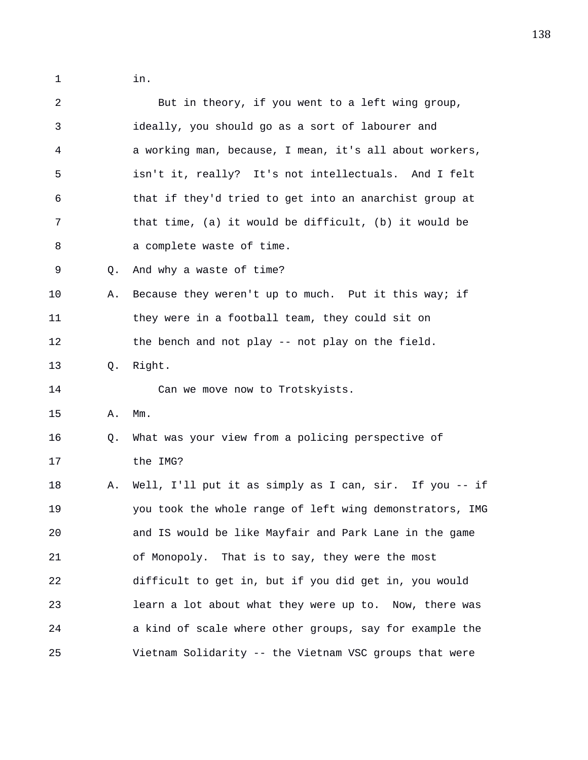1 in.

2 But in theory, if you went to a left wing group,
3 ideally, you should go as a sort of labourer and
4 a working man, because, I mean, it's all about workers,
5 isn't it, really? It's not intellectuals. And I felt
6 that if they'd tried to get into an anarchist group at
7 that time, (a) it would be difficult, (b) it would be
8 a complete waste of time.

9 Q. And why a waste of time?

10 A. Because they weren't up to much. Put it this way; if
11 they were in a football team, they could sit on
12 the bench and not play -- not play on the field.

13 Q. Right.

14 Can we move now to Trotskyists.

15 A. Mm.

16 Q. What was your view from a policing perspective of
17 the IMG?

18 A. Well, I'll put it as simply as I can, sir. If you -- if
19 you took the whole range of left wing demonstrators, IMG
20 and IS would be like Mayfair and Park Lane in the game
21 of Monopoly. That is to say, they were the most
22 difficult to get in, but if you did get in, you would
23 learn a lot about what they were up to. Now, there was
24 a kind of scale where other groups, say for example the
25 Vietnam Solidarity -- the Vietnam VSC groups that were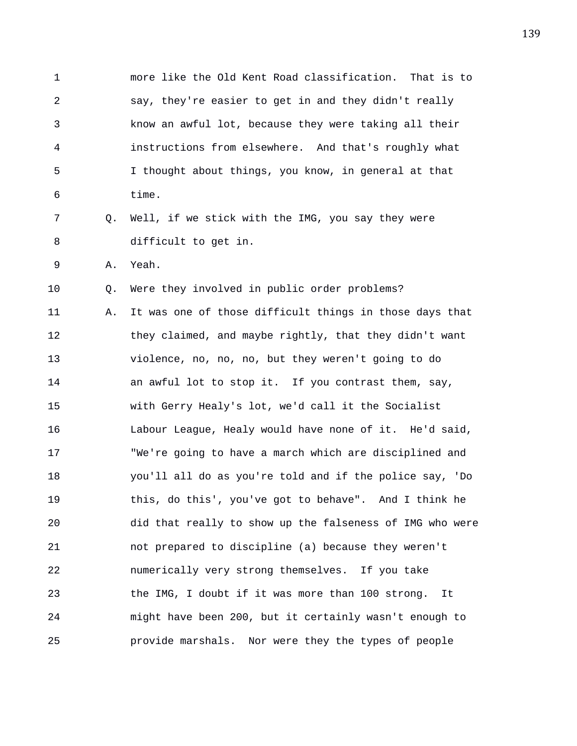1 more like the Old Kent Road classification. That is to
2 say, they're easier to get in and they didn't really
3 know an awful lot, because they were taking all their
4 instructions from elsewhere. And that's roughly what
5 I thought about things, you know, in general at that
6 time.

7 Q. Well, if we stick with the IMG, you say they were
8 difficult to get in.

9 A. Yeah.

10 Q. Were they involved in public order problems?

11 A. It was one of those difficult things in those days that
12 they claimed, and maybe rightly, that they didn't want
13 violence, no, no, no, but they weren't going to do
14 an awful lot to stop it. If you contrast them, say,
15 with Gerry Healy's lot, we'd call it the Socialist
16 Labour League, Healy would have none of it. He'd said,
17 "We're going to have a march which are disciplined and
18 you'll all do as you're told and if the police say, 'Do
19 this, do this', you've got to behave". And I think he
20 did that really to show up the falseness of IMG who were
21 not prepared to discipline (a) because they weren't
22 numerically very strong themselves. If you take
23 the IMG, I doubt if it was more than 100 strong. It
24 might have been 200, but it certainly wasn't enough to
25 provide marshals. Nor were they the types of people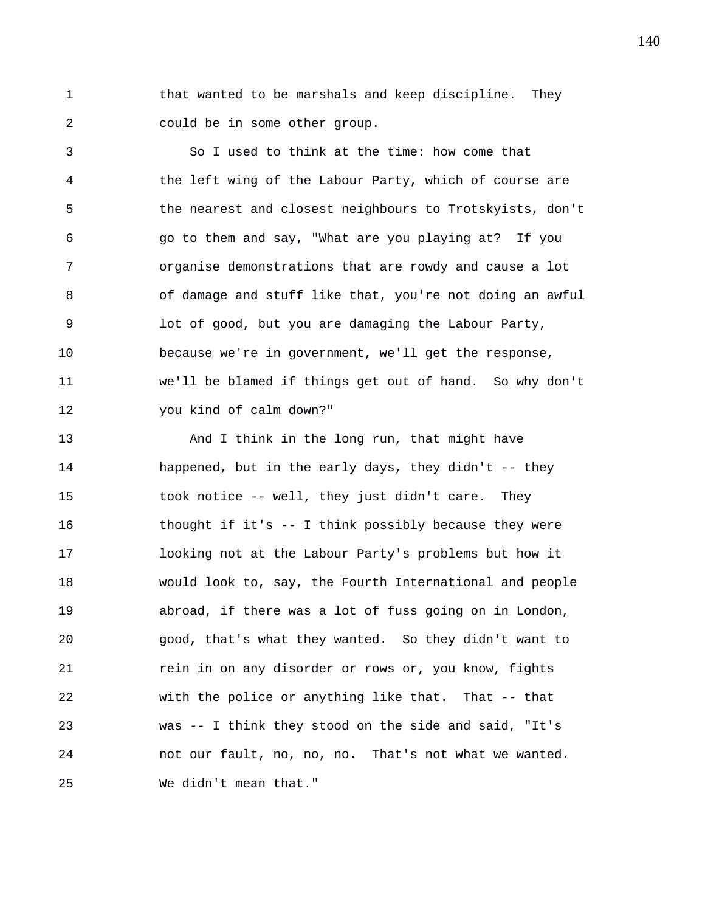that wanted to be marshals and keep discipline. They could be in some other group.

So I used to think at the time: how come that the left wing of the Labour Party, which of course are the nearest and closest neighbours to Trotskyists, don't go to them and say, "What are you playing at? If you organise demonstrations that are rowdy and cause a lot of damage and stuff like that, you're not doing an awful lot of good, but you are damaging the Labour Party, because we're in government, we'll get the response, we'll be blamed if things get out of hand. So why don't you kind of calm down?"

And I think in the long run, that might have happened, but in the early days, they didn't -- they took notice -- well, they just didn't care. They thought if it's -- I think possibly because they were looking not at the Labour Party's problems but how it would look to, say, the Fourth International and people abroad, if there was a lot of fuss going on in London, good, that's what they wanted. So they didn't want to rein in on any disorder or rows or, you know, fights with the police or anything like that. That -- that was -- I think they stood on the side and said, "It's not our fault, no, no, no. That's not what we wanted. We didn't mean that."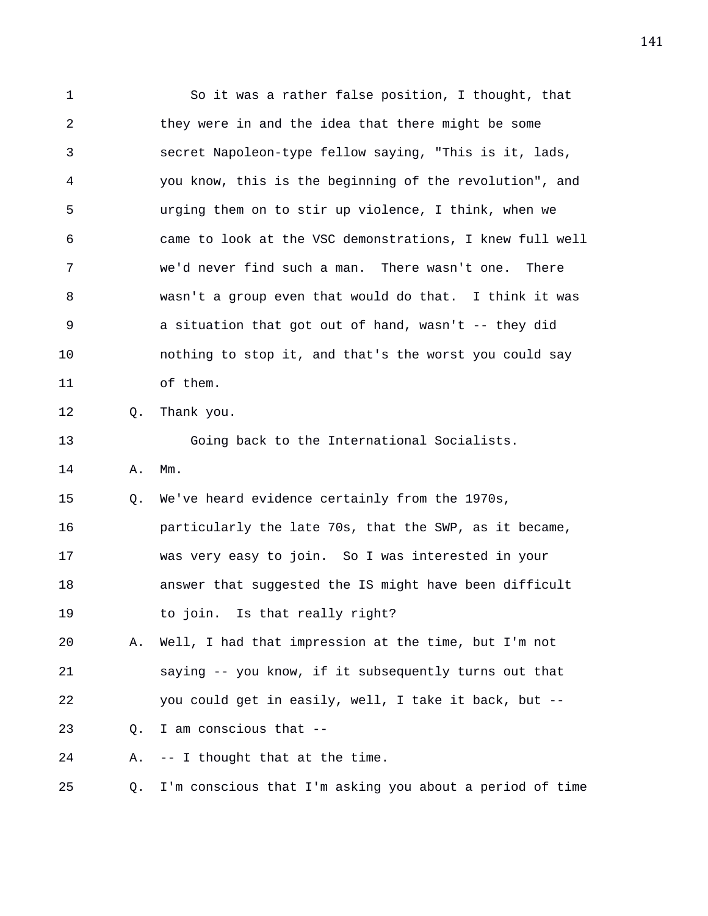1 So it was a rather false position, I thought, that
2 they were in and the idea that there might be some
3 secret Napoleon-type fellow saying, "This is it, lads,
4 you know, this is the beginning of the revolution", and
5 urging them on to stir up violence, I think, when we
6 came to look at the VSC demonstrations, I knew full well
7 we'd never find such a man. There wasn't one. There
8 wasn't a group even that would do that. I think it was
9 a situation that got out of hand, wasn't -- they did
10 nothing to stop it, and that's the worst you could say
11 of them.

12 Q. Thank you.

13 Going back to the International Socialists.

14 A. Mm.

15 Q. We've heard evidence certainly from the 1970s,
16 particularly the late 70s, that the SWP, as it became,
17 was very easy to join. So I was interested in your
18 answer that suggested the IS might have been difficult
19 to join. Is that really right?

20 A. Well, I had that impression at the time, but I'm not
21 saying -- you know, if it subsequently turns out that
22 you could get in easily, well, I take it back, but --

23 Q. I am conscious that --

24 A. -- I thought that at the time.

25 Q. I'm conscious that I'm asking you about a period of time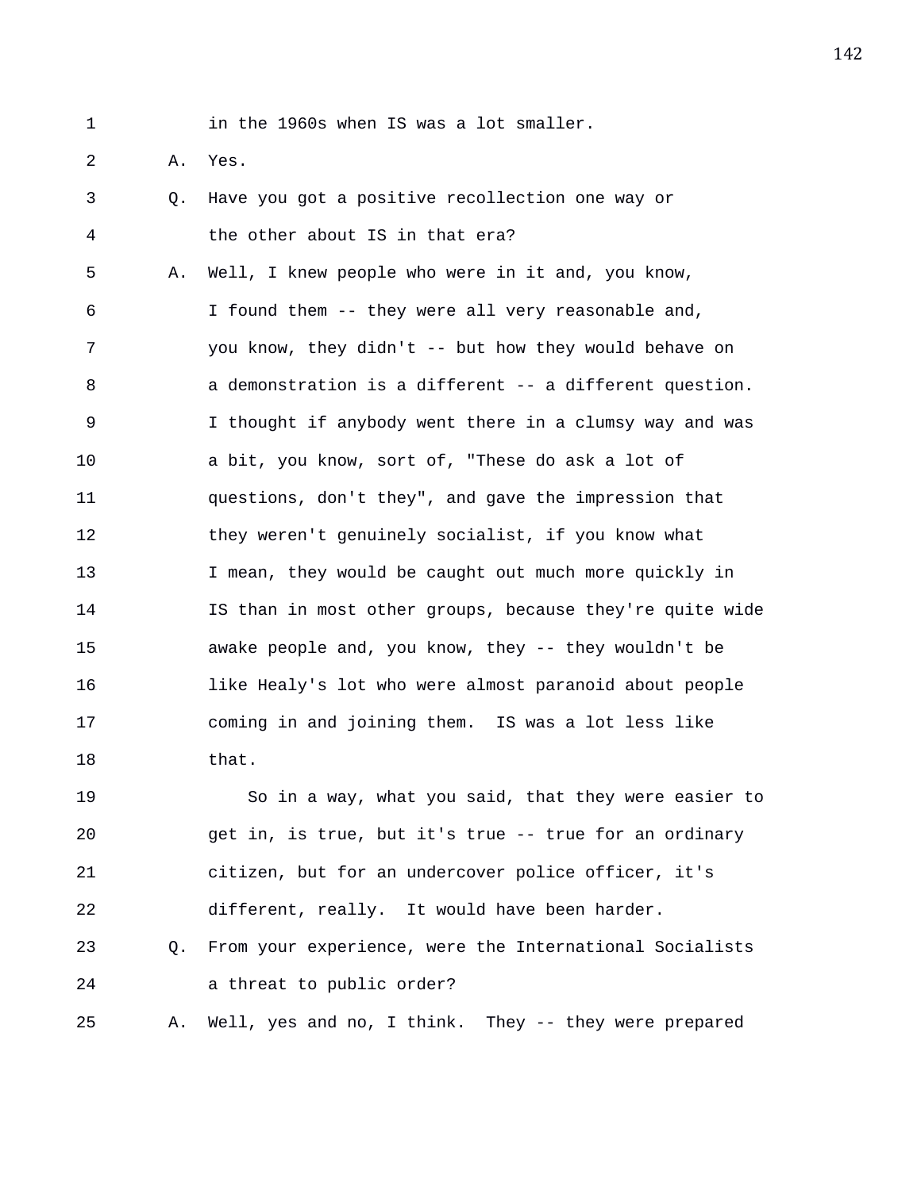1 in the 1960s when IS was a lot smaller.

2 A. Yes.

3 Q. Have you got a positive recollection one way or

4 the other about IS in that era?

5 A. Well, I knew people who were in it and, you know,

6 I found them -- they were all very reasonable and,

7 you know, they didn't -- but how they would behave on

8 a demonstration is a different -- a different question.

9 I thought if anybody went there in a clumsy way and was

10 a bit, you know, sort of, "These do ask a lot of

11 questions, don't they", and gave the impression that

12 they weren't genuinely socialist, if you know what

13 I mean, they would be caught out much more quickly in

14 IS than in most other groups, because they're quite wide

15 awake people and, you know, they -- they wouldn't be

16 like Healy's lot who were almost paranoid about people

17 coming in and joining them. IS was a lot less like

18 that.

19 So in a way, what you said, that they were easier to

20 get in, is true, but it's true -- true for an ordinary

21 citizen, but for an undercover police officer, it's

22 different, really. It would have been harder.

23 Q. From your experience, were the International Socialists

24 a threat to public order?

25 A. Well, yes and no, I think. They -- they were prepared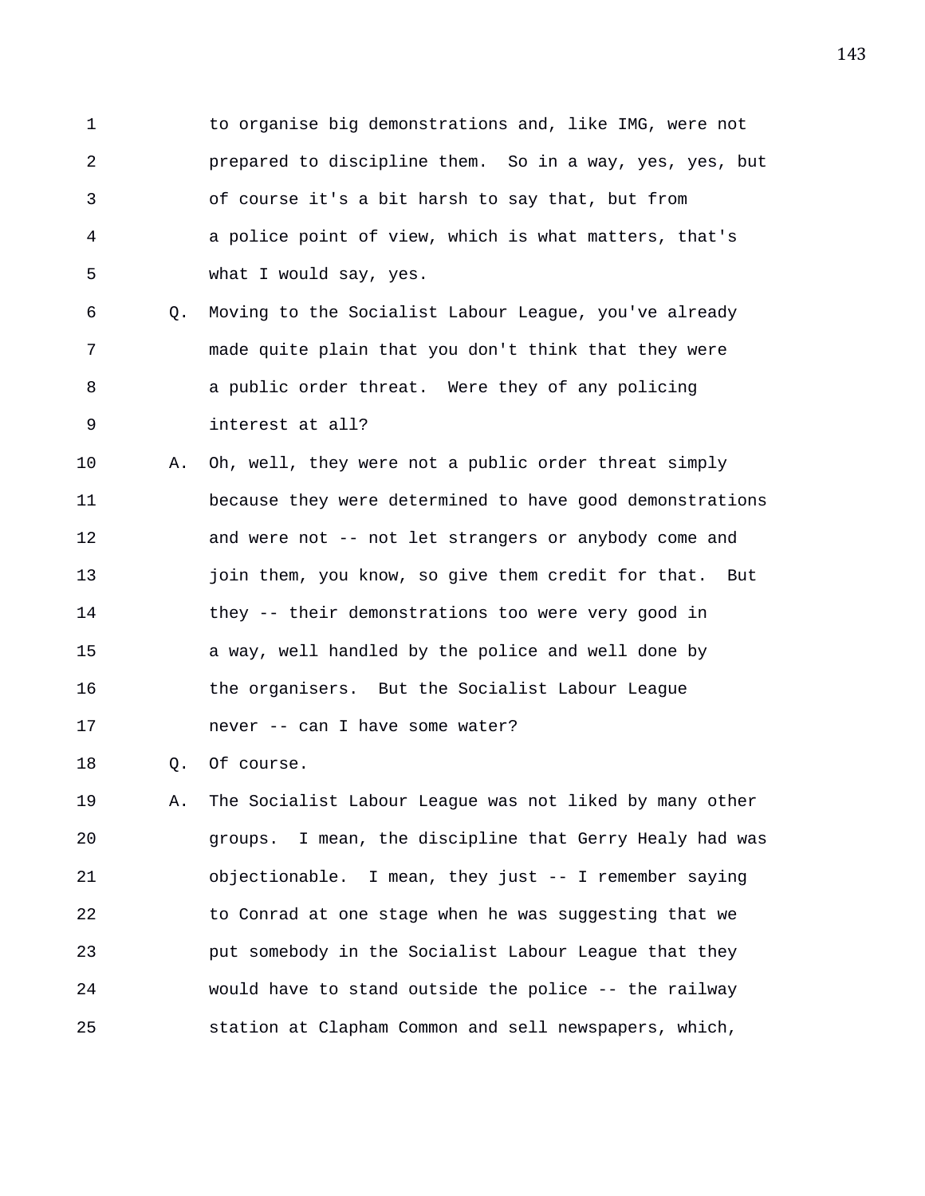1 to organise big demonstrations and, like IMG, were not
2 prepared to discipline them. So in a way, yes, yes, but
3 of course it's a bit harsh to say that, but from
4 a police point of view, which is what matters, that's
5 what I would say, yes.

6 Q. Moving to the Socialist Labour League, you've already
7 made quite plain that you don't think that they were
8 a public order threat. Were they of any policing
9 interest at all?

10 A. Oh, well, they were not a public order threat simply
11 because they were determined to have good demonstrations
12 and were not -- not let strangers or anybody come and
13 join them, you know, so give them credit for that. But
14 they -- their demonstrations too were very good in
15 a way, well handled by the police and well done by
16 the organisers. But the Socialist Labour League
17 never -- can I have some water?

18 Q. Of course.

19 A. The Socialist Labour League was not liked by many other
20 groups. I mean, the discipline that Gerry Healy had was
21 objectionable. I mean, they just -- I remember saying
22 to Conrad at one stage when he was suggesting that we
23 put somebody in the Socialist Labour League that they
24 would have to stand outside the police -- the railway
25 station at Clapham Common and sell newspapers, which,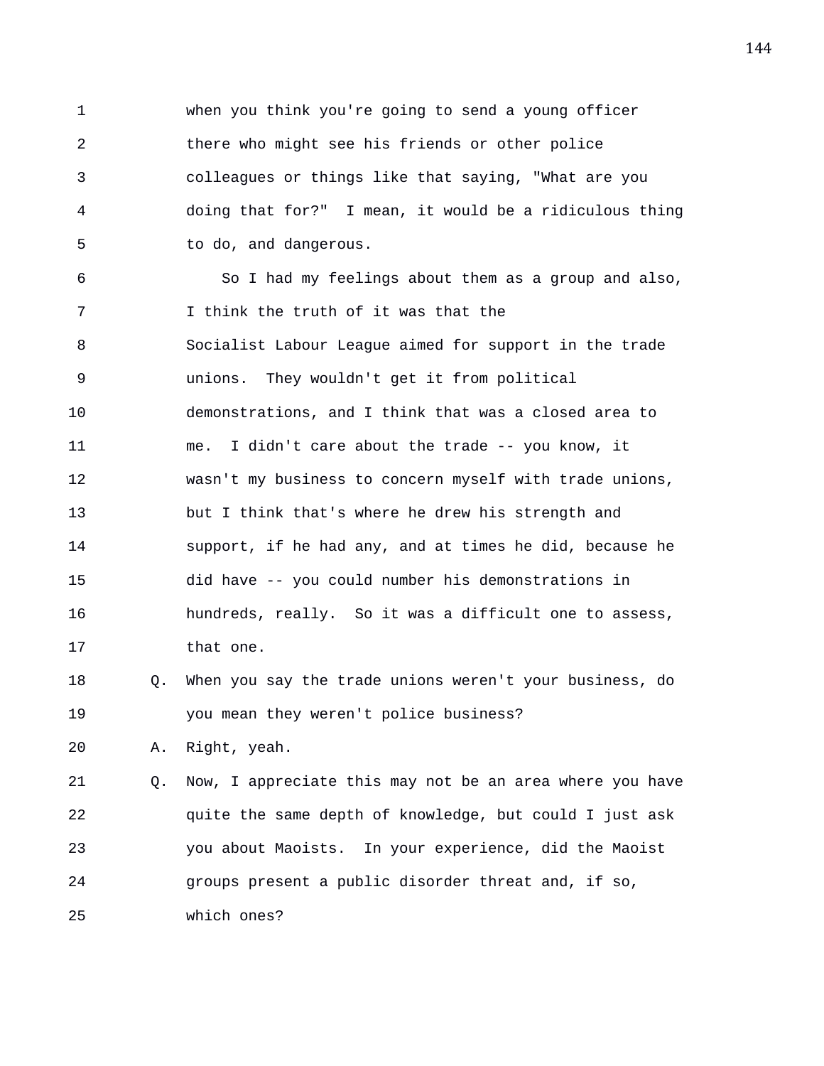1 when you think you're going to send a young officer
2 there who might see his friends or other police
3 colleagues or things like that saying, "What are you
4 doing that for?" I mean, it would be a ridiculous thing
5 to do, and dangerous.

6 So I had my feelings about them as a group and also,
7 I think the truth of it was that the
8 Socialist Labour League aimed for support in the trade
9 unions. They wouldn't get it from political
10 demonstrations, and I think that was a closed area to
11 me. I didn't care about the trade -- you know, it
12 wasn't my business to concern myself with trade unions,
13 but I think that's where he drew his strength and
14 support, if he had any, and at times he did, because he
15 did have -- you could number his demonstrations in
16 hundreds, really. So it was a difficult one to assess,
17 that one.

18 Q. When you say the trade unions weren't your business, do
19 you mean they weren't police business?

20 A. Right, yeah.

21 Q. Now, I appreciate this may not be an area where you have
22 quite the same depth of knowledge, but could I just ask
23 you about Maoists. In your experience, did the Maoist
24 groups present a public disorder threat and, if so,
25 which ones?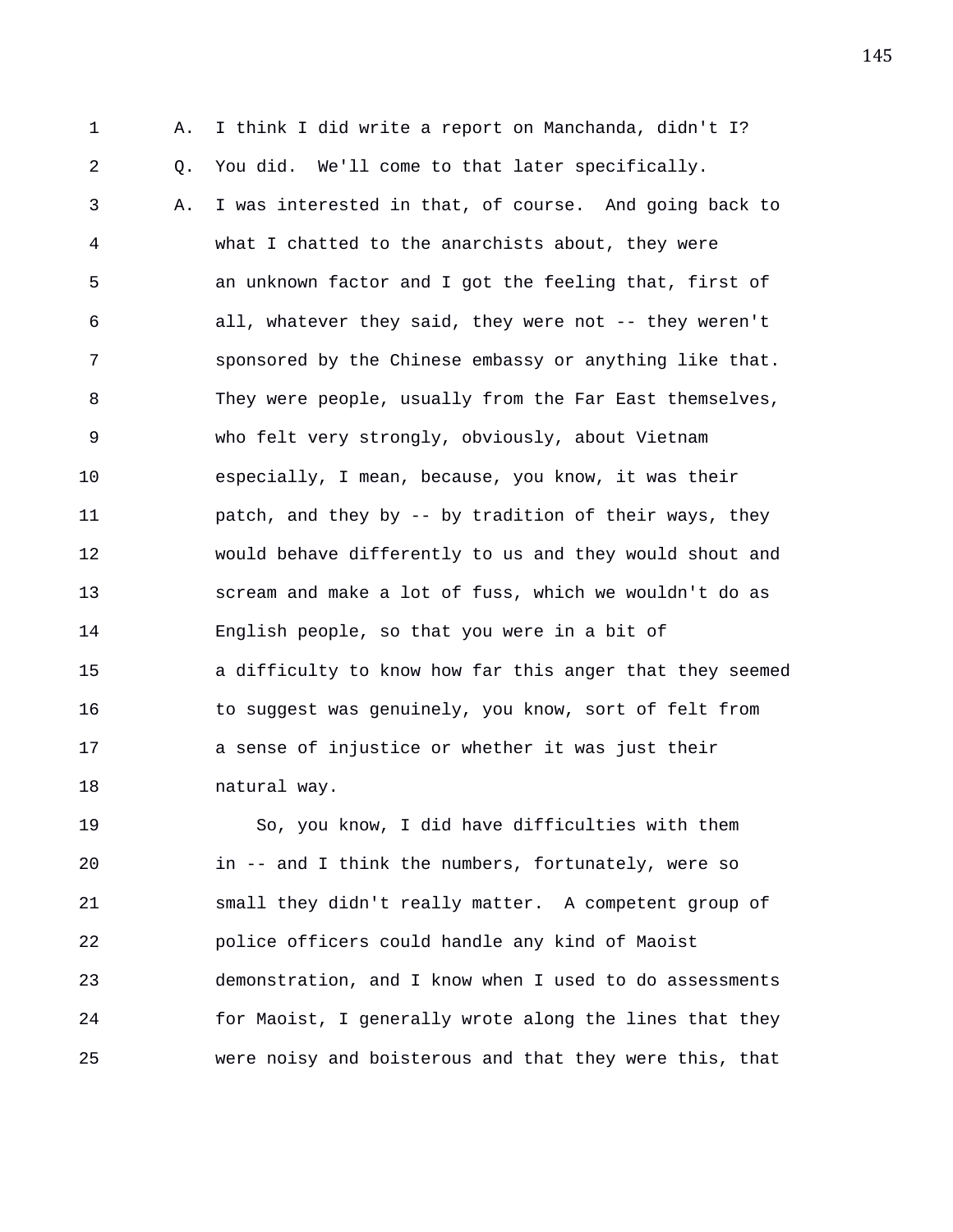A. I think I did write a report on Manchanda, didn't I?

Q. You did. We'll come to that later specifically.

A. I was interested in that, of course. And going back to what I chatted to the anarchists about, they were an unknown factor and I got the feeling that, first of all, whatever they said, they were not -- they weren't sponsored by the Chinese embassy or anything like that. They were people, usually from the Far East themselves, who felt very strongly, obviously, about Vietnam especially, I mean, because, you know, it was their patch, and they by -- by tradition of their ways, they would behave differently to us and they would shout and scream and make a lot of fuss, which we wouldn't do as English people, so that you were in a bit of a difficulty to know how far this anger that they seemed to suggest was genuinely, you know, sort of felt from a sense of injustice or whether it was just their natural way.

So, you know, I did have difficulties with them in -- and I think the numbers, fortunately, were so small they didn't really matter. A competent group of police officers could handle any kind of Maoist demonstration, and I know when I used to do assessments for Maoist, I generally wrote along the lines that they were noisy and boisterous and that they were this, that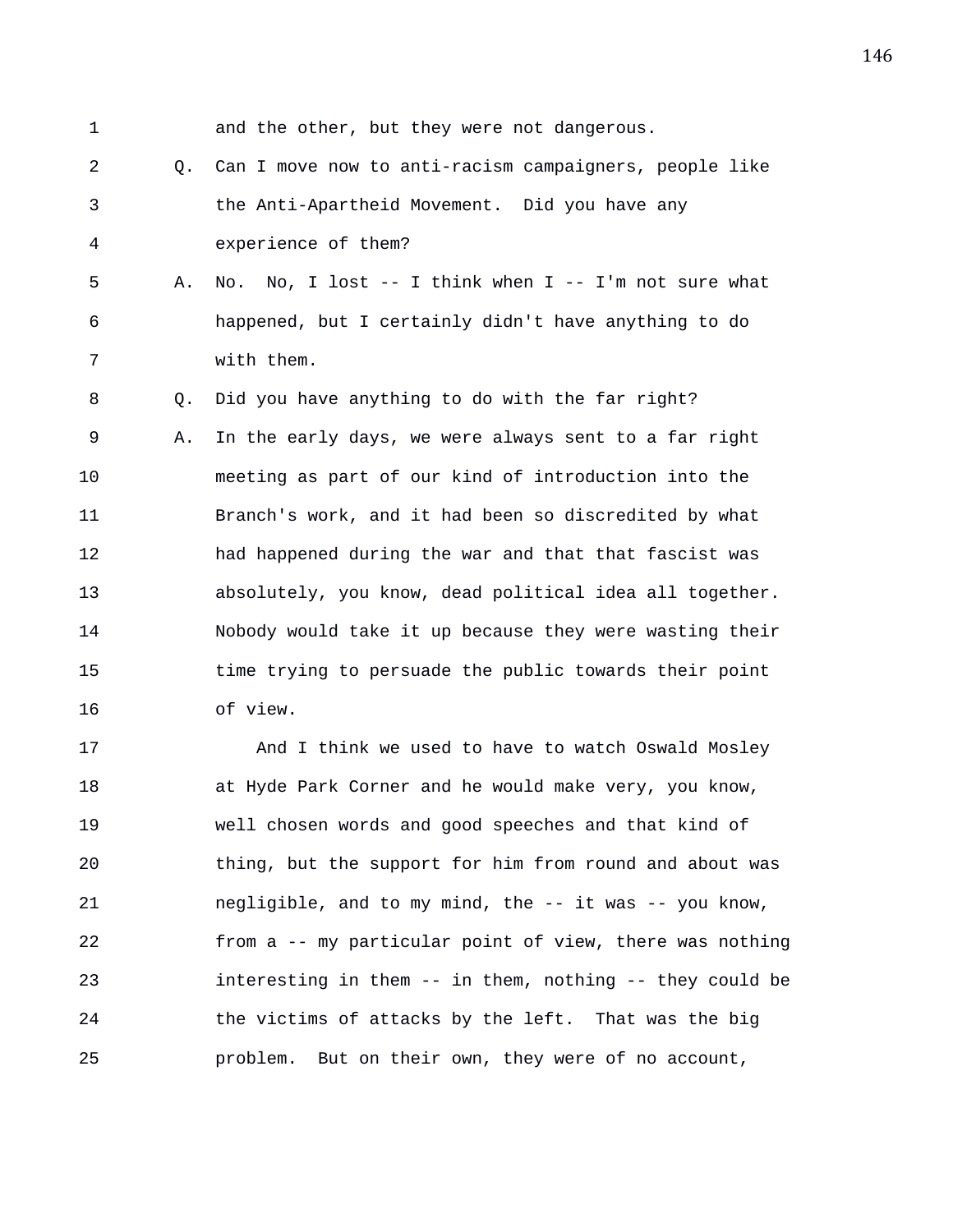1 and the other, but they were not dangerous.

2 Q. Can I move now to anti-racism campaigners, people like
3 the Anti-Apartheid Movement. Did you have any
4 experience of them?

5 A. No. No, I lost -- I think when I -- I'm not sure what
6 happened, but I certainly didn't have anything to do
7 with them.

8 Q. Did you have anything to do with the far right?

9 A. In the early days, we were always sent to a far right
10 meeting as part of our kind of introduction into the
11 Branch's work, and it had been so discredited by what
12 had happened during the war and that that fascist was
13 absolutely, you know, dead political idea all together.
14 Nobody would take it up because they were wasting their
15 time trying to persuade the public towards their point
16 of view.

17 And I think we used to have to watch Oswald Mosley
18 at Hyde Park Corner and he would make very, you know,
19 well chosen words and good speeches and that kind of
20 thing, but the support for him from round and about was
21 negligible, and to my mind, the -- it was -- you know,
22 from a -- my particular point of view, there was nothing
23 interesting in them -- in them, nothing -- they could be
24 the victims of attacks by the left. That was the big
25 problem. But on their own, they were of no account,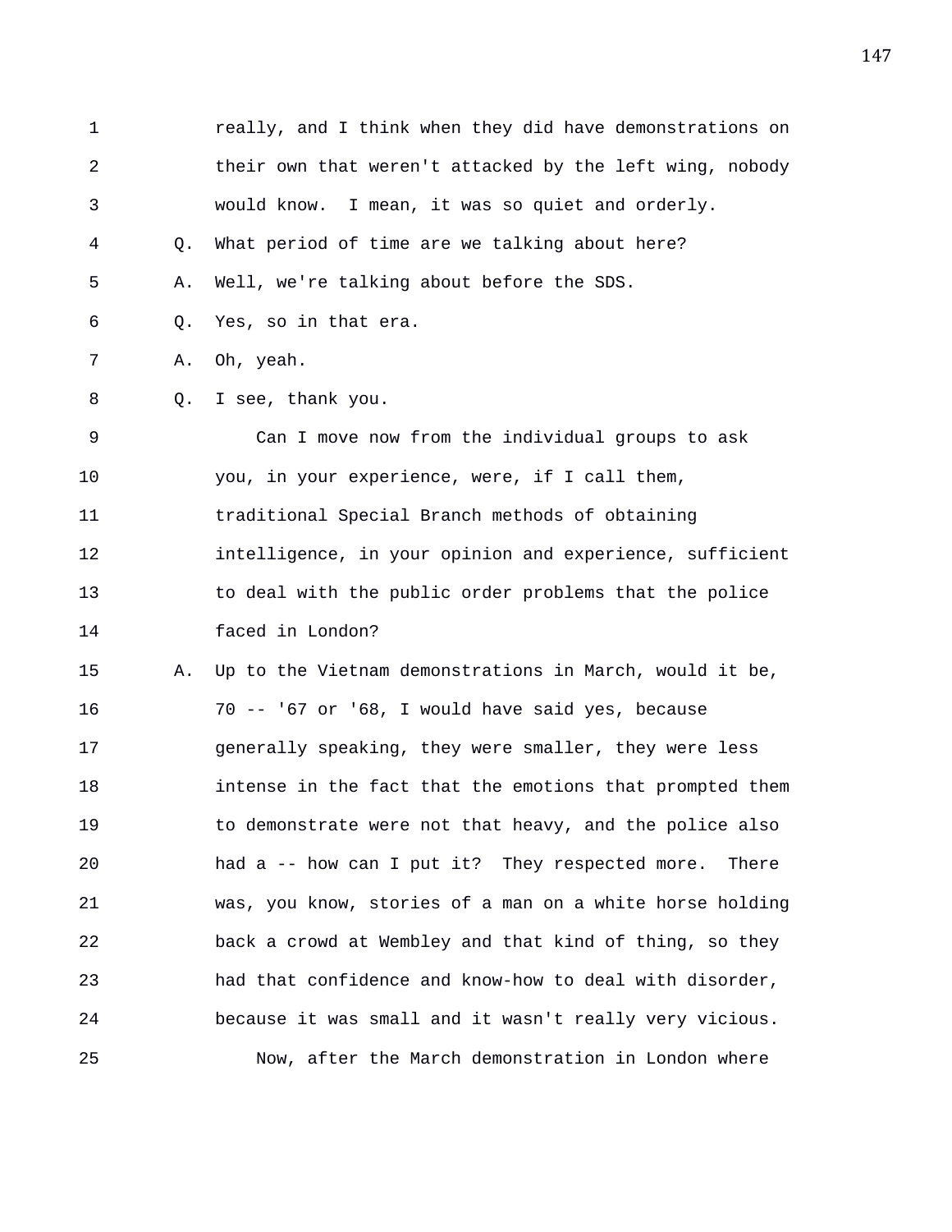really, and I think when they did have demonstrations on their own that weren't attacked by the left wing, nobody would know. I mean, it was so quiet and orderly.

Q. What period of time are we talking about here?

A. Well, we're talking about before the SDS.

Q. Yes, so in that era.

A. Oh, yeah.

Q. I see, thank you.

Can I move now from the individual groups to ask you, in your experience, were, if I call them, traditional Special Branch methods of obtaining intelligence, in your opinion and experience, sufficient to deal with the public order problems that the police faced in London?

A. Up to the Vietnam demonstrations in March, would it be, 70 -- '67 or '68, I would have said yes, because generally speaking, they were smaller, they were less intense in the fact that the emotions that prompted them to demonstrate were not that heavy, and the police also had a -- how can I put it? They respected more. There was, you know, stories of a man on a white horse holding back a crowd at Wembley and that kind of thing, so they had that confidence and know-how to deal with disorder, because it was small and it wasn't really very vicious.

Now, after the March demonstration in London where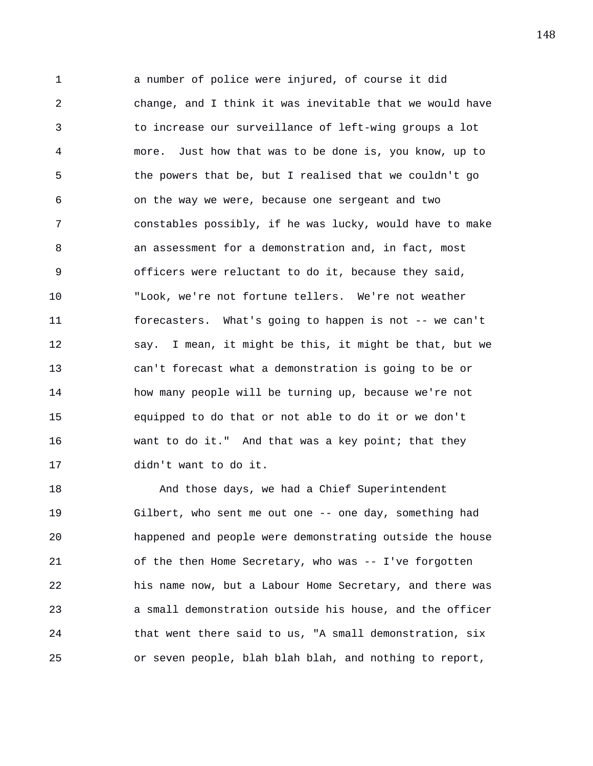1 a number of police were injured, of course it did
2 change, and I think it was inevitable that we would have
3 to increase our surveillance of left-wing groups a lot
4 more. Just how that was to be done is, you know, up to
5 the powers that be, but I realised that we couldn't go
6 on the way we were, because one sergeant and two
7 constables possibly, if he was lucky, would have to make
8 an assessment for a demonstration and, in fact, most
9 officers were reluctant to do it, because they said,
10 "Look, we're not fortune tellers. We're not weather
11 forecasters. What's going to happen is not -- we can't
12 say. I mean, it might be this, it might be that, but we
13 can't forecast what a demonstration is going to be or
14 how many people will be turning up, because we're not
15 equipped to do that or not able to do it or we don't
16 want to do it." And that was a key point; that they
17 didn't want to do it.
18 And those days, we had a Chief Superintendent
19 Gilbert, who sent me out one -- one day, something had
20 happened and people were demonstrating outside the house
21 of the then Home Secretary, who was -- I've forgotten
22 his name now, but a Labour Home Secretary, and there was
23 a small demonstration outside his house, and the officer
24 that went there said to us, "A small demonstration, six
25 or seven people, blah blah blah, and nothing to report,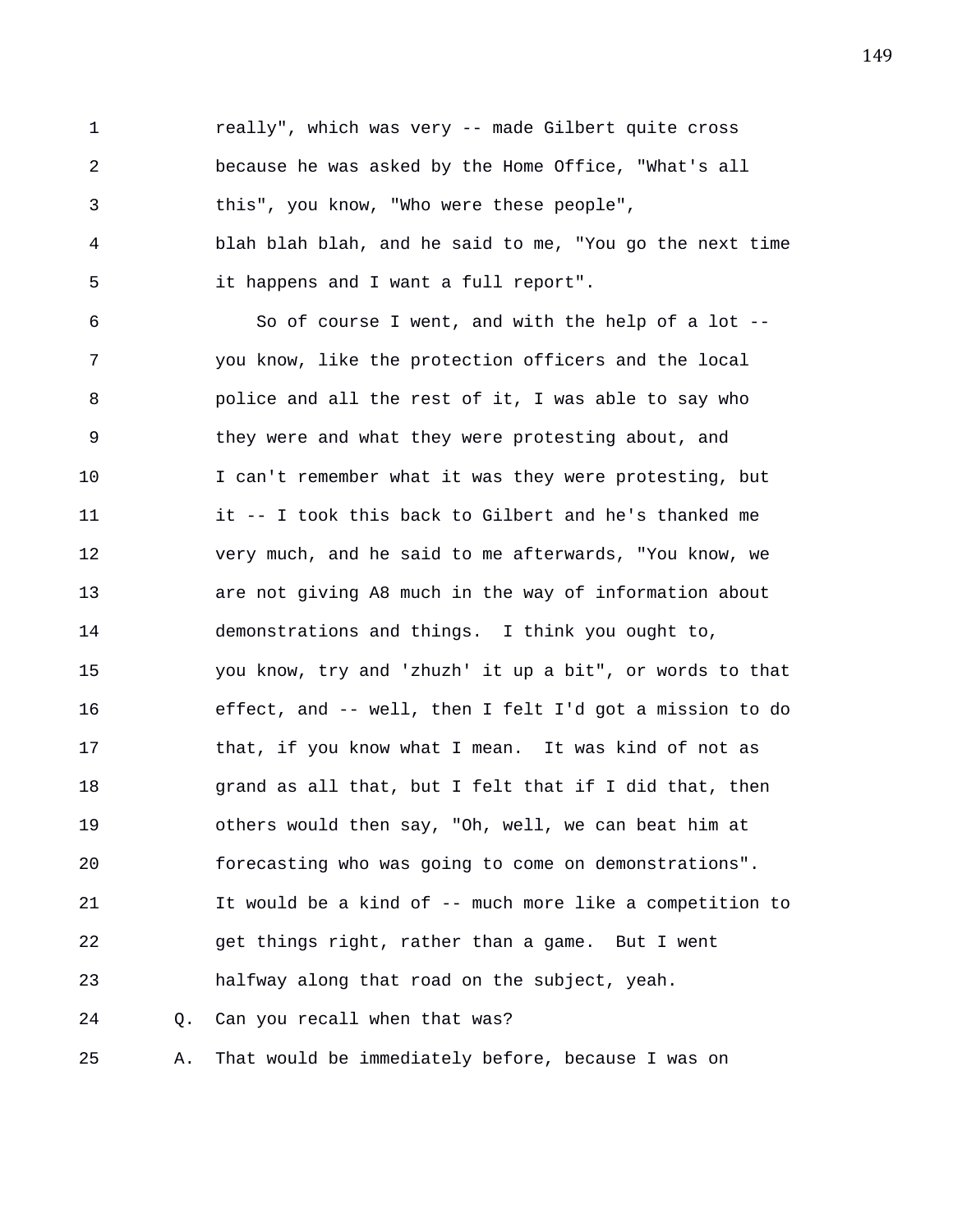1 really", which was very -- made Gilbert quite cross
2 because he was asked by the Home Office, "What's all
3 this", you know, "Who were these people",
4 blah blah blah, and he said to me, "You go the next time
5 it happens and I want a full report".
6 So of course I went, and with the help of a lot --
7 you know, like the protection officers and the local
8 police and all the rest of it, I was able to say who
9 they were and what they were protesting about, and
10 I can't remember what it was they were protesting, but
11 it -- I took this back to Gilbert and he's thanked me
12 very much, and he said to me afterwards, "You know, we
13 are not giving A8 much in the way of information about
14 demonstrations and things. I think you ought to,
15 you know, try and 'zhuzh' it up a bit", or words to that
16 effect, and -- well, then I felt I'd got a mission to do
17 that, if you know what I mean. It was kind of not as
18 grand as all that, but I felt that if I did that, then
19 others would then say, "Oh, well, we can beat him at
20 forecasting who was going to come on demonstrations".
21 It would be a kind of -- much more like a competition to
22 get things right, rather than a game. But I went
23 halfway along that road on the subject, yeah.
24 Q. Can you recall when that was?
25 A. That would be immediately before, because I was on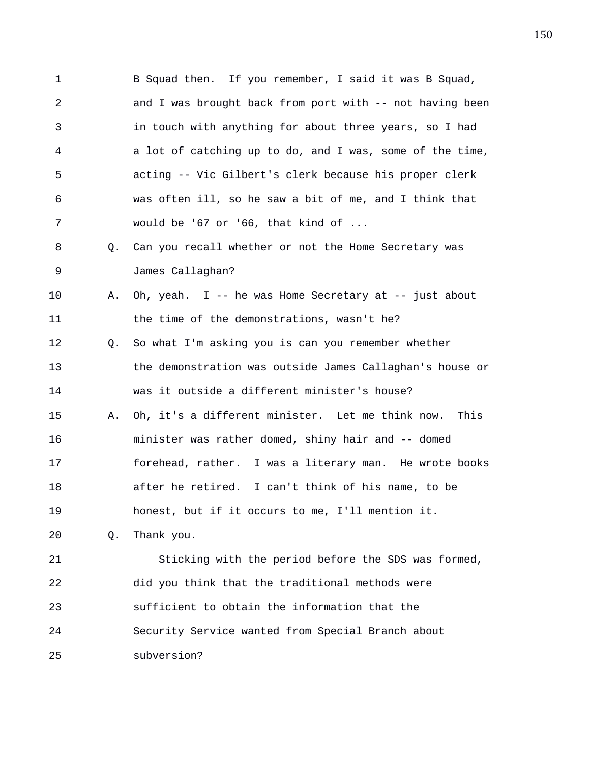1 B Squad then. If you remember, I said it was B Squad,
2 and I was brought back from port with -- not having been
3 in touch with anything for about three years, so I had
4 a lot of catching up to do, and I was, some of the time,
5 acting -- Vic Gilbert's clerk because his proper clerk
6 was often ill, so he saw a bit of me, and I think that
7 would be '67 or '66, that kind of ...

8 Q. Can you recall whether or not the Home Secretary was
9 James Callaghan?

10 A. Oh, yeah. I -- he was Home Secretary at -- just about
11 the time of the demonstrations, wasn't he?

12 Q. So what I'm asking you is can you remember whether
13 the demonstration was outside James Callaghan's house or
14 was it outside a different minister's house?

15 A. Oh, it's a different minister. Let me think now. This
16 minister was rather domed, shiny hair and -- domed
17 forehead, rather. I was a literary man. He wrote books
18 after he retired. I can't think of his name, to be
19 honest, but if it occurs to me, I'll mention it.

20 Q. Thank you.

21 Sticking with the period before the SDS was formed,
22 did you think that the traditional methods were
23 sufficient to obtain the information that the
24 Security Service wanted from Special Branch about
25 subversion?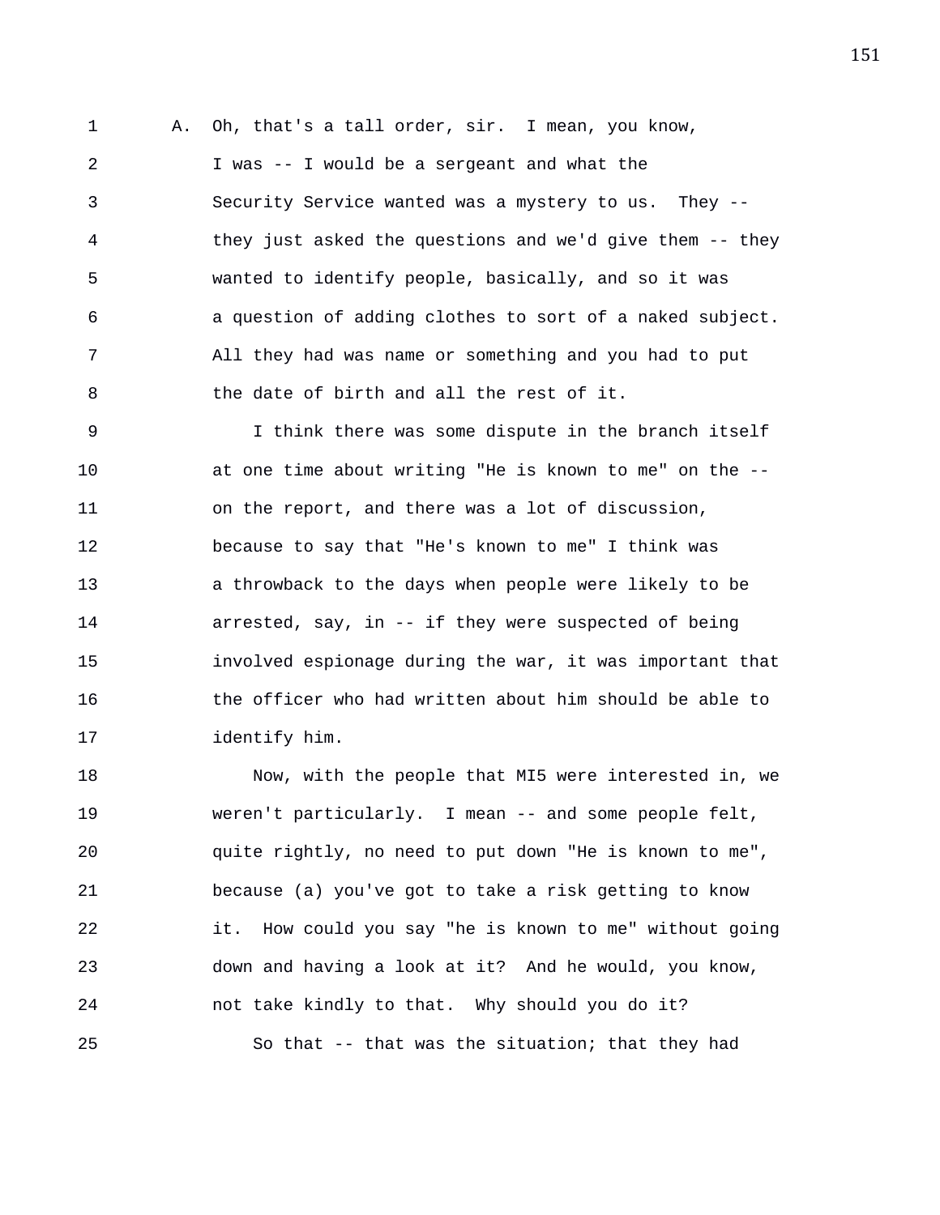A. Oh, that's a tall order, sir. I mean, you know, I was -- I would be a sergeant and what the Security Service wanted was a mystery to us. They -- they just asked the questions and we'd give them -- they wanted to identify people, basically, and so it was a question of adding clothes to sort of a naked subject. All they had was name or something and you had to put the date of birth and all the rest of it.

I think there was some dispute in the branch itself at one time about writing "He is known to me" on the -- on the report, and there was a lot of discussion, because to say that "He's known to me" I think was a throwback to the days when people were likely to be arrested, say, in -- if they were suspected of being involved espionage during the war, it was important that the officer who had written about him should be able to identify him.

Now, with the people that MI5 were interested in, we weren't particularly. I mean -- and some people felt, quite rightly, no need to put down "He is known to me", because (a) you've got to take a risk getting to know it. How could you say "he is known to me" without going down and having a look at it? And he would, you know, not take kindly to that. Why should you do it?

So that -- that was the situation; that they had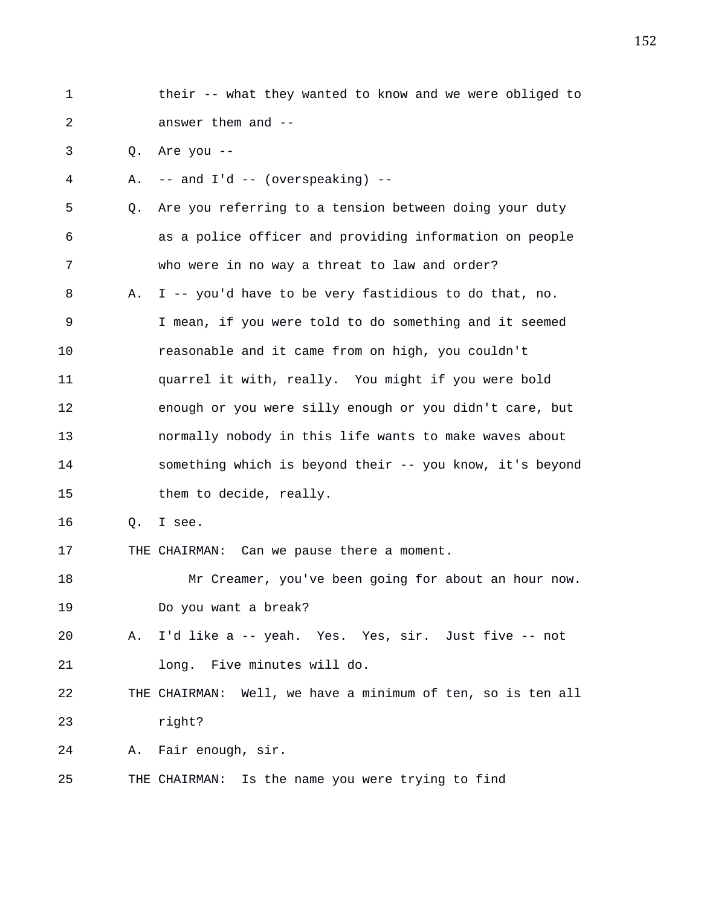1 their -- what they wanted to know and we were obliged to
2 answer them and --
3 Q. Are you --
4 A. -- and I'd -- (overspeaking) --
5 Q. Are you referring to a tension between doing your duty
6 as a police officer and providing information on people
7 who were in no way a threat to law and order?
8 A. I -- you'd have to be very fastidious to do that, no.
9 I mean, if you were told to do something and it seemed
10 reasonable and it came from on high, you couldn't
11 quarrel it with, really. You might if you were bold
12 enough or you were silly enough or you didn't care, but
13 normally nobody in this life wants to make waves about
14 something which is beyond their -- you know, it's beyond
15 them to decide, really.
16 Q. I see.
17 THE CHAIRMAN: Can we pause there a moment.
18 Mr Creamer, you've been going for about an hour now.
19 Do you want a break?
20 A. I'd like a -- yeah. Yes. Yes, sir. Just five -- not
21 long. Five minutes will do.
22 THE CHAIRMAN: Well, we have a minimum of ten, so is ten all
23 right?
24 A. Fair enough, sir.
25 THE CHAIRMAN: Is the name you were trying to find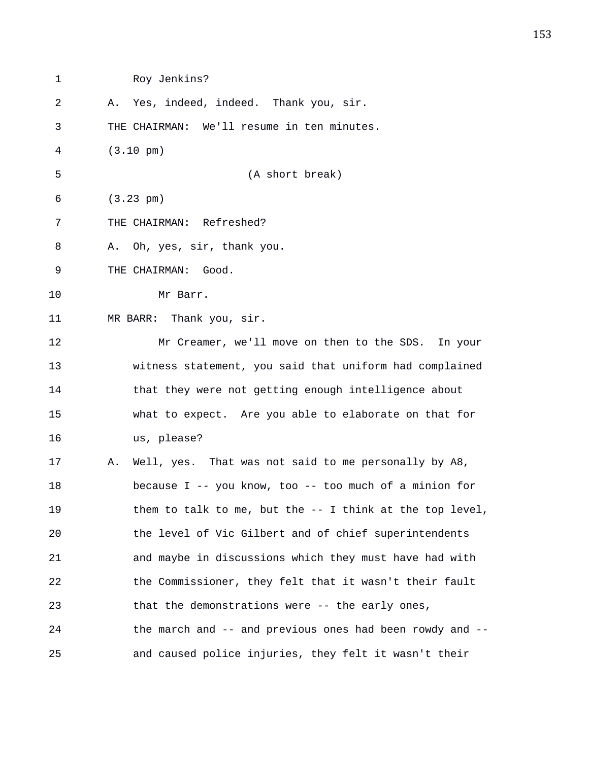Roy Jenkins?

A. Yes, indeed, indeed. Thank you, sir.

THE CHAIRMAN: We'll resume in ten minutes.

(3.10 pm)

(A short break)

(3.23 pm)

THE CHAIRMAN: Refreshed?

A. Oh, yes, sir, thank you.

THE CHAIRMAN: Good.

Mr Barr.

MR BARR: Thank you, sir.

Mr Creamer, we'll move on then to the SDS. In your witness statement, you said that uniform had complained that they were not getting enough intelligence about what to expect. Are you able to elaborate on that for us, please?

A. Well, yes. That was not said to me personally by A8, because I -- you know, too -- too much of a minion for them to talk to me, but the -- I think at the top level, the level of Vic Gilbert and of chief superintendents and maybe in discussions which they must have had with the Commissioner, they felt that it wasn't their fault that the demonstrations were -- the early ones, the march and -- and previous ones had been rowdy and -- and caused police injuries, they felt it wasn't their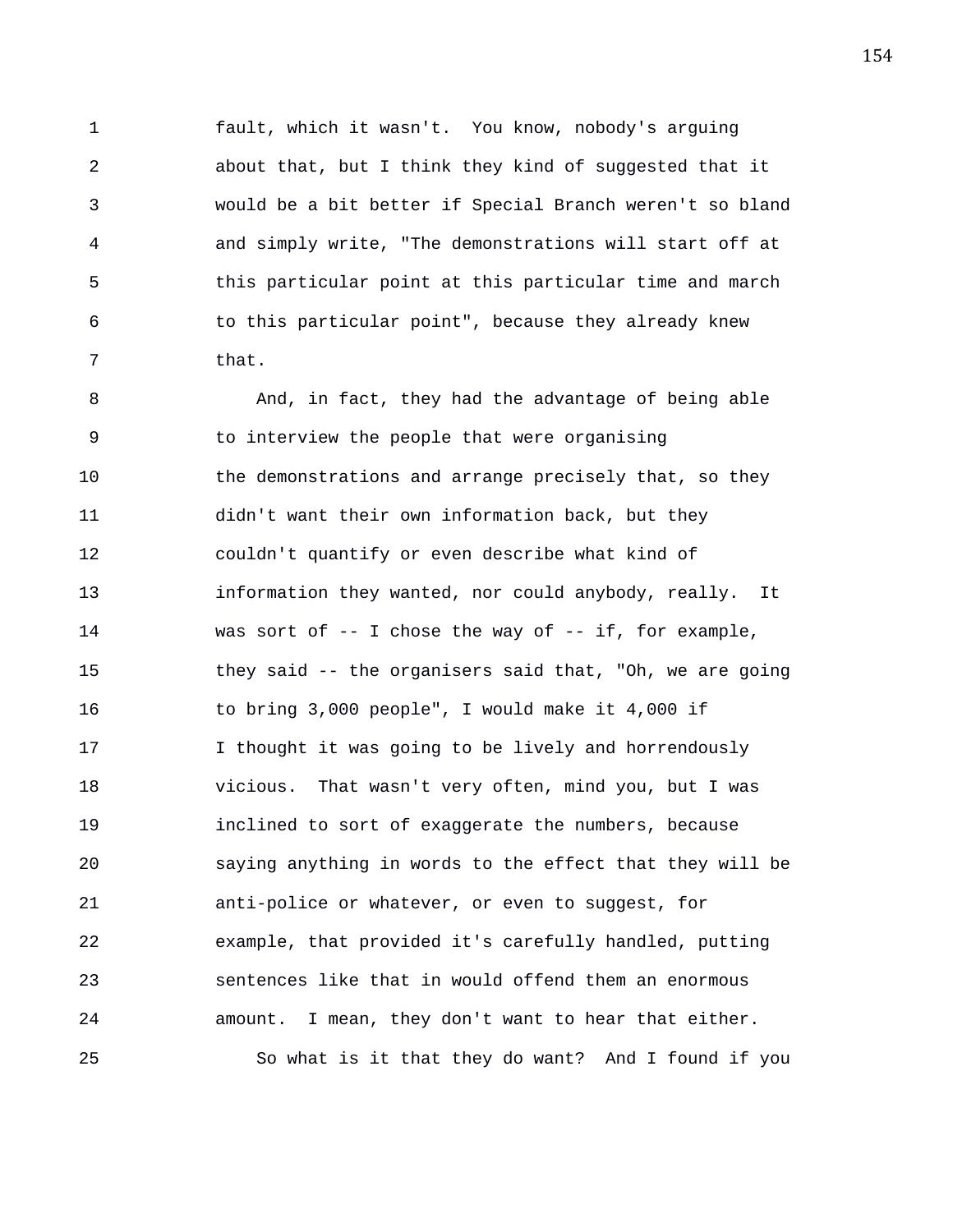fault, which it wasn't. You know, nobody's arguing about that, but I think they kind of suggested that it would be a bit better if Special Branch weren't so bland and simply write, "The demonstrations will start off at this particular point at this particular time and march to this particular point", because they already knew that.

And, in fact, they had the advantage of being able to interview the people that were organising the demonstrations and arrange precisely that, so they didn't want their own information back, but they couldn't quantify or even describe what kind of information they wanted, nor could anybody, really. It was sort of -- I chose the way of -- if, for example, they said -- the organisers said that, "Oh, we are going to bring 3,000 people", I would make it 4,000 if I thought it was going to be lively and horrendously vicious. That wasn't very often, mind you, but I was inclined to sort of exaggerate the numbers, because saying anything in words to the effect that they will be anti-police or whatever, or even to suggest, for example, that provided it's carefully handled, putting sentences like that in would offend them an enormous amount. I mean, they don't want to hear that either.

So what is it that they do want? And I found if you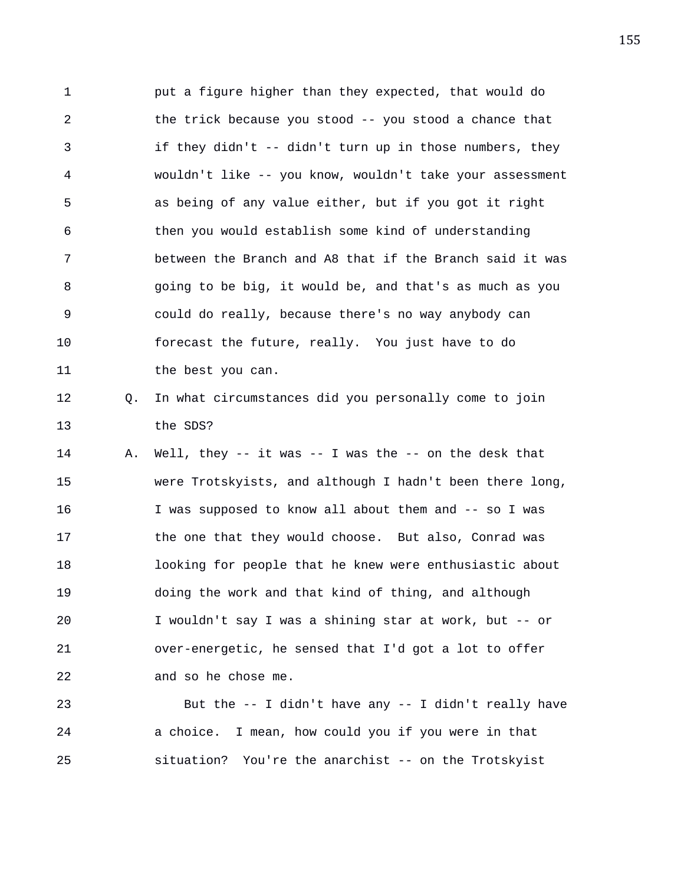put a figure higher than they expected, that would do the trick because you stood -- you stood a chance that if they didn't -- didn't turn up in those numbers, they wouldn't like -- you know, wouldn't take your assessment as being of any value either, but if you got it right then you would establish some kind of understanding between the Branch and A8 that if the Branch said it was going to be big, it would be, and that's as much as you could do really, because there's no way anybody can forecast the future, really. You just have to do the best you can.

Q. In what circumstances did you personally come to join the SDS?

A. Well, they -- it was -- I was the -- on the desk that were Trotskyists, and although I hadn't been there long, I was supposed to know all about them and -- so I was the one that they would choose. But also, Conrad was looking for people that he knew were enthusiastic about doing the work and that kind of thing, and although I wouldn't say I was a shining star at work, but -- or over-energetic, he sensed that I'd got a lot to offer and so he chose me.

But the -- I didn't have any -- I didn't really have a choice. I mean, how could you if you were in that situation? You're the anarchist -- on the Trotskyist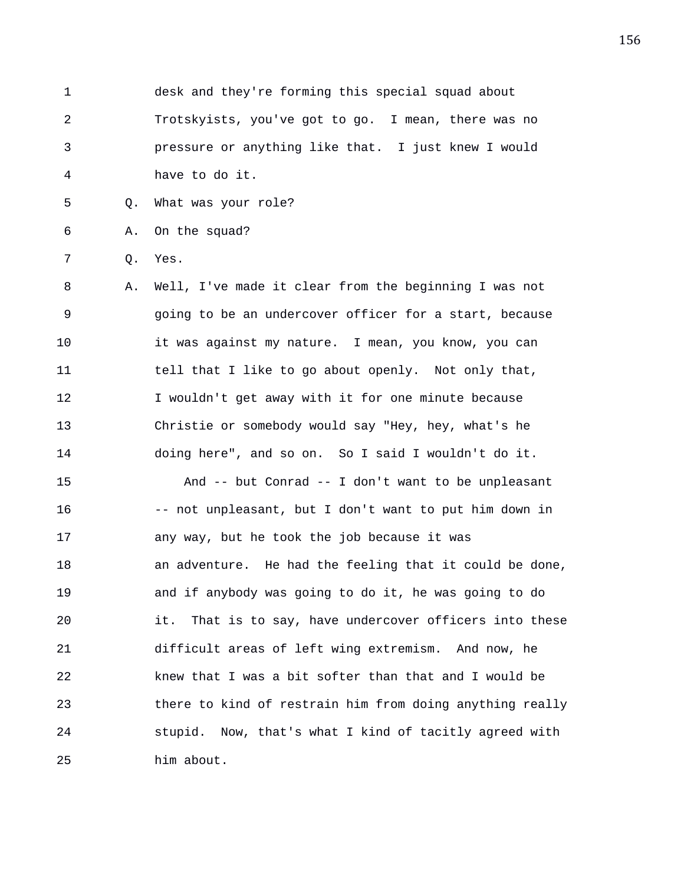1 desk and they're forming this special squad about
2 Trotskyists, you've got to go. I mean, there was no
3 pressure or anything like that. I just knew I would
4 have to do it.
5 Q. What was your role?
6 A. On the squad?
7 Q. Yes.
8 A. Well, I've made it clear from the beginning I was not
9 going to be an undercover officer for a start, because
10 it was against my nature. I mean, you know, you can
11 tell that I like to go about openly. Not only that,
12 I wouldn't get away with it for one minute because
13 Christie or somebody would say "Hey, hey, what's he
14 doing here", and so on. So I said I wouldn't do it.
15 And -- but Conrad -- I don't want to be unpleasant
16 -- not unpleasant, but I don't want to put him down in
17 any way, but he took the job because it was
18 an adventure. He had the feeling that it could be done,
19 and if anybody was going to do it, he was going to do
20 it. That is to say, have undercover officers into these
21 difficult areas of left wing extremism. And now, he
22 knew that I was a bit softer than that and I would be
23 there to kind of restrain him from doing anything really
24 stupid. Now, that's what I kind of tacitly agreed with
25 him about.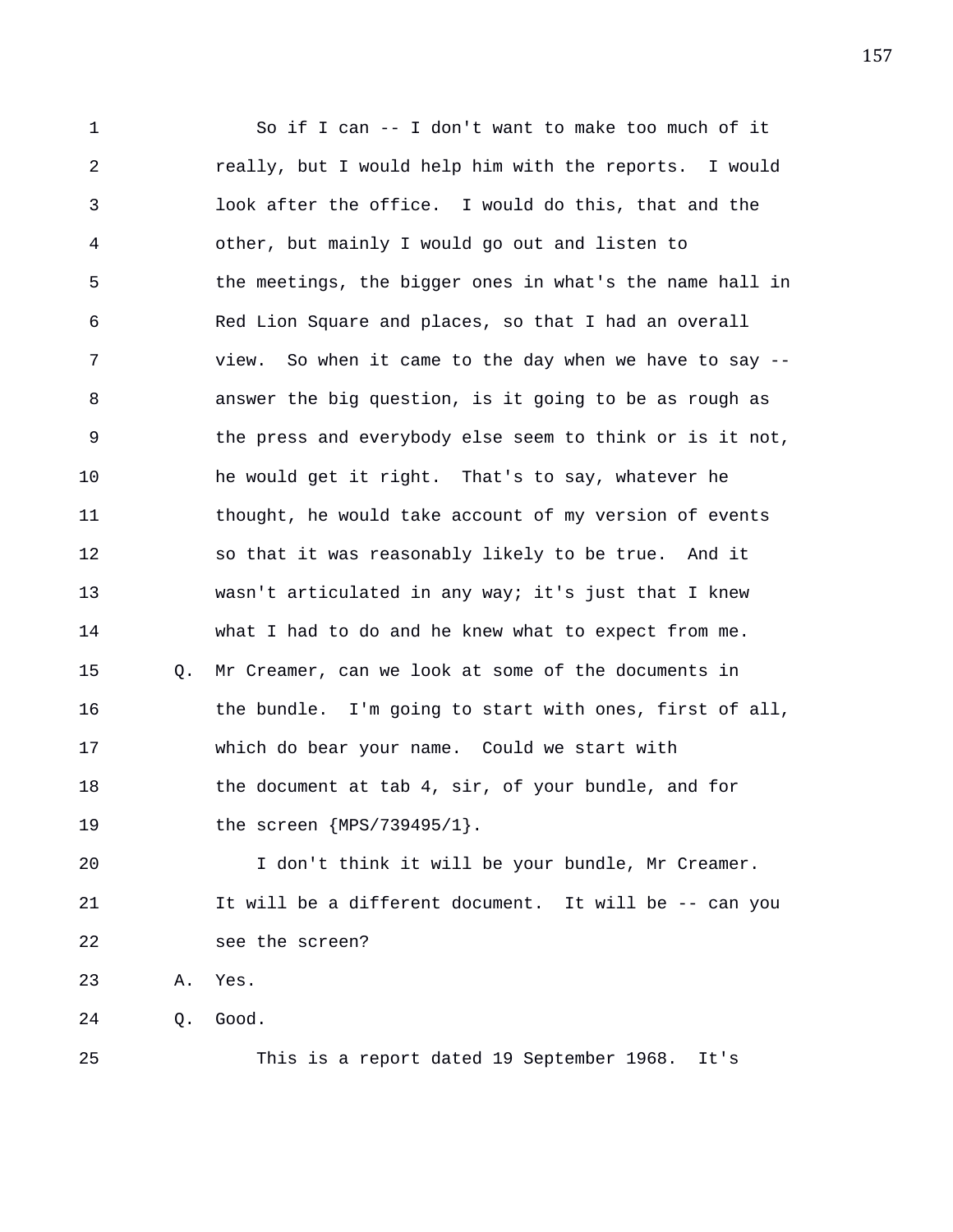So if I can -- I don't want to make too much of it really, but I would help him with the reports. I would look after the office. I would do this, that and the other, but mainly I would go out and listen to the meetings, the bigger ones in what's the name hall in Red Lion Square and places, so that I had an overall view. So when it came to the day when we have to say -- answer the big question, is it going to be as rough as the press and everybody else seem to think or is it not, he would get it right. That's to say, whatever he thought, he would take account of my version of events so that it was reasonably likely to be true. And it wasn't articulated in any way; it's just that I knew what I had to do and he knew what to expect from me.

Q. Mr Creamer, can we look at some of the documents in the bundle. I'm going to start with ones, first of all, which do bear your name. Could we start with the document at tab 4, sir, of your bundle, and for the screen {MPS/739495/1}.

I don't think it will be your bundle, Mr Creamer. It will be a different document. It will be -- can you see the screen?

A. Yes.

Q. Good.

This is a report dated 19 September 1968. It's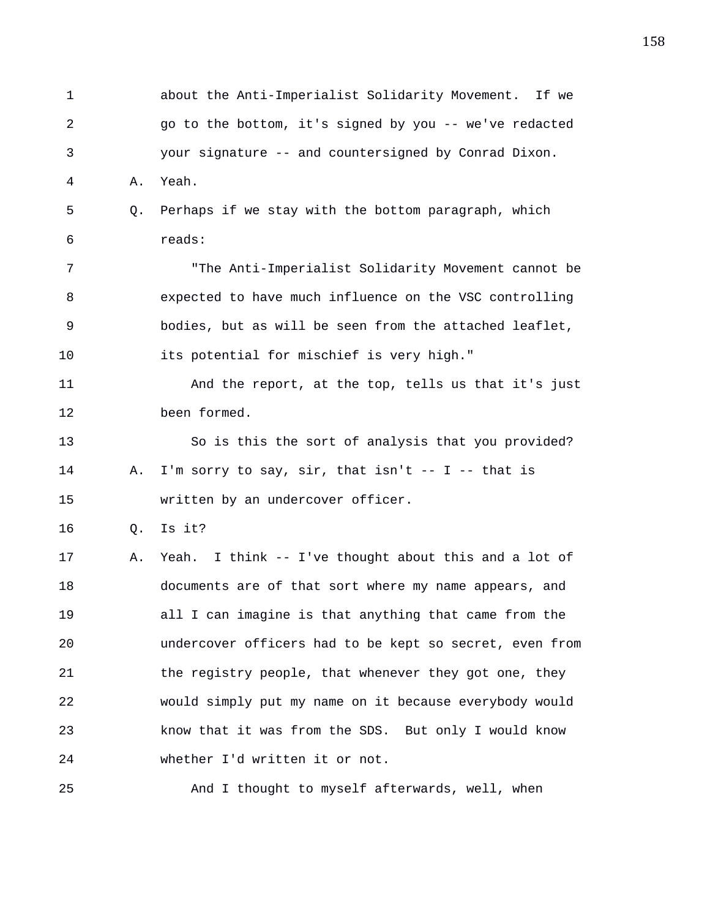1 about the Anti-Imperialist Solidarity Movement. If we
2 go to the bottom, it's signed by you -- we've redacted
3 your signature -- and countersigned by Conrad Dixon.

4 A. Yeah.

5 Q. Perhaps if we stay with the bottom paragraph, which
6 reads:

7 "The Anti-Imperialist Solidarity Movement cannot be
8 expected to have much influence on the VSC controlling
9 bodies, but as will be seen from the attached leaflet,
10 its potential for mischief is very high."

11 And the report, at the top, tells us that it's just
12 been formed.

13 So is this the sort of analysis that you provided?

14 A. I'm sorry to say, sir, that isn't -- I -- that is
15 written by an undercover officer.

16 Q. Is it?

17 A. Yeah. I think -- I've thought about this and a lot of
18 documents are of that sort where my name appears, and
19 all I can imagine is that anything that came from the
20 undercover officers had to be kept so secret, even from
21 the registry people, that whenever they got one, they
22 would simply put my name on it because everybody would
23 know that it was from the SDS. But only I would know
24 whether I'd written it or not.

25 And I thought to myself afterwards, well, when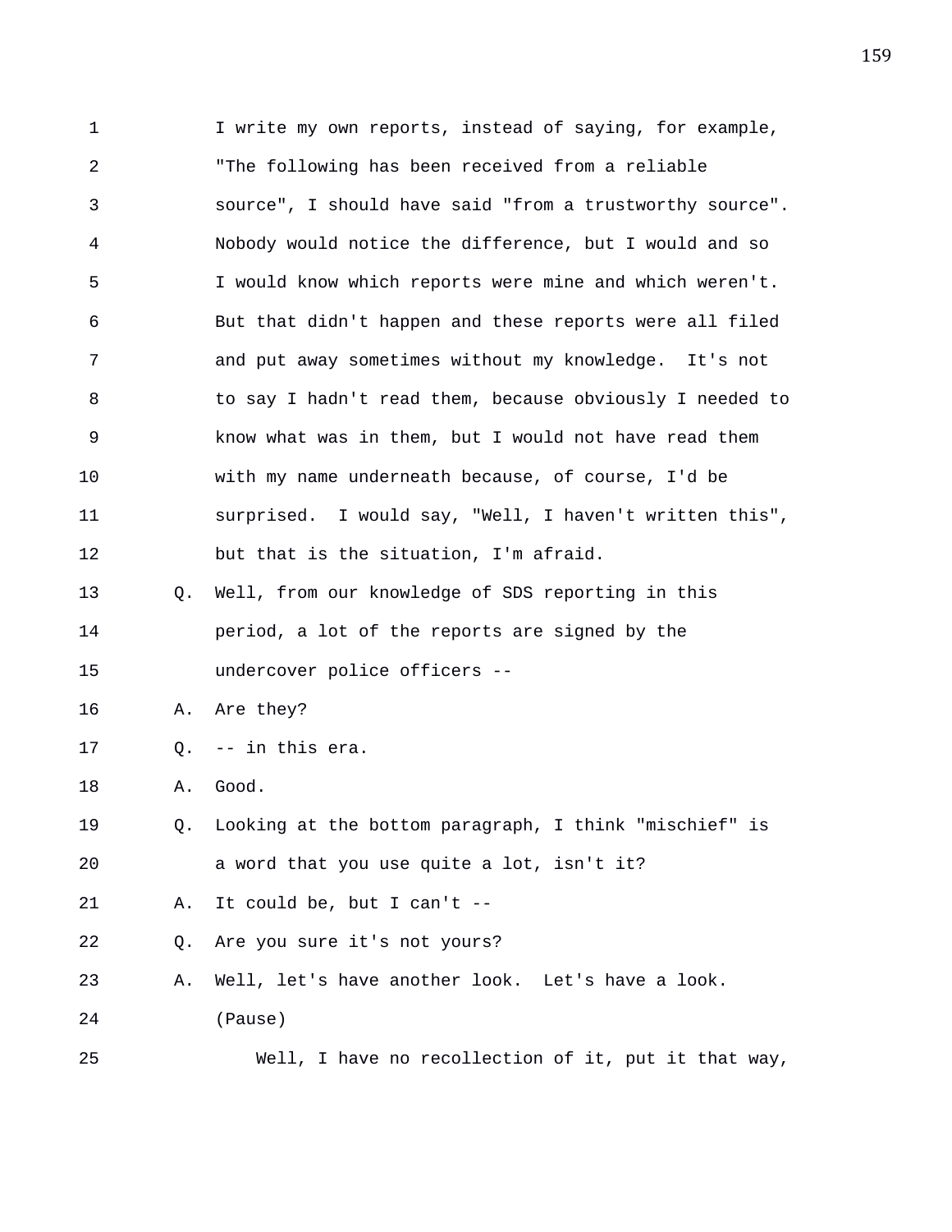I write my own reports, instead of saying, for example, "The following has been received from a reliable source", I should have said "from a trustworthy source". Nobody would notice the difference, but I would and so I would know which reports were mine and which weren't. But that didn't happen and these reports were all filed and put away sometimes without my knowledge. It's not to say I hadn't read them, because obviously I needed to know what was in them, but I would not have read them with my name underneath because, of course, I'd be surprised. I would say, "Well, I haven't written this", but that is the situation, I'm afraid.

Q. Well, from our knowledge of SDS reporting in this period, a lot of the reports are signed by the undercover police officers --

A. Are they?

Q. -- in this era.

A. Good.

Q. Looking at the bottom paragraph, I think "mischief" is a word that you use quite a lot, isn't it?

A. It could be, but I can't --

Q. Are you sure it's not yours?

A. Well, let's have another look. Let's have a look.

(Pause)

Well, I have no recollection of it, put it that way,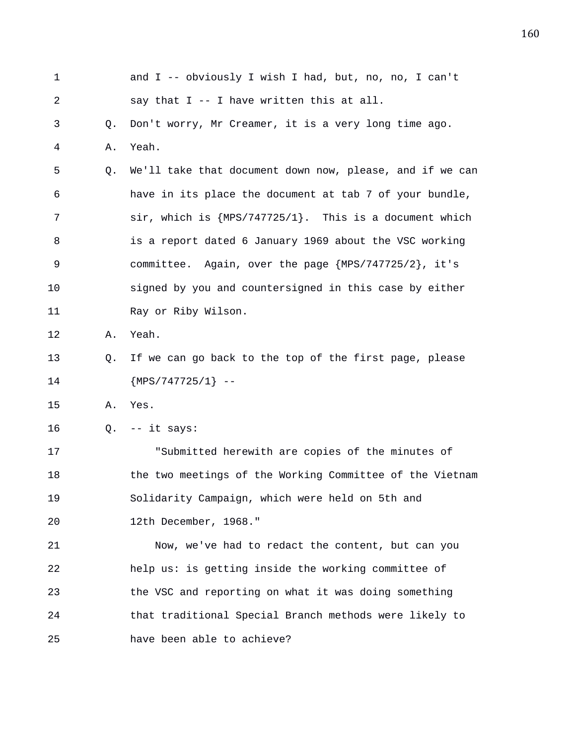1 and I -- obviously I wish I had, but, no, no, I can't
2 say that I -- I have written this at all.
3 Q. Don't worry, Mr Creamer, it is a very long time ago.
4 A. Yeah.
5 Q. We'll take that document down now, please, and if we can
6 have in its place the document at tab 7 of your bundle,
7 sir, which is {MPS/747725/1}. This is a document which
8 is a report dated 6 January 1969 about the VSC working
9 committee. Again, over the page {MPS/747725/2}, it's
10 signed by you and countersigned in this case by either
11 Ray or Riby Wilson.
12 A. Yeah.
13 Q. If we can go back to the top of the first page, please
14 {MPS/747725/1} --
15 A. Yes.
16 Q. -- it says:
17 "Submitted herewith are copies of the minutes of
18 the two meetings of the Working Committee of the Vietnam
19 Solidarity Campaign, which were held on 5th and
20 12th December, 1968."
21 Now, we've had to redact the content, but can you
22 help us: is getting inside the working committee of
23 the VSC and reporting on what it was doing something
24 that traditional Special Branch methods were likely to
25 have been able to achieve?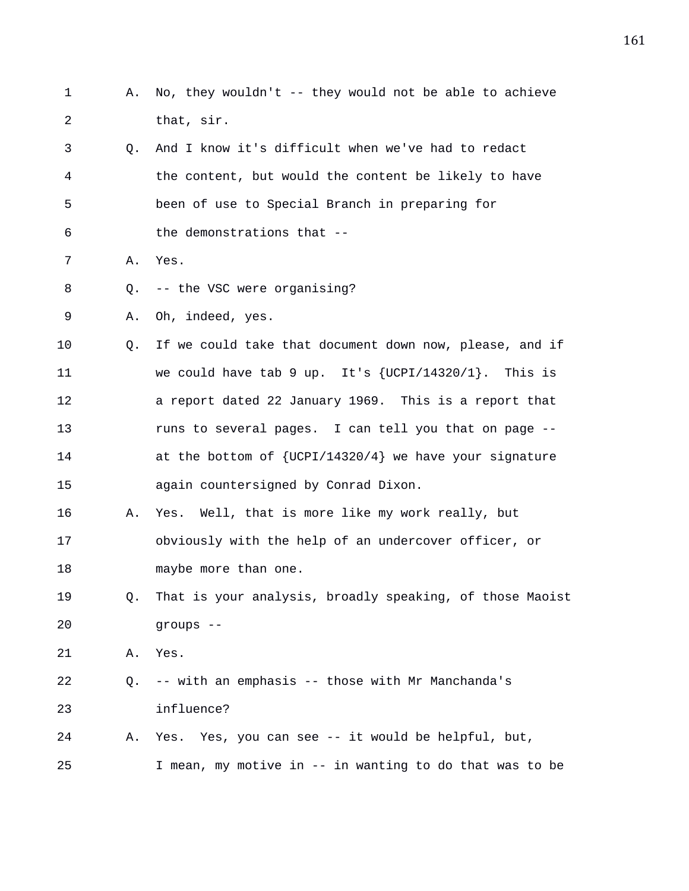1 A. No, they wouldn't -- they would not be able to achieve
2 that, sir.
3 Q. And I know it's difficult when we've had to redact
4 the content, but would the content be likely to have
5 been of use to Special Branch in preparing for
6 the demonstrations that --
7 A. Yes.
8 Q. -- the VSC were organising?
9 A. Oh, indeed, yes.
10 Q. If we could take that document down now, please, and if
11 we could have tab 9 up. It's {UCPI/14320/1}. This is
12 a report dated 22 January 1969. This is a report that
13 runs to several pages. I can tell you that on page --
14 at the bottom of {UCPI/14320/4} we have your signature
15 again countersigned by Conrad Dixon.
16 A. Yes. Well, that is more like my work really, but
17 obviously with the help of an undercover officer, or
18 maybe more than one.
19 Q. That is your analysis, broadly speaking, of those Maoist
20 groups --
21 A. Yes.
22 Q. -- with an emphasis -- those with Mr Manchanda's
23 influence?
24 A. Yes. Yes, you can see -- it would be helpful, but,
25 I mean, my motive in -- in wanting to do that was to be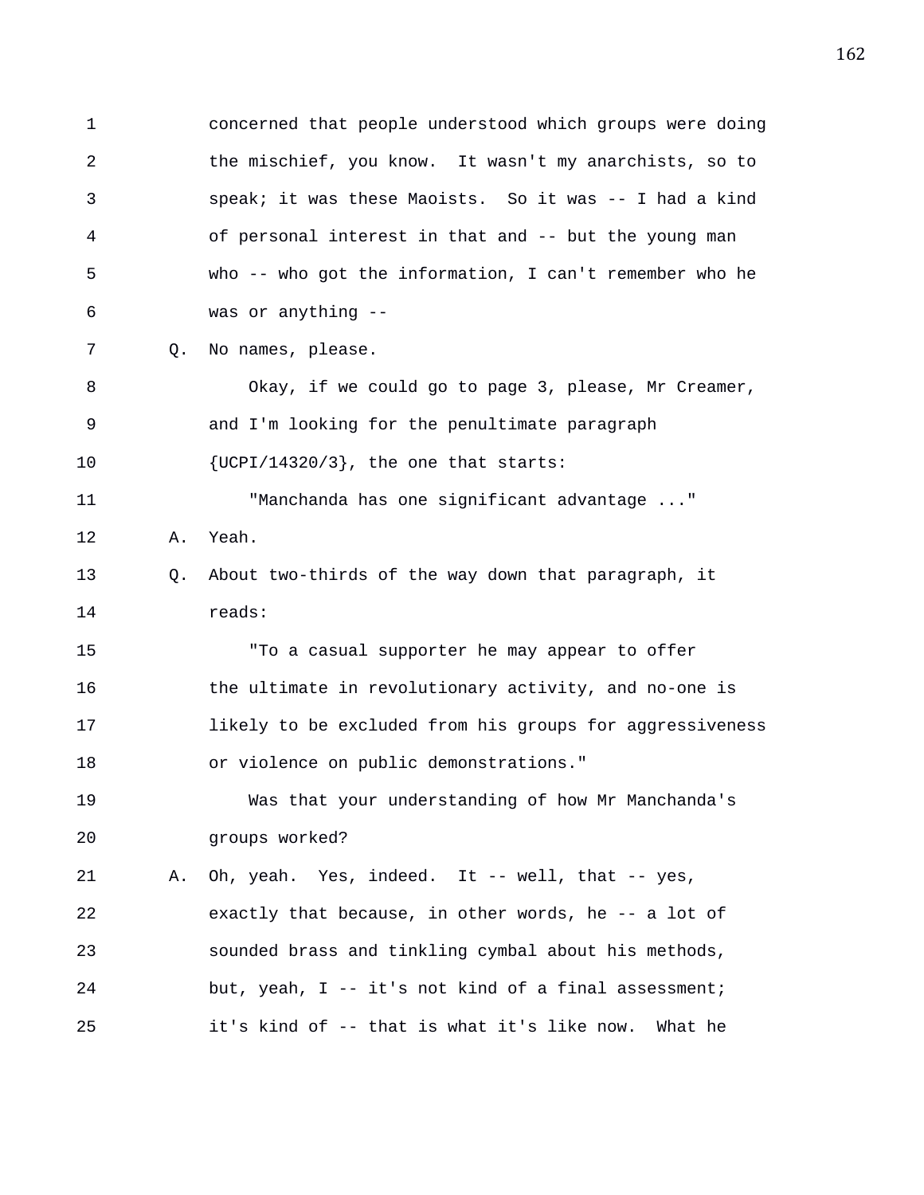1 concerned that people understood which groups were doing
2 the mischief, you know. It wasn't my anarchists, so to
3 speak; it was these Maoists. So it was -- I had a kind
4 of personal interest in that and -- but the young man
5 who -- who got the information, I can't remember who he
6 was or anything --

7 Q. No names, please.

8 Okay, if we could go to page 3, please, Mr Creamer,
9 and I'm looking for the penultimate paragraph
10 {UCPI/14320/3}, the one that starts:

11 "Manchanda has one significant advantage ..."

12 A. Yeah.

13 Q. About two-thirds of the way down that paragraph, it
14 reads:

15 "To a casual supporter he may appear to offer
16 the ultimate in revolutionary activity, and no-one is
17 likely to be excluded from his groups for aggressiveness
18 or violence on public demonstrations."

19 Was that your understanding of how Mr Manchanda's
20 groups worked?

21 A. Oh, yeah. Yes, indeed. It -- well, that -- yes,
22 exactly that because, in other words, he -- a lot of
23 sounded brass and tinkling cymbal about his methods,
24 but, yeah, I -- it's not kind of a final assessment;
25 it's kind of -- that is what it's like now. What he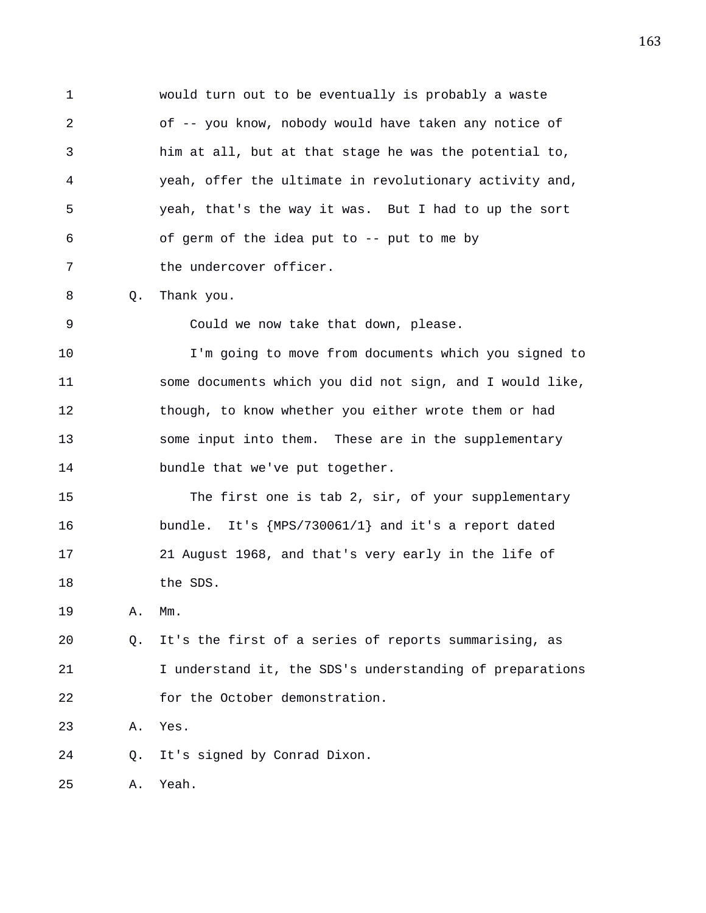1 would turn out to be eventually is probably a waste
2 of -- you know, nobody would have taken any notice of
3 him at all, but at that stage he was the potential to,
4 yeah, offer the ultimate in revolutionary activity and,
5 yeah, that's the way it was. But I had to up the sort
6 of germ of the idea put to -- put to me by
7 the undercover officer.

8 Q. Thank you.

9 Could we now take that down, please.

10 I'm going to move from documents which you signed to
11 some documents which you did not sign, and I would like,
12 though, to know whether you either wrote them or had
13 some input into them. These are in the supplementary
14 bundle that we've put together.

15 The first one is tab 2, sir, of your supplementary
16 bundle. It's {MPS/730061/1} and it's a report dated
17 21 August 1968, and that's very early in the life of
18 the SDS.

19 A. Mm.

20 Q. It's the first of a series of reports summarising, as
21 I understand it, the SDS's understanding of preparations
22 for the October demonstration.

23 A. Yes.

24 Q. It's signed by Conrad Dixon.

25 A. Yeah.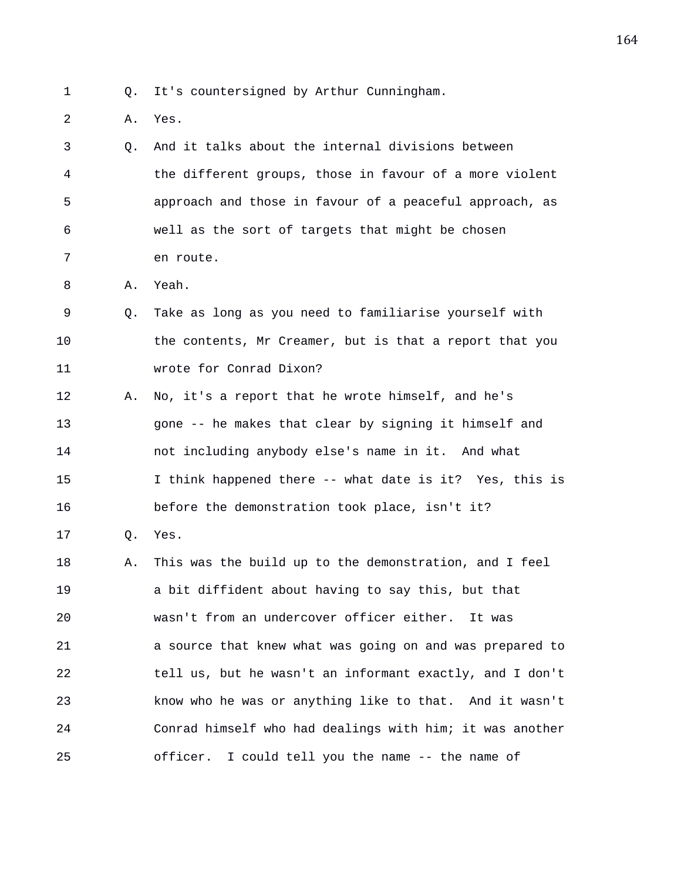1 Q. It's countersigned by Arthur Cunningham.

2 A. Yes.

3 Q. And it talks about the internal divisions between
4 the different groups, those in favour of a more violent
5 approach and those in favour of a peaceful approach, as
6 well as the sort of targets that might be chosen
7 en route.

8 A. Yeah.

9 Q. Take as long as you need to familiarise yourself with
10 the contents, Mr Creamer, but is that a report that you
11 wrote for Conrad Dixon?

12 A. No, it's a report that he wrote himself, and he's
13 gone -- he makes that clear by signing it himself and
14 not including anybody else's name in it. And what
15 I think happened there -- what date is it? Yes, this is
16 before the demonstration took place, isn't it?

17 Q. Yes.

18 A. This was the build up to the demonstration, and I feel
19 a bit diffident about having to say this, but that
20 wasn't from an undercover officer either. It was
21 a source that knew what was going on and was prepared to
22 tell us, but he wasn't an informant exactly, and I don't
23 know who he was or anything like to that. And it wasn't
24 Conrad himself who had dealings with him; it was another
25 officer. I could tell you the name -- the name of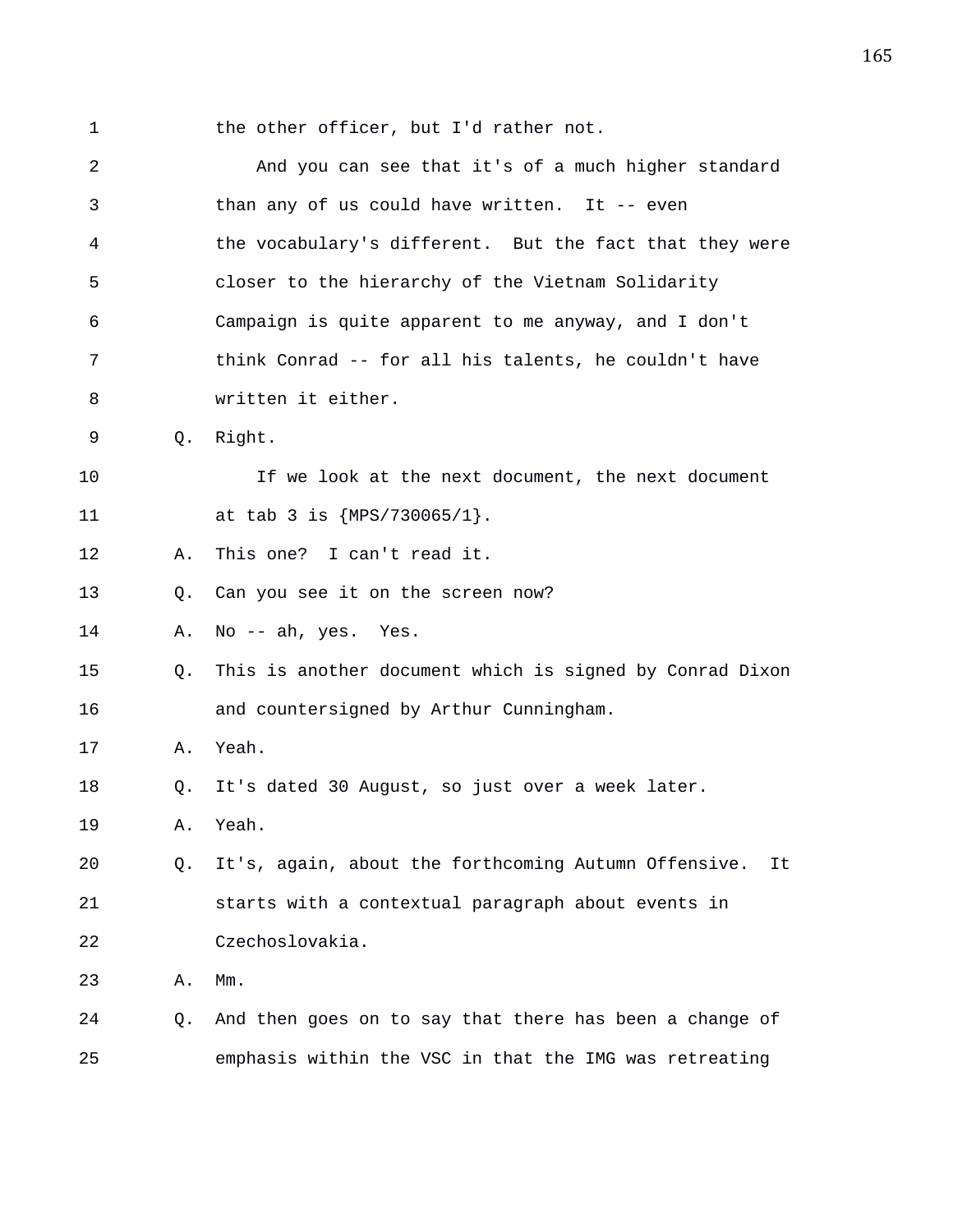1 the other officer, but I'd rather not.

2 And you can see that it's of a much higher standard

3 than any of us could have written. It -- even

4 the vocabulary's different. But the fact that they were

5 closer to the hierarchy of the Vietnam Solidarity

6 Campaign is quite apparent to me anyway, and I don't

7 think Conrad -- for all his talents, he couldn't have

8 written it either.

9 Q. Right.

10 If we look at the next document, the next document

11 at tab 3 is {MPS/730065/1}.

12 A. This one? I can't read it.

13 Q. Can you see it on the screen now?

14 A. No -- ah, yes. Yes.

15 Q. This is another document which is signed by Conrad Dixon

16 and countersigned by Arthur Cunningham.

17 A. Yeah.

18 Q. It's dated 30 August, so just over a week later.

19 A. Yeah.

20 Q. It's, again, about the forthcoming Autumn Offensive. It

21 starts with a contextual paragraph about events in

22 Czechoslovakia.

23 A. Mm.

24 Q. And then goes on to say that there has been a change of

25 emphasis within the VSC in that the IMG was retreating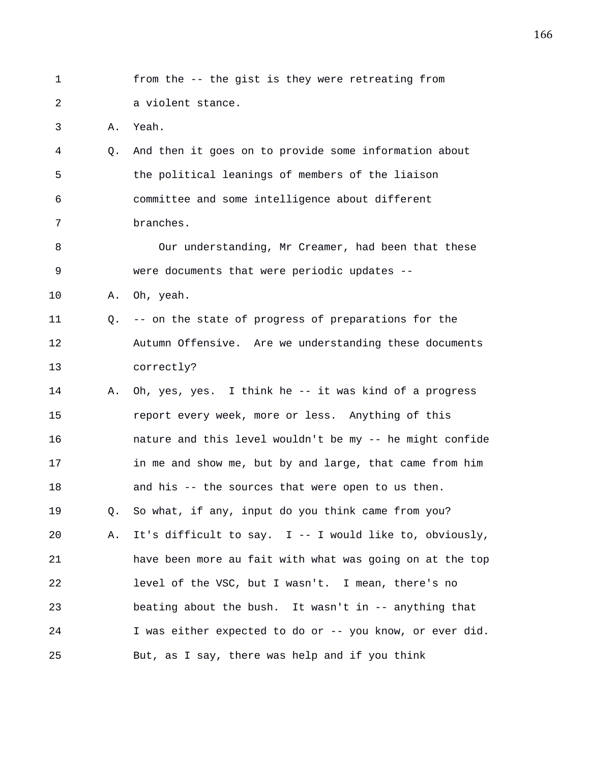1 from the -- the gist is they were retreating from
2 a violent stance.
3 A. Yeah.
4 Q. And then it goes on to provide some information about
5 the political leanings of members of the liaison
6 committee and some intelligence about different
7 branches.
8 Our understanding, Mr Creamer, had been that these
9 were documents that were periodic updates --
10 A. Oh, yeah.
11 Q. -- on the state of progress of preparations for the
12 Autumn Offensive. Are we understanding these documents
13 correctly?
14 A. Oh, yes, yes. I think he -- it was kind of a progress
15 report every week, more or less. Anything of this
16 nature and this level wouldn't be my -- he might confide
17 in me and show me, but by and large, that came from him
18 and his -- the sources that were open to us then.
19 Q. So what, if any, input do you think came from you?
20 A. It's difficult to say. I -- I would like to, obviously,
21 have been more au fait with what was going on at the top
22 level of the VSC, but I wasn't. I mean, there's no
23 beating about the bush. It wasn't in -- anything that
24 I was either expected to do or -- you know, or ever did.
25 But, as I say, there was help and if you think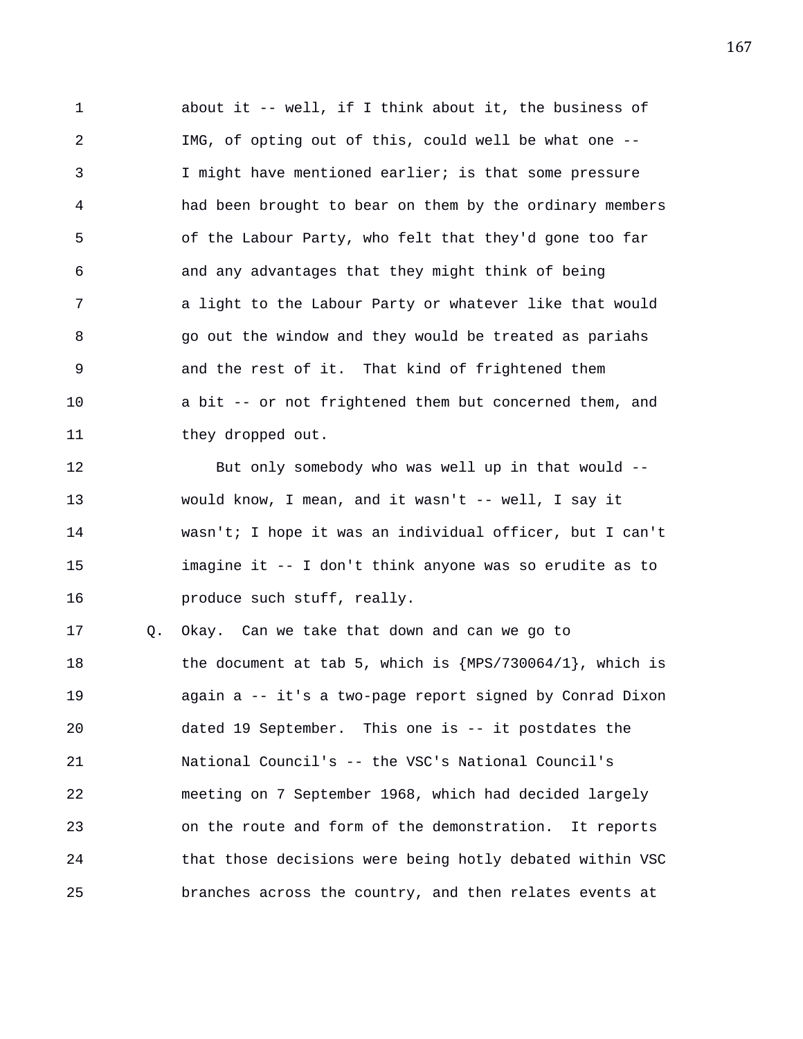1 about it -- well, if I think about it, the business of
2 IMG, of opting out of this, could well be what one --
3 I might have mentioned earlier; is that some pressure
4 had been brought to bear on them by the ordinary members
5 of the Labour Party, who felt that they'd gone too far
6 and any advantages that they might think of being
7 a light to the Labour Party or whatever like that would
8 go out the window and they would be treated as pariahs
9 and the rest of it. That kind of frightened them
10 a bit -- or not frightened them but concerned them, and
11 they dropped out.

12 But only somebody who was well up in that would --
13 would know, I mean, and it wasn't -- well, I say it
14 wasn't; I hope it was an individual officer, but I can't
15 imagine it -- I don't think anyone was so erudite as to
16 produce such stuff, really.

17 Q. Okay. Can we take that down and can we go to
18 the document at tab 5, which is {MPS/730064/1}, which is
19 again a -- it's a two-page report signed by Conrad Dixon
20 dated 19 September. This one is -- it postdates the
21 National Council's -- the VSC's National Council's
22 meeting on 7 September 1968, which had decided largely
23 on the route and form of the demonstration. It reports
24 that those decisions were being hotly debated within VSC
25 branches across the country, and then relates events at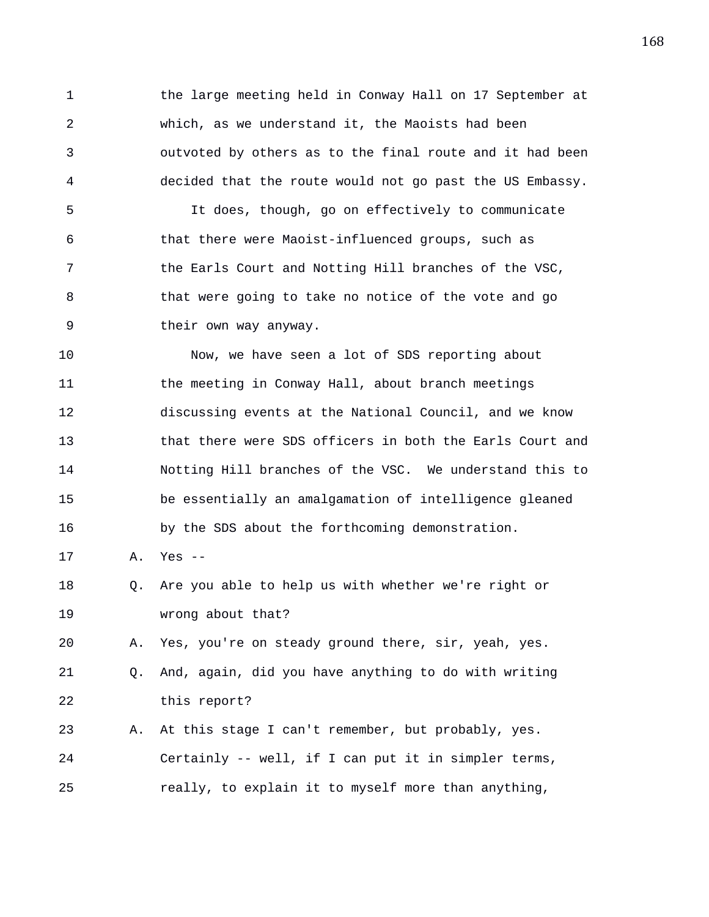the large meeting held in Conway Hall on 17 September at which, as we understand it, the Maoists had been outvoted by others as to the final route and it had been decided that the route would not go past the US Embassy.

It does, though, go on effectively to communicate that there were Maoist-influenced groups, such as the Earls Court and Notting Hill branches of the VSC, that were going to take no notice of the vote and go their own way anyway.

Now, we have seen a lot of SDS reporting about the meeting in Conway Hall, about branch meetings discussing events at the National Council, and we know that there were SDS officers in both the Earls Court and Notting Hill branches of the VSC. We understand this to be essentially an amalgamation of intelligence gleaned by the SDS about the forthcoming demonstration.

A. Yes --

Q. Are you able to help us with whether we're right or wrong about that?

A. Yes, you're on steady ground there, sir, yeah, yes.

Q. And, again, did you have anything to do with writing this report?

A. At this stage I can't remember, but probably, yes. Certainly -- well, if I can put it in simpler terms, really, to explain it to myself more than anything,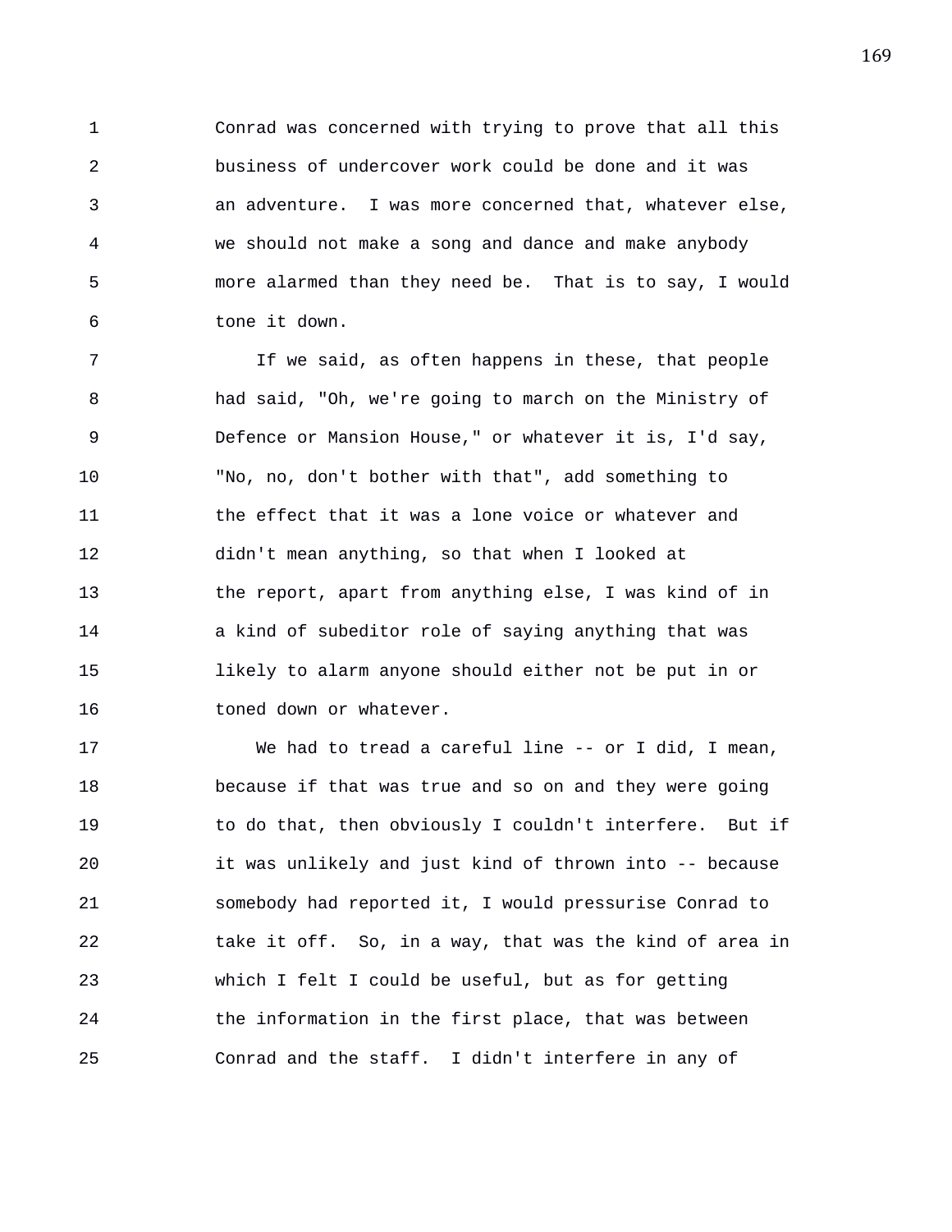Conrad was concerned with trying to prove that all this business of undercover work could be done and it was an adventure. I was more concerned that, whatever else, we should not make a song and dance and make anybody more alarmed than they need be. That is to say, I would tone it down.

If we said, as often happens in these, that people had said, "Oh, we're going to march on the Ministry of Defence or Mansion House," or whatever it is, I'd say, "No, no, don't bother with that", add something to the effect that it was a lone voice or whatever and didn't mean anything, so that when I looked at the report, apart from anything else, I was kind of in a kind of subeditor role of saying anything that was likely to alarm anyone should either not be put in or toned down or whatever.

We had to tread a careful line -- or I did, I mean, because if that was true and so on and they were going to do that, then obviously I couldn't interfere. But if it was unlikely and just kind of thrown into -- because somebody had reported it, I would pressurise Conrad to take it off. So, in a way, that was the kind of area in which I felt I could be useful, but as for getting the information in the first place, that was between Conrad and the staff. I didn't interfere in any of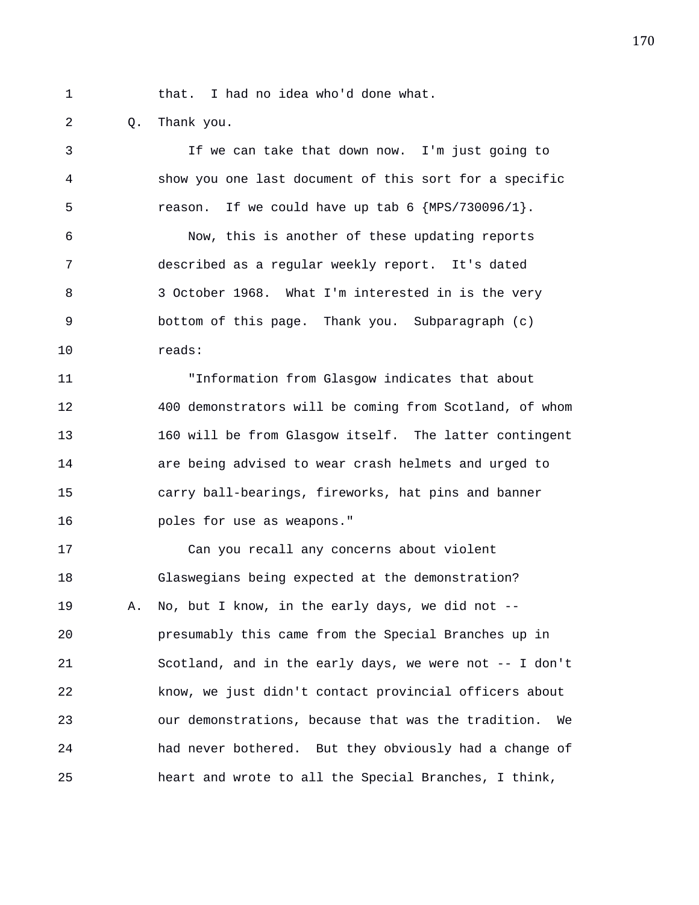that. I had no idea who'd done what.

Q. Thank you.

If we can take that down now. I'm just going to show you one last document of this sort for a specific reason. If we could have up tab 6 {MPS/730096/1}.

Now, this is another of these updating reports described as a regular weekly report. It's dated 3 October 1968. What I'm interested in is the very bottom of this page. Thank you. Subparagraph (c) reads:

"Information from Glasgow indicates that about 400 demonstrators will be coming from Scotland, of whom 160 will be from Glasgow itself. The latter contingent are being advised to wear crash helmets and urged to carry ball-bearings, fireworks, hat pins and banner poles for use as weapons."

Can you recall any concerns about violent Glaswegians being expected at the demonstration?

A. No, but I know, in the early days, we did not -- presumably this came from the Special Branches up in Scotland, and in the early days, we were not -- I don't know, we just didn't contact provincial officers about our demonstrations, because that was the tradition. We had never bothered. But they obviously had a change of heart and wrote to all the Special Branches, I think,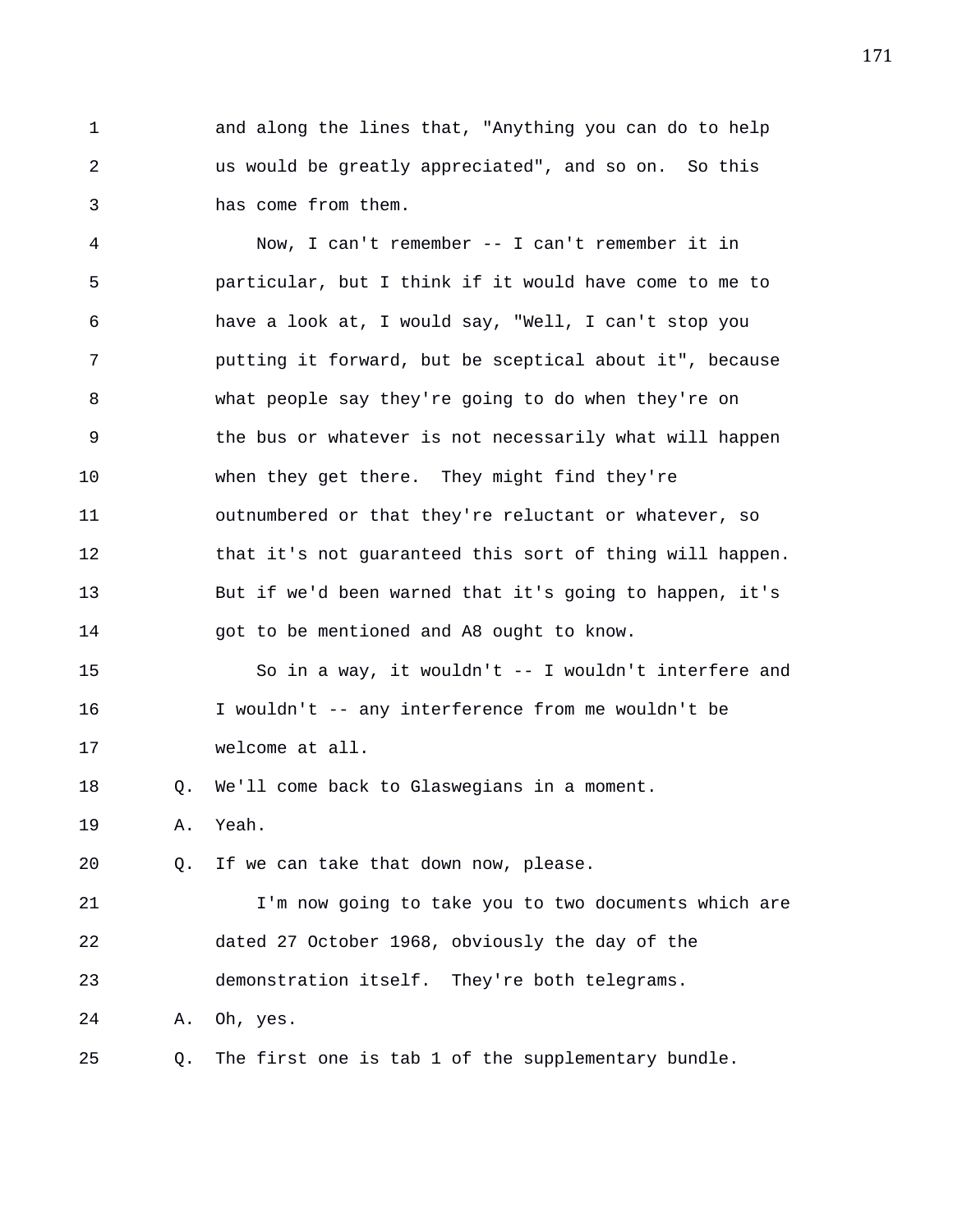1 and along the lines that, "Anything you can do to help
2 us would be greatly appreciated", and so on. So this
3 has come from them.

4 Now, I can't remember -- I can't remember it in
5 particular, but I think if it would have come to me to
6 have a look at, I would say, "Well, I can't stop you
7 putting it forward, but be sceptical about it", because
8 what people say they're going to do when they're on
9 the bus or whatever is not necessarily what will happen
10 when they get there. They might find they're
11 outnumbered or that they're reluctant or whatever, so
12 that it's not guaranteed this sort of thing will happen.
13 But if we'd been warned that it's going to happen, it's
14 got to be mentioned and A8 ought to know.

15 So in a way, it wouldn't -- I wouldn't interfere and
16 I wouldn't -- any interference from me wouldn't be
17 welcome at all.

18 Q. We'll come back to Glaswegians in a moment.

19 A. Yeah.

20 Q. If we can take that down now, please.

21 I'm now going to take you to two documents which are
22 dated 27 October 1968, obviously the day of the
23 demonstration itself. They're both telegrams.

24 A. Oh, yes.

25 Q. The first one is tab 1 of the supplementary bundle.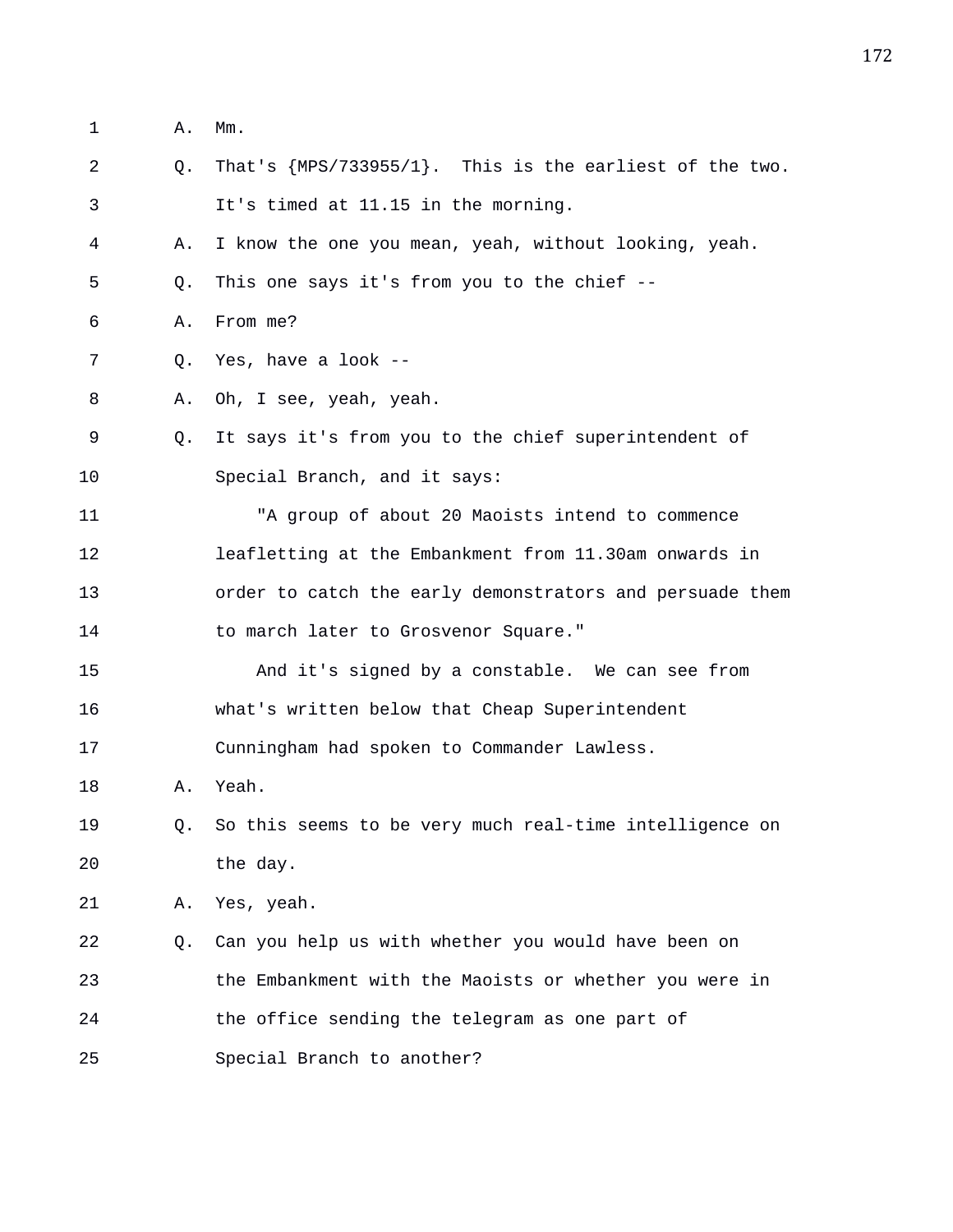1 A. Mm.

2 Q. That's {MPS/733955/1}. This is the earliest of the two.

3 It's timed at 11.15 in the morning.

4 A. I know the one you mean, yeah, without looking, yeah.

5 Q. This one says it's from you to the chief --

6 A. From me?

7 Q. Yes, have a look --

8 A. Oh, I see, yeah, yeah.

9 Q. It says it's from you to the chief superintendent of

10 Special Branch, and it says:

11 "A group of about 20 Maoists intend to commence

12 leafletting at the Embankment from 11.30am onwards in

13 order to catch the early demonstrators and persuade them

14 to march later to Grosvenor Square."

15 And it's signed by a constable. We can see from

16 what's written below that Cheap Superintendent

17 Cunningham had spoken to Commander Lawless.

18 A. Yeah.

19 Q. So this seems to be very much real-time intelligence on

20 the day.

21 A. Yes, yeah.

22 Q. Can you help us with whether you would have been on

23 the Embankment with the Maoists or whether you were in

24 the office sending the telegram as one part of

25 Special Branch to another?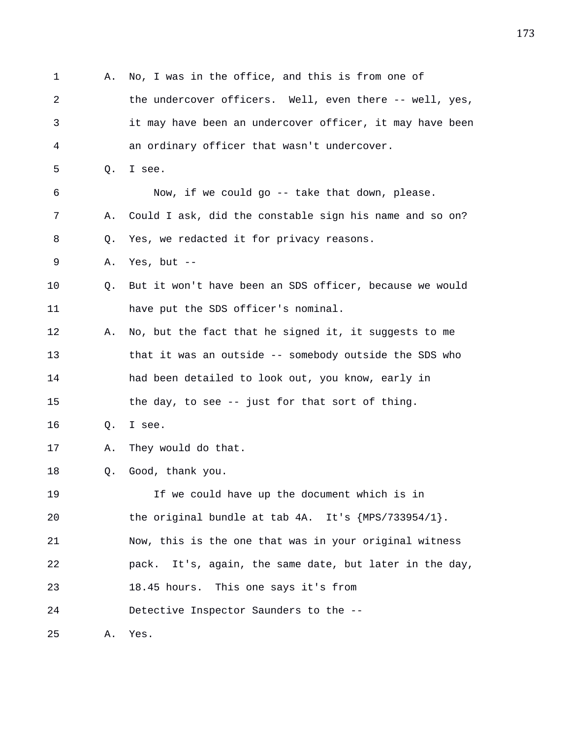A. No, I was in the office, and this is from one of the undercover officers. Well, even there -- well, yes, it may have been an undercover officer, it may have been an ordinary officer that wasn't undercover.

Q. I see.

Now, if we could go -- take that down, please.

A. Could I ask, did the constable sign his name and so on?

Q. Yes, we redacted it for privacy reasons.

A. Yes, but --

Q. But it won't have been an SDS officer, because we would have put the SDS officer's nominal.

A. No, but the fact that he signed it, it suggests to me that it was an outside -- somebody outside the SDS who had been detailed to look out, you know, early in the day, to see -- just for that sort of thing.

Q. I see.

A. They would do that.

Q. Good, thank you.

If we could have up the document which is in the original bundle at tab 4A. It's {MPS/733954/1}. Now, this is the one that was in your original witness pack. It's, again, the same date, but later in the day, 18.45 hours. This one says it's from Detective Inspector Saunders to the --

A. Yes.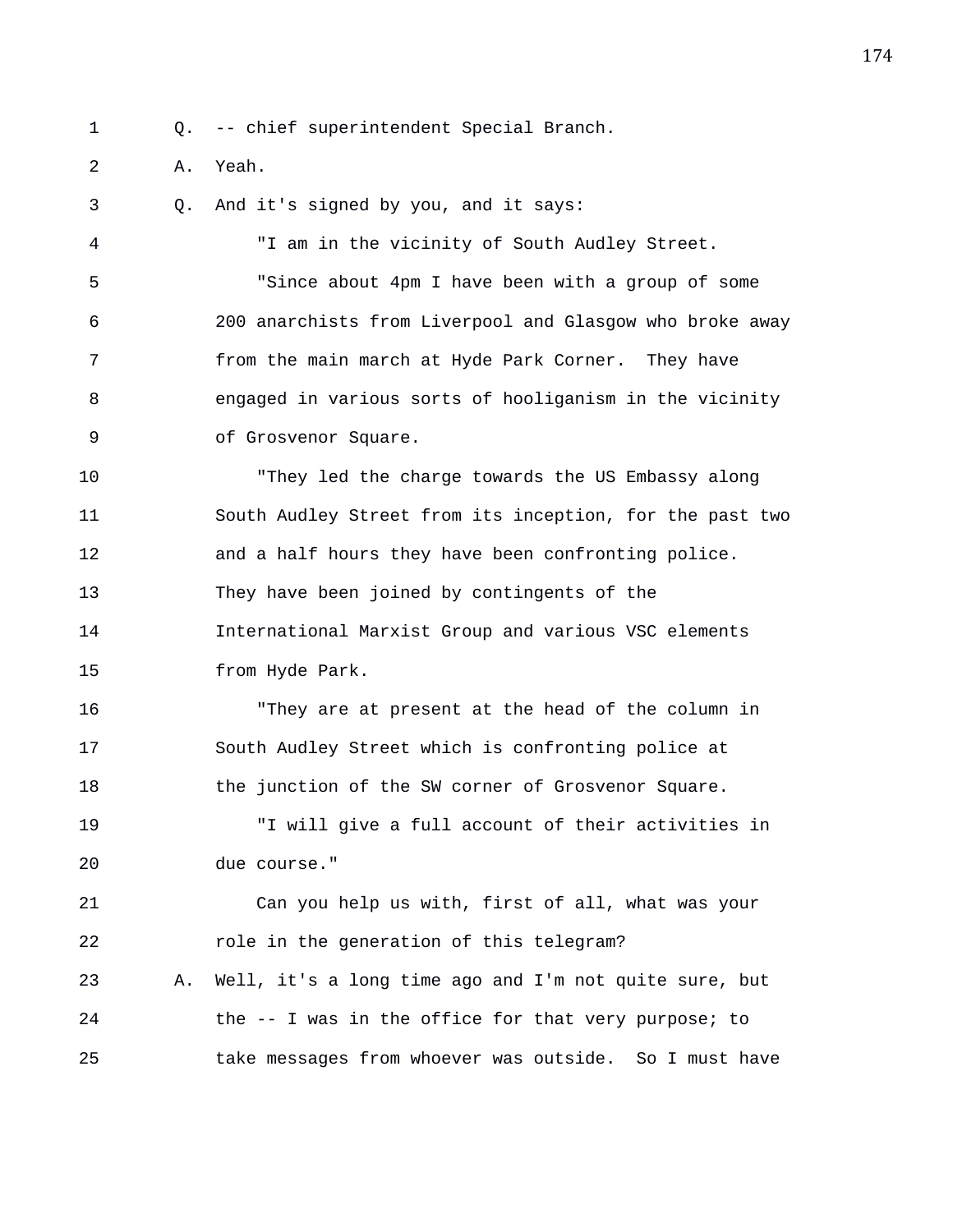1 Q. -- chief superintendent Special Branch.

2 A. Yeah.

3 Q. And it's signed by you, and it says:

4 "I am in the vicinity of South Audley Street.

5 "Since about 4pm I have been with a group of some
6 200 anarchists from Liverpool and Glasgow who broke away
7 from the main march at Hyde Park Corner. They have
8 engaged in various sorts of hooliganism in the vicinity
9 of Grosvenor Square.

10 "They led the charge towards the US Embassy along
11 South Audley Street from its inception, for the past two
12 and a half hours they have been confronting police.
13 They have been joined by contingents of the
14 International Marxist Group and various VSC elements
15 from Hyde Park.

16 "They are at present at the head of the column in
17 South Audley Street which is confronting police at
18 the junction of the SW corner of Grosvenor Square.

19 "I will give a full account of their activities in
20 due course."

21 Can you help us with, first of all, what was your
22 role in the generation of this telegram?

23 A. Well, it's a long time ago and I'm not quite sure, but
24 the -- I was in the office for that very purpose; to
25 take messages from whoever was outside. So I must have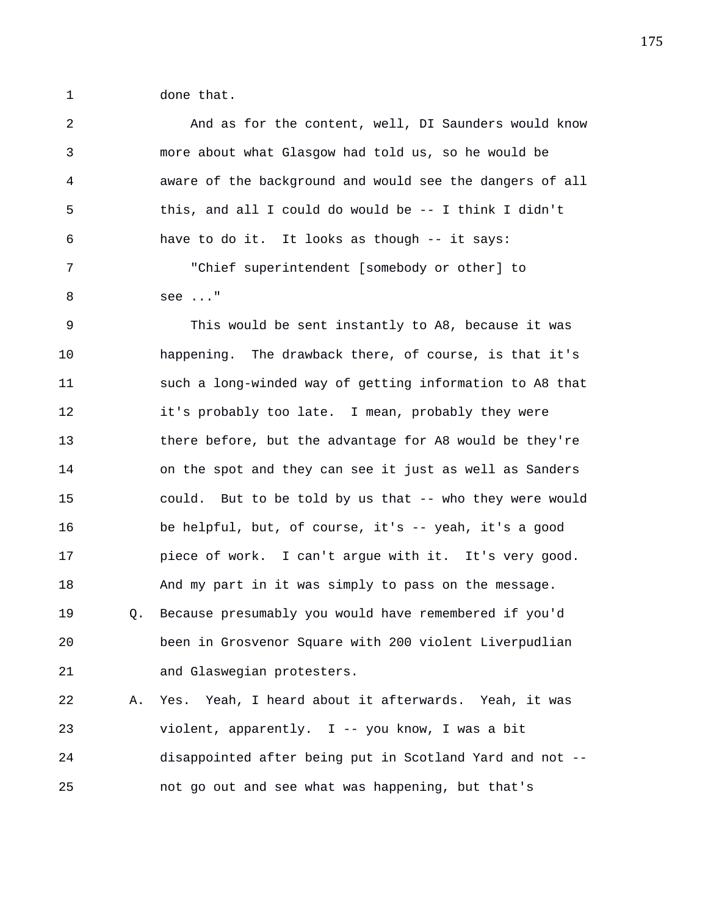done that.

And as for the content, well, DI Saunders would know more about what Glasgow had told us, so he would be aware of the background and would see the dangers of all this, and all I could do would be -- I think I didn't have to do it. It looks as though -- it says:

"Chief superintendent [somebody or other] to see ..."

This would be sent instantly to A8, because it was happening. The drawback there, of course, is that it's such a long-winded way of getting information to A8 that it's probably too late. I mean, probably they were there before, but the advantage for A8 would be they're on the spot and they can see it just as well as Sanders could. But to be told by us that -- who they were would be helpful, but, of course, it's -- yeah, it's a good piece of work. I can't argue with it. It's very good. And my part in it was simply to pass on the message.

Q. Because presumably you would have remembered if you'd been in Grosvenor Square with 200 violent Liverpudlian and Glaswegian protesters.

A. Yes. Yeah, I heard about it afterwards. Yeah, it was violent, apparently. I -- you know, I was a bit disappointed after being put in Scotland Yard and not -- not go out and see what was happening, but that's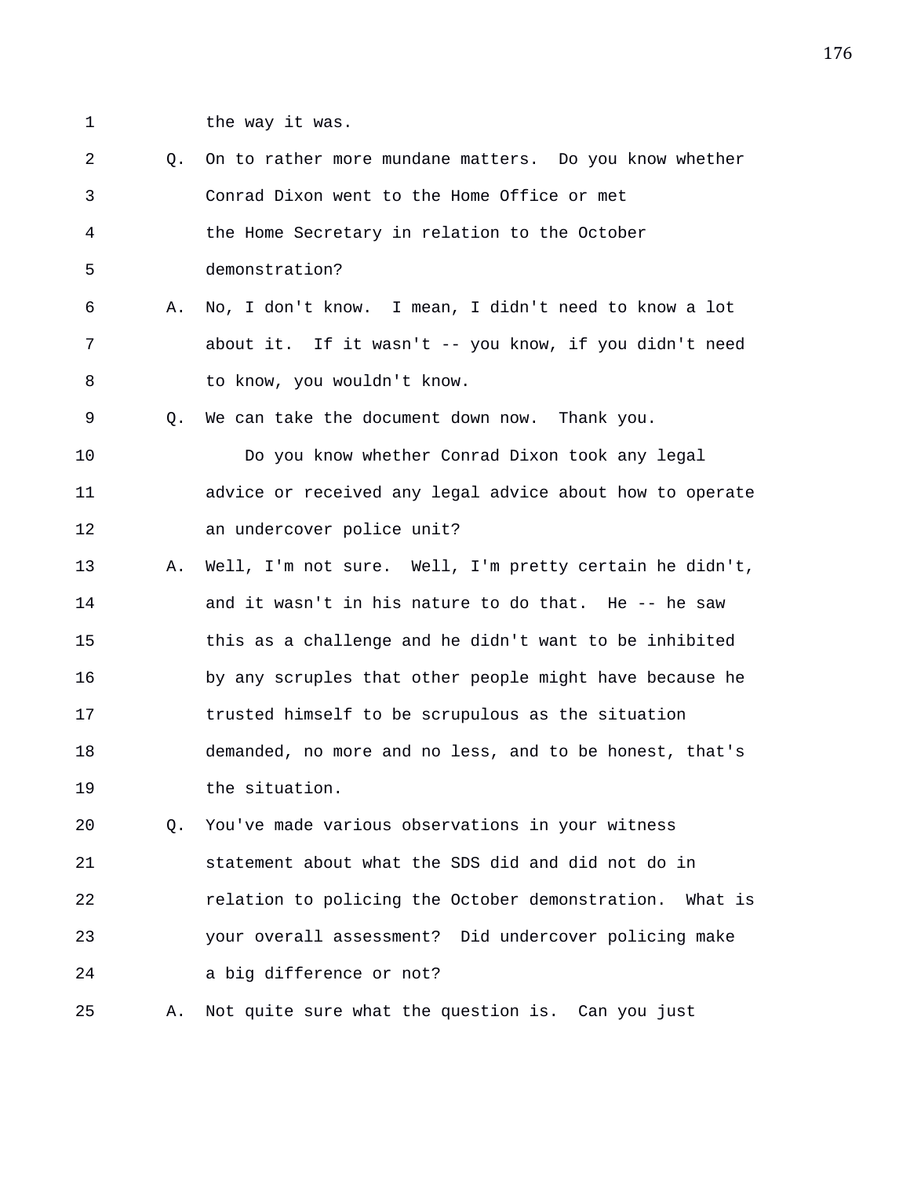1 the way it was.

2 Q. On to rather more mundane matters. Do you know whether

3 Conrad Dixon went to the Home Office or met

4 the Home Secretary in relation to the October

5 demonstration?

6 A. No, I don't know. I mean, I didn't need to know a lot

7 about it. If it wasn't -- you know, if you didn't need

8 to know, you wouldn't know.

9 Q. We can take the document down now. Thank you.

10 Do you know whether Conrad Dixon took any legal

11 advice or received any legal advice about how to operate

12 an undercover police unit?

13 A. Well, I'm not sure. Well, I'm pretty certain he didn't,

14 and it wasn't in his nature to do that. He -- he saw

15 this as a challenge and he didn't want to be inhibited

16 by any scruples that other people might have because he

17 trusted himself to be scrupulous as the situation

18 demanded, no more and no less, and to be honest, that's

19 the situation.

20 Q. You've made various observations in your witness

21 statement about what the SDS did and did not do in

22 relation to policing the October demonstration. What is

23 your overall assessment? Did undercover policing make

24 a big difference or not?

25 A. Not quite sure what the question is. Can you just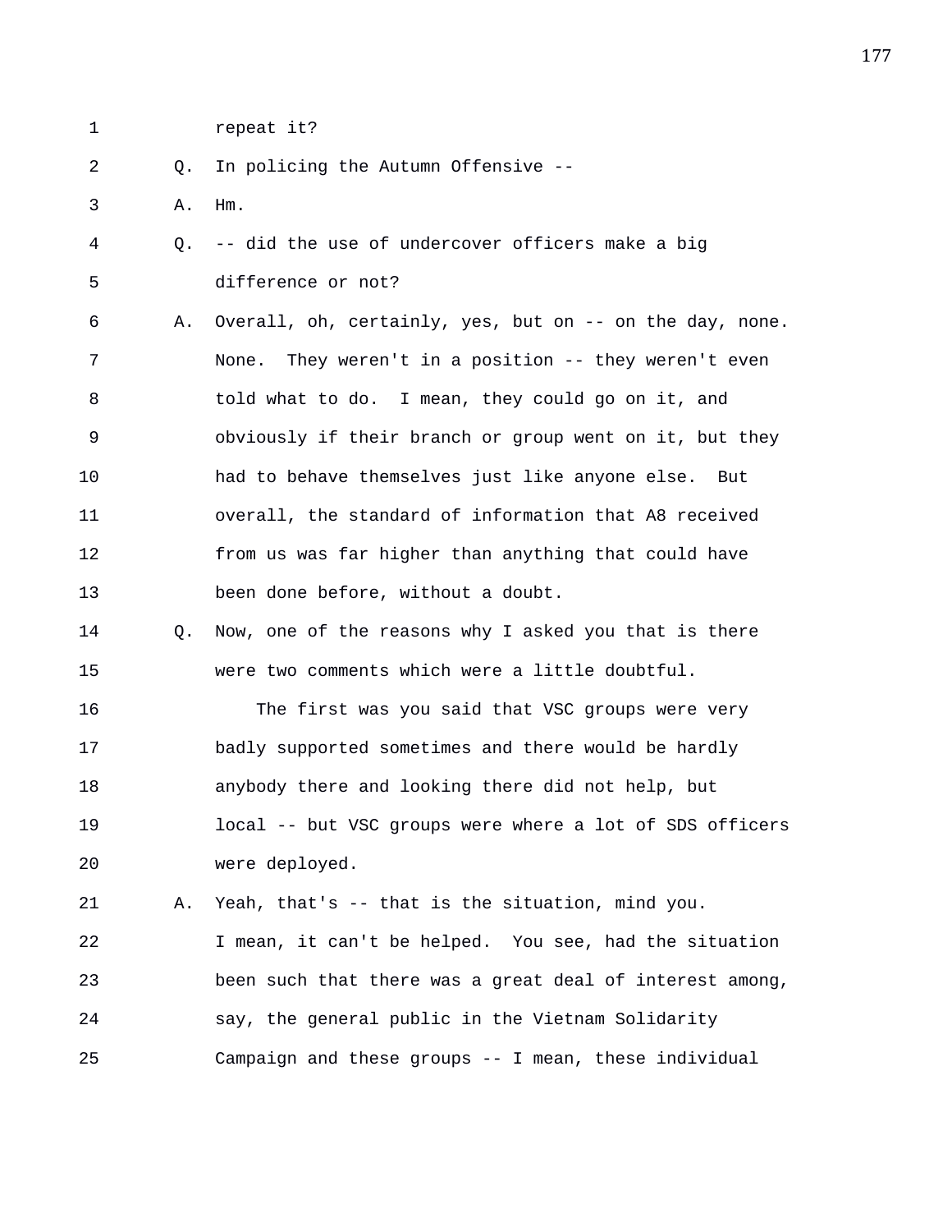1 repeat it?

2 Q. In policing the Autumn Offensive --

3 A. Hm.

4 Q. -- did the use of undercover officers make a big

5 difference or not?

6 A. Overall, oh, certainly, yes, but on -- on the day, none.

7 None. They weren't in a position -- they weren't even

8 told what to do. I mean, they could go on it, and

9 obviously if their branch or group went on it, but they

10 had to behave themselves just like anyone else. But

11 overall, the standard of information that A8 received

12 from us was far higher than anything that could have

13 been done before, without a doubt.

14 Q. Now, one of the reasons why I asked you that is there

15 were two comments which were a little doubtful.

16 The first was you said that VSC groups were very

17 badly supported sometimes and there would be hardly

18 anybody there and looking there did not help, but

19 local -- but VSC groups were where a lot of SDS officers

20 were deployed.

21 A. Yeah, that's -- that is the situation, mind you.

22 I mean, it can't be helped. You see, had the situation

23 been such that there was a great deal of interest among,

24 say, the general public in the Vietnam Solidarity

25 Campaign and these groups -- I mean, these individual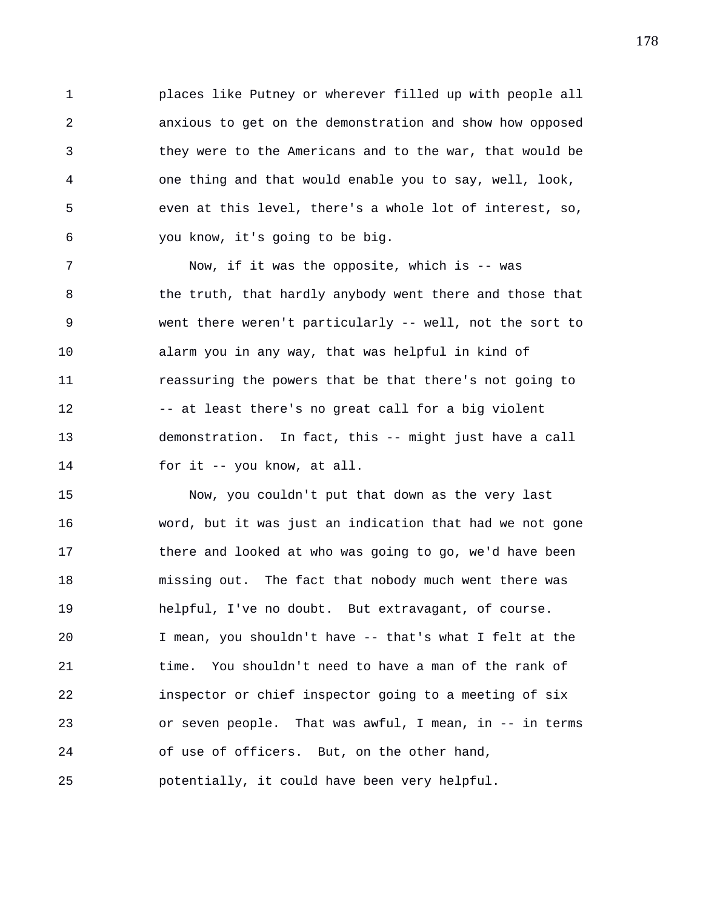places like Putney or wherever filled up with people all anxious to get on the demonstration and show how opposed they were to the Americans and to the war, that would be one thing and that would enable you to say, well, look, even at this level, there's a whole lot of interest, so, you know, it's going to be big.

Now, if it was the opposite, which is -- was the truth, that hardly anybody went there and those that went there weren't particularly -- well, not the sort to alarm you in any way, that was helpful in kind of reassuring the powers that be that there's not going to -- at least there's no great call for a big violent demonstration. In fact, this -- might just have a call for it -- you know, at all.

Now, you couldn't put that down as the very last word, but it was just an indication that had we not gone there and looked at who was going to go, we'd have been missing out. The fact that nobody much went there was helpful, I've no doubt. But extravagant, of course. I mean, you shouldn't have -- that's what I felt at the time. You shouldn't need to have a man of the rank of inspector or chief inspector going to a meeting of six or seven people. That was awful, I mean, in -- in terms of use of officers. But, on the other hand, potentially, it could have been very helpful.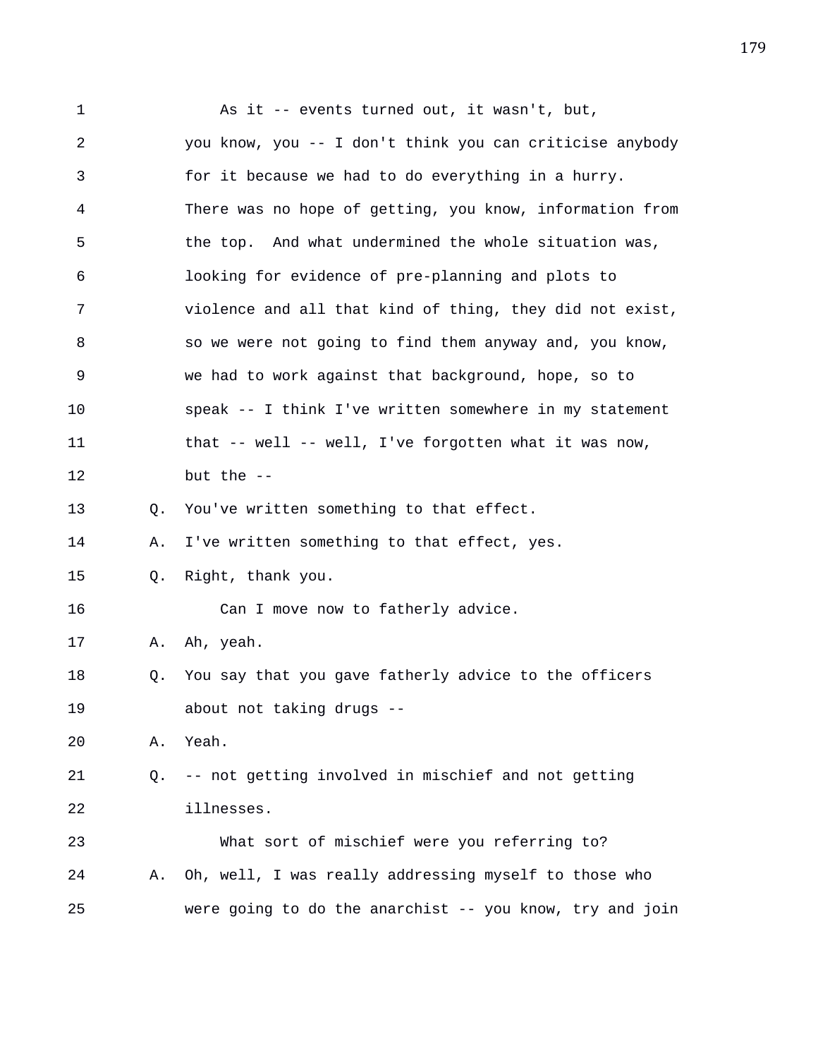1 As it -- events turned out, it wasn't, but,
2 you know, you -- I don't think you can criticise anybody
3 for it because we had to do everything in a hurry.
4 There was no hope of getting, you know, information from
5 the top. And what undermined the whole situation was,
6 looking for evidence of pre-planning and plots to
7 violence and all that kind of thing, they did not exist,
8 so we were not going to find them anyway and, you know,
9 we had to work against that background, hope, so to
10 speak -- I think I've written somewhere in my statement
11 that -- well -- well, I've forgotten what it was now,
12 but the --
13 Q. You've written something to that effect.
14 A. I've written something to that effect, yes.
15 Q. Right, thank you.
16 Can I move now to fatherly advice.
17 A. Ah, yeah.
18 Q. You say that you gave fatherly advice to the officers
19 about not taking drugs --
20 A. Yeah.
21 Q. -- not getting involved in mischief and not getting
22 illnesses.
23 What sort of mischief were you referring to?
24 A. Oh, well, I was really addressing myself to those who
25 were going to do the anarchist -- you know, try and join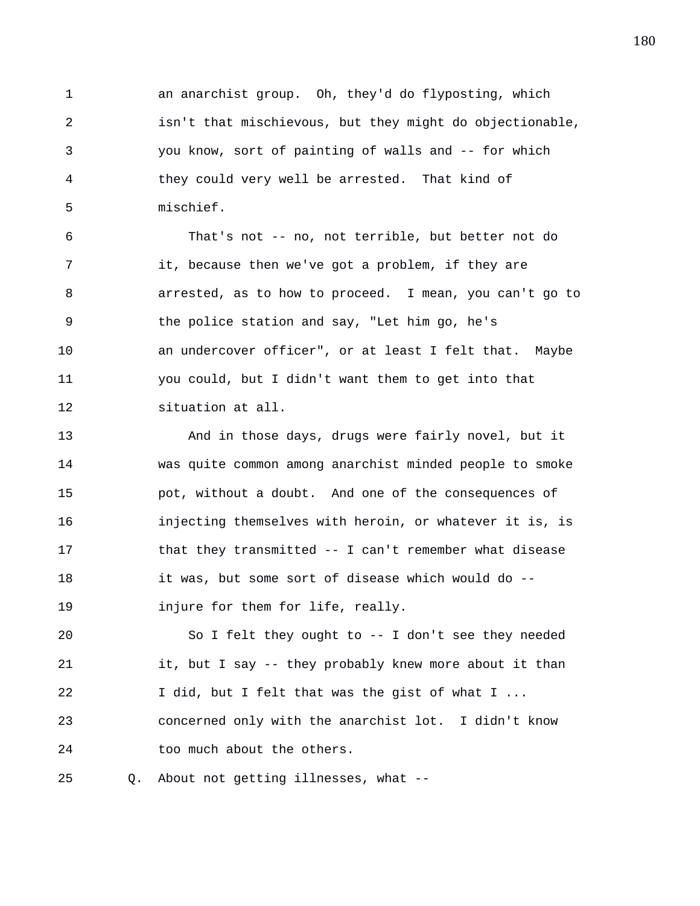1 an anarchist group. Oh, they'd do flyposting, which
2 isn't that mischievous, but they might do objectionable,
3 you know, sort of painting of walls and -- for which
4 they could very well be arrested. That kind of
5 mischief.

6 That's not -- no, not terrible, but better not do
7 it, because then we've got a problem, if they are
8 arrested, as to how to proceed. I mean, you can't go to
9 the police station and say, "Let him go, he's
10 an undercover officer", or at least I felt that. Maybe
11 you could, but I didn't want them to get into that
12 situation at all.

13 And in those days, drugs were fairly novel, but it
14 was quite common among anarchist minded people to smoke
15 pot, without a doubt. And one of the consequences of
16 injecting themselves with heroin, or whatever it is, is
17 that they transmitted -- I can't remember what disease
18 it was, but some sort of disease which would do --
19 injure for them for life, really.

20 So I felt they ought to -- I don't see they needed
21 it, but I say -- they probably knew more about it than
22 I did, but I felt that was the gist of what I ...
23 concerned only with the anarchist lot. I didn't know
24 too much about the others.

25 Q. About not getting illnesses, what --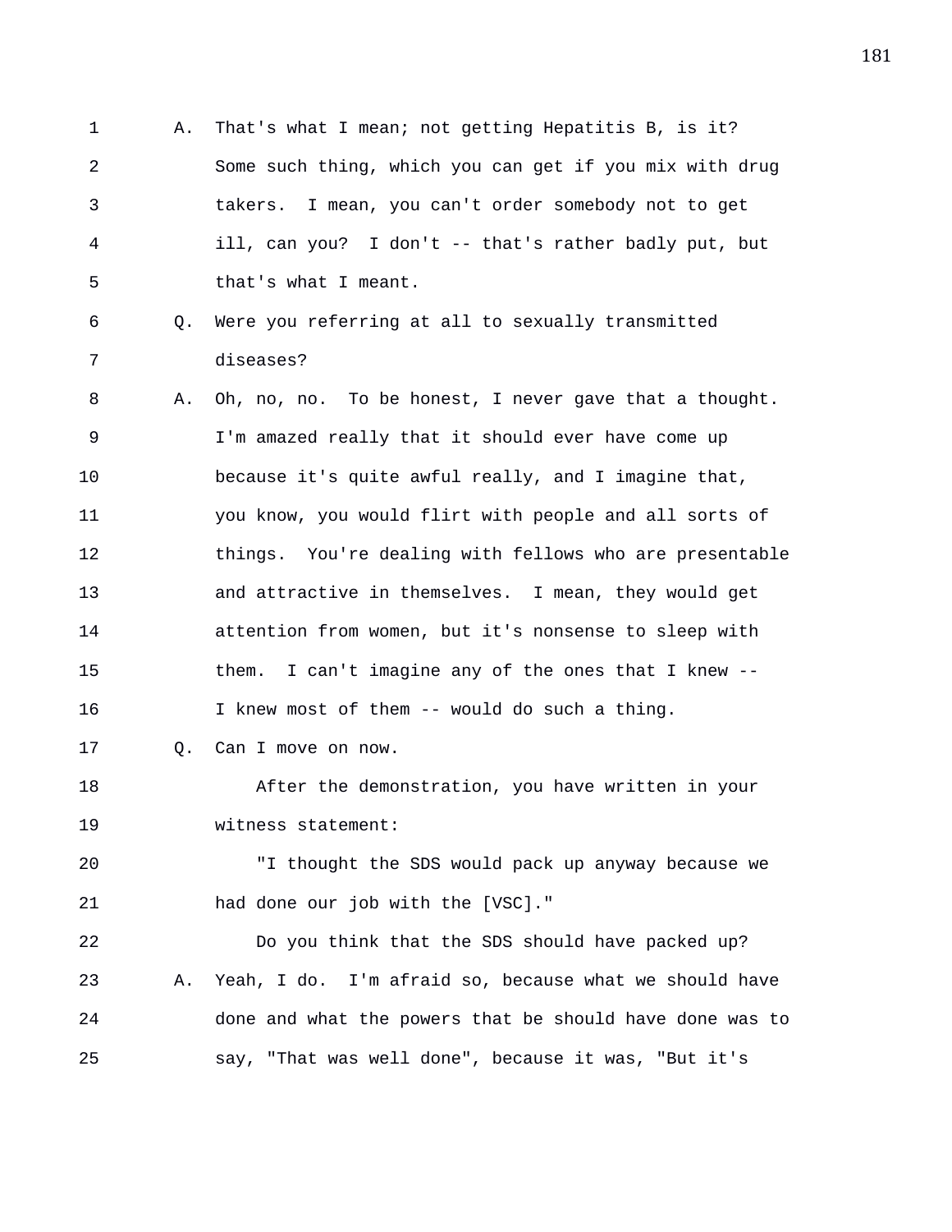1 A. That's what I mean; not getting Hepatitis B, is it?
2 Some such thing, which you can get if you mix with drug
3 takers. I mean, you can't order somebody not to get
4 ill, can you? I don't -- that's rather badly put, but
5 that's what I meant.
6 Q. Were you referring at all to sexually transmitted
7 diseases?
8 A. Oh, no, no. To be honest, I never gave that a thought.
9 I'm amazed really that it should ever have come up
10 because it's quite awful really, and I imagine that,
11 you know, you would flirt with people and all sorts of
12 things. You're dealing with fellows who are presentable
13 and attractive in themselves. I mean, they would get
14 attention from women, but it's nonsense to sleep with
15 them. I can't imagine any of the ones that I knew --
16 I knew most of them -- would do such a thing.
17 Q. Can I move on now.
18 After the demonstration, you have written in your
19 witness statement:
20 "I thought the SDS would pack up anyway because we
21 had done our job with the [VSC]."
22 Do you think that the SDS should have packed up?
23 A. Yeah, I do. I'm afraid so, because what we should have
24 done and what the powers that be should have done was to
25 say, "That was well done", because it was, "But it's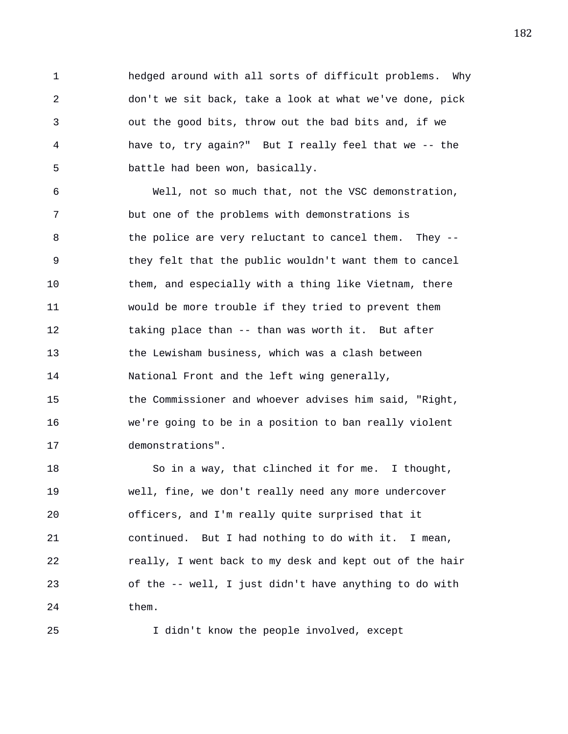hedged around with all sorts of difficult problems. Why don't we sit back, take a look at what we've done, pick out the good bits, throw out the bad bits and, if we have to, try again?" But I really feel that we -- the battle had been won, basically.

Well, not so much that, not the VSC demonstration, but one of the problems with demonstrations is the police are very reluctant to cancel them. They -- they felt that the public wouldn't want them to cancel them, and especially with a thing like Vietnam, there would be more trouble if they tried to prevent them taking place than -- than was worth it. But after the Lewisham business, which was a clash between National Front and the left wing generally, the Commissioner and whoever advises him said, "Right, we're going to be in a position to ban really violent demonstrations".

So in a way, that clinched it for me. I thought, well, fine, we don't really need any more undercover officers, and I'm really quite surprised that it continued. But I had nothing to do with it. I mean, really, I went back to my desk and kept out of the hair of the -- well, I just didn't have anything to do with them.

I didn't know the people involved, except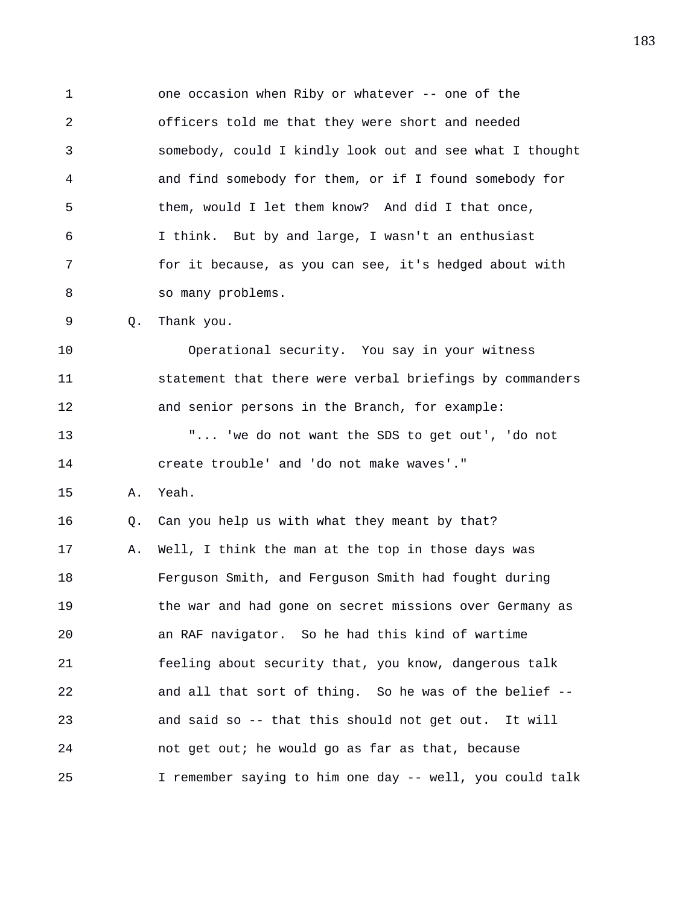one occasion when Riby or whatever -- one of the officers told me that they were short and needed somebody, could I kindly look out and see what I thought and find somebody for them, or if I found somebody for them, would I let them know? And did I that once, I think. But by and large, I wasn't an enthusiast for it because, as you can see, it's hedged about with so many problems.

Q. Thank you.

Operational security. You say in your witness statement that there were verbal briefings by commanders and senior persons in the Branch, for example:

"... 'we do not want the SDS to get out', 'do not create trouble' and 'do not make waves'."

A. Yeah.

Q. Can you help us with what they meant by that?

A. Well, I think the man at the top in those days was Ferguson Smith, and Ferguson Smith had fought during the war and had gone on secret missions over Germany as an RAF navigator. So he had this kind of wartime feeling about security that, you know, dangerous talk and all that sort of thing. So he was of the belief -- and said so -- that this should not get out. It will not get out; he would go as far as that, because I remember saying to him one day -- well, you could talk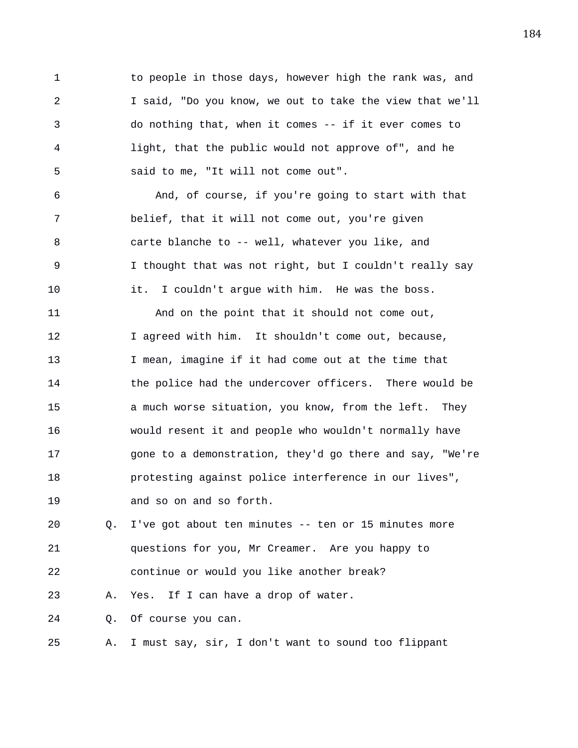1 to people in those days, however high the rank was, and
2 I said, "Do you know, we out to take the view that we'll
3 do nothing that, when it comes -- if it ever comes to
4 light, that the public would not approve of", and he
5 said to me, "It will not come out".

6 And, of course, if you're going to start with that
7 belief, that it will not come out, you're given
8 carte blanche to -- well, whatever you like, and
9 I thought that was not right, but I couldn't really say
10 it. I couldn't argue with him. He was the boss.

11 And on the point that it should not come out,
12 I agreed with him. It shouldn't come out, because,
13 I mean, imagine if it had come out at the time that
14 the police had the undercover officers. There would be
15 a much worse situation, you know, from the left. They
16 would resent it and people who wouldn't normally have
17 gone to a demonstration, they'd go there and say, "We're
18 protesting against police interference in our lives",
19 and so on and so forth.

20 Q. I've got about ten minutes -- ten or 15 minutes more
21 questions for you, Mr Creamer. Are you happy to
22 continue or would you like another break?

23 A. Yes. If I can have a drop of water.

24 Q. Of course you can.

25 A. I must say, sir, I don't want to sound too flippant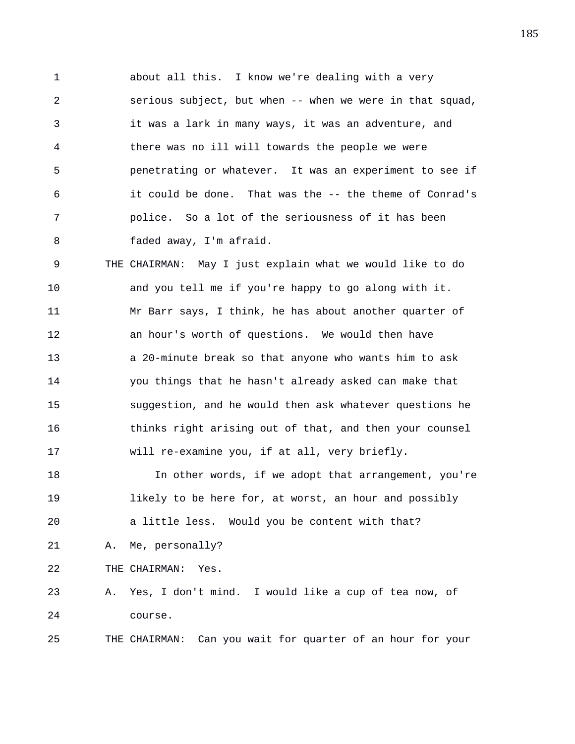1 about all this. I know we're dealing with a very
2 serious subject, but when -- when we were in that squad,
3 it was a lark in many ways, it was an adventure, and
4 there was no ill will towards the people we were
5 penetrating or whatever. It was an experiment to see if
6 it could be done. That was the -- the theme of Conrad's
7 police. So a lot of the seriousness of it has been
8 faded away, I'm afraid.
9 THE CHAIRMAN: May I just explain what we would like to do
10 and you tell me if you're happy to go along with it.
11 Mr Barr says, I think, he has about another quarter of
12 an hour's worth of questions. We would then have
13 a 20-minute break so that anyone who wants him to ask
14 you things that he hasn't already asked can make that
15 suggestion, and he would then ask whatever questions he
16 thinks right arising out of that, and then your counsel
17 will re-examine you, if at all, very briefly.
18 In other words, if we adopt that arrangement, you're
19 likely to be here for, at worst, an hour and possibly
20 a little less. Would you be content with that?
21 A. Me, personally?
22 THE CHAIRMAN: Yes.
23 A. Yes, I don't mind. I would like a cup of tea now, of
24 course.
25 THE CHAIRMAN: Can you wait for quarter of an hour for your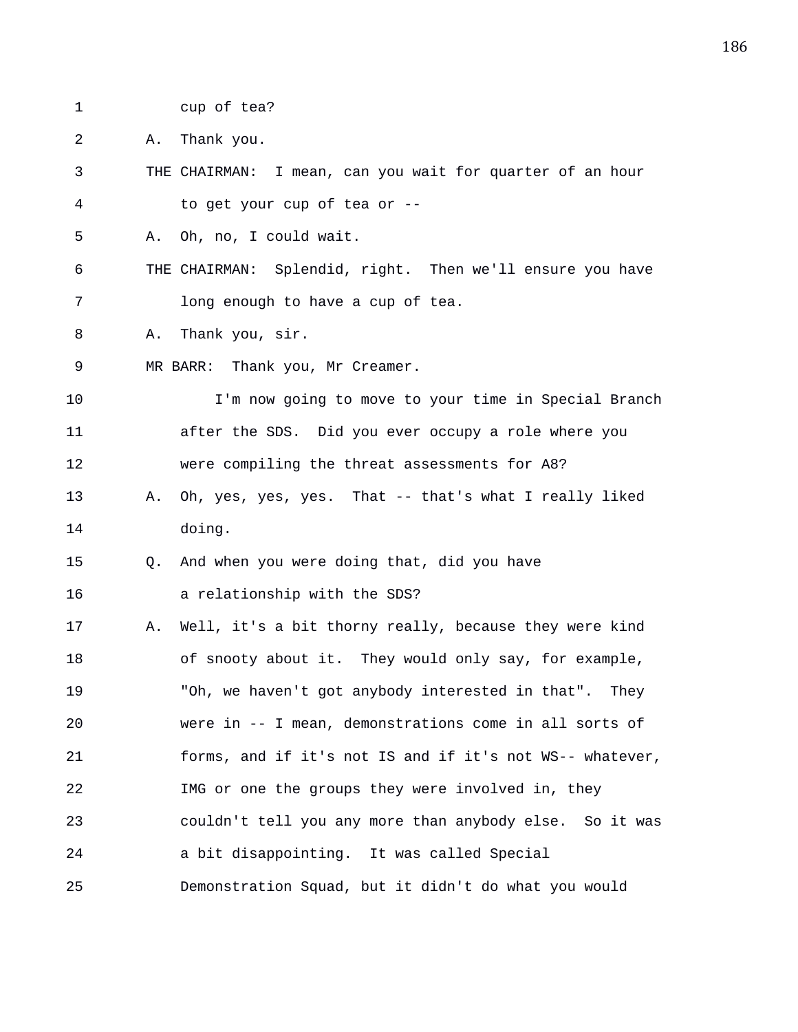1 cup of tea?

2 A. Thank you.

3 THE CHAIRMAN: I mean, can you wait for quarter of an hour

4 to get your cup of tea or --

5 A. Oh, no, I could wait.

6 THE CHAIRMAN: Splendid, right. Then we'll ensure you have

7 long enough to have a cup of tea.

8 A. Thank you, sir.

9 MR BARR: Thank you, Mr Creamer.

10 I'm now going to move to your time in Special Branch

11 after the SDS. Did you ever occupy a role where you

12 were compiling the threat assessments for A8?

13 A. Oh, yes, yes, yes. That -- that's what I really liked

14 doing.

15 Q. And when you were doing that, did you have

16 a relationship with the SDS?

17 A. Well, it's a bit thorny really, because they were kind

18 of snooty about it. They would only say, for example,

19 "Oh, we haven't got anybody interested in that". They

20 were in -- I mean, demonstrations come in all sorts of

21 forms, and if it's not IS and if it's not WS-- whatever,

22 IMG or one the groups they were involved in, they

23 couldn't tell you any more than anybody else. So it was

24 a bit disappointing. It was called Special

25 Demonstration Squad, but it didn't do what you would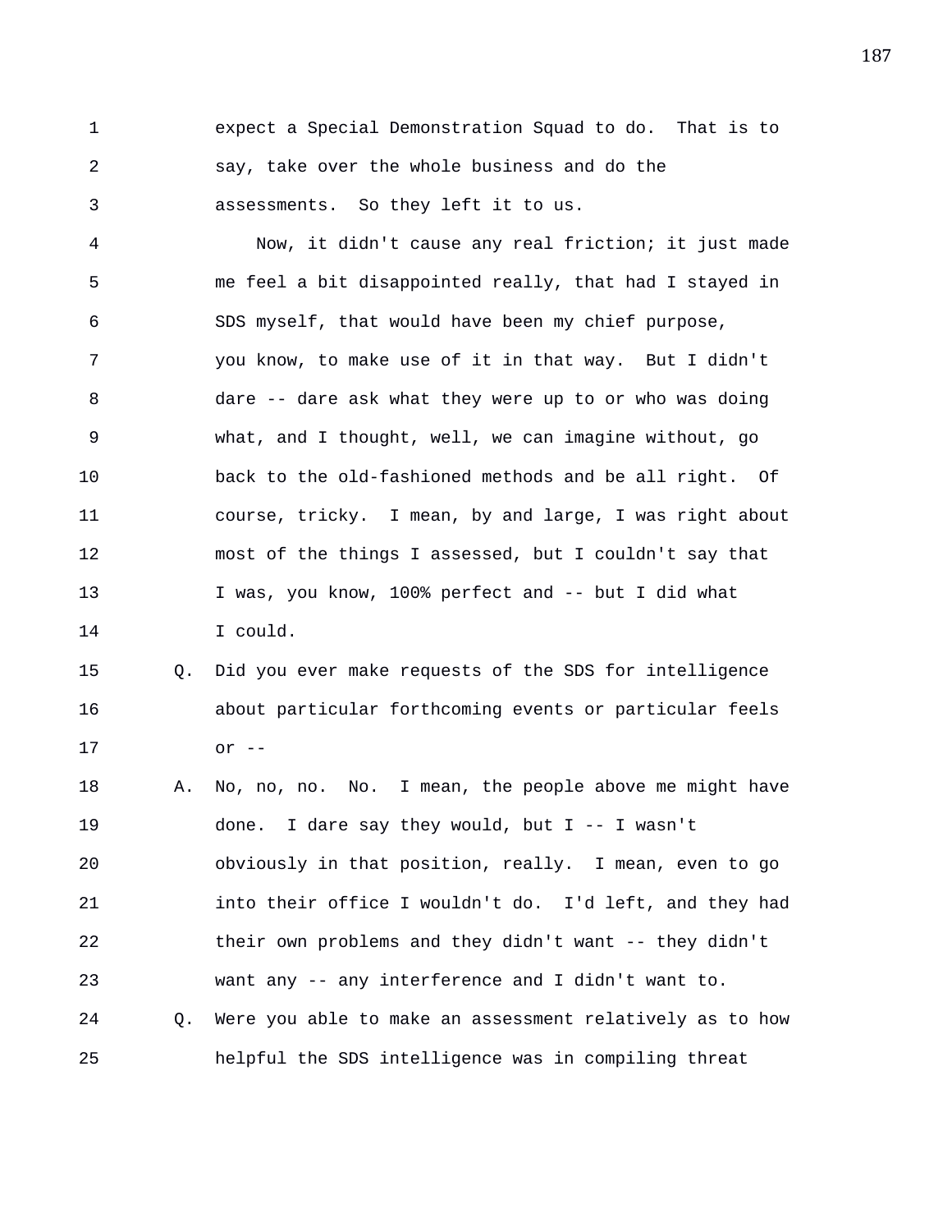1 expect a Special Demonstration Squad to do. That is to
2 say, take over the whole business and do the
3 assessments. So they left it to us.
4 Now, it didn't cause any real friction; it just made
5 me feel a bit disappointed really, that had I stayed in
6 SDS myself, that would have been my chief purpose,
7 you know, to make use of it in that way. But I didn't
8 dare -- dare ask what they were up to or who was doing
9 what, and I thought, well, we can imagine without, go
10 back to the old-fashioned methods and be all right. Of
11 course, tricky. I mean, by and large, I was right about
12 most of the things I assessed, but I couldn't say that
13 I was, you know, 100% perfect and -- but I did what
14 I could.
15 Q. Did you ever make requests of the SDS for intelligence
16 about particular forthcoming events or particular feels
17 or --
18 A. No, no, no. No. I mean, the people above me might have
19 done. I dare say they would, but I -- I wasn't
20 obviously in that position, really. I mean, even to go
21 into their office I wouldn't do. I'd left, and they had
22 their own problems and they didn't want -- they didn't
23 want any -- any interference and I didn't want to.
24 Q. Were you able to make an assessment relatively as to how
25 helpful the SDS intelligence was in compiling threat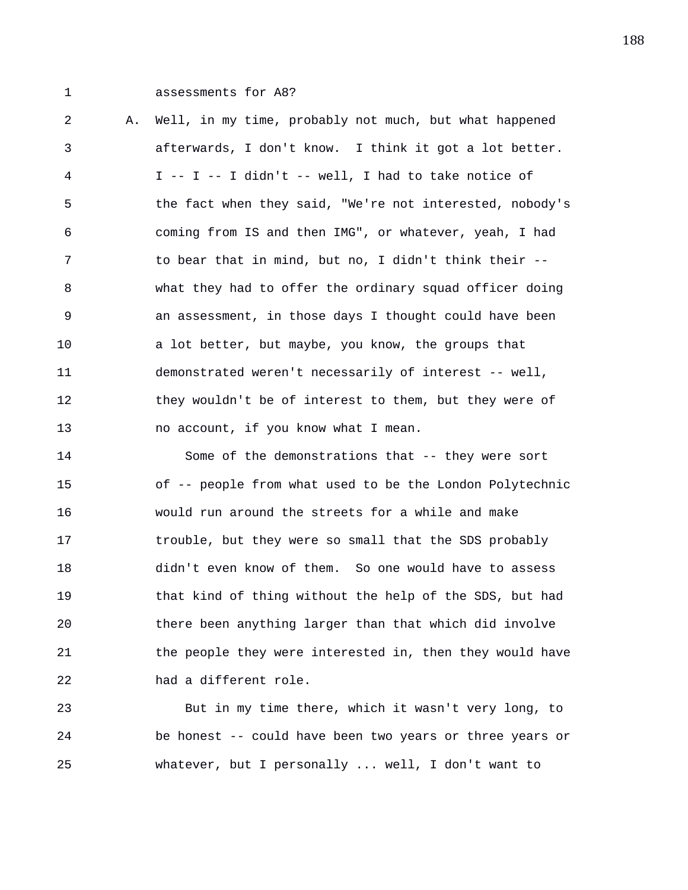1 assessments for A8?

2 A. Well, in my time, probably not much, but what happened
3 afterwards, I don't know. I think it got a lot better.
4 I -- I -- I didn't -- well, I had to take notice of
5 the fact when they said, "We're not interested, nobody's
6 coming from IS and then IMG", or whatever, yeah, I had
7 to bear that in mind, but no, I didn't think their --
8 what they had to offer the ordinary squad officer doing
9 an assessment, in those days I thought could have been
10 a lot better, but maybe, you know, the groups that
11 demonstrated weren't necessarily of interest -- well,
12 they wouldn't be of interest to them, but they were of
13 no account, if you know what I mean.

14 Some of the demonstrations that -- they were sort
15 of -- people from what used to be the London Polytechnic
16 would run around the streets for a while and make
17 trouble, but they were so small that the SDS probably
18 didn't even know of them. So one would have to assess
19 that kind of thing without the help of the SDS, but had
20 there been anything larger than that which did involve
21 the people they were interested in, then they would have
22 had a different role.

23 But in my time there, which it wasn't very long, to
24 be honest -- could have been two years or three years or
25 whatever, but I personally ... well, I don't want to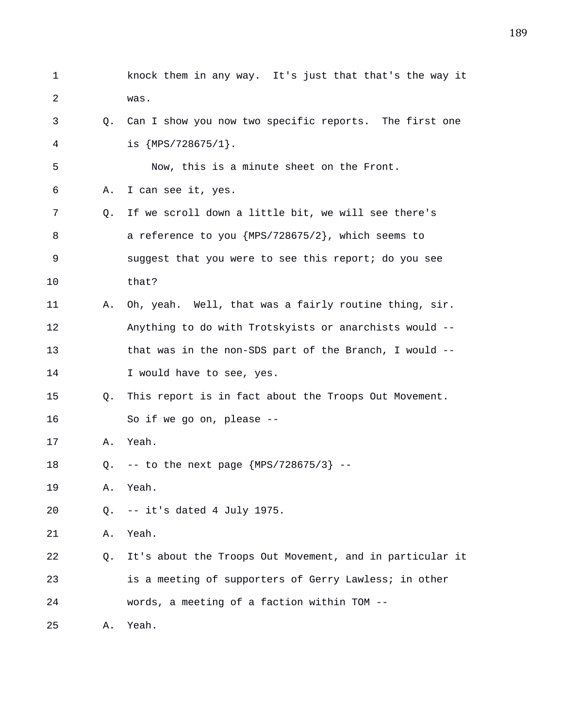1 knock them in any way. It's just that that's the way it
2 was.
3 Q. Can I show you now two specific reports. The first one
4 is {MPS/728675/1}.
5 Now, this is a minute sheet on the Front.
6 A. I can see it, yes.
7 Q. If we scroll down a little bit, we will see there's
8 a reference to you {MPS/728675/2}, which seems to
9 suggest that you were to see this report; do you see
10 that?
11 A. Oh, yeah. Well, that was a fairly routine thing, sir.
12 Anything to do with Trotskyists or anarchists would --
13 that was in the non-SDS part of the Branch, I would --
14 I would have to see, yes.
15 Q. This report is in fact about the Troops Out Movement.
16 So if we go on, please --
17 A. Yeah.
18 Q. -- to the next page {MPS/728675/3} --
19 A. Yeah.
20 Q. -- it's dated 4 July 1975.
21 A. Yeah.
22 Q. It's about the Troops Out Movement, and in particular it
23 is a meeting of supporters of Gerry Lawless; in other
24 words, a meeting of a faction within TOM --
25 A. Yeah.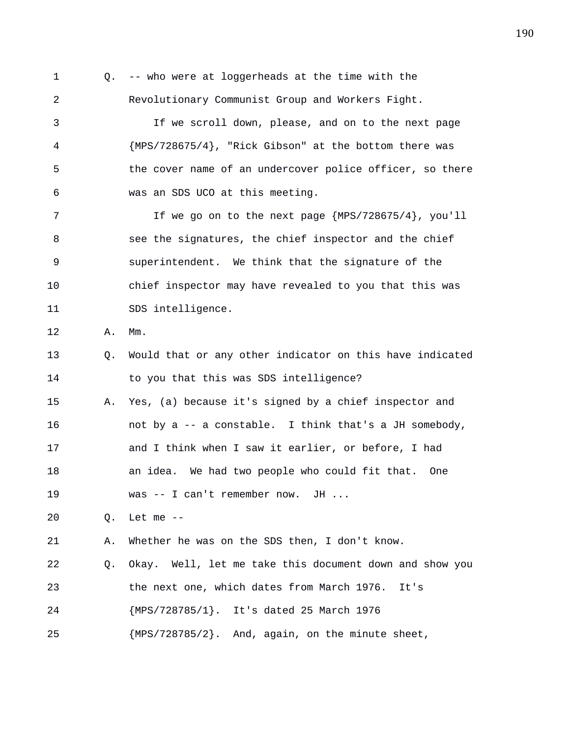1 Q. -- who were at loggerheads at the time with the
2 Revolutionary Communist Group and Workers Fight.
3 If we scroll down, please, and on to the next page
4 {MPS/728675/4}, "Rick Gibson" at the bottom there was
5 the cover name of an undercover police officer, so there
6 was an SDS UCO at this meeting.
7 If we go on to the next page {MPS/728675/4}, you'll
8 see the signatures, the chief inspector and the chief
9 superintendent. We think that the signature of the
10 chief inspector may have revealed to you that this was
11 SDS intelligence.
12 A. Mm.
13 Q. Would that or any other indicator on this have indicated
14 to you that this was SDS intelligence?
15 A. Yes, (a) because it's signed by a chief inspector and
16 not by a -- a constable. I think that's a JH somebody,
17 and I think when I saw it earlier, or before, I had
18 an idea. We had two people who could fit that. One
19 was -- I can't remember now. JH ...
20 Q. Let me --
21 A. Whether he was on the SDS then, I don't know.
22 Q. Okay. Well, let me take this document down and show you
23 the next one, which dates from March 1976. It's
24 {MPS/728785/1}. It's dated 25 March 1976
25 {MPS/728785/2}. And, again, on the minute sheet,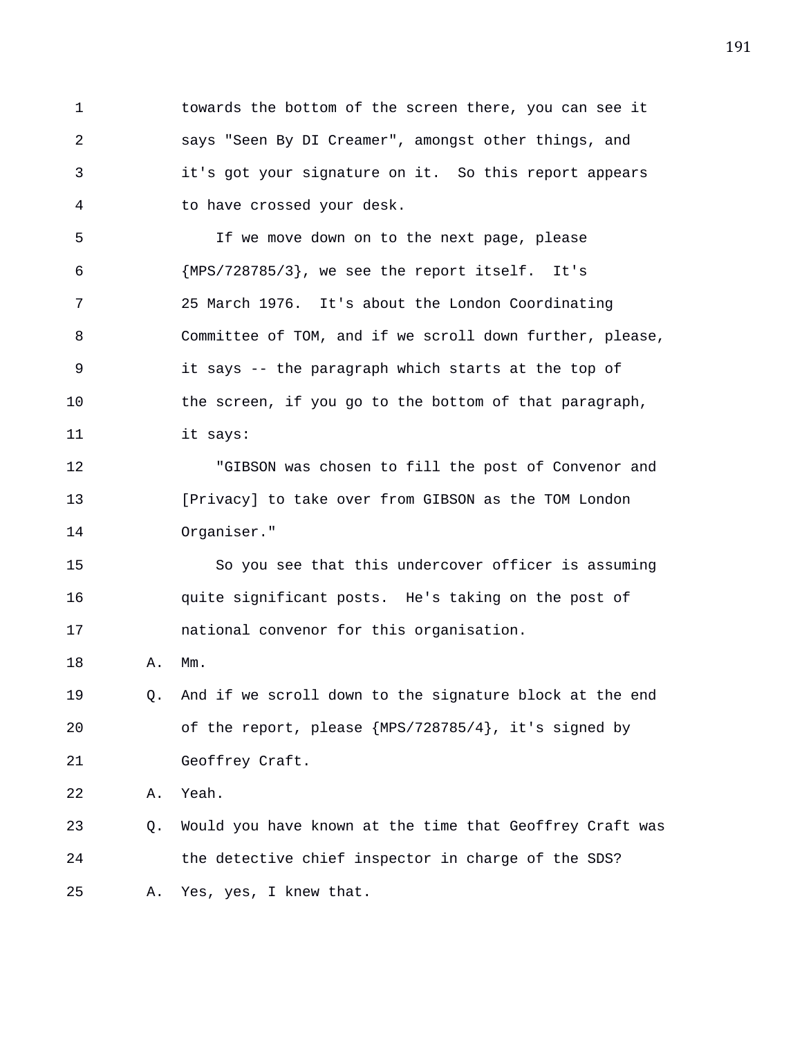1 towards the bottom of the screen there, you can see it
2 says "Seen By DI Creamer", amongst other things, and
3 it's got your signature on it. So this report appears
4 to have crossed your desk.
5 If we move down on to the next page, please
6 {MPS/728785/3}, we see the report itself. It's
7 25 March 1976. It's about the London Coordinating
8 Committee of TOM, and if we scroll down further, please,
9 it says -- the paragraph which starts at the top of
10 the screen, if you go to the bottom of that paragraph,
11 it says:
12 "GIBSON was chosen to fill the post of Convenor and
13 [Privacy] to take over from GIBSON as the TOM London
14 Organiser."
15 So you see that this undercover officer is assuming
16 quite significant posts. He's taking on the post of
17 national convenor for this organisation.
18 A. Mm.
19 Q. And if we scroll down to the signature block at the end
20 of the report, please {MPS/728785/4}, it's signed by
21 Geoffrey Craft.
22 A. Yeah.
23 Q. Would you have known at the time that Geoffrey Craft was
24 the detective chief inspector in charge of the SDS?
25 A. Yes, yes, I knew that.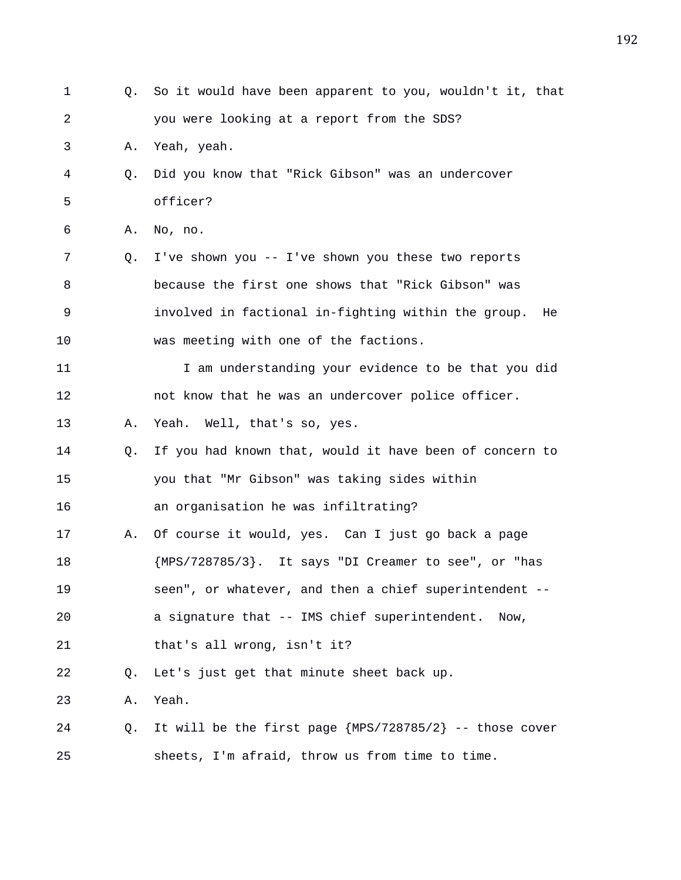1 Q. So it would have been apparent to you, wouldn't it, that
2 you were looking at a report from the SDS?
3 A. Yeah, yeah.
4 Q. Did you know that "Rick Gibson" was an undercover
5 officer?
6 A. No, no.
7 Q. I've shown you -- I've shown you these two reports
8 because the first one shows that "Rick Gibson" was
9 involved in factional in-fighting within the group. He
10 was meeting with one of the factions.
11 I am understanding your evidence to be that you did
12 not know that he was an undercover police officer.
13 A. Yeah. Well, that's so, yes.
14 Q. If you had known that, would it have been of concern to
15 you that "Mr Gibson" was taking sides within
16 an organisation he was infiltrating?
17 A. Of course it would, yes. Can I just go back a page
18 {MPS/728785/3}. It says "DI Creamer to see", or "has
19 seen", or whatever, and then a chief superintendent --
20 a signature that -- IMS chief superintendent. Now,
21 that's all wrong, isn't it?
22 Q. Let's just get that minute sheet back up.
23 A. Yeah.
24 Q. It will be the first page {MPS/728785/2} -- those cover
25 sheets, I'm afraid, throw us from time to time.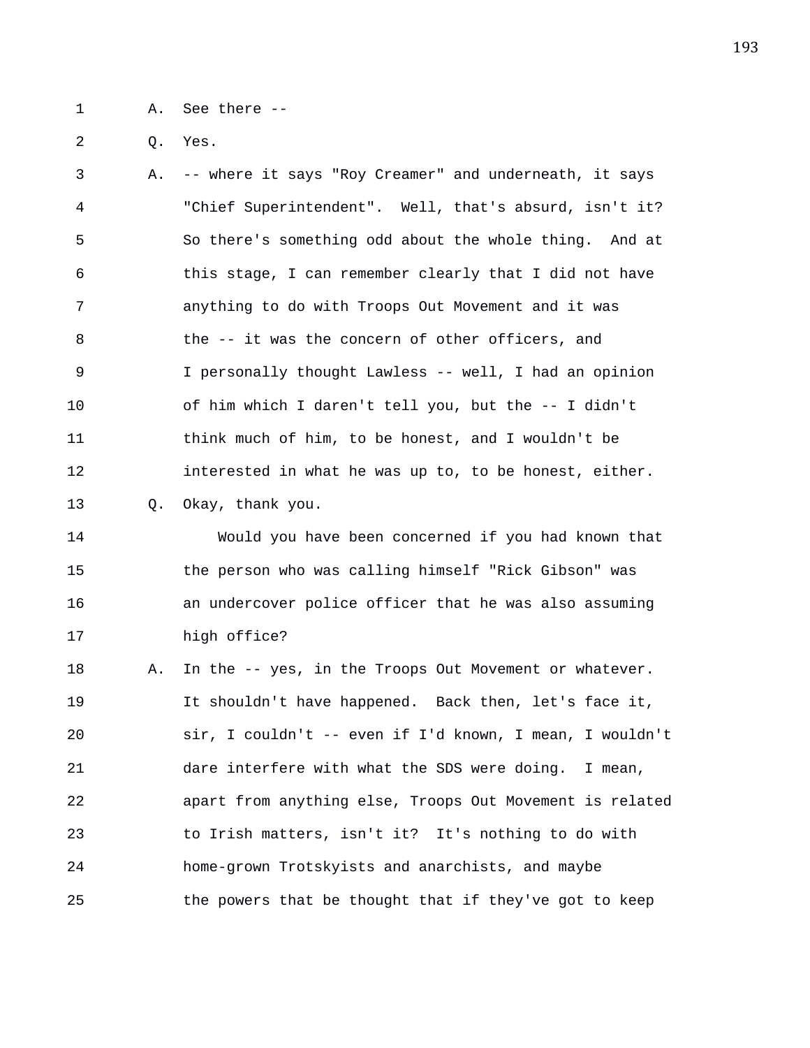1 A. See there --

2 Q. Yes.

3 A. -- where it says "Roy Creamer" and underneath, it says
4 "Chief Superintendent". Well, that's absurd, isn't it?
5 So there's something odd about the whole thing. And at
6 this stage, I can remember clearly that I did not have
7 anything to do with Troops Out Movement and it was
8 the -- it was the concern of other officers, and
9 I personally thought Lawless -- well, I had an opinion
10 of him which I daren't tell you, but the -- I didn't
11 think much of him, to be honest, and I wouldn't be
12 interested in what he was up to, to be honest, either.

13 Q. Okay, thank you.

14 Would you have been concerned if you had known that
15 the person who was calling himself "Rick Gibson" was
16 an undercover police officer that he was also assuming
17 high office?

18 A. In the -- yes, in the Troops Out Movement or whatever.
19 It shouldn't have happened. Back then, let's face it,
20 sir, I couldn't -- even if I'd known, I mean, I wouldn't
21 dare interfere with what the SDS were doing. I mean,
22 apart from anything else, Troops Out Movement is related
23 to Irish matters, isn't it? It's nothing to do with
24 home-grown Trotskyists and anarchists, and maybe
25 the powers that be thought that if they've got to keep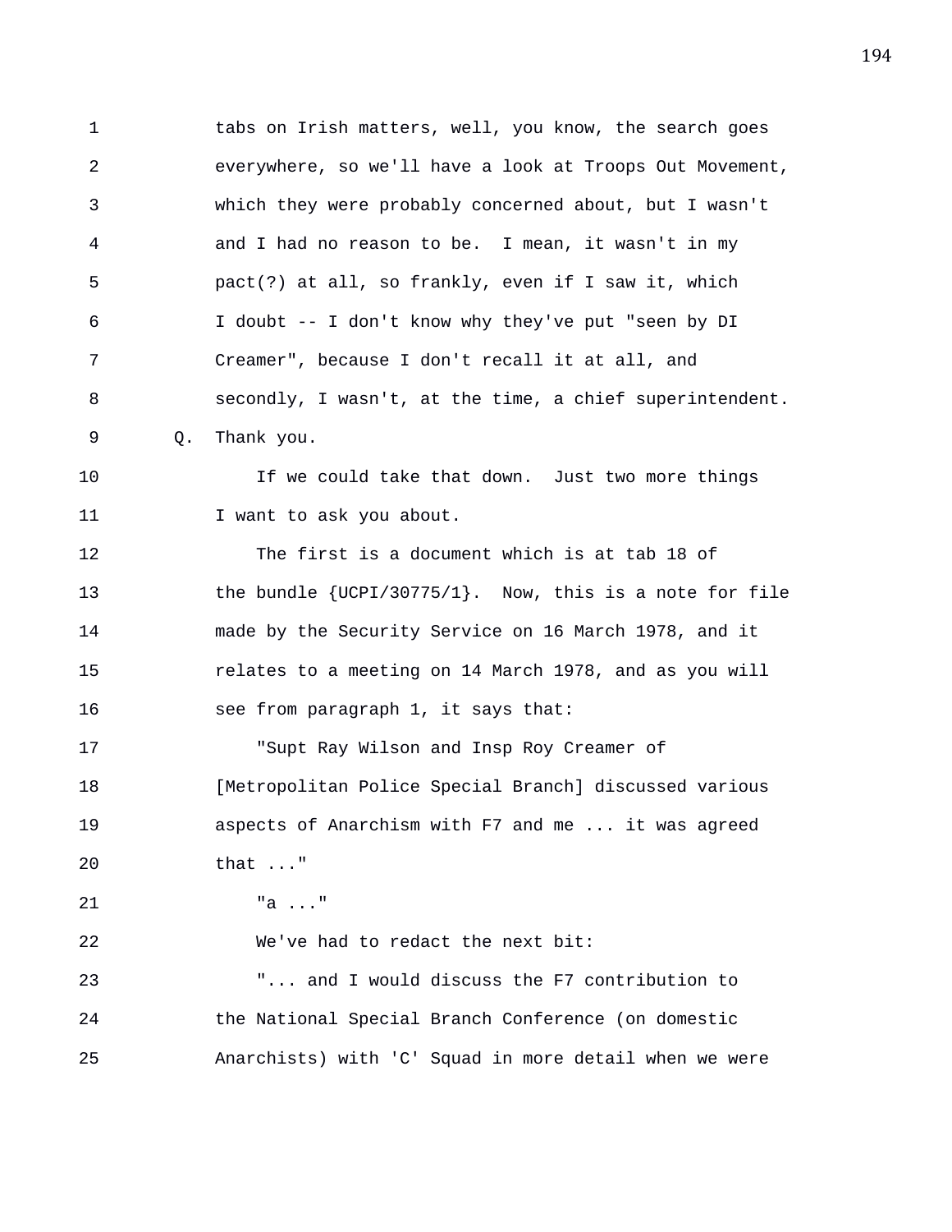1 tabs on Irish matters, well, you know, the search goes
2 everywhere, so we'll have a look at Troops Out Movement,
3 which they were probably concerned about, but I wasn't
4 and I had no reason to be. I mean, it wasn't in my
5 pact(?) at all, so frankly, even if I saw it, which
6 I doubt -- I don't know why they've put "seen by DI
7 Creamer", because I don't recall it at all, and
8 secondly, I wasn't, at the time, a chief superintendent.
9 Q. Thank you.
10 If we could take that down. Just two more things
11 I want to ask you about.
12 The first is a document which is at tab 18 of
13 the bundle {UCPI/30775/1}. Now, this is a note for file
14 made by the Security Service on 16 March 1978, and it
15 relates to a meeting on 14 March 1978, and as you will
16 see from paragraph 1, it says that:
17 "Supt Ray Wilson and Insp Roy Creamer of
18 [Metropolitan Police Special Branch] discussed various
19 aspects of Anarchism with F7 and me ... it was agreed
20 that ..."
21 "a ..."
22 We've had to redact the next bit:
23 "... and I would discuss the F7 contribution to
24 the National Special Branch Conference (on domestic
25 Anarchists) with 'C' Squad in more detail when we were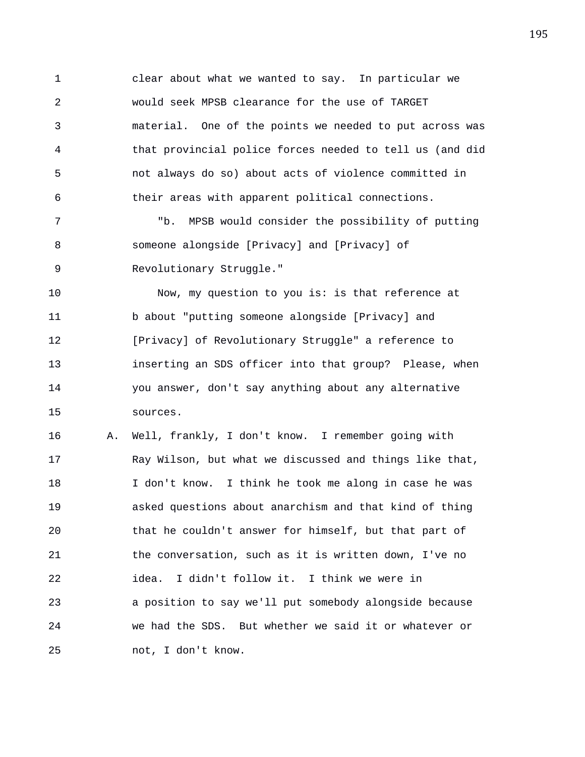clear about what we wanted to say. In particular we would seek MPSB clearance for the use of TARGET material. One of the points we needed to put across was that provincial police forces needed to tell us (and did not always do so) about acts of violence committed in their areas with apparent political connections.

"b. MPSB would consider the possibility of putting someone alongside [Privacy] and [Privacy] of Revolutionary Struggle."

Now, my question to you is: is that reference at b about "putting someone alongside [Privacy] and [Privacy] of Revolutionary Struggle" a reference to inserting an SDS officer into that group? Please, when you answer, don't say anything about any alternative sources.

A. Well, frankly, I don't know. I remember going with Ray Wilson, but what we discussed and things like that, I don't know. I think he took me along in case he was asked questions about anarchism and that kind of thing that he couldn't answer for himself, but that part of the conversation, such as it is written down, I've no idea. I didn't follow it. I think we were in a position to say we'll put somebody alongside because we had the SDS. But whether we said it or whatever or not, I don't know.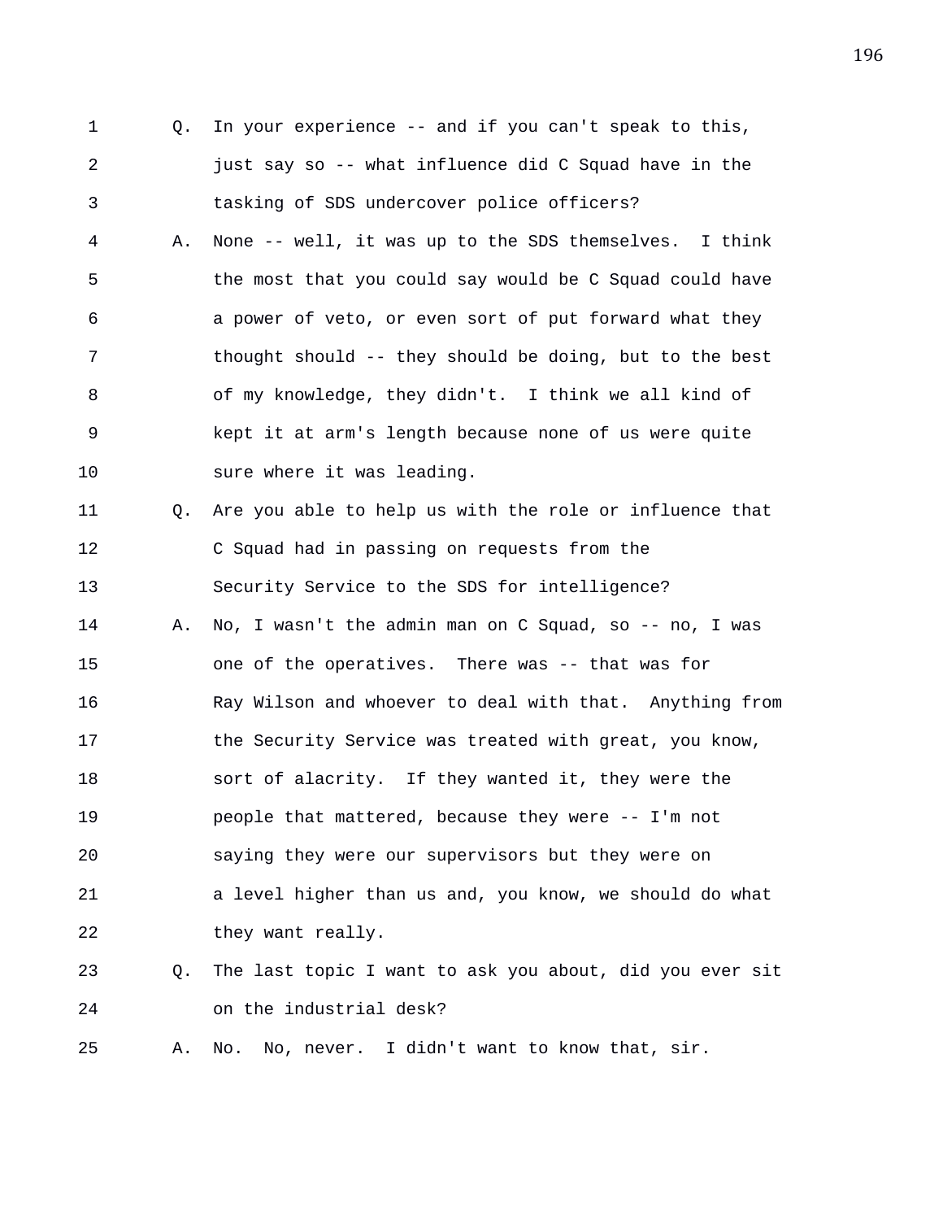1 Q. In your experience -- and if you can't speak to this,
2 just say so -- what influence did C Squad have in the
3 tasking of SDS undercover police officers?
4 A. None -- well, it was up to the SDS themselves. I think
5 the most that you could say would be C Squad could have
6 a power of veto, or even sort of put forward what they
7 thought should -- they should be doing, but to the best
8 of my knowledge, they didn't. I think we all kind of
9 kept it at arm's length because none of us were quite
10 sure where it was leading.
11 Q. Are you able to help us with the role or influence that
12 C Squad had in passing on requests from the
13 Security Service to the SDS for intelligence?
14 A. No, I wasn't the admin man on C Squad, so -- no, I was
15 one of the operatives. There was -- that was for
16 Ray Wilson and whoever to deal with that. Anything from
17 the Security Service was treated with great, you know,
18 sort of alacrity. If they wanted it, they were the
19 people that mattered, because they were -- I'm not
20 saying they were our supervisors but they were on
21 a level higher than us and, you know, we should do what
22 they want really.
23 Q. The last topic I want to ask you about, did you ever sit
24 on the industrial desk?
25 A. No. No, never. I didn't want to know that, sir.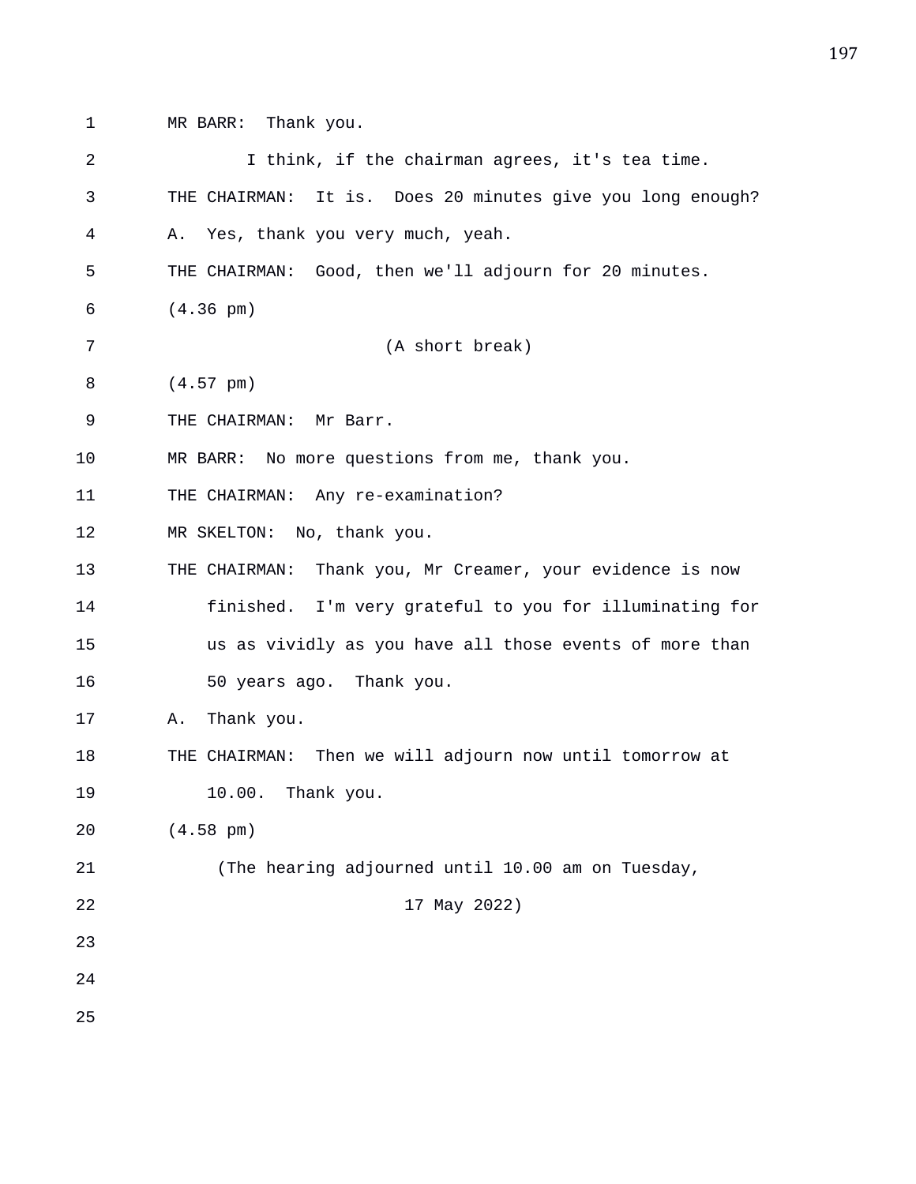MR BARR: Thank you.

I think, if the chairman agrees, it's tea time.

THE CHAIRMAN: It is. Does 20 minutes give you long enough?

A. Yes, thank you very much, yeah.

THE CHAIRMAN: Good, then we'll adjourn for 20 minutes.

(4.36 pm)

(A short break)

(4.57 pm)

THE CHAIRMAN: Mr Barr.

MR BARR: No more questions from me, thank you.

THE CHAIRMAN: Any re-examination?

MR SKELTON: No, thank you.

THE CHAIRMAN: Thank you, Mr Creamer, your evidence is now finished. I'm very grateful to you for illuminating for us as vividly as you have all those events of more than 50 years ago. Thank you.

A. Thank you.

THE CHAIRMAN: Then we will adjourn now until tomorrow at 10.00. Thank you.

(4.58 pm)

(The hearing adjourned until 10.00 am on Tuesday, 17 May 2022)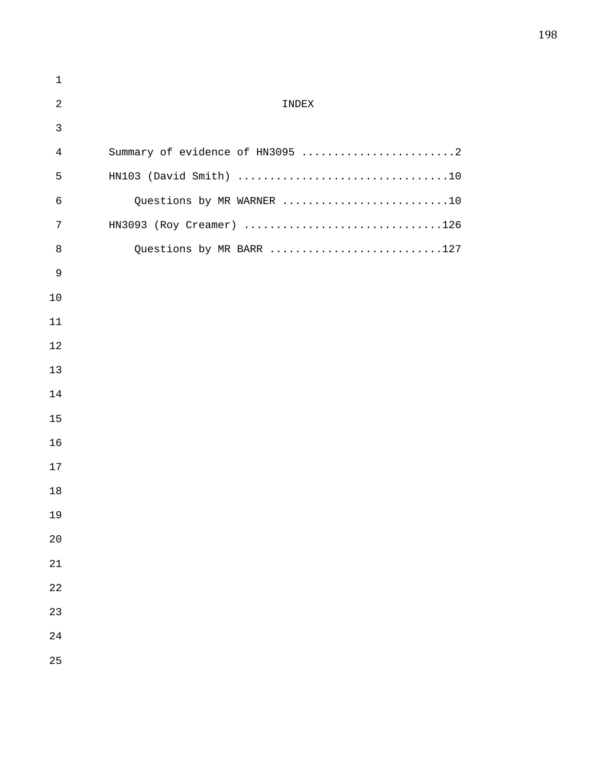# INDEX

Summary of evidence of HN3095 ........................2

HN103 (David Smith) ................................10

    Questions by MR WARNER ..........................10

HN3093 (Roy Creamer) ..............................126

    Questions by MR BARR ...........................127